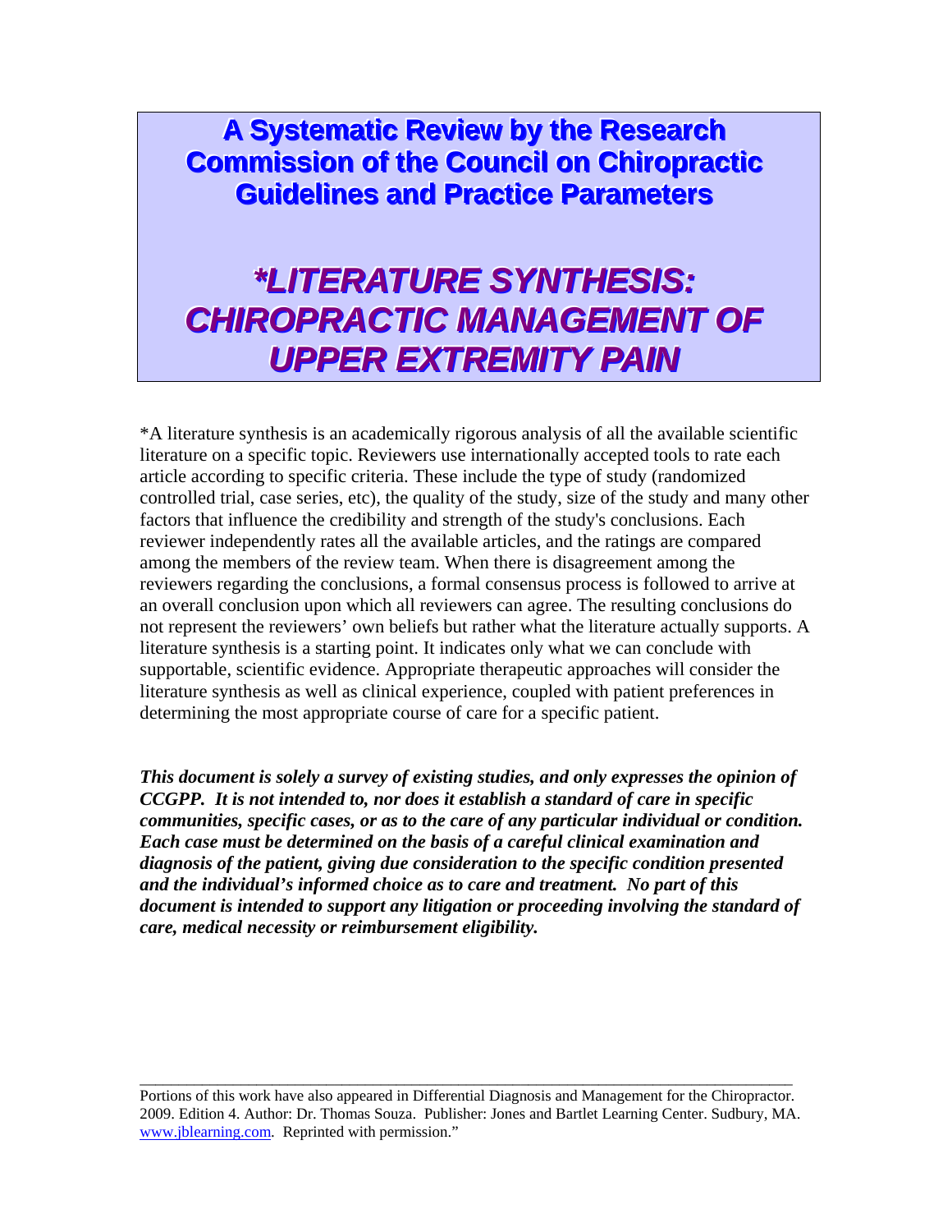# A Systematic Review by the Research Commission of the Council on Chiropractic Guidelines and Practice Parameters

# *LITERATURE SYNTHESIS: CHIROPRACTIC MANAGEMENT OF UPPER EXTREMITY PAIN

*A literature synthesis is an academically rigorous analysis of all the available scientific literature on a specific topic. Reviewers use internationally accepted tools to rate each article according to specific criteria. These include the type of study (randomized controlled trial, case series, etc), the quality of the study, size of the study and many other factors that influence the credibility and strength of the study's conclusions. Each reviewer independently rates all the available articles, and the ratings are compared among the members of the review team. When there is disagreement among the reviewers regarding the conclusions, a formal consensus process is followed to arrive at an overall conclusion upon which all reviewers can agree. The resulting conclusions do not represent the reviewers' own beliefs but rather what the literature actually supports. A literature synthesis is a starting point. It indicates only what we can conclude with supportable, scientific evidence. Appropriate therapeutic approaches will consider the literature synthesis as well as clinical experience, coupled with patient preferences in determining the most appropriate course of care for a specific patient.

***This document is solely a survey of existing studies, and only expresses the opinion of CCGPP. It is not intended to, nor does it establish a standard of care in specific communities, specific cases, or as to the care of any particular individual or condition. Each case must be determined on the basis of a careful clinical examination and diagnosis of the patient, giving due consideration to the specific condition presented and the individual's informed choice as to care and treatment. No part of this document is intended to support any litigation or proceeding involving the standard of care, medical necessity or reimbursement eligibility.***

---

Portions of this work have also appeared in Differential Diagnosis and Management for the Chiropractor. 2009. Edition 4. Author: Dr. Thomas Souza. Publisher: Jones and Bartlet Learning Center. Sudbury, MA. www.jblearning.com. Reprinted with permission."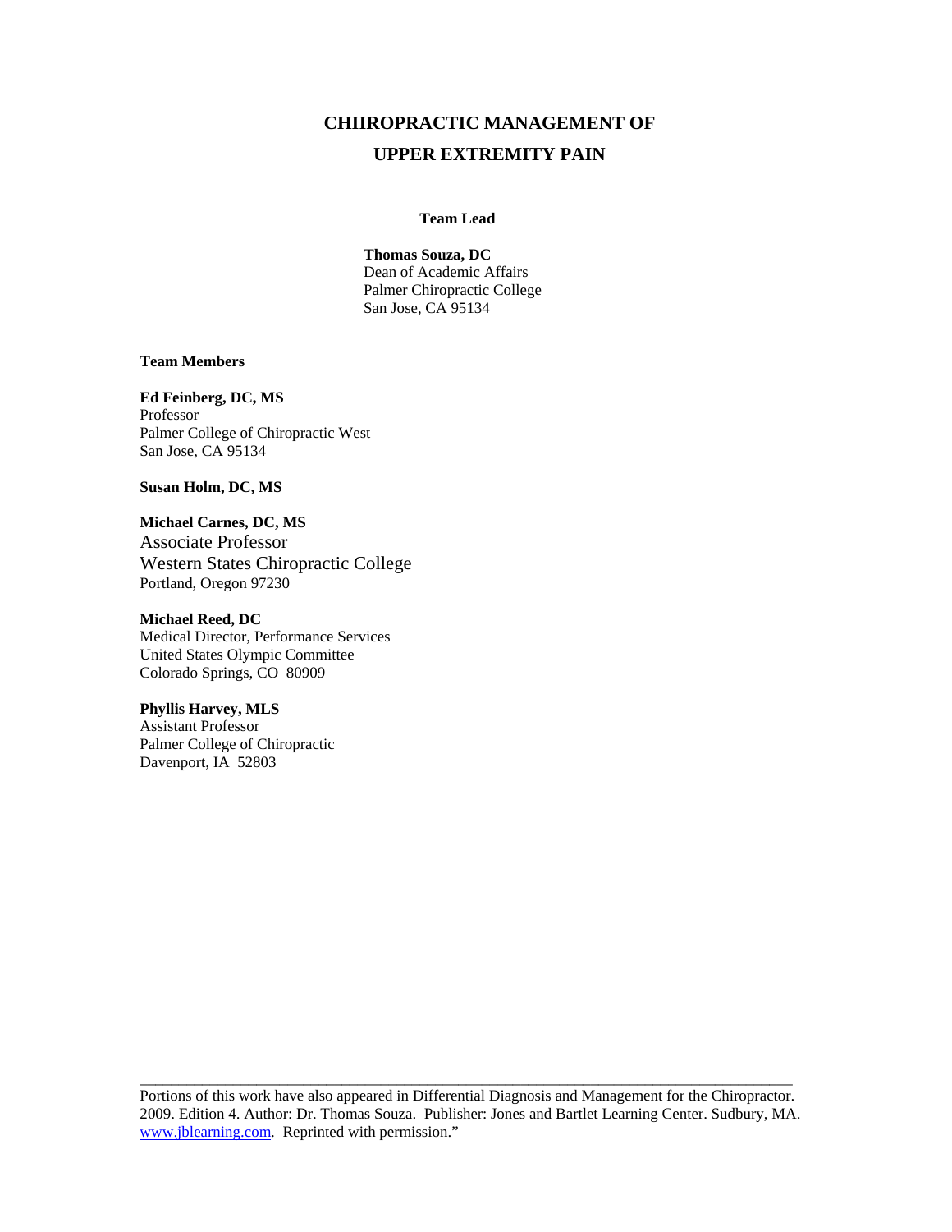# CHIIROPRACTIC MANAGEMENT OF UPPER EXTREMITY PAIN

**Team Lead**

**Thomas Souza, DC**
Dean of Academic Affairs
Palmer Chiropractic College
San Jose, CA 95134

**Team Members**

**Ed Feinberg, DC, MS**
Professor
Palmer College of Chiropractic West
San Jose, CA 95134

**Susan Holm, DC, MS**

**Michael Carnes, DC, MS**
Associate Professor
Western States Chiropractic College
Portland, Oregon 97230

**Michael Reed, DC**
Medical Director, Performance Services
United States Olympic Committee
Colorado Springs, CO 80909

**Phyllis Harvey, MLS**
Assistant Professor
Palmer College of Chiropractic
Davenport, IA 52803

---

Portions of this work have also appeared in Differential Diagnosis and Management for the Chiropractor. 2009. Edition 4. Author: Dr. Thomas Souza. Publisher: Jones and Bartlet Learning Center. Sudbury, MA. www.jblearning.com. Reprinted with permission."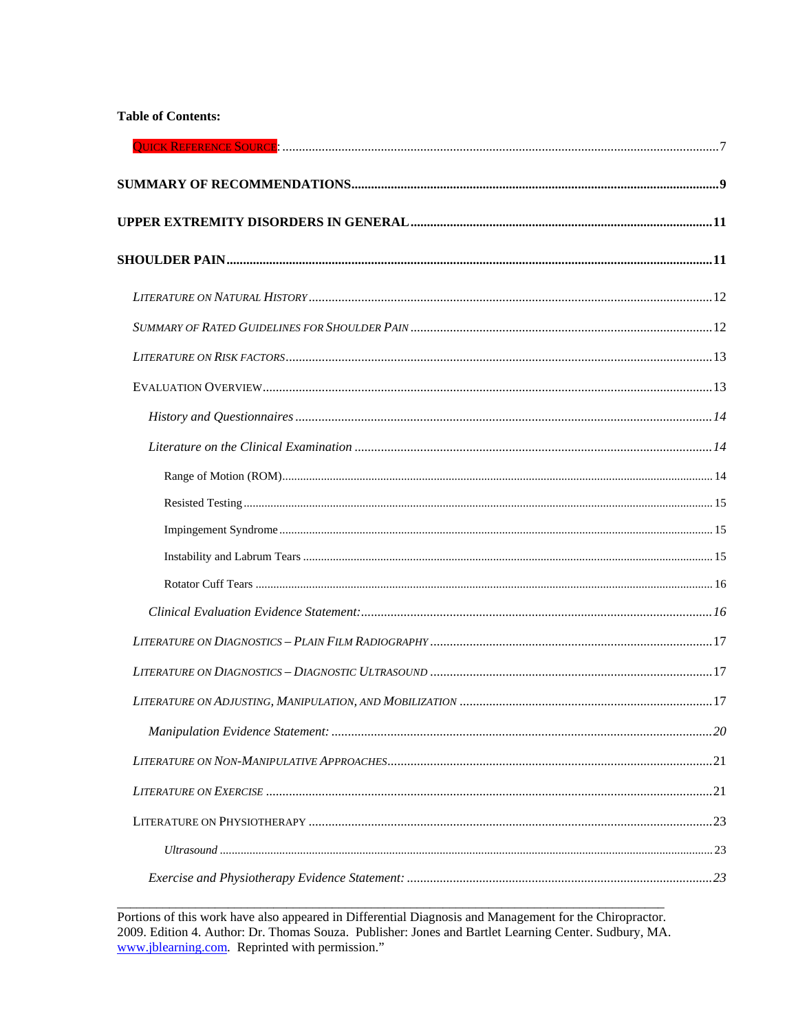**Table of Contents:**

QUICK REFERENCE SOURCE: .......... 7

**SUMMARY OF RECOMMENDATIONS** .......... 9

**UPPER EXTREMITY DISORDERS IN GENERAL** .......... 11

**SHOULDER PAIN** .......... 11

- *LITERATURE ON NATURAL HISTORY* .......... 12
- *SUMMARY OF RATED GUIDELINES FOR SHOULDER PAIN* .......... 12
- *LITERATURE ON RISK FACTORS* .......... 13
- EVALUATION OVERVIEW .......... 13
  - *History and Questionnaires* .......... 14
  - *Literature on the Clinical Examination* .......... 14
    - Range of Motion (ROM) .......... 14
    - Resisted Testing .......... 15
    - Impingement Syndrome .......... 15
    - Instability and Labrum Tears .......... 15
    - Rotator Cuff Tears .......... 16
  - *Clinical Evaluation Evidence Statement:* .......... 16
- *LITERATURE ON DIAGNOSTICS – PLAIN FILM RADIOGRAPHY* .......... 17
- *LITERATURE ON DIAGNOSTICS – DIAGNOSTIC ULTRASOUND* .......... 17
- *LITERATURE ON ADJUSTING, MANIPULATION, AND MOBILIZATION* .......... 17
  - *Manipulation Evidence Statement:* .......... 20
- *LITERATURE ON NON-MANIPULATIVE APPROACHES* .......... 21
- *LITERATURE ON EXERCISE* .......... 21
- LITERATURE ON PHYSIOTHERAPY .......... 23
  - *Ultrasound* .......... 23
  - *Exercise and Physiotherapy Evidence Statement:* .......... 23

---

Portions of this work have also appeared in Differential Diagnosis and Management for the Chiropractor. 2009. Edition 4. Author: Dr. Thomas Souza. Publisher: Jones and Bartlet Learning Center. Sudbury, MA. www.jblearning.com. Reprinted with permission."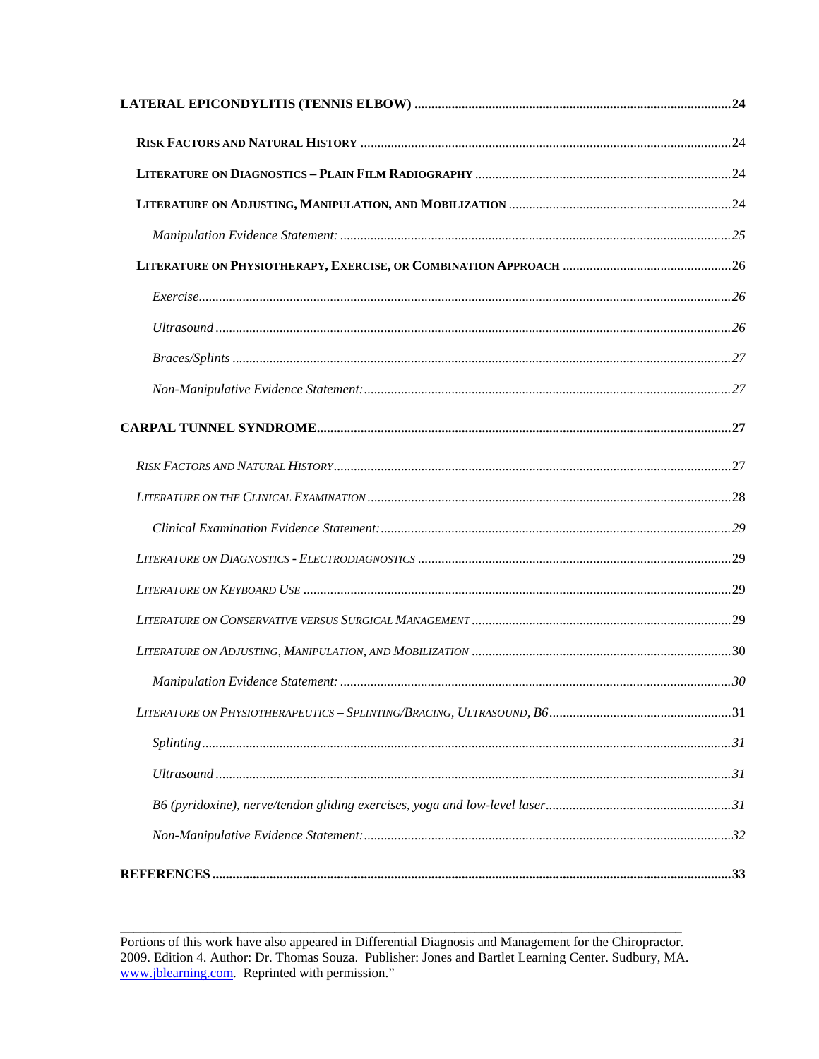**LATERAL EPICONDYLITIS (TENNIS ELBOW)** ........................................................ **24**

**RISK FACTORS AND NATURAL HISTORY** ........................................................ 24

**LITERATURE ON DIAGNOSTICS – PLAIN FILM RADIOGRAPHY** ........................................................ 24

**LITERATURE ON ADJUSTING, MANIPULATION, AND MOBILIZATION** ........................................................ 24

*Manipulation Evidence Statement:* ........................................................ *25*

**LITERATURE ON PHYSIOTHERAPY, EXERCISE, OR COMBINATION APPROACH** ........................................................ 26

*Exercise* ........................................................ *26*

*Ultrasound* ........................................................ *26*

*Braces/Splints* ........................................................ *27*

*Non-Manipulative Evidence Statement:* ........................................................ *27*

**CARPAL TUNNEL SYNDROME** ........................................................ **27**

*RISK FACTORS AND NATURAL HISTORY* ........................................................ 27

*LITERATURE ON THE CLINICAL EXAMINATION* ........................................................ 28

*Clinical Examination Evidence Statement:* ........................................................ *29*

*LITERATURE ON DIAGNOSTICS - ELECTRODIAGNOSTICS* ........................................................ 29

*LITERATURE ON KEYBOARD USE* ........................................................ 29

*LITERATURE ON CONSERVATIVE VERSUS SURGICAL MANAGEMENT* ........................................................ 29

*LITERATURE ON ADJUSTING, MANIPULATION, AND MOBILIZATION* ........................................................ 30

*Manipulation Evidence Statement:* ........................................................ *30*

*LITERATURE ON PHYSIOTHERAPEUTICS – SPLINTING/BRACING, ULTRASOUND, B6* ........................................................ 31

*Splinting* ........................................................ *31*

*Ultrasound* ........................................................ *31*

*B6 (pyridoxine), nerve/tendon gliding exercises, yoga and low-level laser* ........................................................ *31*

*Non-Manipulative Evidence Statement:* ........................................................ *32*

**REFERENCES** ........................................................ **33**

---

Portions of this work have also appeared in Differential Diagnosis and Management for the Chiropractor. 2009. Edition 4. Author: Dr. Thomas Souza. Publisher: Jones and Bartlet Learning Center. Sudbury, MA. www.jblearning.com. Reprinted with permission."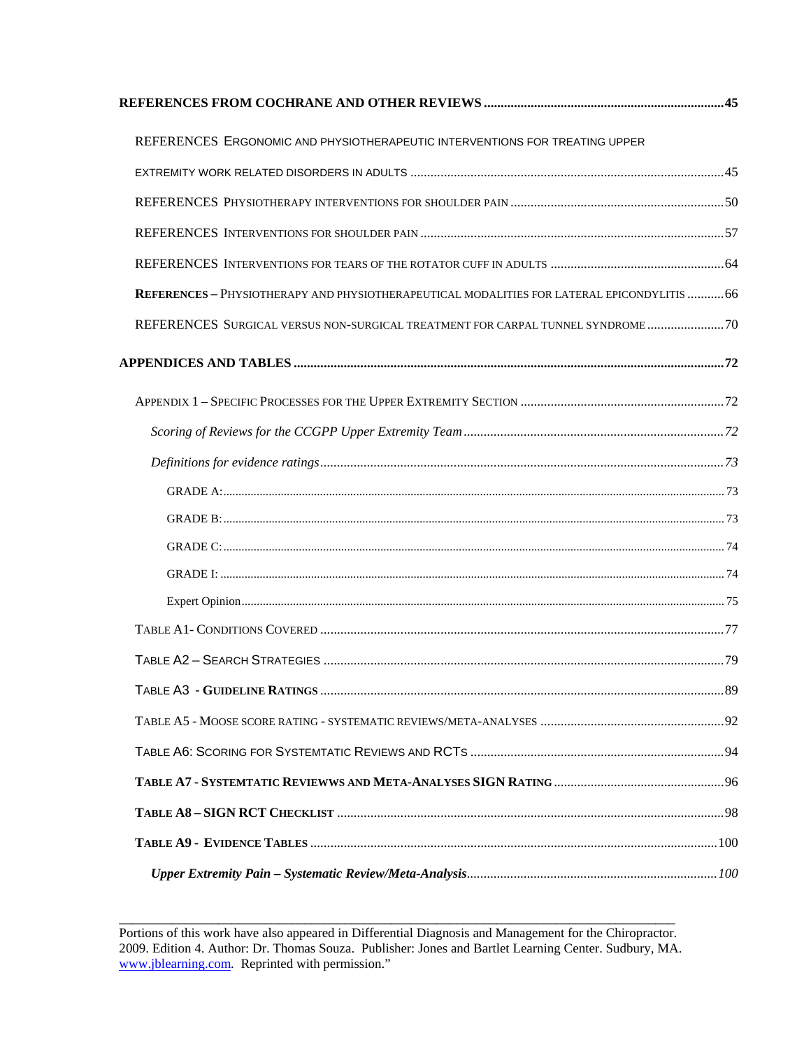**REFERENCES FROM COCHRANE AND OTHER REVIEWS** ....................................................................... 45

REFERENCES ERGONOMIC AND PHYSIOTHERAPEUTIC INTERVENTIONS FOR TREATING UPPER EXTREMITY WORK RELATED DISORDERS IN ADULTS ............................................................................................. 45

REFERENCES PHYSIOTHERAPY INTERVENTIONS FOR SHOULDER PAIN ............................................................... 50

REFERENCES INTERVENTIONS FOR SHOULDER PAIN .......................................................................................... 57

REFERENCES INTERVENTIONS FOR TEARS OF THE ROTATOR CUFF IN ADULTS ................................................... 64

**REFERENCES –** PHYSIOTHERAPY AND PHYSIOTHERAPEUTICAL MODALITIES FOR LATERAL EPICONDYLITIS ........... 66

REFERENCES SURGICAL VERSUS NON-SURGICAL TREATMENT FOR CARPAL TUNNEL SYNDROME ....................... 70

**APPENDICES AND TABLES** ............................................................................................................... 72

APPENDIX 1 – SPECIFIC PROCESSES FOR THE UPPER EXTREMITY SECTION ............................................................ 72

*Scoring of Reviews for the CCGPP Upper Extremity Team* ............................................................................. 72

*Definitions for evidence ratings* ........................................................................................................ 73

GRADE A: ........................................................................................................................................ 73

GRADE B: ........................................................................................................................................ 73

GRADE C: ........................................................................................................................................ 74

GRADE I: ......................................................................................................................................... 74

Expert Opinion ................................................................................................................................. 75

TABLE A1- CONDITIONS COVERED ........................................................................................................ 77

TABLE A2 – SEARCH STRATEGIES ........................................................................................................ 79

TABLE A3 - **GUIDELINE RATINGS** ........................................................................................................ 89

TABLE A5 - MOOSE SCORE RATING - SYSTEMATIC REVIEWS/META-ANALYSES ....................................................... 92

TABLE A6: SCORING FOR SYSTEMTATIC REVIEWS AND RCTS ........................................................................... 94

**TABLE A7 - SYSTEMTATIC REVIEWWS AND META-ANALYSES SIGN RATING** .................................................. 96

**TABLE A8 – SIGN RCT CHECKLIST** ................................................................................................... 98

**TABLE A9 - EVIDENCE TABLES** ........................................................................................................ 100

***Upper Extremity Pain – Systematic Review/Meta-Analysis*** .......................................................................... 100

---

Portions of this work have also appeared in Differential Diagnosis and Management for the Chiropractor. 2009. Edition 4. Author: Dr. Thomas Souza. Publisher: Jones and Bartlet Learning Center. Sudbury, MA. www.jblearning.com. Reprinted with permission."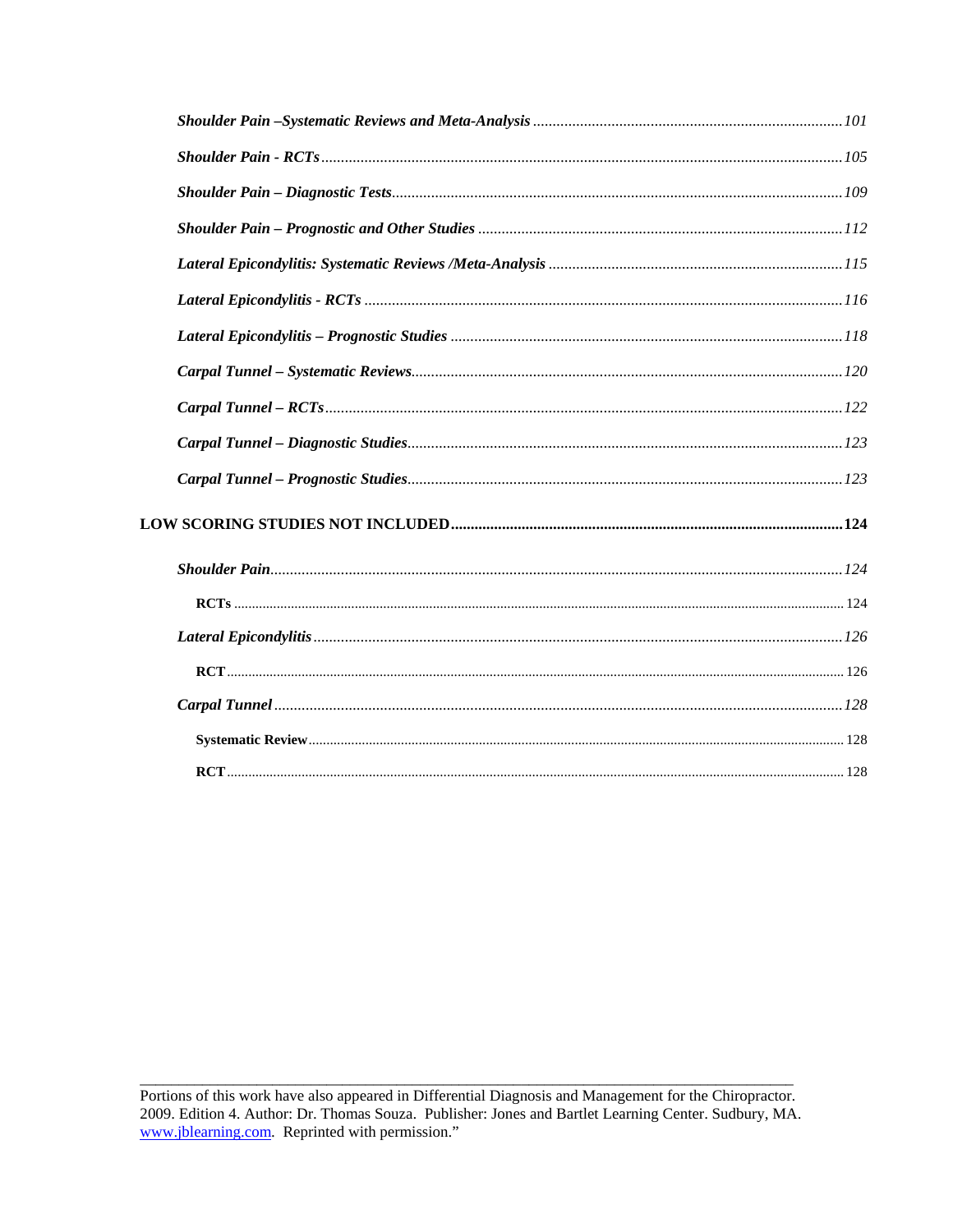*Shoulder Pain –Systematic Reviews and Meta-Analysis* ..... 101

*Shoulder Pain - RCTs* ..... 105

*Shoulder Pain – Diagnostic Tests* ..... 109

*Shoulder Pain – Prognostic and Other Studies* ..... 112

*Lateral Epicondylitis: Systematic Reviews /Meta-Analysis* ..... 115

*Lateral Epicondylitis - RCTs* ..... 116

*Lateral Epicondylitis – Prognostic Studies* ..... 118

*Carpal Tunnel – Systematic Reviews* ..... 120

*Carpal Tunnel – RCTs* ..... 122

*Carpal Tunnel – Diagnostic Studies* ..... 123

*Carpal Tunnel – Prognostic Studies* ..... 123

**LOW SCORING STUDIES NOT INCLUDED ..... 124**

*Shoulder Pain* ..... 124

**RCTs** ..... 124

*Lateral Epicondylitis* ..... 126

**RCT** ..... 126

*Carpal Tunnel* ..... 128

**Systematic Review** ..... 128

**RCT** ..... 128

---

Portions of this work have also appeared in Differential Diagnosis and Management for the Chiropractor. 2009. Edition 4. Author: Dr. Thomas Souza. Publisher: Jones and Bartlet Learning Center. Sudbury, MA. www.jblearning.com. Reprinted with permission."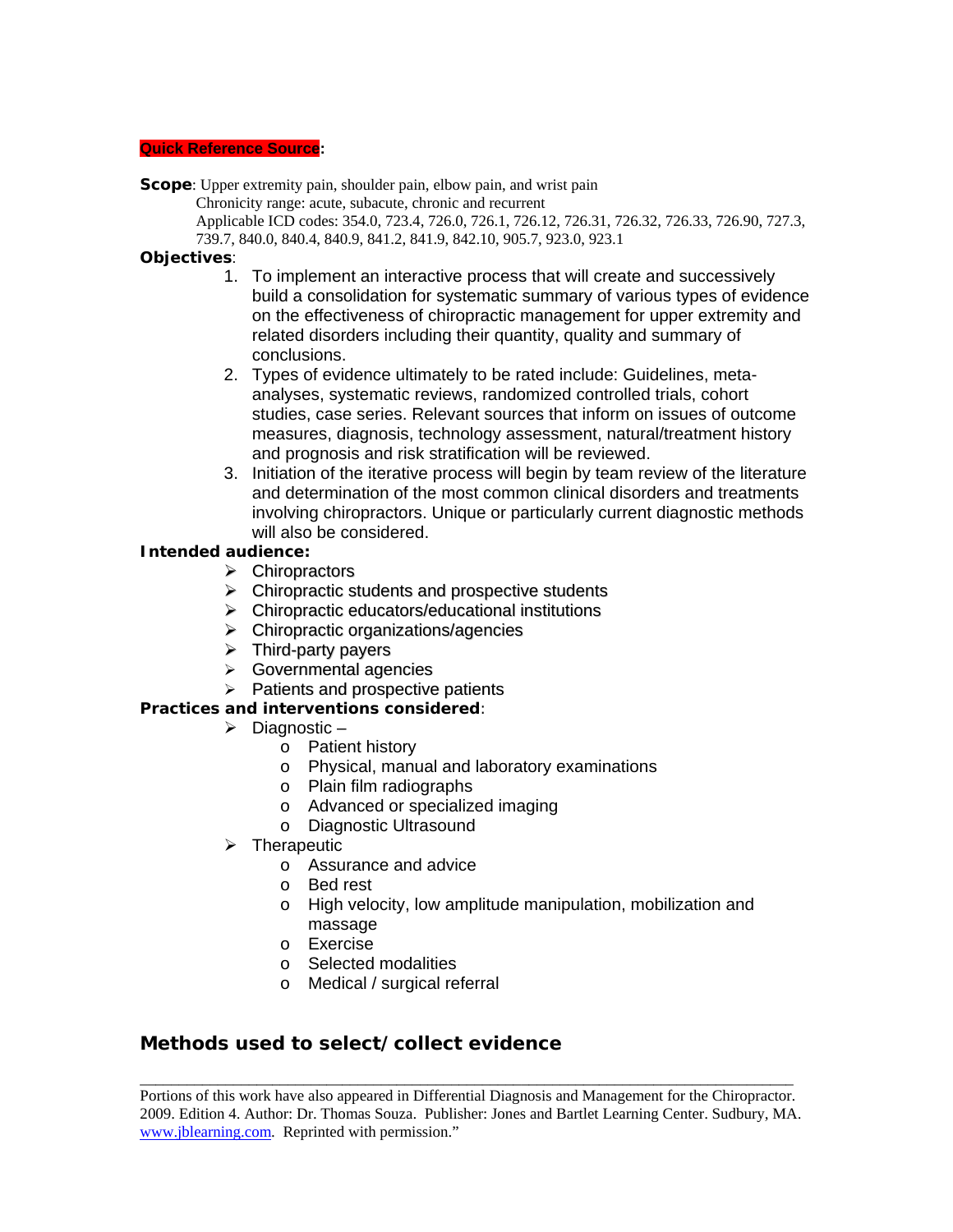**Quick Reference Source**:

**Scope**: Upper extremity pain, shoulder pain, elbow pain, and wrist pain
Chronicity range: acute, subacute, chronic and recurrent
Applicable ICD codes: 354.0, 723.4, 726.0, 726.1, 726.12, 726.31, 726.32, 726.33, 726.90, 727.3, 739.7, 840.0, 840.4, 840.9, 841.2, 841.9, 842.10, 905.7, 923.0, 923.1

**Objectives**:

1. To implement an interactive process that will create and successively build a consolidation for systematic summary of various types of evidence on the effectiveness of chiropractic management for upper extremity and related disorders including their quantity, quality and summary of conclusions.
2. Types of evidence ultimately to be rated include: Guidelines, meta-analyses, systematic reviews, randomized controlled trials, cohort studies, case series. Relevant sources that inform on issues of outcome measures, diagnosis, technology assessment, natural/treatment history and prognosis and risk stratification will be reviewed.
3. Initiation of the iterative process will begin by team review of the literature and determination of the most common clinical disorders and treatments involving chiropractors. Unique or particularly current diagnostic methods will also be considered.

**Intended audience:**

- Chiropractors
- Chiropractic students and prospective students
- Chiropractic educators/educational institutions
- Chiropractic organizations/agencies
- Third-party payers
- Governmental agencies
- Patients and prospective patients

**Practices and interventions considered**:

- Diagnostic –
  - Patient history
  - Physical, manual and laboratory examinations
  - Plain film radiographs
  - Advanced or specialized imaging
  - Diagnostic Ultrasound
- Therapeutic
  - Assurance and advice
  - Bed rest
  - High velocity, low amplitude manipulation, mobilization and massage
  - Exercise
  - Selected modalities
  - Medical / surgical referral

## Methods used to select/collect evidence

---

Portions of this work have also appeared in Differential Diagnosis and Management for the Chiropractor. 2009. Edition 4. Author: Dr. Thomas Souza. Publisher: Jones and Bartlet Learning Center. Sudbury, MA. www.jblearning.com. Reprinted with permission."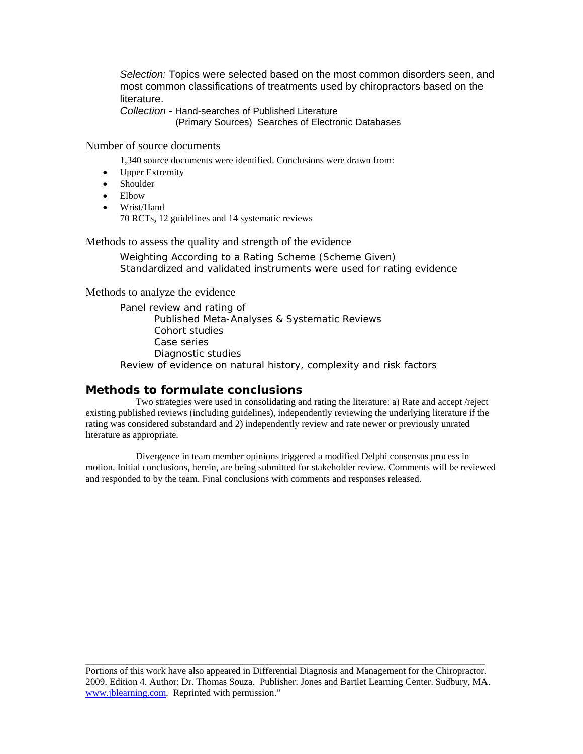*Selection:* Topics were selected based on the most common disorders seen, and most common classifications of treatments used by chiropractors based on the literature.

*Collection* - Hand-searches of Published Literature
(Primary Sources) Searches of Electronic Databases

Number of source documents

1,340 source documents were identified. Conclusions were drawn from:

- Upper Extremity
- Shoulder
- Elbow
- Wrist/Hand

70 RCTs, 12 guidelines and 14 systematic reviews

Methods to assess the quality and strength of the evidence

Weighting According to a Rating Scheme (Scheme Given)
Standardized and validated instruments were used for rating evidence

Methods to analyze the evidence

Panel review and rating of
 Published Meta-Analyses & Systematic Reviews
 Cohort studies
 Case series
 Diagnostic studies
Review of evidence on natural history, complexity and risk factors

## Methods to formulate conclusions

Two strategies were used in consolidating and rating the literature: a) Rate and accept /reject existing published reviews (including guidelines), independently reviewing the underlying literature if the rating was considered substandard and 2) independently review and rate newer or previously unrated literature as appropriate.

Divergence in team member opinions triggered a modified Delphi consensus process in motion. Initial conclusions, herein, are being submitted for stakeholder review. Comments will be reviewed and responded to by the team. Final conclusions with comments and responses released.

---

Portions of this work have also appeared in Differential Diagnosis and Management for the Chiropractor. 2009. Edition 4. Author: Dr. Thomas Souza. Publisher: Jones and Bartlet Learning Center. Sudbury, MA. www.jblearning.com. Reprinted with permission."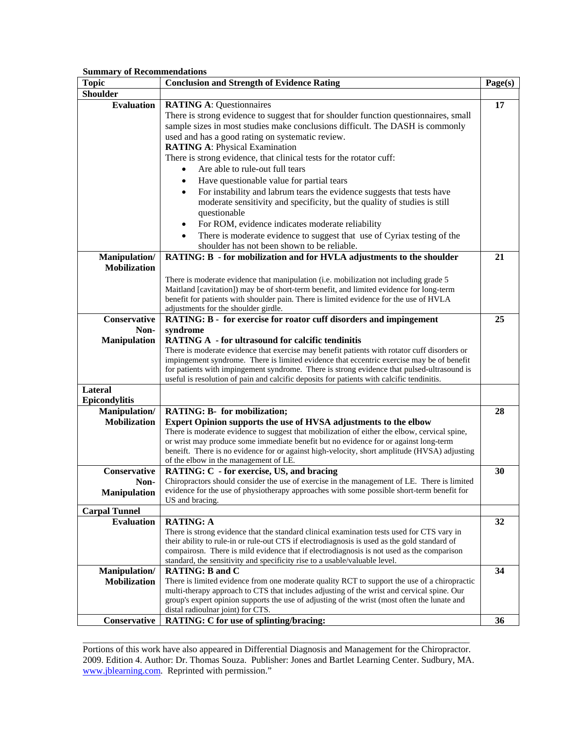**Summary of Recommendations**

| Topic | Conclusion and Strength of Evidence Rating | Page(s) |
|---|---|---|
| **Shoulder** | | |
| **Evaluation** | **RATING A**: Questionnaires<br>There is strong evidence to suggest that for shoulder function questionnaires, small sample sizes in most studies make conclusions difficult. The DASH is commonly used and has a good rating on systematic review.<br>**RATING A**: Physical Examination<br>There is strong evidence, that clinical tests for the rotator cuff:<br>• Are able to rule-out full tears<br>• Have questionable value for partial tears<br>• For instability and labrum tears the evidence suggests that tests have moderate sensitivity and specificity, but the quality of studies is still questionable<br>• For ROM, evidence indicates moderate reliability<br>• There is moderate evidence to suggest that use of Cyriax testing of the shoulder has not been shown to be reliable. | 17 |
| **Manipulation/ Mobilization** | **RATING: B - for mobilization and for HVLA adjustments to the shoulder**<br><br>There is moderate evidence that manipulation (i.e. mobilization not including grade 5 Maitland [cavitation]) may be of short-term benefit, and limited evidence for long-term benefit for patients with shoulder pain. There is limited evidence for the use of HVLA adjustments for the shoulder girdle. | 21 |
| **Conservative Non-Manipulation** | **RATING: B - for exercise for roator cuff disorders and impingement syndrome**<br>**RATING A - for ultrasound for calcific tendinitis**<br>There is moderate evidence that exercise may benefit patients with rotator cuff disorders or impingement syndrome. There is limited evidence that eccentric exercise may be of benefit for patients with impingement syndrome. There is strong evidence that pulsed-ultrasound is useful is resolution of pain and calcific deposits for patients with calcific tendinitis. | 25 |
| **Lateral Epicondylitis** | | |
| **Manipulation/ Mobilization** | **RATING: B- for mobilization;**<br>**Expert Opinion supports the use of HVSA adjustments to the elbow**<br>There is moderate evidence to suggest that mobilization of either the elbow, cervical spine, or wrist may produce some immediate benefit but no evidence for or against long-term beneift. There is no evidence for or against high-velocity, short amplitude (HVSA) adjusting of the elbow in the management of LE. | 28 |
| **Conservative Non-Manipulation** | **RATING: C - for exercise, US, and bracing**<br>Chiropractors should consider the use of exercise in the management of LE. There is limited evidence for the use of physiotherapy approaches with some possible short-term benefit for US and bracing. | 30 |
| **Carpal Tunnel** | | |
| **Evaluation** | **RATING: A**<br>There is strong evidence that the standard clinical examination tests used for CTS vary in their ability to rule-in or rule-out CTS if electrodiagnosis is used as the gold standard of compairosn. There is mild evidence that if electrodiagnosis is not used as the comparison standard, the sensitivity and specificity rise to a usable/valuable level. | 32 |
| **Manipulation/ Mobilization** | **RATING: B and C**<br>There is limited evidence from one moderate quality RCT to support the use of a chiropractic multi-therapy approach to CTS that includes adjusting of the wrist and cervical spine. Our group's expert opinion supports the use of adjusting of the wrist (most often the lunate and distal radioulnar joint) for CTS. | 34 |
| **Conservative** | **RATING: C for use of splinting/bracing:** | 36 |

---

Portions of this work have also appeared in Differential Diagnosis and Management for the Chiropractor. 2009. Edition 4. Author: Dr. Thomas Souza. Publisher: Jones and Bartlet Learning Center. Sudbury, MA. www.jblearning.com. Reprinted with permission."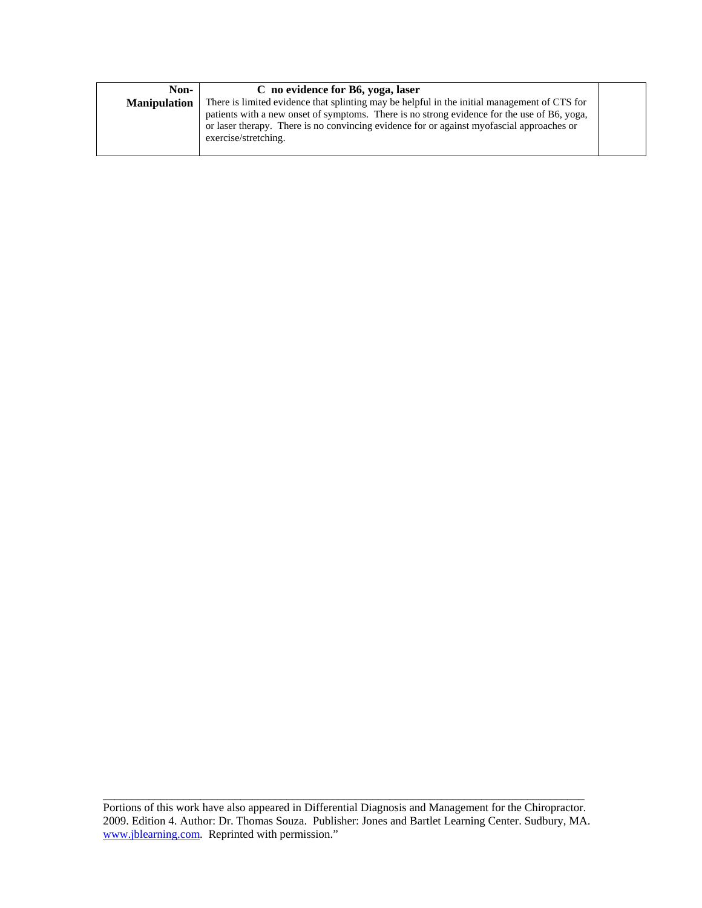| | | |
|---|---|---|
| **Non-Manipulation** | **C no evidence for B6, yoga, laser**<br>There is limited evidence that splinting may be helpful in the initial management of CTS for patients with a new onset of symptoms. There is no strong evidence for the use of B6, yoga, or laser therapy. There is no convincing evidence for or against myofascial approaches or exercise/stretching. | |

Portions of this work have also appeared in Differential Diagnosis and Management for the Chiropractor. 2009. Edition 4. Author: Dr. Thomas Souza. Publisher: Jones and Bartlet Learning Center. Sudbury, MA. www.jblearning.com. Reprinted with permission."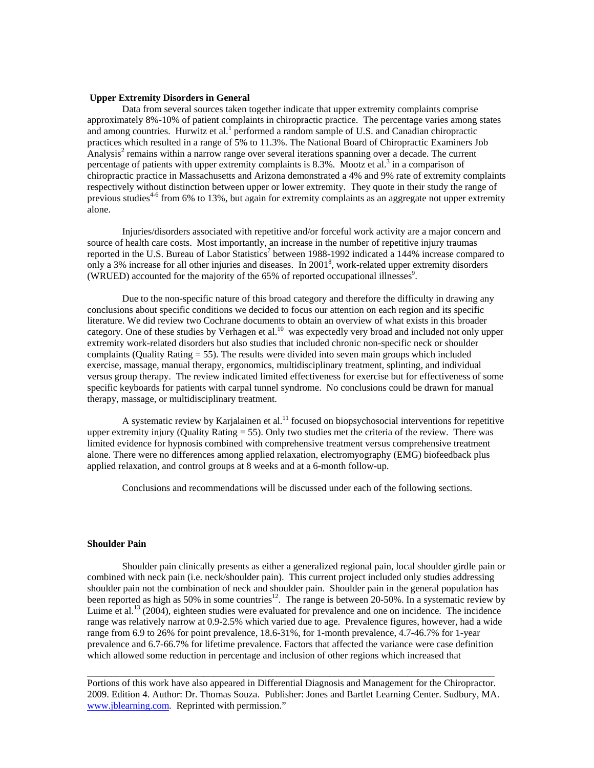## Upper Extremity Disorders in General

Data from several sources taken together indicate that upper extremity complaints comprise approximately 8%-10% of patient complaints in chiropractic practice. The percentage varies among states and among countries. Hurwitz et al.[1] performed a random sample of U.S. and Canadian chiropractic practices which resulted in a range of 5% to 11.3%. The National Board of Chiropractic Examiners Job Analysis[2] remains within a narrow range over several iterations spanning over a decade. The current percentage of patients with upper extremity complaints is 8.3%. Mootz et al.[3] in a comparison of chiropractic practice in Massachusetts and Arizona demonstrated a 4% and 9% rate of extremity complaints respectively without distinction between upper or lower extremity. They quote in their study the range of previous studies[4-6] from 6% to 13%, but again for extremity complaints as an aggregate not upper extremity alone.

Injuries/disorders associated with repetitive and/or forceful work activity are a major concern and source of health care costs. Most importantly, an increase in the number of repetitive injury traumas reported in the U.S. Bureau of Labor Statistics[7] between 1988-1992 indicated a 144% increase compared to only a 3% increase for all other injuries and diseases. In 2001[8], work-related upper extremity disorders (WRUED) accounted for the majority of the 65% of reported occupational illnesses[9].

Due to the non-specific nature of this broad category and therefore the difficulty in drawing any conclusions about specific conditions we decided to focus our attention on each region and its specific literature. We did review two Cochrane documents to obtain an overview of what exists in this broader category. One of these studies by Verhagen et al.[10] was expectedly very broad and included not only upper extremity work-related disorders but also studies that included chronic non-specific neck or shoulder complaints (Quality Rating = 55). The results were divided into seven main groups which included exercise, massage, manual therapy, ergonomics, multidisciplinary treatment, splinting, and individual versus group therapy. The review indicated limited effectiveness for exercise but for effectiveness of some specific keyboards for patients with carpal tunnel syndrome. No conclusions could be drawn for manual therapy, massage, or multidisciplinary treatment.

A systematic review by Karjalainen et al.[11] focused on biopsychosocial interventions for repetitive upper extremity injury (Quality Rating = 55). Only two studies met the criteria of the review. There was limited evidence for hypnosis combined with comprehensive treatment versus comprehensive treatment alone. There were no differences among applied relaxation, electromyography (EMG) biofeedback plus applied relaxation, and control groups at 8 weeks and at a 6-month follow-up.

Conclusions and recommendations will be discussed under each of the following sections.

## Shoulder Pain

Shoulder pain clinically presents as either a generalized regional pain, local shoulder girdle pain or combined with neck pain (i.e. neck/shoulder pain). This current project included only studies addressing shoulder pain not the combination of neck and shoulder pain. Shoulder pain in the general population has been reported as high as 50% in some countries[12]. The range is between 20-50%. In a systematic review by Luime et al.[13] (2004), eighteen studies were evaluated for prevalence and one on incidence. The incidence range was relatively narrow at 0.9-2.5% which varied due to age. Prevalence figures, however, had a wide range from 6.9 to 26% for point prevalence, 18.6-31%, for 1-month prevalence, 4.7-46.7% for 1-year prevalence and 6.7-66.7% for lifetime prevalence. Factors that affected the variance were case definition which allowed some reduction in percentage and inclusion of other regions which increased that

---

Portions of this work have also appeared in Differential Diagnosis and Management for the Chiropractor. 2009. Edition 4. Author: Dr. Thomas Souza. Publisher: Jones and Bartlet Learning Center. Sudbury, MA. www.jblearning.com. Reprinted with permission."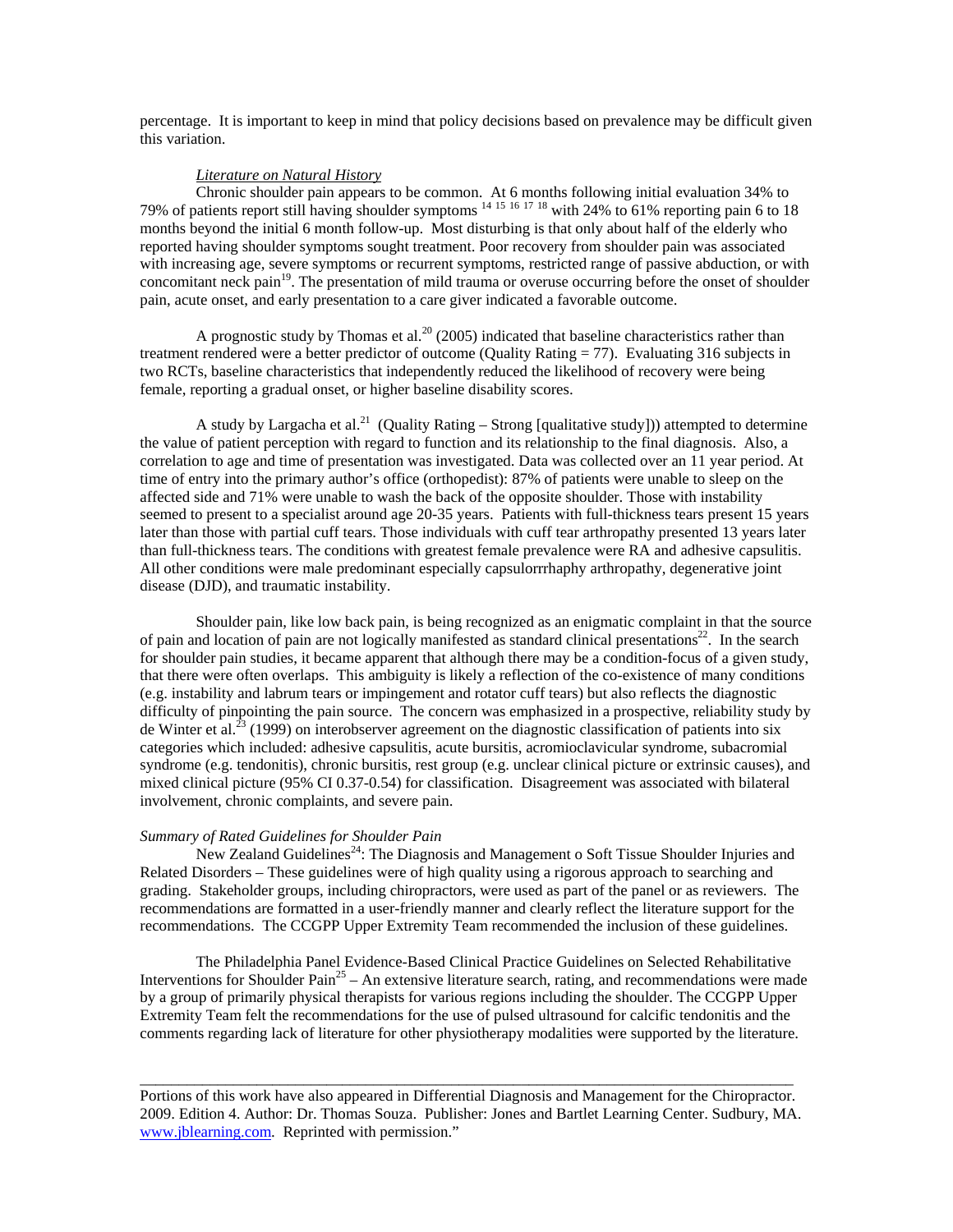percentage. It is important to keep in mind that policy decisions based on prevalence may be difficult given this variation.

*Literature on Natural History*

Chronic shoulder pain appears to be common. At 6 months following initial evaluation 34% to 79% of patients report still having shoulder symptoms [14 15 16 17 18] with 24% to 61% reporting pain 6 to 18 months beyond the initial 6 month follow-up. Most disturbing is that only about half of the elderly who reported having shoulder symptoms sought treatment. Poor recovery from shoulder pain was associated with increasing age, severe symptoms or recurrent symptoms, restricted range of passive abduction, or with concomitant neck pain[19]. The presentation of mild trauma or overuse occurring before the onset of shoulder pain, acute onset, and early presentation to a care giver indicated a favorable outcome.

A prognostic study by Thomas et al.[20] (2005) indicated that baseline characteristics rather than treatment rendered were a better predictor of outcome (Quality Rating = 77). Evaluating 316 subjects in two RCTs, baseline characteristics that independently reduced the likelihood of recovery were being female, reporting a gradual onset, or higher baseline disability scores.

A study by Largacha et al.[21] (Quality Rating – Strong [qualitative study])) attempted to determine the value of patient perception with regard to function and its relationship to the final diagnosis. Also, a correlation to age and time of presentation was investigated. Data was collected over an 11 year period. At time of entry into the primary author's office (orthopedist): 87% of patients were unable to sleep on the affected side and 71% were unable to wash the back of the opposite shoulder. Those with instability seemed to present to a specialist around age 20-35 years. Patients with full-thickness tears present 15 years later than those with partial cuff tears. Those individuals with cuff tear arthropathy presented 13 years later than full-thickness tears. The conditions with greatest female prevalence were RA and adhesive capsulitis. All other conditions were male predominant especially capsulorrrhaphy arthropathy, degenerative joint disease (DJD), and traumatic instability.

Shoulder pain, like low back pain, is being recognized as an enigmatic complaint in that the source of pain and location of pain are not logically manifested as standard clinical presentations[22]. In the search for shoulder pain studies, it became apparent that although there may be a condition-focus of a given study, that there were often overlaps. This ambiguity is likely a reflection of the co-existence of many conditions (e.g. instability and labrum tears or impingement and rotator cuff tears) but also reflects the diagnostic difficulty of pinpointing the pain source. The concern was emphasized in a prospective, reliability study by de Winter et al.[23] (1999) on interobserver agreement on the diagnostic classification of patients into six categories which included: adhesive capsulitis, acute bursitis, acromioclavicular syndrome, subacromial syndrome (e.g. tendonitis), chronic bursitis, rest group (e.g. unclear clinical picture or extrinsic causes), and mixed clinical picture (95% CI 0.37-0.54) for classification. Disagreement was associated with bilateral involvement, chronic complaints, and severe pain.

*Summary of Rated Guidelines for Shoulder Pain*

New Zealand Guidelines[24]: The Diagnosis and Management o Soft Tissue Shoulder Injuries and Related Disorders – These guidelines were of high quality using a rigorous approach to searching and grading. Stakeholder groups, including chiropractors, were used as part of the panel or as reviewers. The recommendations are formatted in a user-friendly manner and clearly reflect the literature support for the recommendations. The CCGPP Upper Extremity Team recommended the inclusion of these guidelines.

The Philadelphia Panel Evidence-Based Clinical Practice Guidelines on Selected Rehabilitative Interventions for Shoulder Pain[25] – An extensive literature search, rating, and recommendations were made by a group of primarily physical therapists for various regions including the shoulder. The CCGPP Upper Extremity Team felt the recommendations for the use of pulsed ultrasound for calcific tendonitis and the comments regarding lack of literature for other physiotherapy modalities were supported by the literature.

---

Portions of this work have also appeared in Differential Diagnosis and Management for the Chiropractor. 2009. Edition 4. Author: Dr. Thomas Souza. Publisher: Jones and Bartlet Learning Center. Sudbury, MA. www.jblearning.com. Reprinted with permission."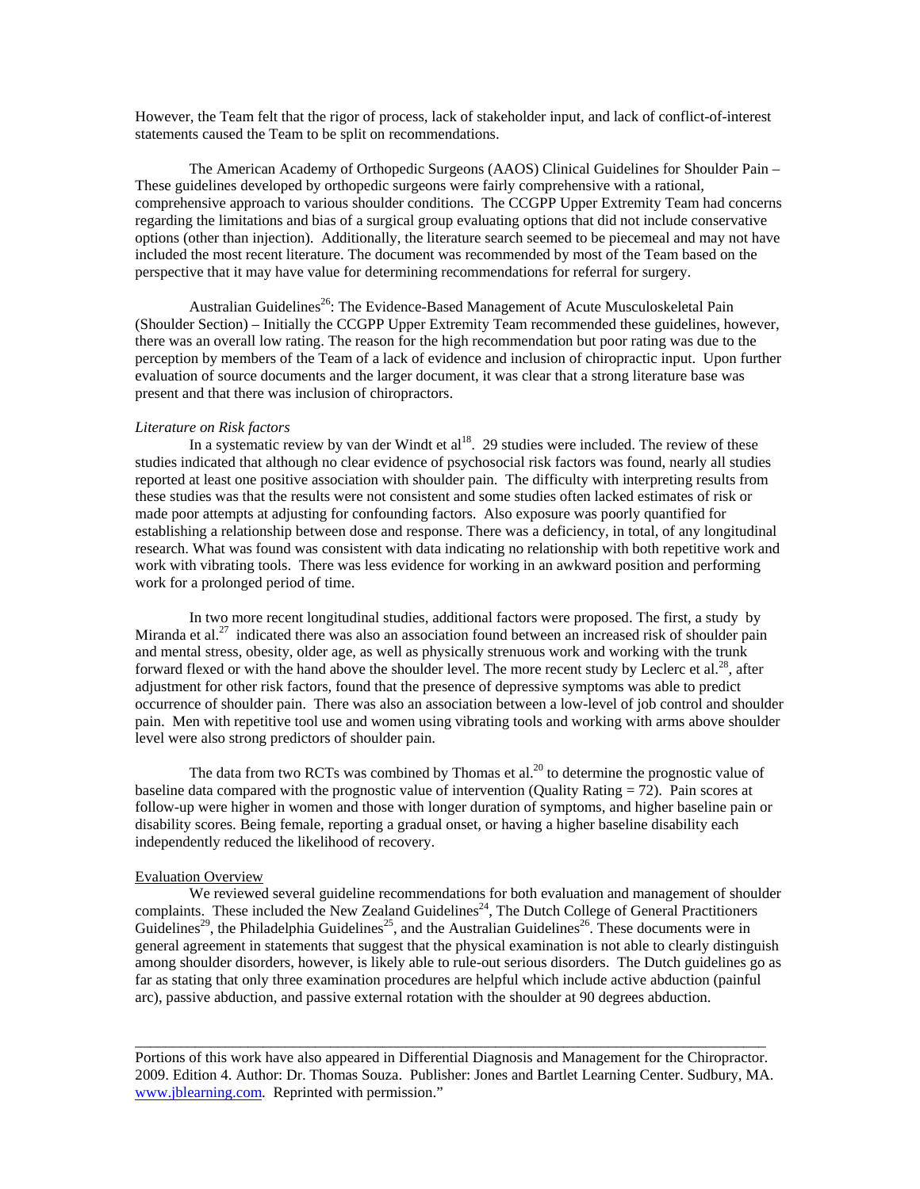However, the Team felt that the rigor of process, lack of stakeholder input, and lack of conflict-of-interest statements caused the Team to be split on recommendations.

The American Academy of Orthopedic Surgeons (AAOS) Clinical Guidelines for Shoulder Pain – These guidelines developed by orthopedic surgeons were fairly comprehensive with a rational, comprehensive approach to various shoulder conditions. The CCGPP Upper Extremity Team had concerns regarding the limitations and bias of a surgical group evaluating options that did not include conservative options (other than injection). Additionally, the literature search seemed to be piecemeal and may not have included the most recent literature. The document was recommended by most of the Team based on the perspective that it may have value for determining recommendations for referral for surgery.

Australian Guidelines[26]: The Evidence-Based Management of Acute Musculoskeletal Pain (Shoulder Section) – Initially the CCGPP Upper Extremity Team recommended these guidelines, however, there was an overall low rating. The reason for the high recommendation but poor rating was due to the perception by members of the Team of a lack of evidence and inclusion of chiropractic input. Upon further evaluation of source documents and the larger document, it was clear that a strong literature base was present and that there was inclusion of chiropractors.

*Literature on Risk factors*

In a systematic review by van der Windt et al[18]. 29 studies were included. The review of these studies indicated that although no clear evidence of psychosocial risk factors was found, nearly all studies reported at least one positive association with shoulder pain. The difficulty with interpreting results from these studies was that the results were not consistent and some studies often lacked estimates of risk or made poor attempts at adjusting for confounding factors. Also exposure was poorly quantified for establishing a relationship between dose and response. There was a deficiency, in total, of any longitudinal research. What was found was consistent with data indicating no relationship with both repetitive work and work with vibrating tools. There was less evidence for working in an awkward position and performing work for a prolonged period of time.

In two more recent longitudinal studies, additional factors were proposed. The first, a study by Miranda et al.[27] indicated there was also an association found between an increased risk of shoulder pain and mental stress, obesity, older age, as well as physically strenuous work and working with the trunk forward flexed or with the hand above the shoulder level. The more recent study by Leclerc et al.[28], after adjustment for other risk factors, found that the presence of depressive symptoms was able to predict occurrence of shoulder pain. There was also an association between a low-level of job control and shoulder pain. Men with repetitive tool use and women using vibrating tools and working with arms above shoulder level were also strong predictors of shoulder pain.

The data from two RCTs was combined by Thomas et al.[20] to determine the prognostic value of baseline data compared with the prognostic value of intervention (Quality Rating = 72). Pain scores at follow-up were higher in women and those with longer duration of symptoms, and higher baseline pain or disability scores. Being female, reporting a gradual onset, or having a higher baseline disability each independently reduced the likelihood of recovery.

## Evaluation Overview

We reviewed several guideline recommendations for both evaluation and management of shoulder complaints. These included the New Zealand Guidelines[24], The Dutch College of General Practitioners Guidelines[29], the Philadelphia Guidelines[25], and the Australian Guidelines[26]. These documents were in general agreement in statements that suggest that the physical examination is not able to clearly distinguish among shoulder disorders, however, is likely able to rule-out serious disorders. The Dutch guidelines go as far as stating that only three examination procedures are helpful which include active abduction (painful arc), passive abduction, and passive external rotation with the shoulder at 90 degrees abduction.

---

Portions of this work have also appeared in Differential Diagnosis and Management for the Chiropractor. 2009. Edition 4. Author: Dr. Thomas Souza. Publisher: Jones and Bartlet Learning Center. Sudbury, MA. www.jblearning.com. Reprinted with permission."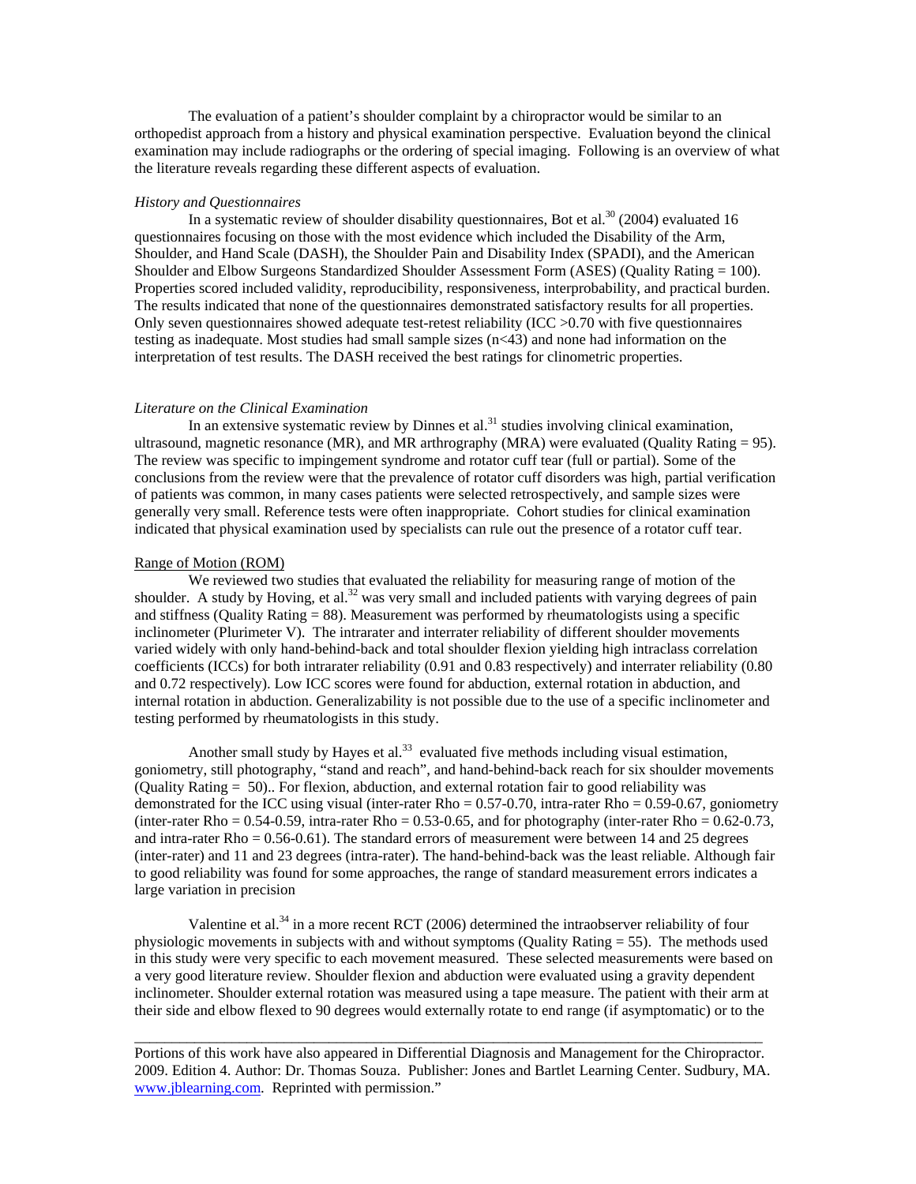The evaluation of a patient's shoulder complaint by a chiropractor would be similar to an orthopedist approach from a history and physical examination perspective. Evaluation beyond the clinical examination may include radiographs or the ordering of special imaging. Following is an overview of what the literature reveals regarding these different aspects of evaluation.

*History and Questionnaires*

In a systematic review of shoulder disability questionnaires, Bot et al.[30] (2004) evaluated 16 questionnaires focusing on those with the most evidence which included the Disability of the Arm, Shoulder, and Hand Scale (DASH), the Shoulder Pain and Disability Index (SPADI), and the American Shoulder and Elbow Surgeons Standardized Shoulder Assessment Form (ASES) (Quality Rating = 100). Properties scored included validity, reproducibility, responsiveness, interprobability, and practical burden. The results indicated that none of the questionnaires demonstrated satisfactory results for all properties. Only seven questionnaires showed adequate test-retest reliability (ICC >0.70 with five questionnaires testing as inadequate. Most studies had small sample sizes (n<43) and none had information on the interpretation of test results. The DASH received the best ratings for clinometric properties.

*Literature on the Clinical Examination*

In an extensive systematic review by Dinnes et al.[31] studies involving clinical examination, ultrasound, magnetic resonance (MR), and MR arthrography (MRA) were evaluated (Quality Rating = 95). The review was specific to impingement syndrome and rotator cuff tear (full or partial). Some of the conclusions from the review were that the prevalence of rotator cuff disorders was high, partial verification of patients was common, in many cases patients were selected retrospectively, and sample sizes were generally very small. Reference tests were often inappropriate. Cohort studies for clinical examination indicated that physical examination used by specialists can rule out the presence of a rotator cuff tear.

<u>Range of Motion (ROM)</u>

We reviewed two studies that evaluated the reliability for measuring range of motion of the shoulder. A study by Hoving, et al.[32] was very small and included patients with varying degrees of pain and stiffness (Quality Rating = 88). Measurement was performed by rheumatologists using a specific inclinometer (Plurimeter V). The intrarater and interrater reliability of different shoulder movements varied widely with only hand-behind-back and total shoulder flexion yielding high intraclass correlation coefficients (ICCs) for both intrarater reliability (0.91 and 0.83 respectively) and interrater reliability (0.80 and 0.72 respectively). Low ICC scores were found for abduction, external rotation in abduction, and internal rotation in abduction. Generalizability is not possible due to the use of a specific inclinometer and testing performed by rheumatologists in this study.

Another small study by Hayes et al.[33] evaluated five methods including visual estimation, goniometry, still photography, "stand and reach", and hand-behind-back reach for six shoulder movements (Quality Rating = 50).. For flexion, abduction, and external rotation fair to good reliability was demonstrated for the ICC using visual (inter-rater Rho = 0.57-0.70, intra-rater Rho = 0.59-0.67, goniometry (inter-rater Rho = 0.54-0.59, intra-rater Rho = 0.53-0.65, and for photography (inter-rater Rho = 0.62-0.73, and intra-rater Rho = 0.56-0.61). The standard errors of measurement were between 14 and 25 degrees (inter-rater) and 11 and 23 degrees (intra-rater). The hand-behind-back was the least reliable. Although fair to good reliability was found for some approaches, the range of standard measurement errors indicates a large variation in precision

Valentine et al.[34] in a more recent RCT (2006) determined the intraobserver reliability of four physiologic movements in subjects with and without symptoms (Quality Rating = 55). The methods used in this study were very specific to each movement measured. These selected measurements were based on a very good literature review. Shoulder flexion and abduction were evaluated using a gravity dependent inclinometer. Shoulder external rotation was measured using a tape measure. The patient with their arm at their side and elbow flexed to 90 degrees would externally rotate to end range (if asymptomatic) or to the

---

Portions of this work have also appeared in Differential Diagnosis and Management for the Chiropractor. 2009. Edition 4. Author: Dr. Thomas Souza. Publisher: Jones and Bartlet Learning Center. Sudbury, MA. www.jblearning.com. Reprinted with permission."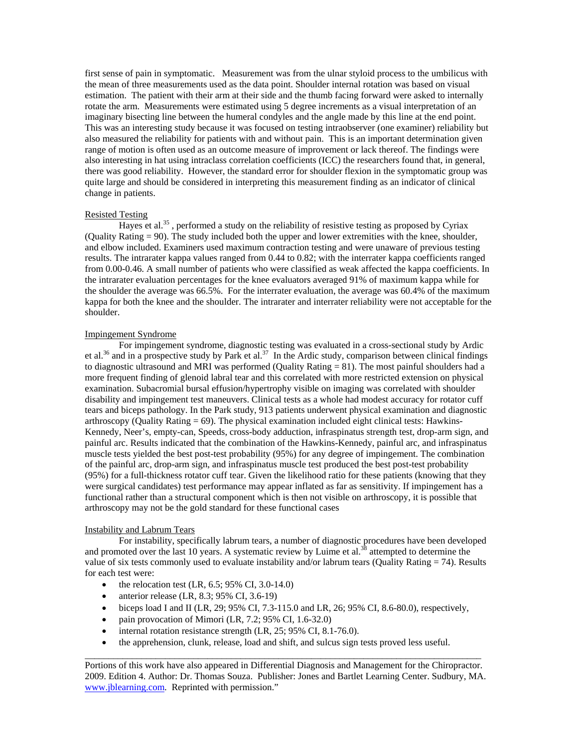first sense of pain in symptomatic. Measurement was from the ulnar styloid process to the umbilicus with the mean of three measurements used as the data point. Shoulder internal rotation was based on visual estimation. The patient with their arm at their side and the thumb facing forward were asked to internally rotate the arm. Measurements were estimated using 5 degree increments as a visual interpretation of an imaginary bisecting line between the humeral condyles and the angle made by this line at the end point. This was an interesting study because it was focused on testing intraobserver (one examiner) reliability but also measured the reliability for patients with and without pain. This is an important determination given range of motion is often used as an outcome measure of improvement or lack thereof. The findings were also interesting in hat using intraclass correlation coefficients (ICC) the researchers found that, in general, there was good reliability. However, the standard error for shoulder flexion in the symptomatic group was quite large and should be considered in interpreting this measurement finding as an indicator of clinical change in patients.

<u>Resisted Testing</u>

Hayes et al.[35] , performed a study on the reliability of resistive testing as proposed by Cyriax (Quality Rating = 90). The study included both the upper and lower extremities with the knee, shoulder, and elbow included. Examiners used maximum contraction testing and were unaware of previous testing results. The intrarater kappa values ranged from 0.44 to 0.82; with the interrater kappa coefficients ranged from 0.00-0.46. A small number of patients who were classified as weak affected the kappa coefficients. In the intrarater evaluation percentages for the knee evaluators averaged 91% of maximum kappa while for the shoulder the average was 66.5%. For the interrater evaluation, the average was 60.4% of the maximum kappa for both the knee and the shoulder. The intrarater and interrater reliability were not acceptable for the shoulder.

<u>Impingement Syndrome</u>

For impingement syndrome, diagnostic testing was evaluated in a cross-sectional study by Ardic et al.[36] and in a prospective study by Park et al.[37] In the Ardic study, comparison between clinical findings to diagnostic ultrasound and MRI was performed (Quality Rating = 81). The most painful shoulders had a more frequent finding of glenoid labral tear and this correlated with more restricted extension on physical examination. Subacromial bursal effusion/hypertrophy visible on imaging was correlated with shoulder disability and impingement test maneuvers. Clinical tests as a whole had modest accuracy for rotator cuff tears and biceps pathology. In the Park study, 913 patients underwent physical examination and diagnostic arthroscopy (Quality Rating = 69). The physical examination included eight clinical tests: Hawkins-Kennedy, Neer's, empty-can, Speeds, cross-body adduction, infraspinatus strength test, drop-arm sign, and painful arc. Results indicated that the combination of the Hawkins-Kennedy, painful arc, and infraspinatus muscle tests yielded the best post-test probability (95%) for any degree of impingement. The combination of the painful arc, drop-arm sign, and infraspinatus muscle test produced the best post-test probability (95%) for a full-thickness rotator cuff tear. Given the likelihood ratio for these patients (knowing that they were surgical candidates) test performance may appear inflated as far as sensitivity. If impingement has a functional rather than a structural component which is then not visible on arthroscopy, it is possible that arthroscopy may not be the gold standard for these functional cases

<u>Instability and Labrum Tears</u>

For instability, specifically labrum tears, a number of diagnostic procedures have been developed and promoted over the last 10 years. A systematic review by Luime et al.[38] attempted to determine the value of six tests commonly used to evaluate instability and/or labrum tears (Quality Rating = 74). Results for each test were:

- the relocation test (LR, 6.5; 95% CI, 3.0-14.0)
- anterior release (LR, 8.3; 95% CI, 3.6-19)
- biceps load I and II (LR, 29; 95% CI, 7.3-115.0 and LR, 26; 95% CI, 8.6-80.0), respectively,
- pain provocation of Mimori (LR, 7.2; 95% CI, 1.6-32.0)
- internal rotation resistance strength (LR, 25; 95% CI, 8.1-76.0).
- the apprehension, clunk, release, load and shift, and sulcus sign tests proved less useful.

---

Portions of this work have also appeared in Differential Diagnosis and Management for the Chiropractor. 2009. Edition 4. Author: Dr. Thomas Souza. Publisher: Jones and Bartlet Learning Center. Sudbury, MA. www.jblearning.com. Reprinted with permission."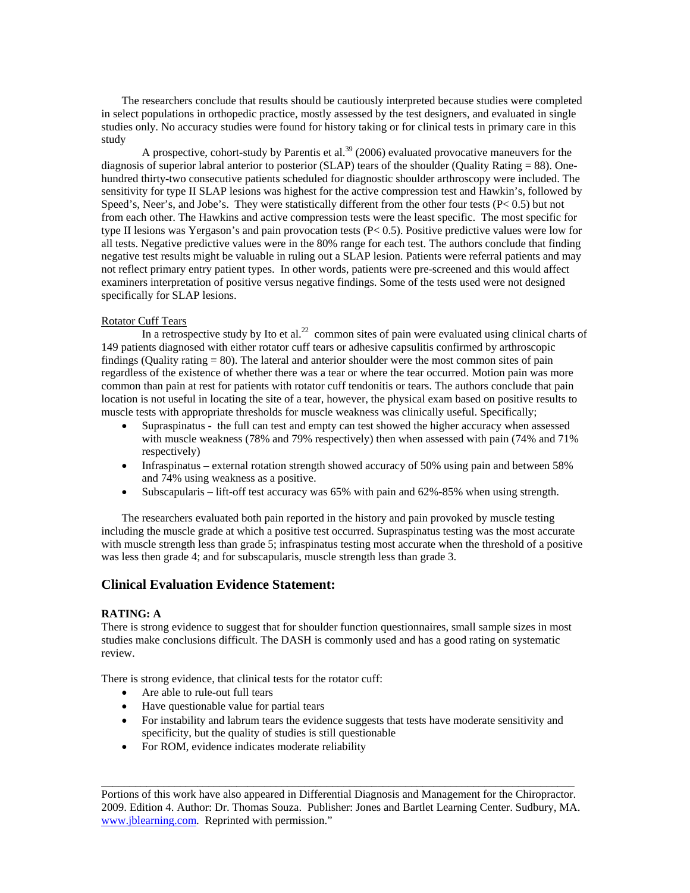The researchers conclude that results should be cautiously interpreted because studies were completed in select populations in orthopedic practice, mostly assessed by the test designers, and evaluated in single studies only. No accuracy studies were found for history taking or for clinical tests in primary care in this study

A prospective, cohort-study by Parentis et al.[39] (2006) evaluated provocative maneuvers for the diagnosis of superior labral anterior to posterior (SLAP) tears of the shoulder (Quality Rating = 88). One-hundred thirty-two consecutive patients scheduled for diagnostic shoulder arthroscopy were included. The sensitivity for type II SLAP lesions was highest for the active compression test and Hawkin's, followed by Speed's, Neer's, and Jobe's. They were statistically different from the other four tests ($P< 0.5$) but not from each other. The Hawkins and active compression tests were the least specific. The most specific for type II lesions was Yergason's and pain provocation tests ($P< 0.5$). Positive predictive values were low for all tests. Negative predictive values were in the 80% range for each test. The authors conclude that finding negative test results might be valuable in ruling out a SLAP lesion. Patients were referral patients and may not reflect primary entry patient types. In other words, patients were pre-screened and this would affect examiners interpretation of positive versus negative findings. Some of the tests used were not designed specifically for SLAP lesions.

Rotator Cuff Tears

In a retrospective study by Ito et al.[22] common sites of pain were evaluated using clinical charts of 149 patients diagnosed with either rotator cuff tears or adhesive capsulitis confirmed by arthroscopic findings (Quality rating = 80). The lateral and anterior shoulder were the most common sites of pain regardless of the existence of whether there was a tear or where the tear occurred. Motion pain was more common than pain at rest for patients with rotator cuff tendonitis or tears. The authors conclude that pain location is not useful in locating the site of a tear, however, the physical exam based on positive results to muscle tests with appropriate thresholds for muscle weakness was clinically useful. Specifically;

- Supraspinatus - the full can test and empty can test showed the higher accuracy when assessed with muscle weakness (78% and 79% respectively) then when assessed with pain (74% and 71% respectively)
- Infraspinatus – external rotation strength showed accuracy of 50% using pain and between 58% and 74% using weakness as a positive.
- Subscapularis – lift-off test accuracy was 65% with pain and 62%-85% when using strength.

The researchers evaluated both pain reported in the history and pain provoked by muscle testing including the muscle grade at which a positive test occurred. Supraspinatus testing was the most accurate with muscle strength less than grade 5; infraspinatus testing most accurate when the threshold of a positive was less then grade 4; and for subscapularis, muscle strength less than grade 3.

## Clinical Evaluation Evidence Statement:

**RATING: A**

There is strong evidence to suggest that for shoulder function questionnaires, small sample sizes in most studies make conclusions difficult. The DASH is commonly used and has a good rating on systematic review.

There is strong evidence, that clinical tests for the rotator cuff:

- Are able to rule-out full tears
- Have questionable value for partial tears
- For instability and labrum tears the evidence suggests that tests have moderate sensitivity and specificity, but the quality of studies is still questionable
- For ROM, evidence indicates moderate reliability

---

Portions of this work have also appeared in Differential Diagnosis and Management for the Chiropractor. 2009. Edition 4. Author: Dr. Thomas Souza. Publisher: Jones and Bartlet Learning Center. Sudbury, MA. www.jblearning.com. Reprinted with permission."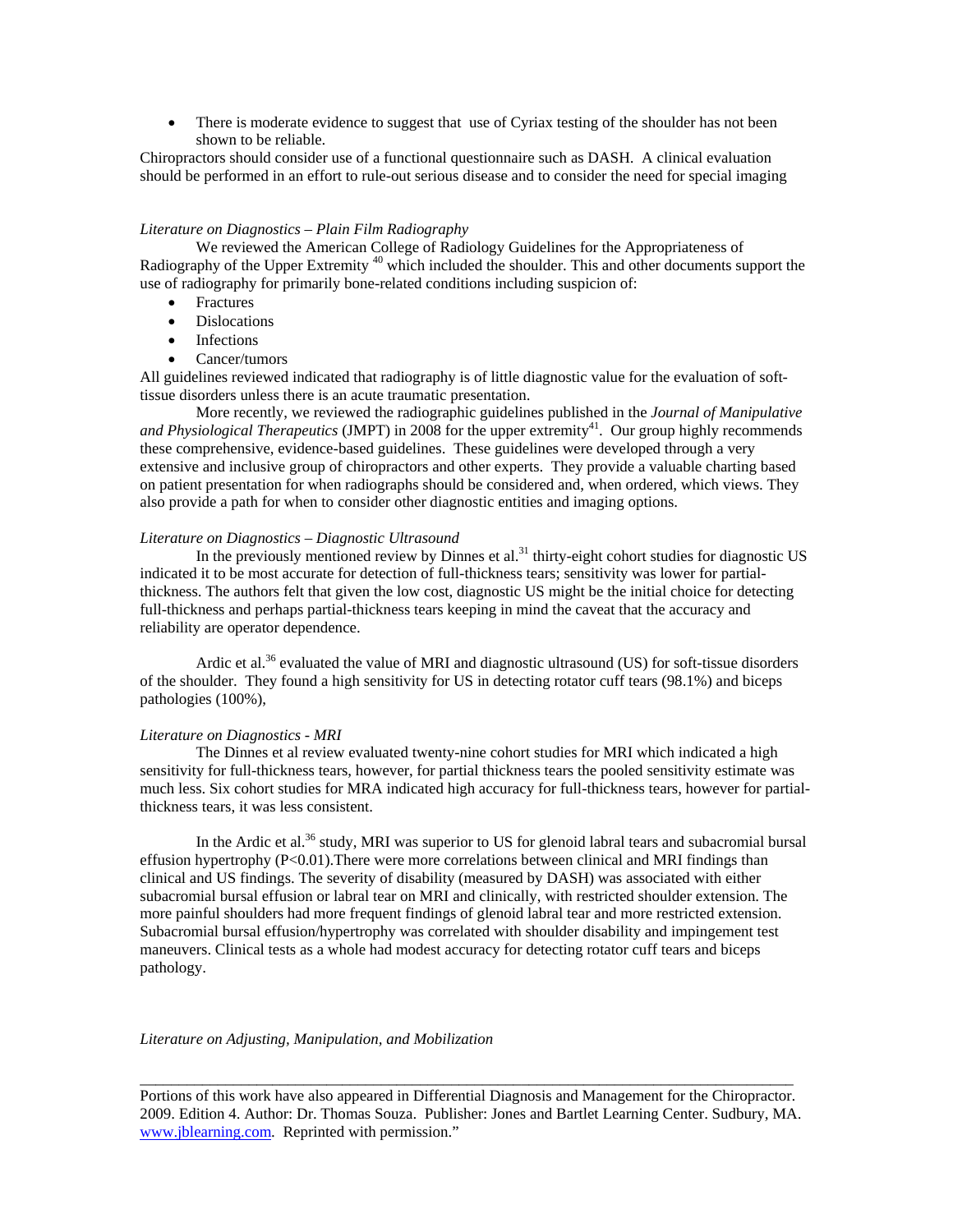- There is moderate evidence to suggest that use of Cyriax testing of the shoulder has not been shown to be reliable.

Chiropractors should consider use of a functional questionnaire such as DASH. A clinical evaluation should be performed in an effort to rule-out serious disease and to consider the need for special imaging

*Literature on Diagnostics – Plain Film Radiography*

We reviewed the American College of Radiology Guidelines for the Appropriateness of Radiography of the Upper Extremity [40] which included the shoulder. This and other documents support the use of radiography for primarily bone-related conditions including suspicion of:

- Fractures
- Dislocations
- Infections
- Cancer/tumors

All guidelines reviewed indicated that radiography is of little diagnostic value for the evaluation of soft-tissue disorders unless there is an acute traumatic presentation.

More recently, we reviewed the radiographic guidelines published in the *Journal of Manipulative and Physiological Therapeutics* (JMPT) in 2008 for the upper extremity[41]. Our group highly recommends these comprehensive, evidence-based guidelines. These guidelines were developed through a very extensive and inclusive group of chiropractors and other experts. They provide a valuable charting based on patient presentation for when radiographs should be considered and, when ordered, which views. They also provide a path for when to consider other diagnostic entities and imaging options.

*Literature on Diagnostics – Diagnostic Ultrasound*

In the previously mentioned review by Dinnes et al.[31] thirty-eight cohort studies for diagnostic US indicated it to be most accurate for detection of full-thickness tears; sensitivity was lower for partial-thickness. The authors felt that given the low cost, diagnostic US might be the initial choice for detecting full-thickness and perhaps partial-thickness tears keeping in mind the caveat that the accuracy and reliability are operator dependence.

Ardic et al.[36] evaluated the value of MRI and diagnostic ultrasound (US) for soft-tissue disorders of the shoulder. They found a high sensitivity for US in detecting rotator cuff tears (98.1%) and biceps pathologies (100%),

*Literature on Diagnostics - MRI*

The Dinnes et al review evaluated twenty-nine cohort studies for MRI which indicated a high sensitivity for full-thickness tears, however, for partial thickness tears the pooled sensitivity estimate was much less. Six cohort studies for MRA indicated high accuracy for full-thickness tears, however for partial-thickness tears, it was less consistent.

In the Ardic et al.[36] study, MRI was superior to US for glenoid labral tears and subacromial bursal effusion hypertrophy ($P<0.01$).There were more correlations between clinical and MRI findings than clinical and US findings. The severity of disability (measured by DASH) was associated with either subacromial bursal effusion or labral tear on MRI and clinically, with restricted shoulder extension. The more painful shoulders had more frequent findings of glenoid labral tear and more restricted extension. Subacromial bursal effusion/hypertrophy was correlated with shoulder disability and impingement test maneuvers. Clinical tests as a whole had modest accuracy for detecting rotator cuff tears and biceps pathology.

*Literature on Adjusting, Manipulation, and Mobilization*

---

Portions of this work have also appeared in Differential Diagnosis and Management for the Chiropractor. 2009. Edition 4. Author: Dr. Thomas Souza. Publisher: Jones and Bartlet Learning Center. Sudbury, MA. www.jblearning.com. Reprinted with permission."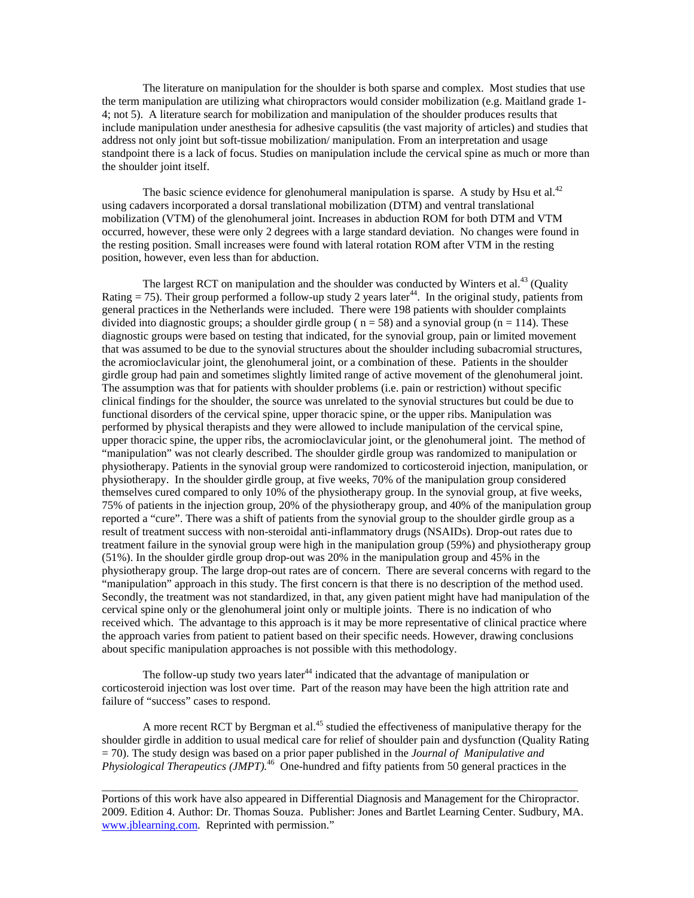The literature on manipulation for the shoulder is both sparse and complex. Most studies that use the term manipulation are utilizing what chiropractors would consider mobilization (e.g. Maitland grade 1-4; not 5). A literature search for mobilization and manipulation of the shoulder produces results that include manipulation under anesthesia for adhesive capsulitis (the vast majority of articles) and studies that address not only joint but soft-tissue mobilization/ manipulation. From an interpretation and usage standpoint there is a lack of focus. Studies on manipulation include the cervical spine as much or more than the shoulder joint itself.

The basic science evidence for glenohumeral manipulation is sparse. A study by Hsu et al.[42] using cadavers incorporated a dorsal translational mobilization (DTM) and ventral translational mobilization (VTM) of the glenohumeral joint. Increases in abduction ROM for both DTM and VTM occurred, however, these were only 2 degrees with a large standard deviation. No changes were found in the resting position. Small increases were found with lateral rotation ROM after VTM in the resting position, however, even less than for abduction.

The largest RCT on manipulation and the shoulder was conducted by Winters et al.[43] (Quality Rating = 75). Their group performed a follow-up study 2 years later[44]. In the original study, patients from general practices in the Netherlands were included. There were 198 patients with shoulder complaints divided into diagnostic groups; a shoulder girdle group ( n = 58) and a synovial group (n = 114). These diagnostic groups were based on testing that indicated, for the synovial group, pain or limited movement that was assumed to be due to the synovial structures about the shoulder including subacromial structures, the acromioclavicular joint, the glenohumeral joint, or a combination of these. Patients in the shoulder girdle group had pain and sometimes slightly limited range of active movement of the glenohumeral joint. The assumption was that for patients with shoulder problems (i.e. pain or restriction) without specific clinical findings for the shoulder, the source was unrelated to the synovial structures but could be due to functional disorders of the cervical spine, upper thoracic spine, or the upper ribs. Manipulation was performed by physical therapists and they were allowed to include manipulation of the cervical spine, upper thoracic spine, the upper ribs, the acromioclavicular joint, or the glenohumeral joint. The method of "manipulation" was not clearly described. The shoulder girdle group was randomized to manipulation or physiotherapy. Patients in the synovial group were randomized to corticosteroid injection, manipulation, or physiotherapy. In the shoulder girdle group, at five weeks, 70% of the manipulation group considered themselves cured compared to only 10% of the physiotherapy group. In the synovial group, at five weeks, 75% of patients in the injection group, 20% of the physiotherapy group, and 40% of the manipulation group reported a "cure". There was a shift of patients from the synovial group to the shoulder girdle group as a result of treatment success with non-steroidal anti-inflammatory drugs (NSAIDs). Drop-out rates due to treatment failure in the synovial group were high in the manipulation group (59%) and physiotherapy group (51%). In the shoulder girdle group drop-out was 20% in the manipulation group and 45% in the physiotherapy group. The large drop-out rates are of concern. There are several concerns with regard to the "manipulation" approach in this study. The first concern is that there is no description of the method used. Secondly, the treatment was not standardized, in that, any given patient might have had manipulation of the cervical spine only or the glenohumeral joint only or multiple joints. There is no indication of who received which. The advantage to this approach is it may be more representative of clinical practice where the approach varies from patient to patient based on their specific needs. However, drawing conclusions about specific manipulation approaches is not possible with this methodology.

The follow-up study two years later[44] indicated that the advantage of manipulation or corticosteroid injection was lost over time. Part of the reason may have been the high attrition rate and failure of "success" cases to respond.

A more recent RCT by Bergman et al.[45] studied the effectiveness of manipulative therapy for the shoulder girdle in addition to usual medical care for relief of shoulder pain and dysfunction (Quality Rating = 70). The study design was based on a prior paper published in the *Journal of Manipulative and Physiological Therapeutics (JMPT).*[46] One-hundred and fifty patients from 50 general practices in the

---

Portions of this work have also appeared in Differential Diagnosis and Management for the Chiropractor. 2009. Edition 4. Author: Dr. Thomas Souza. Publisher: Jones and Bartlet Learning Center. Sudbury, MA. www.jblearning.com. Reprinted with permission."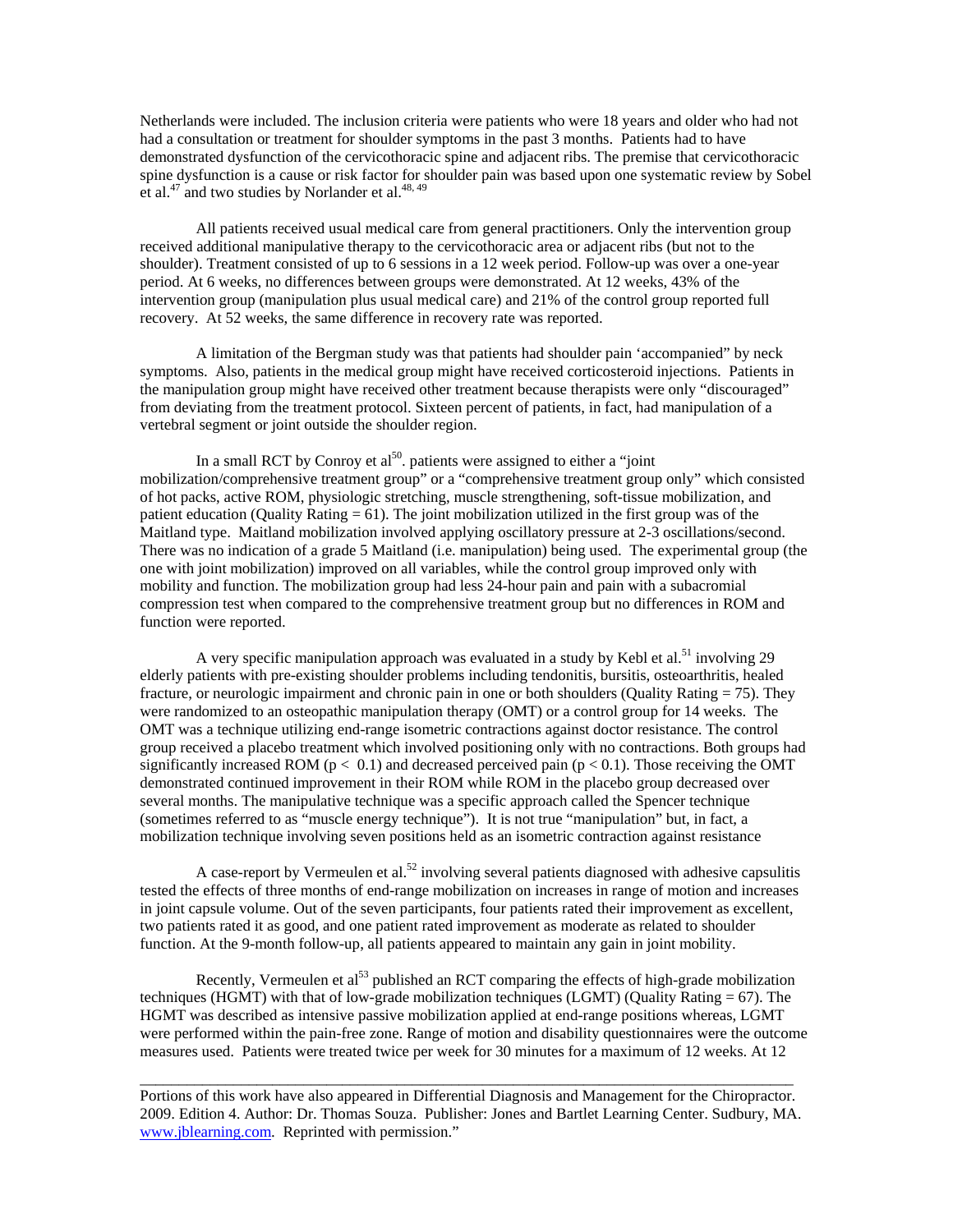Netherlands were included. The inclusion criteria were patients who were 18 years and older who had not had a consultation or treatment for shoulder symptoms in the past 3 months. Patients had to have demonstrated dysfunction of the cervicothoracic spine and adjacent ribs. The premise that cervicothoracic spine dysfunction is a cause or risk factor for shoulder pain was based upon one systematic review by Sobel et al.[47] and two studies by Norlander et al.[48, 49]

All patients received usual medical care from general practitioners. Only the intervention group received additional manipulative therapy to the cervicothoracic area or adjacent ribs (but not to the shoulder). Treatment consisted of up to 6 sessions in a 12 week period. Follow-up was over a one-year period. At 6 weeks, no differences between groups were demonstrated. At 12 weeks, 43% of the intervention group (manipulation plus usual medical care) and 21% of the control group reported full recovery. At 52 weeks, the same difference in recovery rate was reported.

A limitation of the Bergman study was that patients had shoulder pain 'accompanied" by neck symptoms. Also, patients in the medical group might have received corticosteroid injections. Patients in the manipulation group might have received other treatment because therapists were only "discouraged" from deviating from the treatment protocol. Sixteen percent of patients, in fact, had manipulation of a vertebral segment or joint outside the shoulder region.

In a small RCT by Conroy et al[50]. patients were assigned to either a "joint mobilization/comprehensive treatment group" or a "comprehensive treatment group only" which consisted of hot packs, active ROM, physiologic stretching, muscle strengthening, soft-tissue mobilization, and patient education (Quality Rating = 61). The joint mobilization utilized in the first group was of the Maitland type. Maitland mobilization involved applying oscillatory pressure at 2-3 oscillations/second. There was no indication of a grade 5 Maitland (i.e. manipulation) being used. The experimental group (the one with joint mobilization) improved on all variables, while the control group improved only with mobility and function. The mobilization group had less 24-hour pain and pain with a subacromial compression test when compared to the comprehensive treatment group but no differences in ROM and function were reported.

A very specific manipulation approach was evaluated in a study by Kebl et al.[51] involving 29 elderly patients with pre-existing shoulder problems including tendonitis, bursitis, osteoarthritis, healed fracture, or neurologic impairment and chronic pain in one or both shoulders (Quality Rating = 75). They were randomized to an osteopathic manipulation therapy (OMT) or a control group for 14 weeks. The OMT was a technique utilizing end-range isometric contractions against doctor resistance. The control group received a placebo treatment which involved positioning only with no contractions. Both groups had significantly increased ROM ($p < 0.1$) and decreased perceived pain ($p < 0.1$). Those receiving the OMT demonstrated continued improvement in their ROM while ROM in the placebo group decreased over several months. The manipulative technique was a specific approach called the Spencer technique (sometimes referred to as "muscle energy technique"). It is not true "manipulation" but, in fact, a mobilization technique involving seven positions held as an isometric contraction against resistance

A case-report by Vermeulen et al.[52] involving several patients diagnosed with adhesive capsulitis tested the effects of three months of end-range mobilization on increases in range of motion and increases in joint capsule volume. Out of the seven participants, four patients rated their improvement as excellent, two patients rated it as good, and one patient rated improvement as moderate as related to shoulder function. At the 9-month follow-up, all patients appeared to maintain any gain in joint mobility.

Recently, Vermeulen et al[53] published an RCT comparing the effects of high-grade mobilization techniques (HGMT) with that of low-grade mobilization techniques (LGMT) (Quality Rating = 67). The HGMT was described as intensive passive mobilization applied at end-range positions whereas, LGMT were performed within the pain-free zone. Range of motion and disability questionnaires were the outcome measures used. Patients were treated twice per week for 30 minutes for a maximum of 12 weeks. At 12

---

Portions of this work have also appeared in Differential Diagnosis and Management for the Chiropractor. 2009. Edition 4. Author: Dr. Thomas Souza. Publisher: Jones and Bartlet Learning Center. Sudbury, MA. www.jblearning.com. Reprinted with permission."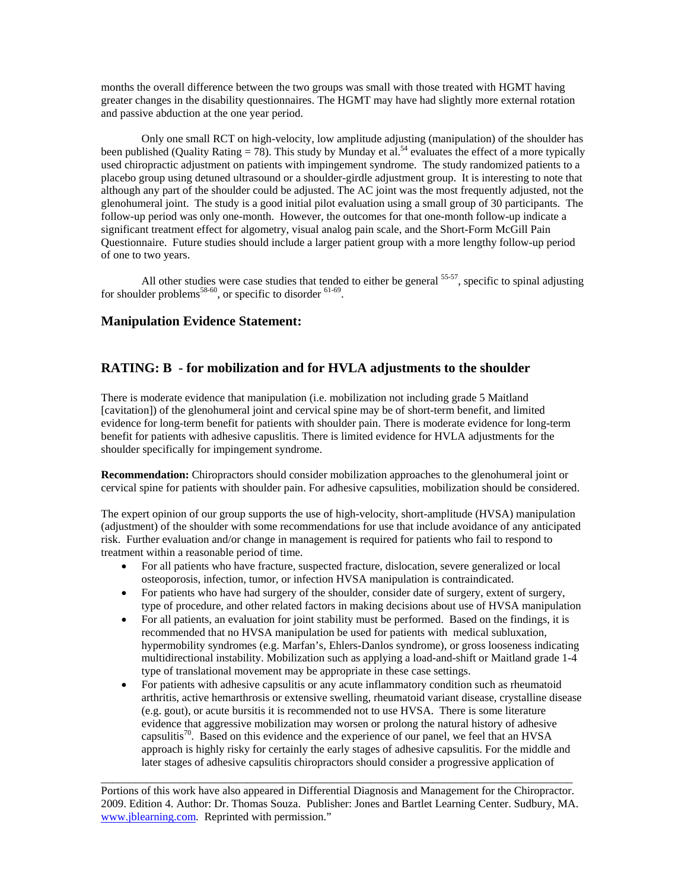months the overall difference between the two groups was small with those treated with HGMT having greater changes in the disability questionnaires. The HGMT may have had slightly more external rotation and passive abduction at the one year period.

Only one small RCT on high-velocity, low amplitude adjusting (manipulation) of the shoulder has been published (Quality Rating = 78). This study by Munday et al.[54] evaluates the effect of a more typically used chiropractic adjustment on patients with impingement syndrome. The study randomized patients to a placebo group using detuned ultrasound or a shoulder-girdle adjustment group. It is interesting to note that although any part of the shoulder could be adjusted. The AC joint was the most frequently adjusted, not the glenohumeral joint. The study is a good initial pilot evaluation using a small group of 30 participants. The follow-up period was only one-month. However, the outcomes for that one-month follow-up indicate a significant treatment effect for algometry, visual analog pain scale, and the Short-Form McGill Pain Questionnaire. Future studies should include a larger patient group with a more lengthy follow-up period of one to two years.

All other studies were case studies that tended to either be general [55-57], specific to spinal adjusting for shoulder problems[58-60], or specific to disorder [61-69].

### Manipulation Evidence Statement:

### RATING: B - for mobilization and for HVLA adjustments to the shoulder

There is moderate evidence that manipulation (i.e. mobilization not including grade 5 Maitland [cavitation]) of the glenohumeral joint and cervical spine may be of short-term benefit, and limited evidence for long-term benefit for patients with shoulder pain. There is moderate evidence for long-term benefit for patients with adhesive capuslitis. There is limited evidence for HVLA adjustments for the shoulder specifically for impingement syndrome.

**Recommendation:** Chiropractors should consider mobilization approaches to the glenohumeral joint or cervical spine for patients with shoulder pain. For adhesive capsulities, mobilization should be considered.

The expert opinion of our group supports the use of high-velocity, short-amplitude (HVSA) manipulation (adjustment) of the shoulder with some recommendations for use that include avoidance of any anticipated risk. Further evaluation and/or change in management is required for patients who fail to respond to treatment within a reasonable period of time.

- For all patients who have fracture, suspected fracture, dislocation, severe generalized or local osteoporosis, infection, tumor, or infection HVSA manipulation is contraindicated.
- For patients who have had surgery of the shoulder, consider date of surgery, extent of surgery, type of procedure, and other related factors in making decisions about use of HVSA manipulation
- For all patients, an evaluation for joint stability must be performed. Based on the findings, it is recommended that no HVSA manipulation be used for patients with medical subluxation, hypermobility syndromes (e.g. Marfan's, Ehlers-Danlos syndrome), or gross looseness indicating multidirectional instability. Mobilization such as applying a load-and-shift or Maitland grade 1-4 type of translational movement may be appropriate in these case settings.
- For patients with adhesive capsulitis or any acute inflammatory condition such as rheumatoid arthritis, active hemarthrosis or extensive swelling, rheumatoid variant disease, crystalline disease (e.g. gout), or acute bursitis it is recommended not to use HVSA. There is some literature evidence that aggressive mobilization may worsen or prolong the natural history of adhesive capsulitis[70]. Based on this evidence and the experience of our panel, we feel that an HVSA approach is highly risky for certainly the early stages of adhesive capsulitis. For the middle and later stages of adhesive capsulitis chiropractors should consider a progressive application of

---

Portions of this work have also appeared in Differential Diagnosis and Management for the Chiropractor. 2009. Edition 4. Author: Dr. Thomas Souza. Publisher: Jones and Bartlet Learning Center. Sudbury, MA. www.jblearning.com. Reprinted with permission."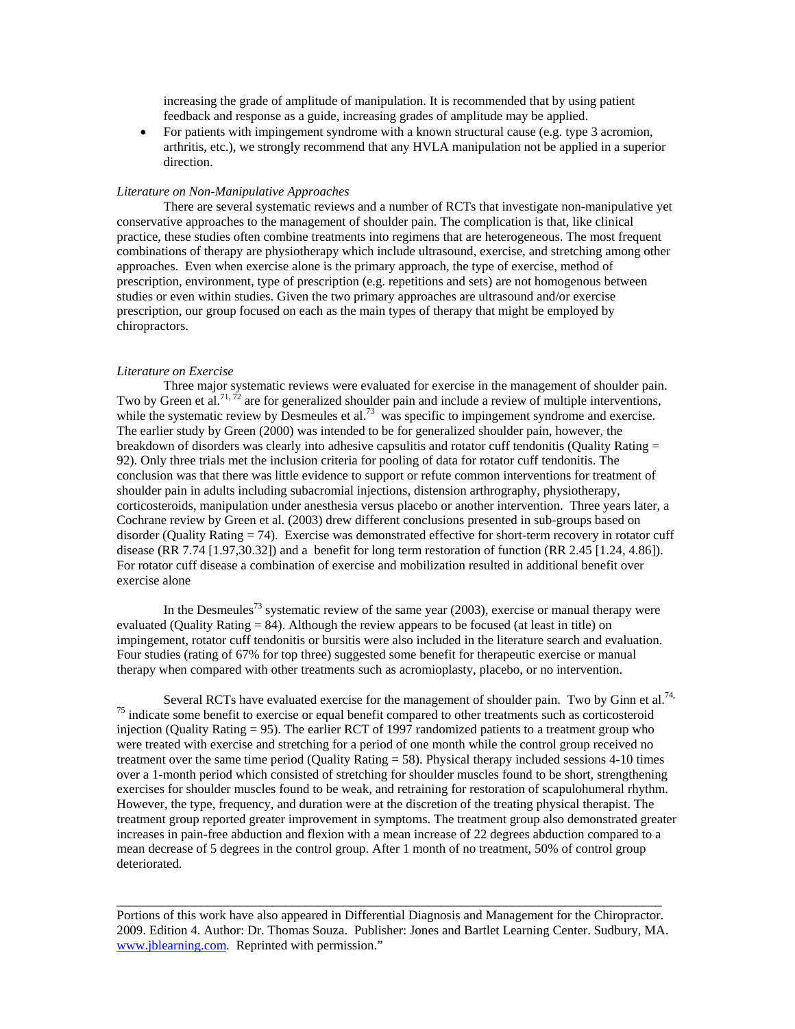increasing the grade of amplitude of manipulation. It is recommended that by using patient feedback and response as a guide, increasing grades of amplitude may be applied.

- For patients with impingement syndrome with a known structural cause (e.g. type 3 acromion, arthritis, etc.), we strongly recommend that any HVLA manipulation not be applied in a superior direction.

*Literature on Non-Manipulative Approaches*

There are several systematic reviews and a number of RCTs that investigate non-manipulative yet conservative approaches to the management of shoulder pain. The complication is that, like clinical practice, these studies often combine treatments into regimens that are heterogeneous. The most frequent combinations of therapy are physiotherapy which include ultrasound, exercise, and stretching among other approaches. Even when exercise alone is the primary approach, the type of exercise, method of prescription, environment, type of prescription (e.g. repetitions and sets) are not homogenous between studies or even within studies. Given the two primary approaches are ultrasound and/or exercise prescription, our group focused on each as the main types of therapy that might be employed by chiropractors.

*Literature on Exercise*

Three major systematic reviews were evaluated for exercise in the management of shoulder pain. Two by Green et al.[71, 72] are for generalized shoulder pain and include a review of multiple interventions, while the systematic review by Desmeules et al.[73] was specific to impingement syndrome and exercise. The earlier study by Green (2000) was intended to be for generalized shoulder pain, however, the breakdown of disorders was clearly into adhesive capsulitis and rotator cuff tendonitis (Quality Rating = 92). Only three trials met the inclusion criteria for pooling of data for rotator cuff tendonitis. The conclusion was that there was little evidence to support or refute common interventions for treatment of shoulder pain in adults including subacromial injections, distension arthrography, physiotherapy, corticosteroids, manipulation under anesthesia versus placebo or another intervention. Three years later, a Cochrane review by Green et al. (2003) drew different conclusions presented in sub-groups based on disorder (Quality Rating = 74). Exercise was demonstrated effective for short-term recovery in rotator cuff disease (RR 7.74 [1.97,30.32]) and a benefit for long term restoration of function (RR 2.45 [1.24, 4.86]). For rotator cuff disease a combination of exercise and mobilization resulted in additional benefit over exercise alone

In the Desmeules[73] systematic review of the same year (2003), exercise or manual therapy were evaluated (Quality Rating = 84). Although the review appears to be focused (at least in title) on impingement, rotator cuff tendonitis or bursitis were also included in the literature search and evaluation. Four studies (rating of 67% for top three) suggested some benefit for therapeutic exercise or manual therapy when compared with other treatments such as acromioplasty, placebo, or no intervention.

Several RCTs have evaluated exercise for the management of shoulder pain. Two by Ginn et al.[74, 75] indicate some benefit to exercise or equal benefit compared to other treatments such as corticosteroid injection (Quality Rating = 95). The earlier RCT of 1997 randomized patients to a treatment group who were treated with exercise and stretching for a period of one month while the control group received no treatment over the same time period (Quality Rating = 58). Physical therapy included sessions 4-10 times over a 1-month period which consisted of stretching for shoulder muscles found to be short, strengthening exercises for shoulder muscles found to be weak, and retraining for restoration of scapulohumeral rhythm. However, the type, frequency, and duration were at the discretion of the treating physical therapist. The treatment group reported greater improvement in symptoms. The treatment group also demonstrated greater increases in pain-free abduction and flexion with a mean increase of 22 degrees abduction compared to a mean decrease of 5 degrees in the control group. After 1 month of no treatment, 50% of control group deteriorated.

---

Portions of this work have also appeared in Differential Diagnosis and Management for the Chiropractor. 2009. Edition 4. Author: Dr. Thomas Souza. Publisher: Jones and Bartlet Learning Center. Sudbury, MA. www.jblearning.com. Reprinted with permission."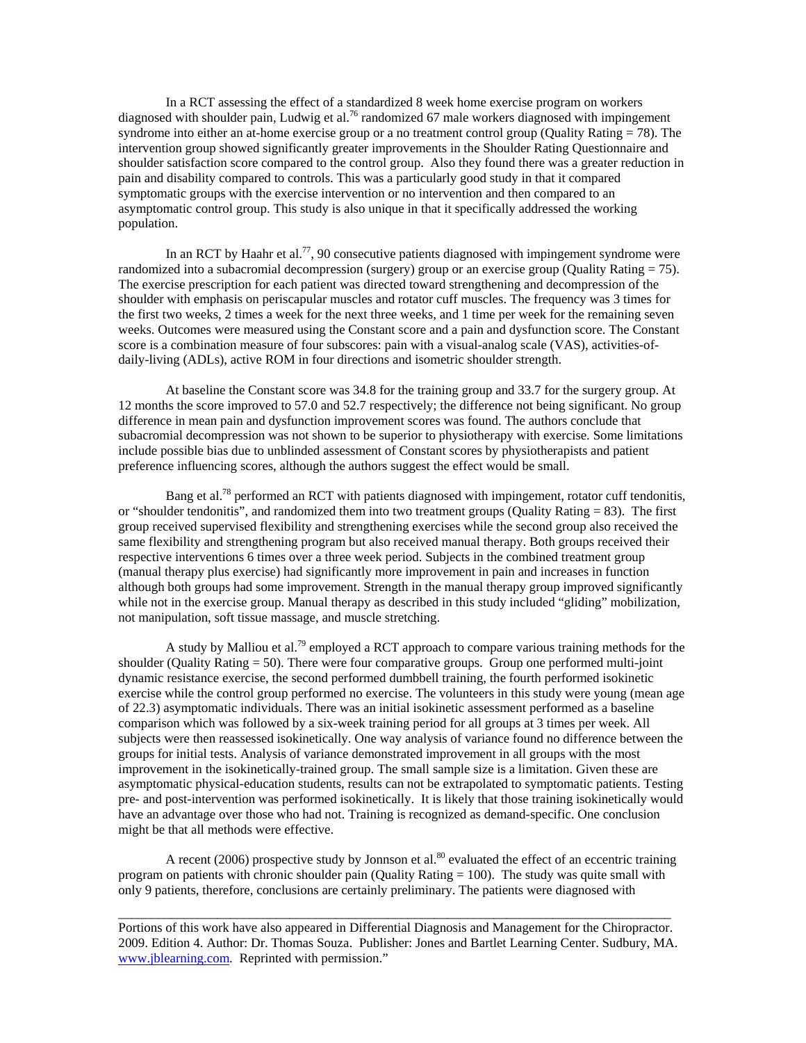In a RCT assessing the effect of a standardized 8 week home exercise program on workers diagnosed with shoulder pain, Ludwig et al.[76] randomized 67 male workers diagnosed with impingement syndrome into either an at-home exercise group or a no treatment control group (Quality Rating = 78). The intervention group showed significantly greater improvements in the Shoulder Rating Questionnaire and shoulder satisfaction score compared to the control group. Also they found there was a greater reduction in pain and disability compared to controls. This was a particularly good study in that it compared symptomatic groups with the exercise intervention or no intervention and then compared to an asymptomatic control group. This study is also unique in that it specifically addressed the working population.

In an RCT by Haahr et al.[77], 90 consecutive patients diagnosed with impingement syndrome were randomized into a subacromial decompression (surgery) group or an exercise group (Quality Rating = 75). The exercise prescription for each patient was directed toward strengthening and decompression of the shoulder with emphasis on periscapular muscles and rotator cuff muscles. The frequency was 3 times for the first two weeks, 2 times a week for the next three weeks, and 1 time per week for the remaining seven weeks. Outcomes were measured using the Constant score and a pain and dysfunction score. The Constant score is a combination measure of four subscores: pain with a visual-analog scale (VAS), activities-of-daily-living (ADLs), active ROM in four directions and isometric shoulder strength.

At baseline the Constant score was 34.8 for the training group and 33.7 for the surgery group. At 12 months the score improved to 57.0 and 52.7 respectively; the difference not being significant. No group difference in mean pain and dysfunction improvement scores was found. The authors conclude that subacromial decompression was not shown to be superior to physiotherapy with exercise. Some limitations include possible bias due to unblinded assessment of Constant scores by physiotherapists and patient preference influencing scores, although the authors suggest the effect would be small.

Bang et al.[78] performed an RCT with patients diagnosed with impingement, rotator cuff tendonitis, or "shoulder tendonitis", and randomized them into two treatment groups (Quality Rating = 83). The first group received supervised flexibility and strengthening exercises while the second group also received the same flexibility and strengthening program but also received manual therapy. Both groups received their respective interventions 6 times over a three week period. Subjects in the combined treatment group (manual therapy plus exercise) had significantly more improvement in pain and increases in function although both groups had some improvement. Strength in the manual therapy group improved significantly while not in the exercise group. Manual therapy as described in this study included "gliding" mobilization, not manipulation, soft tissue massage, and muscle stretching.

A study by Malliou et al.[79] employed a RCT approach to compare various training methods for the shoulder (Quality Rating = 50). There were four comparative groups. Group one performed multi-joint dynamic resistance exercise, the second performed dumbbell training, the fourth performed isokinetic exercise while the control group performed no exercise. The volunteers in this study were young (mean age of 22.3) asymptomatic individuals. There was an initial isokinetic assessment performed as a baseline comparison which was followed by a six-week training period for all groups at 3 times per week. All subjects were then reassessed isokinetically. One way analysis of variance found no difference between the groups for initial tests. Analysis of variance demonstrated improvement in all groups with the most improvement in the isokinetically-trained group. The small sample size is a limitation. Given these are asymptomatic physical-education students, results can not be extrapolated to symptomatic patients. Testing pre- and post-intervention was performed isokinetically. It is likely that those training isokinetically would have an advantage over those who had not. Training is recognized as demand-specific. One conclusion might be that all methods were effective.

A recent (2006) prospective study by Jonnson et al.[80] evaluated the effect of an eccentric training program on patients with chronic shoulder pain (Quality Rating = 100). The study was quite small with only 9 patients, therefore, conclusions are certainly preliminary. The patients were diagnosed with

---

Portions of this work have also appeared in Differential Diagnosis and Management for the Chiropractor. 2009. Edition 4. Author: Dr. Thomas Souza. Publisher: Jones and Bartlet Learning Center. Sudbury, MA. www.jblearning.com. Reprinted with permission."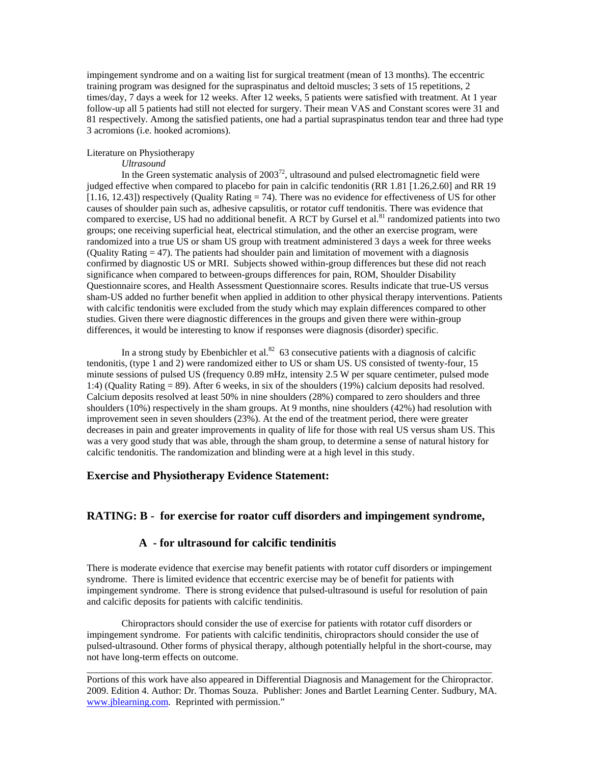impingement syndrome and on a waiting list for surgical treatment (mean of 13 months). The eccentric training program was designed for the supraspinatus and deltoid muscles; 3 sets of 15 repetitions, 2 times/day, 7 days a week for 12 weeks. After 12 weeks, 5 patients were satisfied with treatment. At 1 year follow-up all 5 patients had still not elected for surgery. Their mean VAS and Constant scores were 31 and 81 respectively. Among the satisfied patients, one had a partial supraspinatus tendon tear and three had type 3 acromions (i.e. hooked acromions).

Literature on Physiotherapy

*Ultrasound*

In the Green systematic analysis of 2003[72], ultrasound and pulsed electromagnetic field were judged effective when compared to placebo for pain in calcific tendonitis (RR 1.81 [1.26,2.60] and RR 19 [1.16, 12.43]) respectively (Quality Rating = 74). There was no evidence for effectiveness of US for other causes of shoulder pain such as, adhesive capsulitis, or rotator cuff tendonitis. There was evidence that compared to exercise, US had no additional benefit. A RCT by Gursel et al.[81] randomized patients into two groups; one receiving superficial heat, electrical stimulation, and the other an exercise program, were randomized into a true US or sham US group with treatment administered 3 days a week for three weeks (Quality Rating = 47). The patients had shoulder pain and limitation of movement with a diagnosis confirmed by diagnostic US or MRI. Subjects showed within-group differences but these did not reach significance when compared to between-groups differences for pain, ROM, Shoulder Disability Questionnaire scores, and Health Assessment Questionnaire scores. Results indicate that true-US versus sham-US added no further benefit when applied in addition to other physical therapy interventions. Patients with calcific tendonitis were excluded from the study which may explain differences compared to other studies. Given there were diagnostic differences in the groups and given there were within-group differences, it would be interesting to know if responses were diagnosis (disorder) specific.

In a strong study by Ebenbichler et al.[82] 63 consecutive patients with a diagnosis of calcific tendonitis, (type 1 and 2) were randomized either to US or sham US. US consisted of twenty-four, 15 minute sessions of pulsed US (frequency 0.89 mHz, intensity 2.5 W per square centimeter, pulsed mode 1:4) (Quality Rating = 89). After 6 weeks, in six of the shoulders (19%) calcium deposits had resolved. Calcium deposits resolved at least 50% in nine shoulders (28%) compared to zero shoulders and three shoulders (10%) respectively in the sham groups. At 9 months, nine shoulders (42%) had resolution with improvement seen in seven shoulders (23%). At the end of the treatment period, there were greater decreases in pain and greater improvements in quality of life for those with real US versus sham US. This was a very good study that was able, through the sham group, to determine a sense of natural history for calcific tendonitis. The randomization and blinding were at a high level in this study.

## Exercise and Physiotherapy Evidence Statement:

## RATING: B - for exercise for roator cuff disorders and impingement syndrome,

## A - for ultrasound for calcific tendinitis

There is moderate evidence that exercise may benefit patients with rotator cuff disorders or impingement syndrome. There is limited evidence that eccentric exercise may be of benefit for patients with impingement syndrome. There is strong evidence that pulsed-ultrasound is useful for resolution of pain and calcific deposits for patients with calcific tendinitis.

Chiropractors should consider the use of exercise for patients with rotator cuff disorders or impingement syndrome. For patients with calcific tendinitis, chiropractors should consider the use of pulsed-ultrasound. Other forms of physical therapy, although potentially helpful in the short-course, may not have long-term effects on outcome.

---

Portions of this work have also appeared in Differential Diagnosis and Management for the Chiropractor. 2009. Edition 4. Author: Dr. Thomas Souza. Publisher: Jones and Bartlet Learning Center. Sudbury, MA. www.jblearning.com. Reprinted with permission."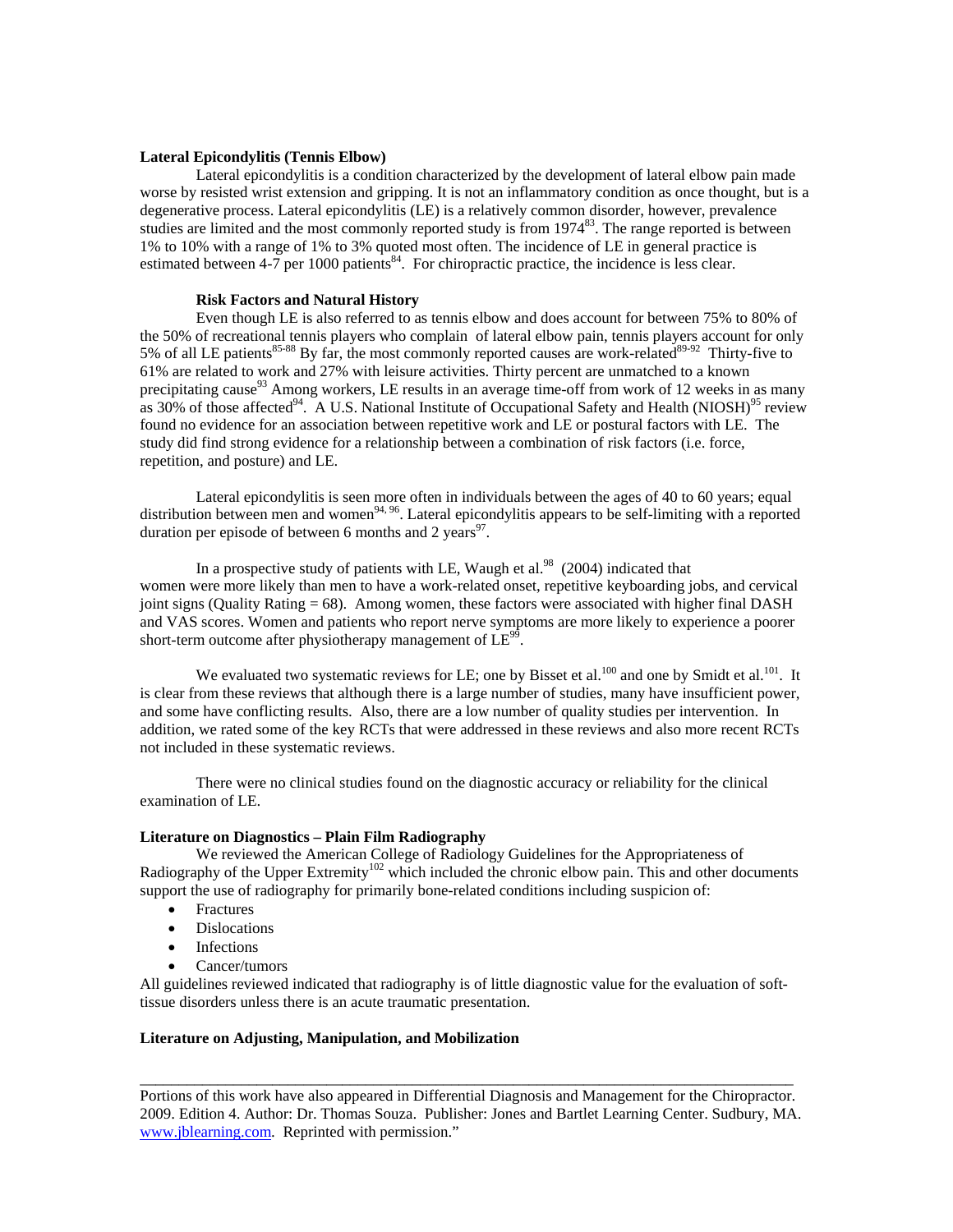**Lateral Epicondylitis (Tennis Elbow)**

Lateral epicondylitis is a condition characterized by the development of lateral elbow pain made worse by resisted wrist extension and gripping. It is not an inflammatory condition as once thought, but is a degenerative process. Lateral epicondylitis (LE) is a relatively common disorder, however, prevalence studies are limited and the most commonly reported study is from 1974[83]. The range reported is between 1% to 10% with a range of 1% to 3% quoted most often. The incidence of LE in general practice is estimated between 4-7 per 1000 patients[84]. For chiropractic practice, the incidence is less clear.

**Risk Factors and Natural History**

Even though LE is also referred to as tennis elbow and does account for between 75% to 80% of the 50% of recreational tennis players who complain of lateral elbow pain, tennis players account for only 5% of all LE patients[85-88] By far, the most commonly reported causes are work-related[89-92] Thirty-five to 61% are related to work and 27% with leisure activities. Thirty percent are unmatched to a known precipitating cause[93] Among workers, LE results in an average time-off from work of 12 weeks in as many as 30% of those affected[94]. A U.S. National Institute of Occupational Safety and Health (NIOSH)[95] review found no evidence for an association between repetitive work and LE or postural factors with LE. The study did find strong evidence for a relationship between a combination of risk factors (i.e. force, repetition, and posture) and LE.

Lateral epicondylitis is seen more often in individuals between the ages of 40 to 60 years; equal distribution between men and women[94, 96]. Lateral epicondylitis appears to be self-limiting with a reported duration per episode of between 6 months and 2 years[97].

In a prospective study of patients with LE, Waugh et al.[98] (2004) indicated that women were more likely than men to have a work-related onset, repetitive keyboarding jobs, and cervical joint signs (Quality Rating = 68). Among women, these factors were associated with higher final DASH and VAS scores. Women and patients who report nerve symptoms are more likely to experience a poorer short-term outcome after physiotherapy management of LE[99].

We evaluated two systematic reviews for LE; one by Bisset et al.[100] and one by Smidt et al.[101]. It is clear from these reviews that although there is a large number of studies, many have insufficient power, and some have conflicting results. Also, there are a low number of quality studies per intervention. In addition, we rated some of the key RCTs that were addressed in these reviews and also more recent RCTs not included in these systematic reviews.

There were no clinical studies found on the diagnostic accuracy or reliability for the clinical examination of LE.

**Literature on Diagnostics – Plain Film Radiography**

We reviewed the American College of Radiology Guidelines for the Appropriateness of Radiography of the Upper Extremity[102] which included the chronic elbow pain. This and other documents support the use of radiography for primarily bone-related conditions including suspicion of:

- Fractures
- Dislocations
- Infections
- Cancer/tumors

All guidelines reviewed indicated that radiography is of little diagnostic value for the evaluation of soft-tissue disorders unless there is an acute traumatic presentation.

**Literature on Adjusting, Manipulation, and Mobilization**

---

Portions of this work have also appeared in Differential Diagnosis and Management for the Chiropractor. 2009. Edition 4. Author: Dr. Thomas Souza. Publisher: Jones and Bartlet Learning Center. Sudbury, MA. www.jblearning.com. Reprinted with permission."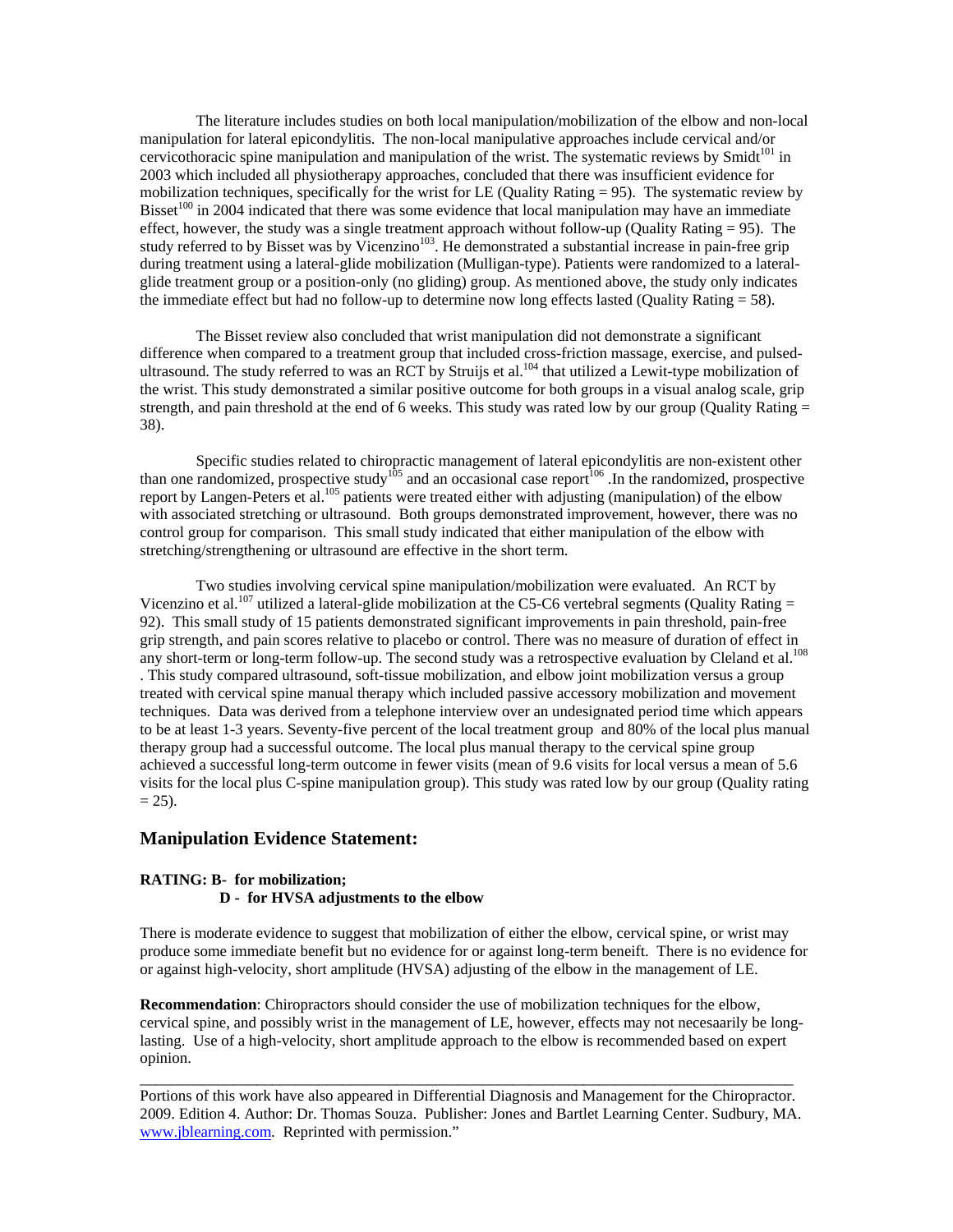The literature includes studies on both local manipulation/mobilization of the elbow and non-local manipulation for lateral epicondylitis. The non-local manipulative approaches include cervical and/or cervicothoracic spine manipulation and manipulation of the wrist. The systematic reviews by Smidt[101] in 2003 which included all physiotherapy approaches, concluded that there was insufficient evidence for mobilization techniques, specifically for the wrist for LE (Quality Rating = 95). The systematic review by Bisset[100] in 2004 indicated that there was some evidence that local manipulation may have an immediate effect, however, the study was a single treatment approach without follow-up (Quality Rating = 95). The study referred to by Bisset was by Vicenzino[103]. He demonstrated a substantial increase in pain-free grip during treatment using a lateral-glide mobilization (Mulligan-type). Patients were randomized to a lateral-glide treatment group or a position-only (no gliding) group. As mentioned above, the study only indicates the immediate effect but had no follow-up to determine now long effects lasted (Quality Rating = 58).

The Bisset review also concluded that wrist manipulation did not demonstrate a significant difference when compared to a treatment group that included cross-friction massage, exercise, and pulsed-ultrasound. The study referred to was an RCT by Struijs et al.[104] that utilized a Lewit-type mobilization of the wrist. This study demonstrated a similar positive outcome for both groups in a visual analog scale, grip strength, and pain threshold at the end of 6 weeks. This study was rated low by our group (Quality Rating = 38).

Specific studies related to chiropractic management of lateral epicondylitis are non-existent other than one randomized, prospective study[105] and an occasional case report[106] .In the randomized, prospective report by Langen-Peters et al.[105] patients were treated either with adjusting (manipulation) of the elbow with associated stretching or ultrasound. Both groups demonstrated improvement, however, there was no control group for comparison. This small study indicated that either manipulation of the elbow with stretching/strengthening or ultrasound are effective in the short term.

Two studies involving cervical spine manipulation/mobilization were evaluated. An RCT by Vicenzino et al.[107] utilized a lateral-glide mobilization at the C5-C6 vertebral segments (Quality Rating = 92). This small study of 15 patients demonstrated significant improvements in pain threshold, pain-free grip strength, and pain scores relative to placebo or control. There was no measure of duration of effect in any short-term or long-term follow-up. The second study was a retrospective evaluation by Cleland et al.[108] . This study compared ultrasound, soft-tissue mobilization, and elbow joint mobilization versus a group treated with cervical spine manual therapy which included passive accessory mobilization and movement techniques. Data was derived from a telephone interview over an undesignated period time which appears to be at least 1-3 years. Seventy-five percent of the local treatment group and 80% of the local plus manual therapy group had a successful outcome. The local plus manual therapy to the cervical spine group achieved a successful long-term outcome in fewer visits (mean of 9.6 visits for local versus a mean of 5.6 visits for the local plus C-spine manipulation group). This study was rated low by our group (Quality rating = 25).

## Manipulation Evidence Statement:

**RATING: B- for mobilization;**
**D - for HVSA adjustments to the elbow**

There is moderate evidence to suggest that mobilization of either the elbow, cervical spine, or wrist may produce some immediate benefit but no evidence for or against long-term beneift. There is no evidence for or against high-velocity, short amplitude (HVSA) adjusting of the elbow in the management of LE.

**Recommendation**: Chiropractors should consider the use of mobilization techniques for the elbow, cervical spine, and possibly wrist in the management of LE, however, effects may not necesaarily be long-lasting. Use of a high-velocity, short amplitude approach to the elbow is recommended based on expert opinion.

---

Portions of this work have also appeared in Differential Diagnosis and Management for the Chiropractor. 2009. Edition 4. Author: Dr. Thomas Souza. Publisher: Jones and Bartlet Learning Center. Sudbury, MA. www.jblearning.com. Reprinted with permission."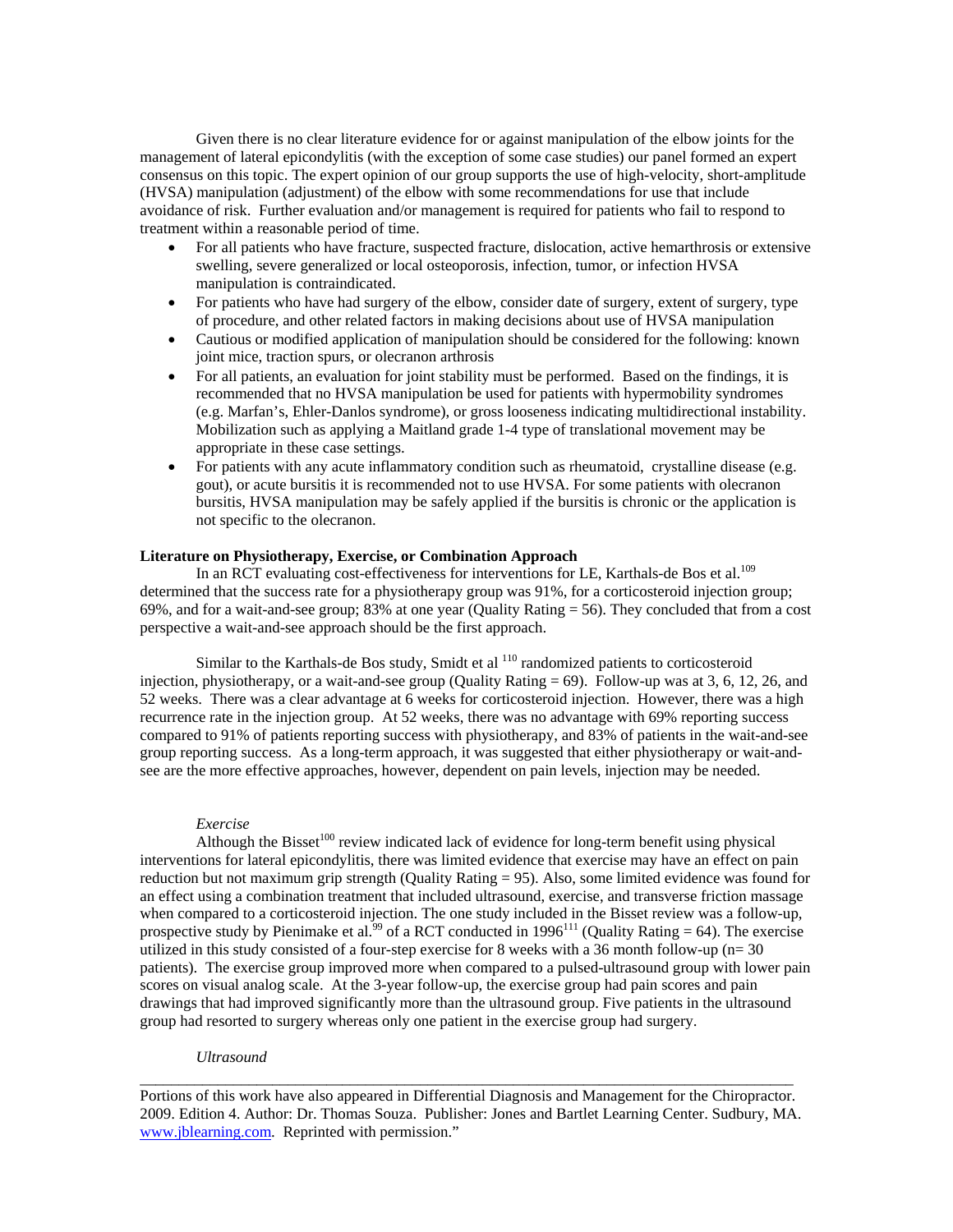Given there is no clear literature evidence for or against manipulation of the elbow joints for the management of lateral epicondylitis (with the exception of some case studies) our panel formed an expert consensus on this topic. The expert opinion of our group supports the use of high-velocity, short-amplitude (HVSA) manipulation (adjustment) of the elbow with some recommendations for use that include avoidance of risk. Further evaluation and/or management is required for patients who fail to respond to treatment within a reasonable period of time.

- For all patients who have fracture, suspected fracture, dislocation, active hemarthrosis or extensive swelling, severe generalized or local osteoporosis, infection, tumor, or infection HVSA manipulation is contraindicated.
- For patients who have had surgery of the elbow, consider date of surgery, extent of surgery, type of procedure, and other related factors in making decisions about use of HVSA manipulation
- Cautious or modified application of manipulation should be considered for the following: known joint mice, traction spurs, or olecranon arthrosis
- For all patients, an evaluation for joint stability must be performed. Based on the findings, it is recommended that no HVSA manipulation be used for patients with hypermobility syndromes (e.g. Marfan's, Ehler-Danlos syndrome), or gross looseness indicating multidirectional instability. Mobilization such as applying a Maitland grade 1-4 type of translational movement may be appropriate in these case settings.
- For patients with any acute inflammatory condition such as rheumatoid, crystalline disease (e.g. gout), or acute bursitis it is recommended not to use HVSA. For some patients with olecranon bursitis, HVSA manipulation may be safely applied if the bursitis is chronic or the application is not specific to the olecranon.

**Literature on Physiotherapy, Exercise, or Combination Approach**

In an RCT evaluating cost-effectiveness for interventions for LE, Karthals-de Bos et al.[109] determined that the success rate for a physiotherapy group was 91%, for a corticosteroid injection group; 69%, and for a wait-and-see group; 83% at one year (Quality Rating = 56). They concluded that from a cost perspective a wait-and-see approach should be the first approach.

Similar to the Karthals-de Bos study, Smidt et al [110] randomized patients to corticosteroid injection, physiotherapy, or a wait-and-see group (Quality Rating = 69). Follow-up was at 3, 6, 12, 26, and 52 weeks. There was a clear advantage at 6 weeks for corticosteroid injection. However, there was a high recurrence rate in the injection group. At 52 weeks, there was no advantage with 69% reporting success compared to 91% of patients reporting success with physiotherapy, and 83% of patients in the wait-and-see group reporting success. As a long-term approach, it was suggested that either physiotherapy or wait-and-see are the more effective approaches, however, dependent on pain levels, injection may be needed.

*Exercise*

Although the Bisset[100] review indicated lack of evidence for long-term benefit using physical interventions for lateral epicondylitis, there was limited evidence that exercise may have an effect on pain reduction but not maximum grip strength (Quality Rating = 95). Also, some limited evidence was found for an effect using a combination treatment that included ultrasound, exercise, and transverse friction massage when compared to a corticosteroid injection. The one study included in the Bisset review was a follow-up, prospective study by Pienimake et al.[99] of a RCT conducted in 1996[111] (Quality Rating = 64). The exercise utilized in this study consisted of a four-step exercise for 8 weeks with a 36 month follow-up (n= 30 patients). The exercise group improved more when compared to a pulsed-ultrasound group with lower pain scores on visual analog scale. At the 3-year follow-up, the exercise group had pain scores and pain drawings that had improved significantly more than the ultrasound group. Five patients in the ultrasound group had resorted to surgery whereas only one patient in the exercise group had surgery.

*Ultrasound*

---

Portions of this work have also appeared in Differential Diagnosis and Management for the Chiropractor. 2009. Edition 4. Author: Dr. Thomas Souza. Publisher: Jones and Bartlet Learning Center. Sudbury, MA. www.jblearning.com. Reprinted with permission."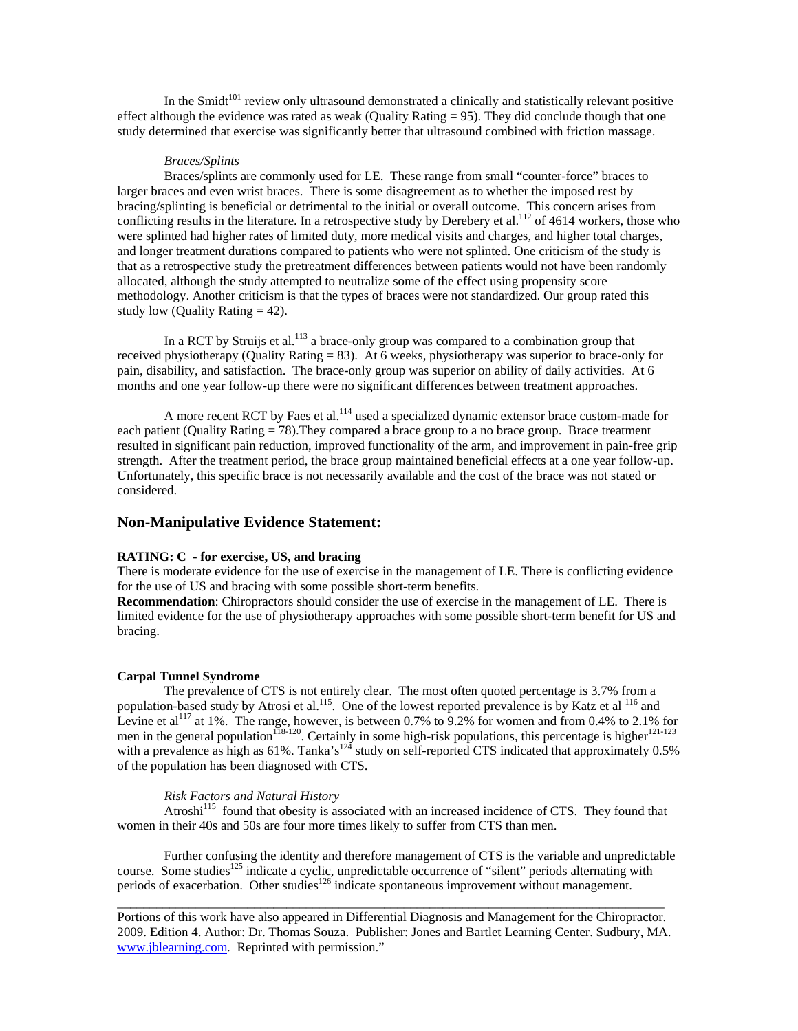In the Smidt[101] review only ultrasound demonstrated a clinically and statistically relevant positive effect although the evidence was rated as weak (Quality Rating = 95). They did conclude though that one study determined that exercise was significantly better that ultrasound combined with friction massage.

*Braces/Splints*

Braces/splints are commonly used for LE. These range from small "counter-force" braces to larger braces and even wrist braces. There is some disagreement as to whether the imposed rest by bracing/splinting is beneficial or detrimental to the initial or overall outcome. This concern arises from conflicting results in the literature. In a retrospective study by Derebery et al.[112] of 4614 workers, those who were splinted had higher rates of limited duty, more medical visits and charges, and higher total charges, and longer treatment durations compared to patients who were not splinted. One criticism of the study is that as a retrospective study the pretreatment differences between patients would not have been randomly allocated, although the study attempted to neutralize some of the effect using propensity score methodology. Another criticism is that the types of braces were not standardized. Our group rated this study low (Quality Rating = 42).

In a RCT by Struijs et al.[113] a brace-only group was compared to a combination group that received physiotherapy (Quality Rating = 83). At 6 weeks, physiotherapy was superior to brace-only for pain, disability, and satisfaction. The brace-only group was superior on ability of daily activities. At 6 months and one year follow-up there were no significant differences between treatment approaches.

A more recent RCT by Faes et al.[114] used a specialized dynamic extensor brace custom-made for each patient (Quality Rating = 78).They compared a brace group to a no brace group. Brace treatment resulted in significant pain reduction, improved functionality of the arm, and improvement in pain-free grip strength. After the treatment period, the brace group maintained beneficial effects at a one year follow-up. Unfortunately, this specific brace is not necessarily available and the cost of the brace was not stated or considered.

## Non-Manipulative Evidence Statement:

**RATING: C - for exercise, US, and bracing**

There is moderate evidence for the use of exercise in the management of LE. There is conflicting evidence for the use of US and bracing with some possible short-term benefits.

**Recommendation**: Chiropractors should consider the use of exercise in the management of LE. There is limited evidence for the use of physiotherapy approaches with some possible short-term benefit for US and bracing.

**Carpal Tunnel Syndrome**

The prevalence of CTS is not entirely clear. The most often quoted percentage is 3.7% from a population-based study by Atrosi et al.[115]. One of the lowest reported prevalence is by Katz et al [116] and Levine et al[117] at 1%. The range, however, is between 0.7% to 9.2% for women and from 0.4% to 2.1% for men in the general population[118-120]. Certainly in some high-risk populations, this percentage is higher[121-123] with a prevalence as high as 61%. Tanka's[124] study on self-reported CTS indicated that approximately 0.5% of the population has been diagnosed with CTS.

*Risk Factors and Natural History*

Atroshi[115] found that obesity is associated with an increased incidence of CTS. They found that women in their 40s and 50s are four more times likely to suffer from CTS than men.

Further confusing the identity and therefore management of CTS is the variable and unpredictable course. Some studies[125] indicate a cyclic, unpredictable occurrence of "silent" periods alternating with periods of exacerbation. Other studies[126] indicate spontaneous improvement without management.

---

Portions of this work have also appeared in Differential Diagnosis and Management for the Chiropractor. 2009. Edition 4. Author: Dr. Thomas Souza. Publisher: Jones and Bartlet Learning Center. Sudbury, MA. www.jblearning.com. Reprinted with permission."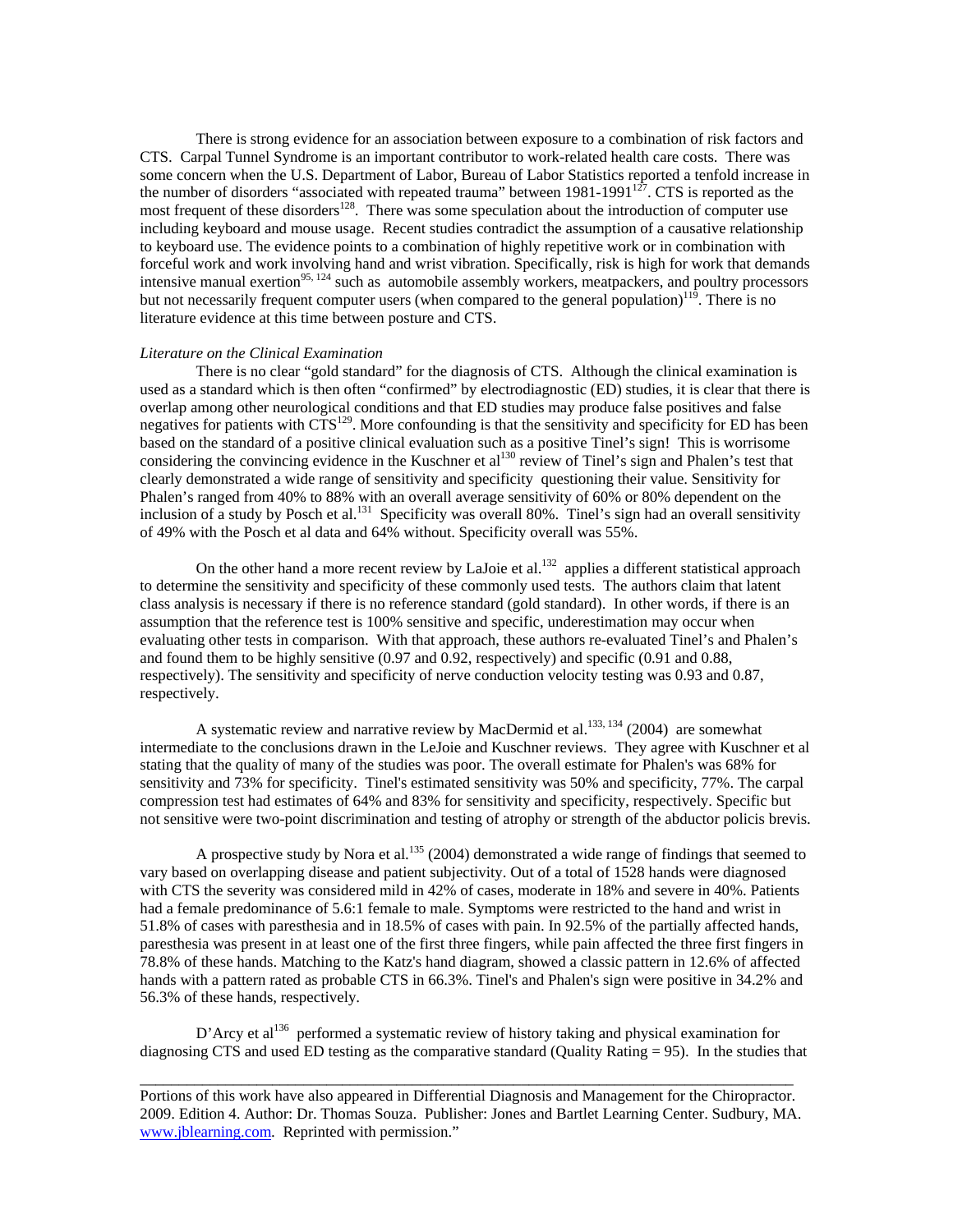There is strong evidence for an association between exposure to a combination of risk factors and CTS. Carpal Tunnel Syndrome is an important contributor to work-related health care costs. There was some concern when the U.S. Department of Labor, Bureau of Labor Statistics reported a tenfold increase in the number of disorders "associated with repeated trauma" between 1981-1991[127]. CTS is reported as the most frequent of these disorders[128]. There was some speculation about the introduction of computer use including keyboard and mouse usage. Recent studies contradict the assumption of a causative relationship to keyboard use. The evidence points to a combination of highly repetitive work or in combination with forceful work and work involving hand and wrist vibration. Specifically, risk is high for work that demands intensive manual exertion[95, 124] such as automobile assembly workers, meatpackers, and poultry processors but not necessarily frequent computer users (when compared to the general population)[119]. There is no literature evidence at this time between posture and CTS.

*Literature on the Clinical Examination*

There is no clear "gold standard" for the diagnosis of CTS. Although the clinical examination is used as a standard which is then often "confirmed" by electrodiagnostic (ED) studies, it is clear that there is overlap among other neurological conditions and that ED studies may produce false positives and false negatives for patients with CTS[129]. More confounding is that the sensitivity and specificity for ED has been based on the standard of a positive clinical evaluation such as a positive Tinel's sign! This is worrisome considering the convincing evidence in the Kuschner et al[130] review of Tinel's sign and Phalen's test that clearly demonstrated a wide range of sensitivity and specificity questioning their value. Sensitivity for Phalen's ranged from 40% to 88% with an overall average sensitivity of 60% or 80% dependent on the inclusion of a study by Posch et al.[131] Specificity was overall 80%. Tinel's sign had an overall sensitivity of 49% with the Posch et al data and 64% without. Specificity overall was 55%.

On the other hand a more recent review by LaJoie et al.[132] applies a different statistical approach to determine the sensitivity and specificity of these commonly used tests. The authors claim that latent class analysis is necessary if there is no reference standard (gold standard). In other words, if there is an assumption that the reference test is 100% sensitive and specific, underestimation may occur when evaluating other tests in comparison. With that approach, these authors re-evaluated Tinel's and Phalen's and found them to be highly sensitive (0.97 and 0.92, respectively) and specific (0.91 and 0.88, respectively). The sensitivity and specificity of nerve conduction velocity testing was 0.93 and 0.87, respectively.

A systematic review and narrative review by MacDermid et al.[133, 134] (2004) are somewhat intermediate to the conclusions drawn in the LeJoie and Kuschner reviews. They agree with Kuschner et al stating that the quality of many of the studies was poor. The overall estimate for Phalen's was 68% for sensitivity and 73% for specificity. Tinel's estimated sensitivity was 50% and specificity, 77%. The carpal compression test had estimates of 64% and 83% for sensitivity and specificity, respectively. Specific but not sensitive were two-point discrimination and testing of atrophy or strength of the abductor policis brevis.

A prospective study by Nora et al.[135] (2004) demonstrated a wide range of findings that seemed to vary based on overlapping disease and patient subjectivity. Out of a total of 1528 hands were diagnosed with CTS the severity was considered mild in 42% of cases, moderate in 18% and severe in 40%. Patients had a female predominance of 5.6:1 female to male. Symptoms were restricted to the hand and wrist in 51.8% of cases with paresthesia and in 18.5% of cases with pain. In 92.5% of the partially affected hands, paresthesia was present in at least one of the first three fingers, while pain affected the three first fingers in 78.8% of these hands. Matching to the Katz's hand diagram, showed a classic pattern in 12.6% of affected hands with a pattern rated as probable CTS in 66.3%. Tinel's and Phalen's sign were positive in 34.2% and 56.3% of these hands, respectively.

D'Arcy et al[136] performed a systematic review of history taking and physical examination for diagnosing CTS and used ED testing as the comparative standard (Quality Rating = 95). In the studies that

---

Portions of this work have also appeared in Differential Diagnosis and Management for the Chiropractor. 2009. Edition 4. Author: Dr. Thomas Souza. Publisher: Jones and Bartlet Learning Center. Sudbury, MA. www.jblearning.com. Reprinted with permission."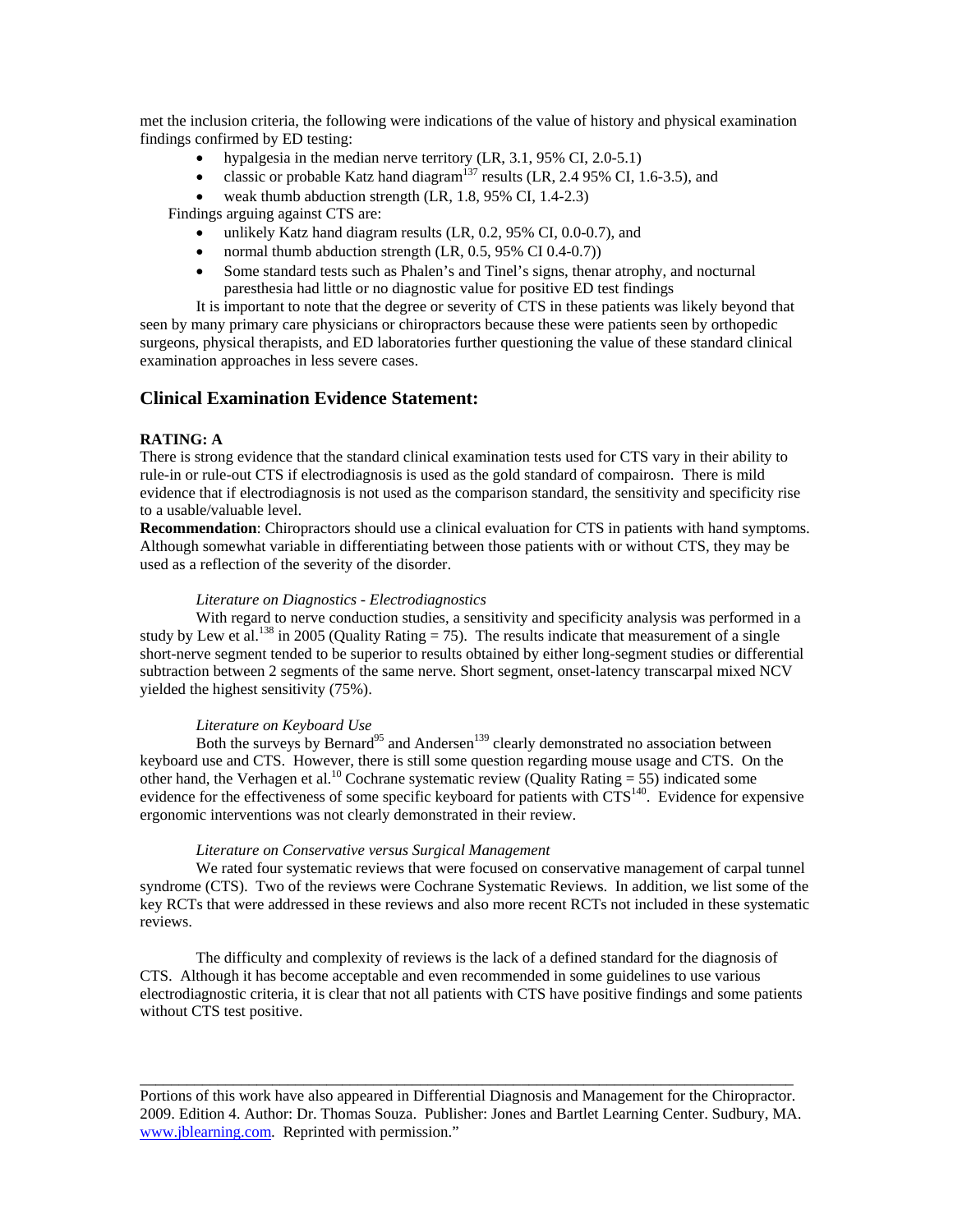met the inclusion criteria, the following were indications of the value of history and physical examination findings confirmed by ED testing:

- hypalgesia in the median nerve territory (LR, 3.1, 95% CI, 2.0-5.1)
- classic or probable Katz hand diagram[137] results (LR, 2.4 95% CI, 1.6-3.5), and
- weak thumb abduction strength (LR, 1.8, 95% CI, 1.4-2.3)

Findings arguing against CTS are:

- unlikely Katz hand diagram results (LR, 0.2, 95% CI, 0.0-0.7), and
- normal thumb abduction strength (LR, 0.5, 95% CI 0.4-0.7))
- Some standard tests such as Phalen's and Tinel's signs, thenar atrophy, and nocturnal paresthesia had little or no diagnostic value for positive ED test findings

It is important to note that the degree or severity of CTS in these patients was likely beyond that seen by many primary care physicians or chiropractors because these were patients seen by orthopedic surgeons, physical therapists, and ED laboratories further questioning the value of these standard clinical examination approaches in less severe cases.

## Clinical Examination Evidence Statement:

**RATING: A**

There is strong evidence that the standard clinical examination tests used for CTS vary in their ability to rule-in or rule-out CTS if electrodiagnosis is used as the gold standard of compairosn. There is mild evidence that if electrodiagnosis is not used as the comparison standard, the sensitivity and specificity rise to a usable/valuable level.

**Recommendation**: Chiropractors should use a clinical evaluation for CTS in patients with hand symptoms. Although somewhat variable in differentiating between those patients with or without CTS, they may be used as a reflection of the severity of the disorder.

*Literature on Diagnostics - Electrodiagnostics*

With regard to nerve conduction studies, a sensitivity and specificity analysis was performed in a study by Lew et al.[138] in 2005 (Quality Rating = 75). The results indicate that measurement of a single short-nerve segment tended to be superior to results obtained by either long-segment studies or differential subtraction between 2 segments of the same nerve. Short segment, onset-latency transcarpal mixed NCV yielded the highest sensitivity (75%).

*Literature on Keyboard Use*

Both the surveys by Bernard[95] and Andersen[139] clearly demonstrated no association between keyboard use and CTS. However, there is still some question regarding mouse usage and CTS. On the other hand, the Verhagen et al.[10] Cochrane systematic review (Quality Rating = 55) indicated some evidence for the effectiveness of some specific keyboard for patients with CTS[140]. Evidence for expensive ergonomic interventions was not clearly demonstrated in their review.

*Literature on Conservative versus Surgical Management*

We rated four systematic reviews that were focused on conservative management of carpal tunnel syndrome (CTS). Two of the reviews were Cochrane Systematic Reviews. In addition, we list some of the key RCTs that were addressed in these reviews and also more recent RCTs not included in these systematic reviews.

The difficulty and complexity of reviews is the lack of a defined standard for the diagnosis of CTS. Although it has become acceptable and even recommended in some guidelines to use various electrodiagnostic criteria, it is clear that not all patients with CTS have positive findings and some patients without CTS test positive.

---

Portions of this work have also appeared in Differential Diagnosis and Management for the Chiropractor. 2009. Edition 4. Author: Dr. Thomas Souza. Publisher: Jones and Bartlet Learning Center. Sudbury, MA. www.jblearning.com. Reprinted with permission."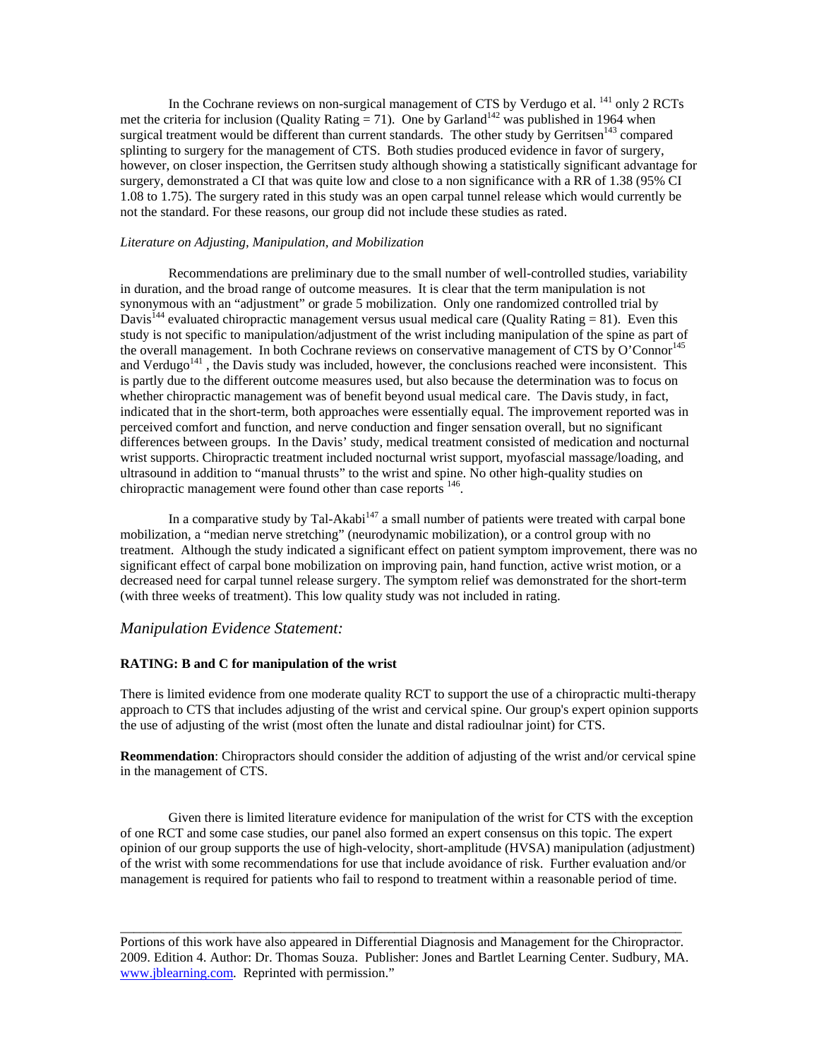In the Cochrane reviews on non-surgical management of CTS by Verdugo et al. [141] only 2 RCTs met the criteria for inclusion (Quality Rating = 71). One by Garland[142] was published in 1964 when surgical treatment would be different than current standards. The other study by Gerritsen[143] compared splinting to surgery for the management of CTS. Both studies produced evidence in favor of surgery, however, on closer inspection, the Gerritsen study although showing a statistically significant advantage for surgery, demonstrated a CI that was quite low and close to a non significance with a RR of 1.38 (95% CI 1.08 to 1.75). The surgery rated in this study was an open carpal tunnel release which would currently be not the standard. For these reasons, our group did not include these studies as rated.

*Literature on Adjusting, Manipulation, and Mobilization*

Recommendations are preliminary due to the small number of well-controlled studies, variability in duration, and the broad range of outcome measures. It is clear that the term manipulation is not synonymous with an "adjustment" or grade 5 mobilization. Only one randomized controlled trial by Davis[144] evaluated chiropractic management versus usual medical care (Quality Rating = 81). Even this study is not specific to manipulation/adjustment of the wrist including manipulation of the spine as part of the overall management. In both Cochrane reviews on conservative management of CTS by O'Connor[145] and Verdugo[141], the Davis study was included, however, the conclusions reached were inconsistent. This is partly due to the different outcome measures used, but also because the determination was to focus on whether chiropractic management was of benefit beyond usual medical care. The Davis study, in fact, indicated that in the short-term, both approaches were essentially equal. The improvement reported was in perceived comfort and function, and nerve conduction and finger sensation overall, but no significant differences between groups. In the Davis' study, medical treatment consisted of medication and nocturnal wrist supports. Chiropractic treatment included nocturnal wrist support, myofascial massage/loading, and ultrasound in addition to "manual thrusts" to the wrist and spine. No other high-quality studies on chiropractic management were found other than case reports [146].

In a comparative study by Tal-Akabi[147] a small number of patients were treated with carpal bone mobilization, a "median nerve stretching" (neurodynamic mobilization), or a control group with no treatment. Although the study indicated a significant effect on patient symptom improvement, there was no significant effect of carpal bone mobilization on improving pain, hand function, active wrist motion, or a decreased need for carpal tunnel release surgery. The symptom relief was demonstrated for the short-term (with three weeks of treatment). This low quality study was not included in rating.

## *Manipulation Evidence Statement:*

**RATING: B and C for manipulation of the wrist**

There is limited evidence from one moderate quality RCT to support the use of a chiropractic multi-therapy approach to CTS that includes adjusting of the wrist and cervical spine. Our group's expert opinion supports the use of adjusting of the wrist (most often the lunate and distal radioulnar joint) for CTS.

**Reommendation**: Chiropractors should consider the addition of adjusting of the wrist and/or cervical spine in the management of CTS.

Given there is limited literature evidence for manipulation of the wrist for CTS with the exception of one RCT and some case studies, our panel also formed an expert consensus on this topic. The expert opinion of our group supports the use of high-velocity, short-amplitude (HVSA) manipulation (adjustment) of the wrist with some recommendations for use that include avoidance of risk. Further evaluation and/or management is required for patients who fail to respond to treatment within a reasonable period of time.

---

Portions of this work have also appeared in Differential Diagnosis and Management for the Chiropractor. 2009. Edition 4. Author: Dr. Thomas Souza. Publisher: Jones and Bartlet Learning Center. Sudbury, MA. www.jblearning.com. Reprinted with permission."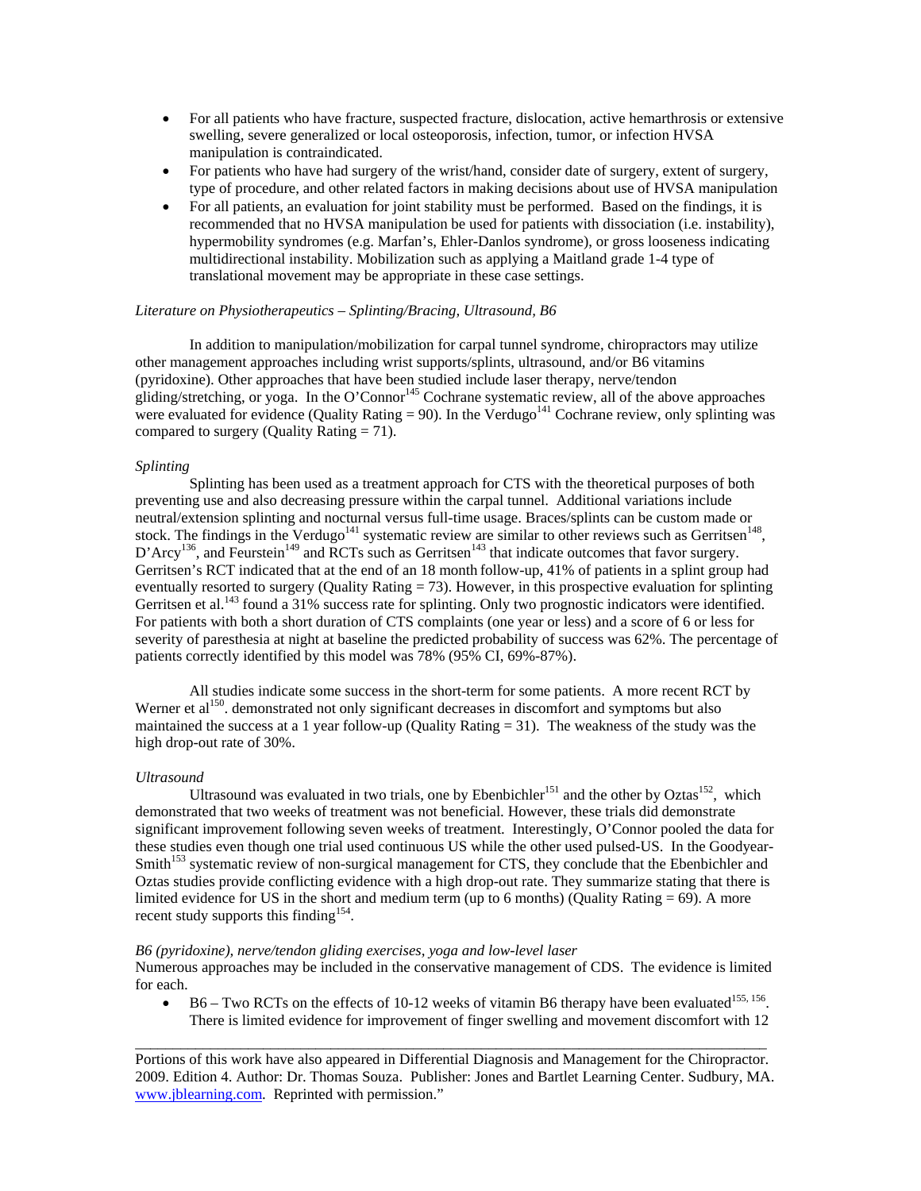- For all patients who have fracture, suspected fracture, dislocation, active hemarthrosis or extensive swelling, severe generalized or local osteoporosis, infection, tumor, or infection HVSA manipulation is contraindicated.
- For patients who have had surgery of the wrist/hand, consider date of surgery, extent of surgery, type of procedure, and other related factors in making decisions about use of HVSA manipulation
- For all patients, an evaluation for joint stability must be performed. Based on the findings, it is recommended that no HVSA manipulation be used for patients with dissociation (i.e. instability), hypermobility syndromes (e.g. Marfan's, Ehler-Danlos syndrome), or gross looseness indicating multidirectional instability. Mobilization such as applying a Maitland grade 1-4 type of translational movement may be appropriate in these case settings.

*Literature on Physiotherapeutics – Splinting/Bracing, Ultrasound, B6*

In addition to manipulation/mobilization for carpal tunnel syndrome, chiropractors may utilize other management approaches including wrist supports/splints, ultrasound, and/or B6 vitamins (pyridoxine). Other approaches that have been studied include laser therapy, nerve/tendon gliding/stretching, or yoga. In the O'Connor[145] Cochrane systematic review, all of the above approaches were evaluated for evidence (Quality Rating = 90). In the Verdugo[141] Cochrane review, only splinting was compared to surgery (Quality Rating = 71).

*Splinting*

Splinting has been used as a treatment approach for CTS with the theoretical purposes of both preventing use and also decreasing pressure within the carpal tunnel. Additional variations include neutral/extension splinting and nocturnal versus full-time usage. Braces/splints can be custom made or stock. The findings in the Verdugo[141] systematic review are similar to other reviews such as Gerritsen[148], D'Arcy[136], and Feurstein[149] and RCTs such as Gerritsen[143] that indicate outcomes that favor surgery. Gerritsen's RCT indicated that at the end of an 18 month follow-up, 41% of patients in a splint group had eventually resorted to surgery (Quality Rating = 73). However, in this prospective evaluation for splinting Gerritsen et al.[143] found a 31% success rate for splinting. Only two prognostic indicators were identified. For patients with both a short duration of CTS complaints (one year or less) and a score of 6 or less for severity of paresthesia at night at baseline the predicted probability of success was 62%. The percentage of patients correctly identified by this model was 78% (95% CI, 69%-87%).

All studies indicate some success in the short-term for some patients. A more recent RCT by Werner et al[150]. demonstrated not only significant decreases in discomfort and symptoms but also maintained the success at a 1 year follow-up (Quality Rating = 31). The weakness of the study was the high drop-out rate of 30%.

*Ultrasound*

Ultrasound was evaluated in two trials, one by Ebenbichler[151] and the other by Oztas[152], which demonstrated that two weeks of treatment was not beneficial. However, these trials did demonstrate significant improvement following seven weeks of treatment. Interestingly, O'Connor pooled the data for these studies even though one trial used continuous US while the other used pulsed-US. In the Goodyear-Smith[153] systematic review of non-surgical management for CTS, they conclude that the Ebenbichler and Oztas studies provide conflicting evidence with a high drop-out rate. They summarize stating that there is limited evidence for US in the short and medium term (up to 6 months) (Quality Rating = 69). A more recent study supports this finding[154].

*B6 (pyridoxine), nerve/tendon gliding exercises, yoga and low-level laser*

Numerous approaches may be included in the conservative management of CDS. The evidence is limited for each.

- B6 – Two RCTs on the effects of 10-12 weeks of vitamin B6 therapy have been evaluated[155, 156]. There is limited evidence for improvement of finger swelling and movement discomfort with 12

---

Portions of this work have also appeared in Differential Diagnosis and Management for the Chiropractor. 2009. Edition 4. Author: Dr. Thomas Souza. Publisher: Jones and Bartlet Learning Center. Sudbury, MA. www.jblearning.com. Reprinted with permission."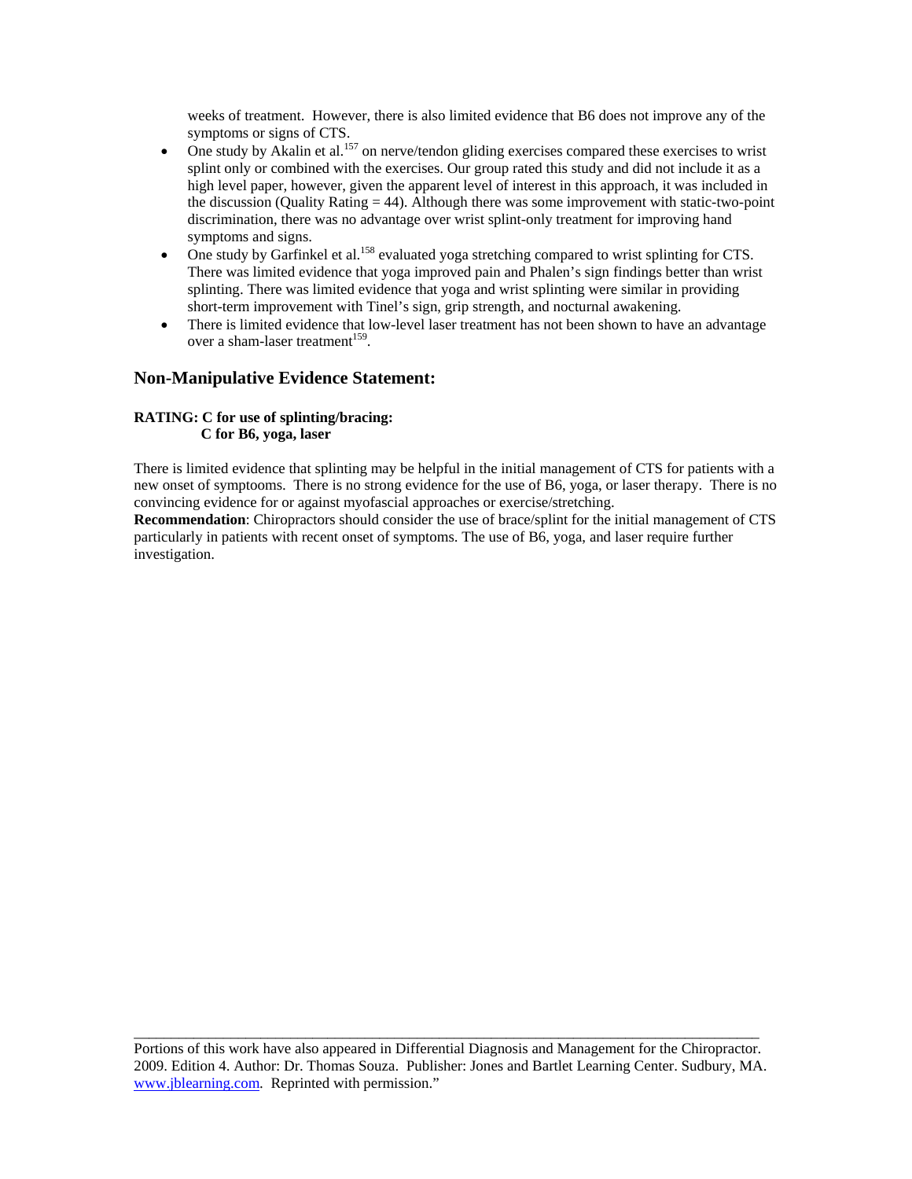weeks of treatment. However, there is also limited evidence that B6 does not improve any of the symptoms or signs of CTS.

- One study by Akalin et al.[157] on nerve/tendon gliding exercises compared these exercises to wrist splint only or combined with the exercises. Our group rated this study and did not include it as a high level paper, however, given the apparent level of interest in this approach, it was included in the discussion (Quality Rating = 44). Although there was some improvement with static-two-point discrimination, there was no advantage over wrist splint-only treatment for improving hand symptoms and signs.
- One study by Garfinkel et al.[158] evaluated yoga stretching compared to wrist splinting for CTS. There was limited evidence that yoga improved pain and Phalen's sign findings better than wrist splinting. There was limited evidence that yoga and wrist splinting were similar in providing short-term improvement with Tinel's sign, grip strength, and nocturnal awakening.
- There is limited evidence that low-level laser treatment has not been shown to have an advantage over a sham-laser treatment[159].

## Non-Manipulative Evidence Statement:

**RATING: C for use of splinting/bracing:**
**C for B6, yoga, laser**

There is limited evidence that splinting may be helpful in the initial management of CTS for patients with a new onset of symptooms. There is no strong evidence for the use of B6, yoga, or laser therapy. There is no convincing evidence for or against myofascial approaches or exercise/stretching.

**Recommendation**: Chiropractors should consider the use of brace/splint for the initial management of CTS particularly in patients with recent onset of symptoms. The use of B6, yoga, and laser require further investigation.

Portions of this work have also appeared in Differential Diagnosis and Management for the Chiropractor. 2009. Edition 4. Author: Dr. Thomas Souza. Publisher: Jones and Bartlet Learning Center. Sudbury, MA. www.jblearning.com. Reprinted with permission."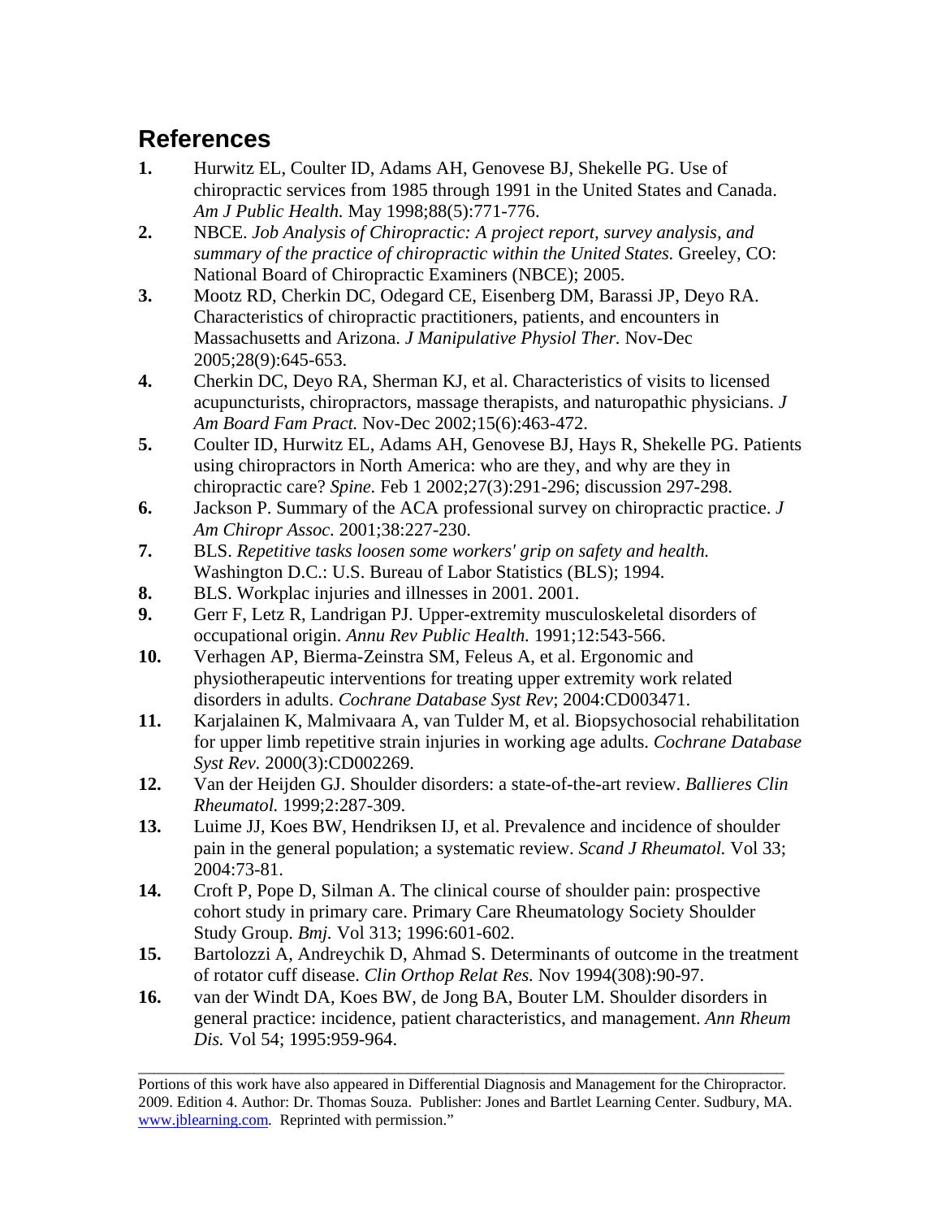## References

1. Hurwitz EL, Coulter ID, Adams AH, Genovese BJ, Shekelle PG. Use of chiropractic services from 1985 through 1991 in the United States and Canada. *Am J Public Health.* May 1998;88(5):771-776.
2. NBCE. *Job Analysis of Chiropractic: A project report, survey analysis, and summary of the practice of chiropractic within the United States.* Greeley, CO: National Board of Chiropractic Examiners (NBCE); 2005.
3. Mootz RD, Cherkin DC, Odegard CE, Eisenberg DM, Barassi JP, Deyo RA. Characteristics of chiropractic practitioners, patients, and encounters in Massachusetts and Arizona. *J Manipulative Physiol Ther.* Nov-Dec 2005;28(9):645-653.
4. Cherkin DC, Deyo RA, Sherman KJ, et al. Characteristics of visits to licensed acupuncturists, chiropractors, massage therapists, and naturopathic physicians. *J Am Board Fam Pract.* Nov-Dec 2002;15(6):463-472.
5. Coulter ID, Hurwitz EL, Adams AH, Genovese BJ, Hays R, Shekelle PG. Patients using chiropractors in North America: who are they, and why are they in chiropractic care? *Spine.* Feb 1 2002;27(3):291-296; discussion 297-298.
6. Jackson P. Summary of the ACA professional survey on chiropractic practice. *J Am Chiropr Assoc.* 2001;38:227-230.
7. BLS. *Repetitive tasks loosen some workers' grip on safety and health.* Washington D.C.: U.S. Bureau of Labor Statistics (BLS); 1994.
8. BLS. Workplac injuries and illnesses in 2001. 2001.
9. Gerr F, Letz R, Landrigan PJ. Upper-extremity musculoskeletal disorders of occupational origin. *Annu Rev Public Health.* 1991;12:543-566.
10. Verhagen AP, Bierma-Zeinstra SM, Feleus A, et al. Ergonomic and physiotherapeutic interventions for treating upper extremity work related disorders in adults. *Cochrane Database Syst Rev*; 2004:CD003471.
11. Karjalainen K, Malmivaara A, van Tulder M, et al. Biopsychosocial rehabilitation for upper limb repetitive strain injuries in working age adults. *Cochrane Database Syst Rev.* 2000(3):CD002269.
12. Van der Heijden GJ. Shoulder disorders: a state-of-the-art review. *Ballieres Clin Rheumatol.* 1999;2:287-309.
13. Luime JJ, Koes BW, Hendriksen IJ, et al. Prevalence and incidence of shoulder pain in the general population; a systematic review. *Scand J Rheumatol.* Vol 33; 2004:73-81.
14. Croft P, Pope D, Silman A. The clinical course of shoulder pain: prospective cohort study in primary care. Primary Care Rheumatology Society Shoulder Study Group. *Bmj.* Vol 313; 1996:601-602.
15. Bartolozzi A, Andreychik D, Ahmad S. Determinants of outcome in the treatment of rotator cuff disease. *Clin Orthop Relat Res.* Nov 1994(308):90-97.
16. van der Windt DA, Koes BW, de Jong BA, Bouter LM. Shoulder disorders in general practice: incidence, patient characteristics, and management. *Ann Rheum Dis.* Vol 54; 1995:959-964.

---

Portions of this work have also appeared in Differential Diagnosis and Management for the Chiropractor. 2009. Edition 4. Author: Dr. Thomas Souza. Publisher: Jones and Bartlet Learning Center. Sudbury, MA. www.jblearning.com. Reprinted with permission."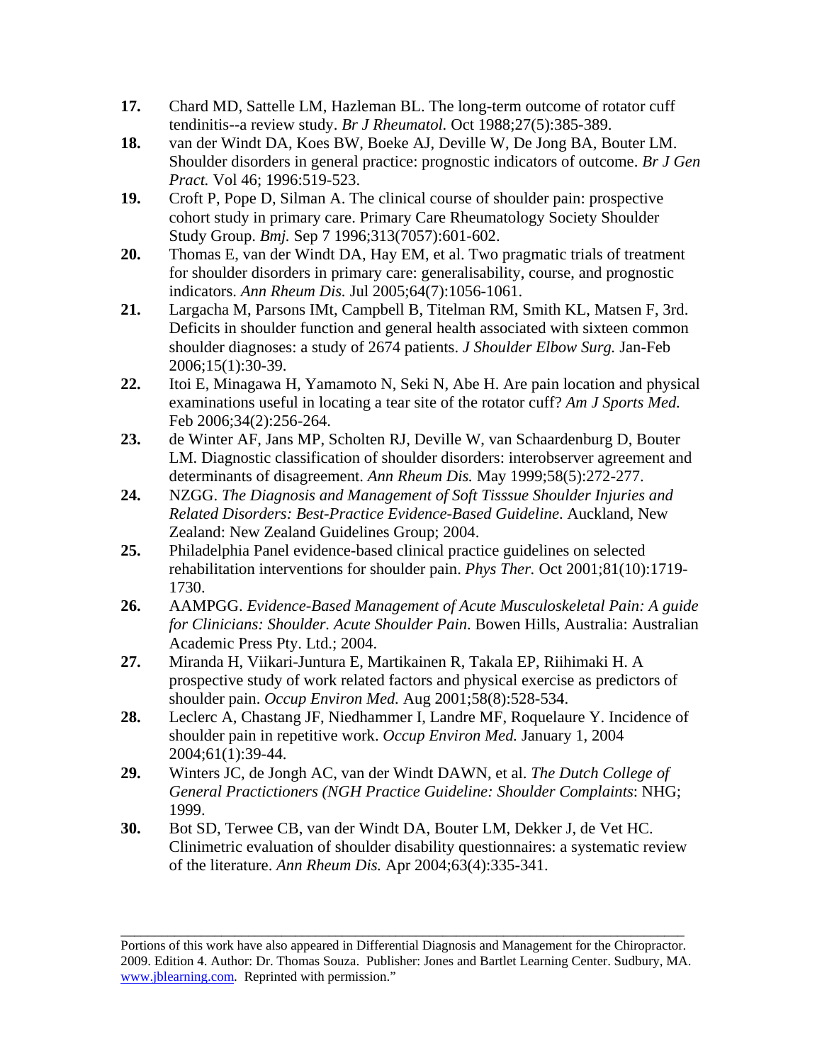17. Chard MD, Sattelle LM, Hazleman BL. The long-term outcome of rotator cuff tendinitis--a review study. *Br J Rheumatol.* Oct 1988;27(5):385-389.
18. van der Windt DA, Koes BW, Boeke AJ, Deville W, De Jong BA, Bouter LM. Shoulder disorders in general practice: prognostic indicators of outcome. *Br J Gen Pract.* Vol 46; 1996:519-523.
19. Croft P, Pope D, Silman A. The clinical course of shoulder pain: prospective cohort study in primary care. Primary Care Rheumatology Society Shoulder Study Group. *Bmj.* Sep 7 1996;313(7057):601-602.
20. Thomas E, van der Windt DA, Hay EM, et al. Two pragmatic trials of treatment for shoulder disorders in primary care: generalisability, course, and prognostic indicators. *Ann Rheum Dis.* Jul 2005;64(7):1056-1061.
21. Largacha M, Parsons IMt, Campbell B, Titelman RM, Smith KL, Matsen F, 3rd. Deficits in shoulder function and general health associated with sixteen common shoulder diagnoses: a study of 2674 patients. *J Shoulder Elbow Surg.* Jan-Feb 2006;15(1):30-39.
22. Itoi E, Minagawa H, Yamamoto N, Seki N, Abe H. Are pain location and physical examinations useful in locating a tear site of the rotator cuff? *Am J Sports Med.* Feb 2006;34(2):256-264.
23. de Winter AF, Jans MP, Scholten RJ, Deville W, van Schaardenburg D, Bouter LM. Diagnostic classification of shoulder disorders: interobserver agreement and determinants of disagreement. *Ann Rheum Dis.* May 1999;58(5):272-277.
24. NZGG. *The Diagnosis and Management of Soft Tisssue Shoulder Injuries and Related Disorders: Best-Practice Evidence-Based Guideline*. Auckland, New Zealand: New Zealand Guidelines Group; 2004.
25. Philadelphia Panel evidence-based clinical practice guidelines on selected rehabilitation interventions for shoulder pain. *Phys Ther.* Oct 2001;81(10):1719-1730.
26. AAMPGG. *Evidence-Based Management of Acute Musculoskeletal Pain: A guide for Clinicians: Shoulder. Acute Shoulder Pain*. Bowen Hills, Australia: Australian Academic Press Pty. Ltd.; 2004.
27. Miranda H, Viikari-Juntura E, Martikainen R, Takala EP, Riihimaki H. A prospective study of work related factors and physical exercise as predictors of shoulder pain. *Occup Environ Med.* Aug 2001;58(8):528-534.
28. Leclerc A, Chastang JF, Niedhammer I, Landre MF, Roquelaure Y. Incidence of shoulder pain in repetitive work. *Occup Environ Med.* January 1, 2004 2004;61(1):39-44.
29. Winters JC, de Jongh AC, van der Windt DAWN, et al. *The Dutch College of General Practictioners (NGH Practice Guideline: Shoulder Complaints*: NHG; 1999.
30. Bot SD, Terwee CB, van der Windt DA, Bouter LM, Dekker J, de Vet HC. Clinimetric evaluation of shoulder disability questionnaires: a systematic review of the literature. *Ann Rheum Dis.* Apr 2004;63(4):335-341.

---

Portions of this work have also appeared in Differential Diagnosis and Management for the Chiropractor. 2009. Edition 4. Author: Dr. Thomas Souza. Publisher: Jones and Bartlet Learning Center. Sudbury, MA. www.jblearning.com. Reprinted with permission."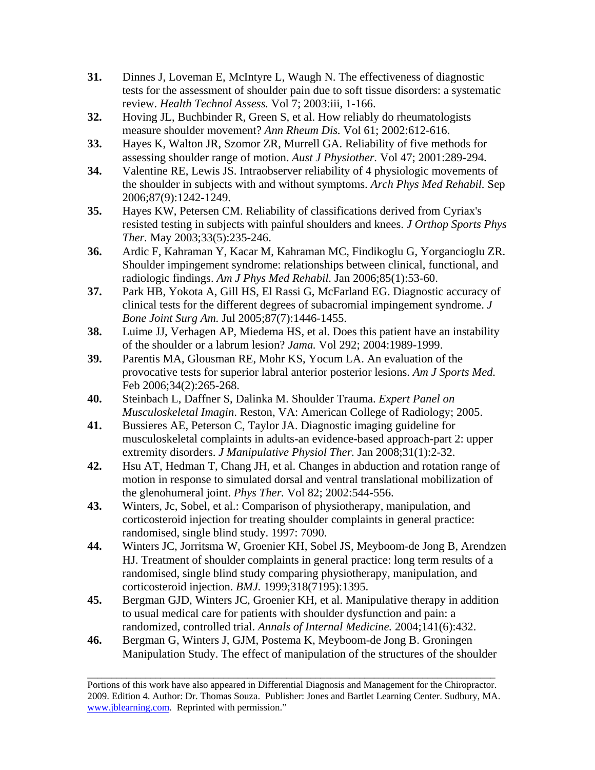31. Dinnes J, Loveman E, McIntyre L, Waugh N. The effectiveness of diagnostic tests for the assessment of shoulder pain due to soft tissue disorders: a systematic review. *Health Technol Assess.* Vol 7; 2003:iii, 1-166.
32. Hoving JL, Buchbinder R, Green S, et al. How reliably do rheumatologists measure shoulder movement? *Ann Rheum Dis.* Vol 61; 2002:612-616.
33. Hayes K, Walton JR, Szomor ZR, Murrell GA. Reliability of five methods for assessing shoulder range of motion. *Aust J Physiother.* Vol 47; 2001:289-294.
34. Valentine RE, Lewis JS. Intraobserver reliability of 4 physiologic movements of the shoulder in subjects with and without symptoms. *Arch Phys Med Rehabil.* Sep 2006;87(9):1242-1249.
35. Hayes KW, Petersen CM. Reliability of classifications derived from Cyriax's resisted testing in subjects with painful shoulders and knees. *J Orthop Sports Phys Ther.* May 2003;33(5):235-246.
36. Ardic F, Kahraman Y, Kacar M, Kahraman MC, Findikoglu G, Yorgancioglu ZR. Shoulder impingement syndrome: relationships between clinical, functional, and radiologic findings. *Am J Phys Med Rehabil.* Jan 2006;85(1):53-60.
37. Park HB, Yokota A, Gill HS, El Rassi G, McFarland EG. Diagnostic accuracy of clinical tests for the different degrees of subacromial impingement syndrome. *J Bone Joint Surg Am.* Jul 2005;87(7):1446-1455.
38. Luime JJ, Verhagen AP, Miedema HS, et al. Does this patient have an instability of the shoulder or a labrum lesion? *Jama.* Vol 292; 2004:1989-1999.
39. Parentis MA, Glousman RE, Mohr KS, Yocum LA. An evaluation of the provocative tests for superior labral anterior posterior lesions. *Am J Sports Med.* Feb 2006;34(2):265-268.
40. Steinbach L, Daffner S, Dalinka M. Shoulder Trauma. *Expert Panel on Musculoskeletal Imagin*. Reston, VA: American College of Radiology; 2005.
41. Bussieres AE, Peterson C, Taylor JA. Diagnostic imaging guideline for musculoskeletal complaints in adults-an evidence-based approach-part 2: upper extremity disorders. *J Manipulative Physiol Ther.* Jan 2008;31(1):2-32.
42. Hsu AT, Hedman T, Chang JH, et al. Changes in abduction and rotation range of motion in response to simulated dorsal and ventral translational mobilization of the glenohumeral joint. *Phys Ther.* Vol 82; 2002:544-556.
43. Winters, Jc, Sobel, et al.: Comparison of physiotherapy, manipulation, and corticosteroid injection for treating shoulder complaints in general practice: randomised, single blind study. 1997: 7090.
44. Winters JC, Jorritsma W, Groenier KH, Sobel JS, Meyboom-de Jong B, Arendzen HJ. Treatment of shoulder complaints in general practice: long term results of a randomised, single blind study comparing physiotherapy, manipulation, and corticosteroid injection. *BMJ.* 1999;318(7195):1395.
45. Bergman GJD, Winters JC, Groenier KH, et al. Manipulative therapy in addition to usual medical care for patients with shoulder dysfunction and pain: a randomized, controlled trial. *Annals of Internal Medicine.* 2004;141(6):432.
46. Bergman G, Winters J, GJM, Postema K, Meyboom-de Jong B. Groningen Manipulation Study. The effect of manipulation of the structures of the shoulder

---

Portions of this work have also appeared in Differential Diagnosis and Management for the Chiropractor. 2009. Edition 4. Author: Dr. Thomas Souza. Publisher: Jones and Bartlet Learning Center. Sudbury, MA. www.jblearning.com. Reprinted with permission."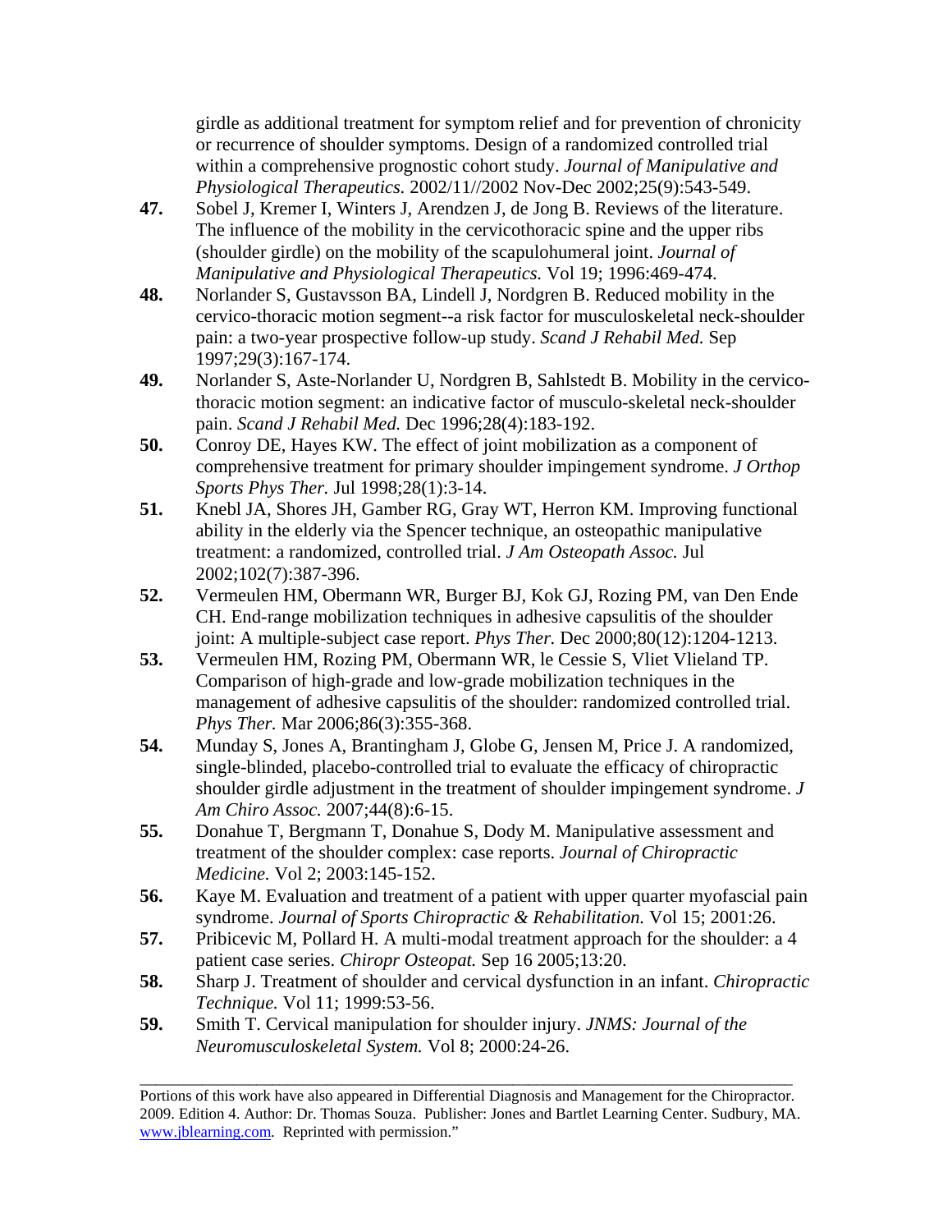girdle as additional treatment for symptom relief and for prevention of chronicity or recurrence of shoulder symptoms. Design of a randomized controlled trial within a comprehensive prognostic cohort study. *Journal of Manipulative and Physiological Therapeutics.* 2002/11//2002 Nov-Dec 2002;25(9):543-549.

**47.** Sobel J, Kremer I, Winters J, Arendzen J, de Jong B. Reviews of the literature. The influence of the mobility in the cervicothoracic spine and the upper ribs (shoulder girdle) on the mobility of the scapulohumeral joint. *Journal of Manipulative and Physiological Therapeutics.* Vol 19; 1996:469-474.

**48.** Norlander S, Gustavsson BA, Lindell J, Nordgren B. Reduced mobility in the cervico-thoracic motion segment--a risk factor for musculoskeletal neck-shoulder pain: a two-year prospective follow-up study. *Scand J Rehabil Med.* Sep 1997;29(3):167-174.

**49.** Norlander S, Aste-Norlander U, Nordgren B, Sahlstedt B. Mobility in the cervico-thoracic motion segment: an indicative factor of musculo-skeletal neck-shoulder pain. *Scand J Rehabil Med.* Dec 1996;28(4):183-192.

**50.** Conroy DE, Hayes KW. The effect of joint mobilization as a component of comprehensive treatment for primary shoulder impingement syndrome. *J Orthop Sports Phys Ther.* Jul 1998;28(1):3-14.

**51.** Knebl JA, Shores JH, Gamber RG, Gray WT, Herron KM. Improving functional ability in the elderly via the Spencer technique, an osteopathic manipulative treatment: a randomized, controlled trial. *J Am Osteopath Assoc.* Jul 2002;102(7):387-396.

**52.** Vermeulen HM, Obermann WR, Burger BJ, Kok GJ, Rozing PM, van Den Ende CH. End-range mobilization techniques in adhesive capsulitis of the shoulder joint: A multiple-subject case report. *Phys Ther.* Dec 2000;80(12):1204-1213.

**53.** Vermeulen HM, Rozing PM, Obermann WR, le Cessie S, Vliet Vlieland TP. Comparison of high-grade and low-grade mobilization techniques in the management of adhesive capsulitis of the shoulder: randomized controlled trial. *Phys Ther.* Mar 2006;86(3):355-368.

**54.** Munday S, Jones A, Brantingham J, Globe G, Jensen M, Price J. A randomized, single-blinded, placebo-controlled trial to evaluate the efficacy of chiropractic shoulder girdle adjustment in the treatment of shoulder impingement syndrome. *J Am Chiro Assoc.* 2007;44(8):6-15.

**55.** Donahue T, Bergmann T, Donahue S, Dody M. Manipulative assessment and treatment of the shoulder complex: case reports. *Journal of Chiropractic Medicine.* Vol 2; 2003:145-152.

**56.** Kaye M. Evaluation and treatment of a patient with upper quarter myofascial pain syndrome. *Journal of Sports Chiropractic & Rehabilitation.* Vol 15; 2001:26.

**57.** Pribicevic M, Pollard H. A multi-modal treatment approach for the shoulder: a 4 patient case series. *Chiropr Osteopat.* Sep 16 2005;13:20.

**58.** Sharp J. Treatment of shoulder and cervical dysfunction in an infant. *Chiropractic Technique.* Vol 11; 1999:53-56.

**59.** Smith T. Cervical manipulation for shoulder injury. *JNMS: Journal of the Neuromusculoskeletal System.* Vol 8; 2000:24-26.

---

Portions of this work have also appeared in Differential Diagnosis and Management for the Chiropractor. 2009. Edition 4. Author: Dr. Thomas Souza. Publisher: Jones and Bartlet Learning Center. Sudbury, MA. www.jblearning.com. Reprinted with permission."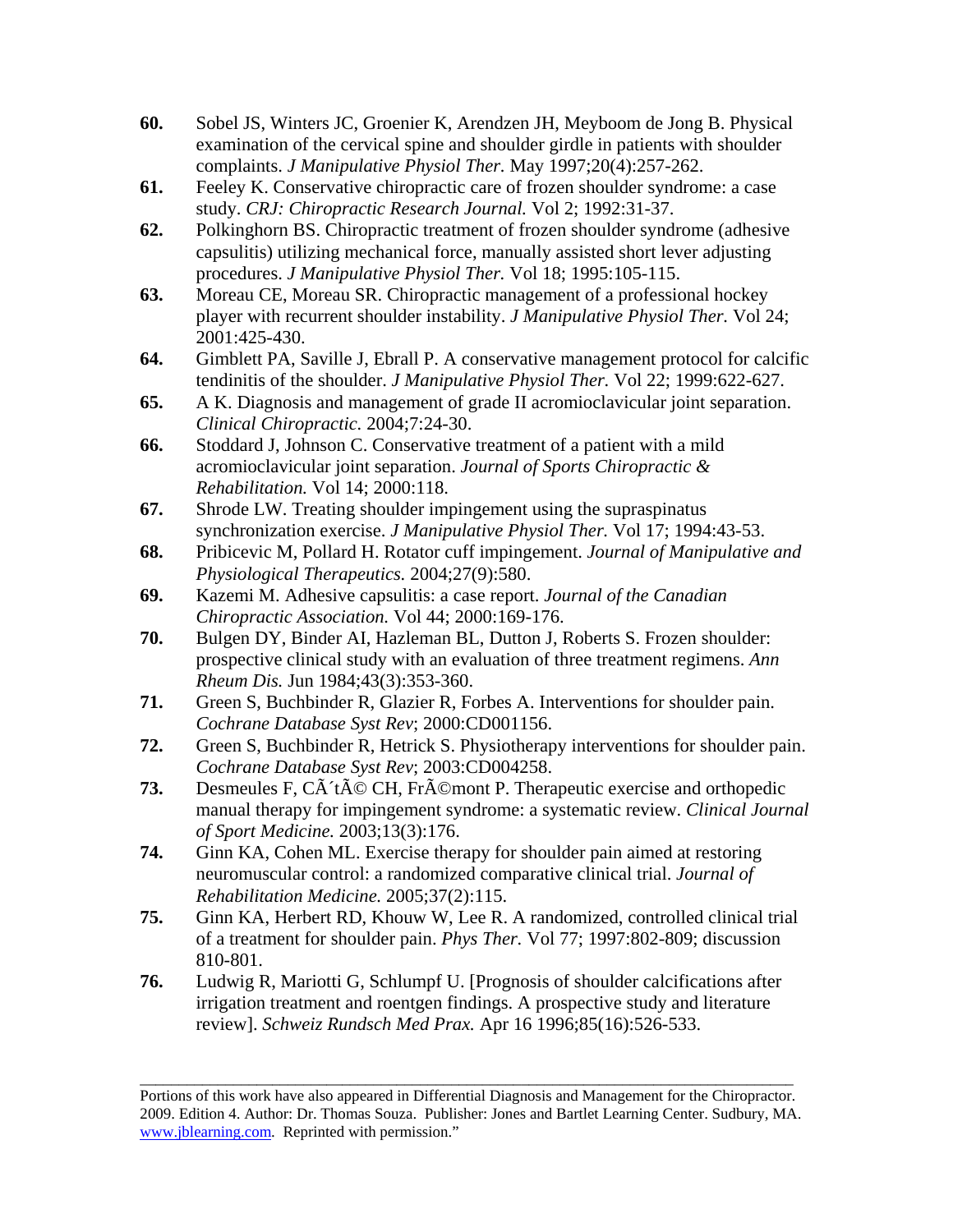60. Sobel JS, Winters JC, Groenier K, Arendzen JH, Meyboom de Jong B. Physical examination of the cervical spine and shoulder girdle in patients with shoulder complaints. *J Manipulative Physiol Ther.* May 1997;20(4):257-262.
61. Feeley K. Conservative chiropractic care of frozen shoulder syndrome: a case study. *CRJ: Chiropractic Research Journal.* Vol 2; 1992:31-37.
62. Polkinghorn BS. Chiropractic treatment of frozen shoulder syndrome (adhesive capsulitis) utilizing mechanical force, manually assisted short lever adjusting procedures. *J Manipulative Physiol Ther.* Vol 18; 1995:105-115.
63. Moreau CE, Moreau SR. Chiropractic management of a professional hockey player with recurrent shoulder instability. *J Manipulative Physiol Ther.* Vol 24; 2001:425-430.
64. Gimblett PA, Saville J, Ebrall P. A conservative management protocol for calcific tendinitis of the shoulder. *J Manipulative Physiol Ther.* Vol 22; 1999:622-627.
65. A K. Diagnosis and management of grade II acromioclavicular joint separation. *Clinical Chiropractic.* 2004;7:24-30.
66. Stoddard J, Johnson C. Conservative treatment of a patient with a mild acromioclavicular joint separation. *Journal of Sports Chiropractic & Rehabilitation.* Vol 14; 2000:118.
67. Shrode LW. Treating shoulder impingement using the supraspinatus synchronization exercise. *J Manipulative Physiol Ther.* Vol 17; 1994:43-53.
68. Pribicevic M, Pollard H. Rotator cuff impingement. *Journal of Manipulative and Physiological Therapeutics.* 2004;27(9):580.
69. Kazemi M. Adhesive capsulitis: a case report. *Journal of the Canadian Chiropractic Association.* Vol 44; 2000:169-176.
70. Bulgen DY, Binder AI, Hazleman BL, Dutton J, Roberts S. Frozen shoulder: prospective clinical study with an evaluation of three treatment regimens. *Ann Rheum Dis.* Jun 1984;43(3):353-360.
71. Green S, Buchbinder R, Glazier R, Forbes A. Interventions for shoulder pain. *Cochrane Database Syst Rev*; 2000:CD001156.
72. Green S, Buchbinder R, Hetrick S. Physiotherapy interventions for shoulder pain. *Cochrane Database Syst Rev*; 2003:CD004258.
73. Desmeules F, CÃ´tÃ© CH, FrÃ©mont P. Therapeutic exercise and orthopedic manual therapy for impingement syndrome: a systematic review. *Clinical Journal of Sport Medicine.* 2003;13(3):176.
74. Ginn KA, Cohen ML. Exercise therapy for shoulder pain aimed at restoring neuromuscular control: a randomized comparative clinical trial. *Journal of Rehabilitation Medicine.* 2005;37(2):115.
75. Ginn KA, Herbert RD, Khouw W, Lee R. A randomized, controlled clinical trial of a treatment for shoulder pain. *Phys Ther.* Vol 77; 1997:802-809; discussion 810-801.
76. Ludwig R, Mariotti G, Schlumpf U. [Prognosis of shoulder calcifications after irrigation treatment and roentgen findings. A prospective study and literature review]. *Schweiz Rundsch Med Prax.* Apr 16 1996;85(16):526-533.

---

Portions of this work have also appeared in Differential Diagnosis and Management for the Chiropractor. 2009. Edition 4. Author: Dr. Thomas Souza. Publisher: Jones and Bartlet Learning Center. Sudbury, MA. www.jblearning.com. Reprinted with permission."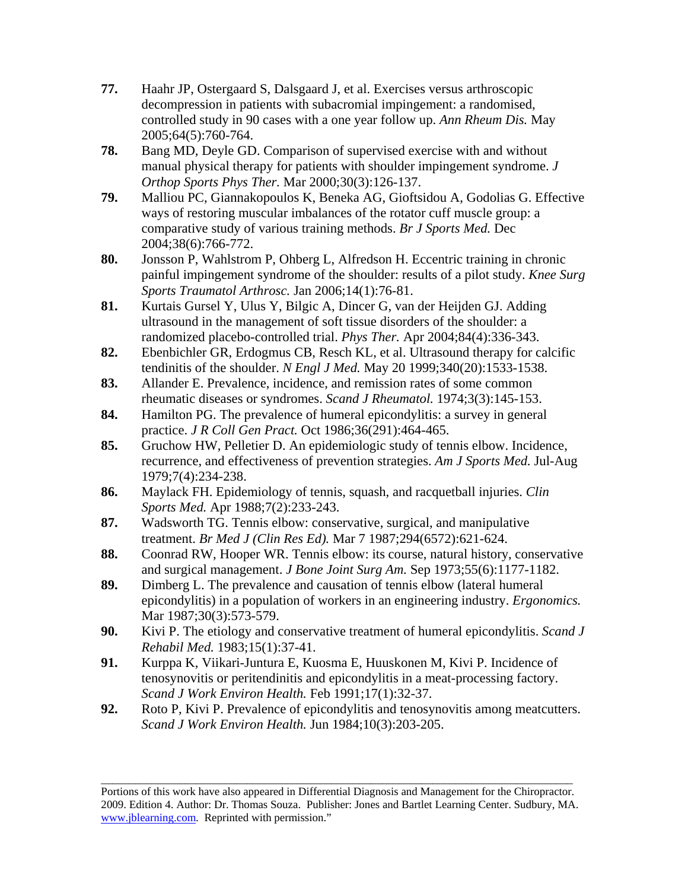77. Haahr JP, Ostergaard S, Dalsgaard J, et al. Exercises versus arthroscopic decompression in patients with subacromial impingement: a randomised, controlled study in 90 cases with a one year follow up. *Ann Rheum Dis.* May 2005;64(5):760-764.
78. Bang MD, Deyle GD. Comparison of supervised exercise with and without manual physical therapy for patients with shoulder impingement syndrome. *J Orthop Sports Phys Ther.* Mar 2000;30(3):126-137.
79. Malliou PC, Giannakopoulos K, Beneka AG, Gioftsidou A, Godolias G. Effective ways of restoring muscular imbalances of the rotator cuff muscle group: a comparative study of various training methods. *Br J Sports Med.* Dec 2004;38(6):766-772.
80. Jonsson P, Wahlstrom P, Ohberg L, Alfredson H. Eccentric training in chronic painful impingement syndrome of the shoulder: results of a pilot study. *Knee Surg Sports Traumatol Arthrosc.* Jan 2006;14(1):76-81.
81. Kurtais Gursel Y, Ulus Y, Bilgic A, Dincer G, van der Heijden GJ. Adding ultrasound in the management of soft tissue disorders of the shoulder: a randomized placebo-controlled trial. *Phys Ther.* Apr 2004;84(4):336-343.
82. Ebenbichler GR, Erdogmus CB, Resch KL, et al. Ultrasound therapy for calcific tendinitis of the shoulder. *N Engl J Med.* May 20 1999;340(20):1533-1538.
83. Allander E. Prevalence, incidence, and remission rates of some common rheumatic diseases or syndromes. *Scand J Rheumatol.* 1974;3(3):145-153.
84. Hamilton PG. The prevalence of humeral epicondylitis: a survey in general practice. *J R Coll Gen Pract.* Oct 1986;36(291):464-465.
85. Gruchow HW, Pelletier D. An epidemiologic study of tennis elbow. Incidence, recurrence, and effectiveness of prevention strategies. *Am J Sports Med.* Jul-Aug 1979;7(4):234-238.
86. Maylack FH. Epidemiology of tennis, squash, and racquetball injuries. *Clin Sports Med.* Apr 1988;7(2):233-243.
87. Wadsworth TG. Tennis elbow: conservative, surgical, and manipulative treatment. *Br Med J (Clin Res Ed).* Mar 7 1987;294(6572):621-624.
88. Coonrad RW, Hooper WR. Tennis elbow: its course, natural history, conservative and surgical management. *J Bone Joint Surg Am.* Sep 1973;55(6):1177-1182.
89. Dimberg L. The prevalence and causation of tennis elbow (lateral humeral epicondylitis) in a population of workers in an engineering industry. *Ergonomics.* Mar 1987;30(3):573-579.
90. Kivi P. The etiology and conservative treatment of humeral epicondylitis. *Scand J Rehabil Med.* 1983;15(1):37-41.
91. Kurppa K, Viikari-Juntura E, Kuosma E, Huuskonen M, Kivi P. Incidence of tenosynovitis or peritendinitis and epicondylitis in a meat-processing factory. *Scand J Work Environ Health.* Feb 1991;17(1):32-37.
92. Roto P, Kivi P. Prevalence of epicondylitis and tenosynovitis among meatcutters. *Scand J Work Environ Health.* Jun 1984;10(3):203-205.

---

Portions of this work have also appeared in Differential Diagnosis and Management for the Chiropractor. 2009. Edition 4. Author: Dr. Thomas Souza. Publisher: Jones and Bartlet Learning Center. Sudbury, MA. www.jblearning.com. Reprinted with permission."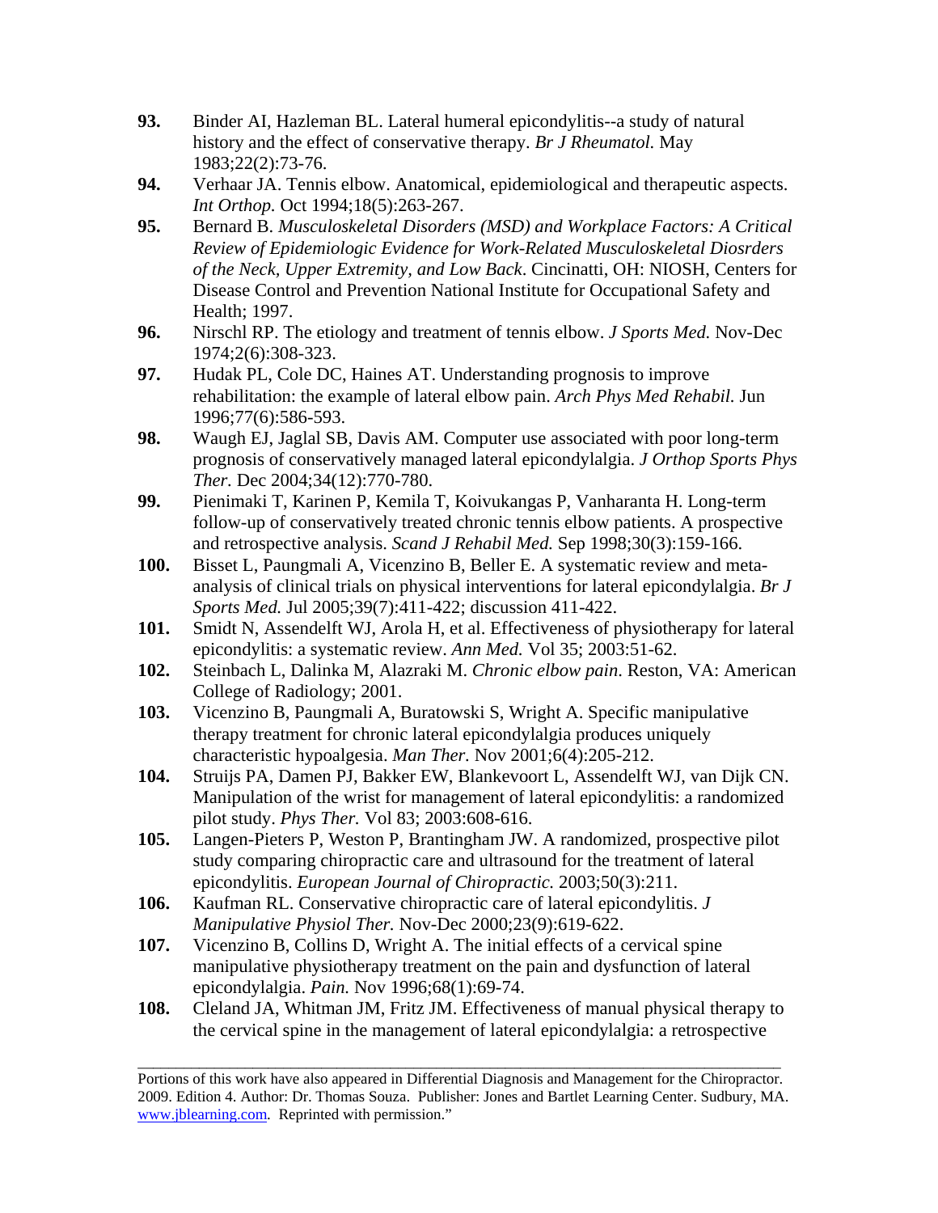93. Binder AI, Hazleman BL. Lateral humeral epicondylitis--a study of natural history and the effect of conservative therapy. *Br J Rheumatol.* May 1983;22(2):73-76.

94. Verhaar JA. Tennis elbow. Anatomical, epidemiological and therapeutic aspects. *Int Orthop.* Oct 1994;18(5):263-267.

95. Bernard B. *Musculoskeletal Disorders (MSD) and Workplace Factors: A Critical Review of Epidemiologic Evidence for Work-Related Musculoskeletal Diosrders of the Neck, Upper Extremity, and Low Back*. Cincinatti, OH: NIOSH, Centers for Disease Control and Prevention National Institute for Occupational Safety and Health; 1997.

96. Nirschl RP. The etiology and treatment of tennis elbow. *J Sports Med.* Nov-Dec 1974;2(6):308-323.

97. Hudak PL, Cole DC, Haines AT. Understanding prognosis to improve rehabilitation: the example of lateral elbow pain. *Arch Phys Med Rehabil.* Jun 1996;77(6):586-593.

98. Waugh EJ, Jaglal SB, Davis AM. Computer use associated with poor long-term prognosis of conservatively managed lateral epicondylalgia. *J Orthop Sports Phys Ther.* Dec 2004;34(12):770-780.

99. Pienimaki T, Karinen P, Kemila T, Koivukangas P, Vanharanta H. Long-term follow-up of conservatively treated chronic tennis elbow patients. A prospective and retrospective analysis. *Scand J Rehabil Med.* Sep 1998;30(3):159-166.

100. Bisset L, Paungmali A, Vicenzino B, Beller E. A systematic review and meta-analysis of clinical trials on physical interventions for lateral epicondylalgia. *Br J Sports Med.* Jul 2005;39(7):411-422; discussion 411-422.

101. Smidt N, Assendelft WJ, Arola H, et al. Effectiveness of physiotherapy for lateral epicondylitis: a systematic review. *Ann Med.* Vol 35; 2003:51-62.

102. Steinbach L, Dalinka M, Alazraki M. *Chronic elbow pain*. Reston, VA: American College of Radiology; 2001.

103. Vicenzino B, Paungmali A, Buratowski S, Wright A. Specific manipulative therapy treatment for chronic lateral epicondylalgia produces uniquely characteristic hypoalgesia. *Man Ther.* Nov 2001;6(4):205-212.

104. Struijs PA, Damen PJ, Bakker EW, Blankevoort L, Assendelft WJ, van Dijk CN. Manipulation of the wrist for management of lateral epicondylitis: a randomized pilot study. *Phys Ther.* Vol 83; 2003:608-616.

105. Langen-Pieters P, Weston P, Brantingham JW. A randomized, prospective pilot study comparing chiropractic care and ultrasound for the treatment of lateral epicondylitis. *European Journal of Chiropractic.* 2003;50(3):211.

106. Kaufman RL. Conservative chiropractic care of lateral epicondylitis. *J Manipulative Physiol Ther.* Nov-Dec 2000;23(9):619-622.

107. Vicenzino B, Collins D, Wright A. The initial effects of a cervical spine manipulative physiotherapy treatment on the pain and dysfunction of lateral epicondylalgia. *Pain.* Nov 1996;68(1):69-74.

108. Cleland JA, Whitman JM, Fritz JM. Effectiveness of manual physical therapy to the cervical spine in the management of lateral epicondylalgia: a retrospective

---

Portions of this work have also appeared in Differential Diagnosis and Management for the Chiropractor. 2009. Edition 4. Author: Dr. Thomas Souza. Publisher: Jones and Bartlet Learning Center. Sudbury, MA. www.jblearning.com. Reprinted with permission."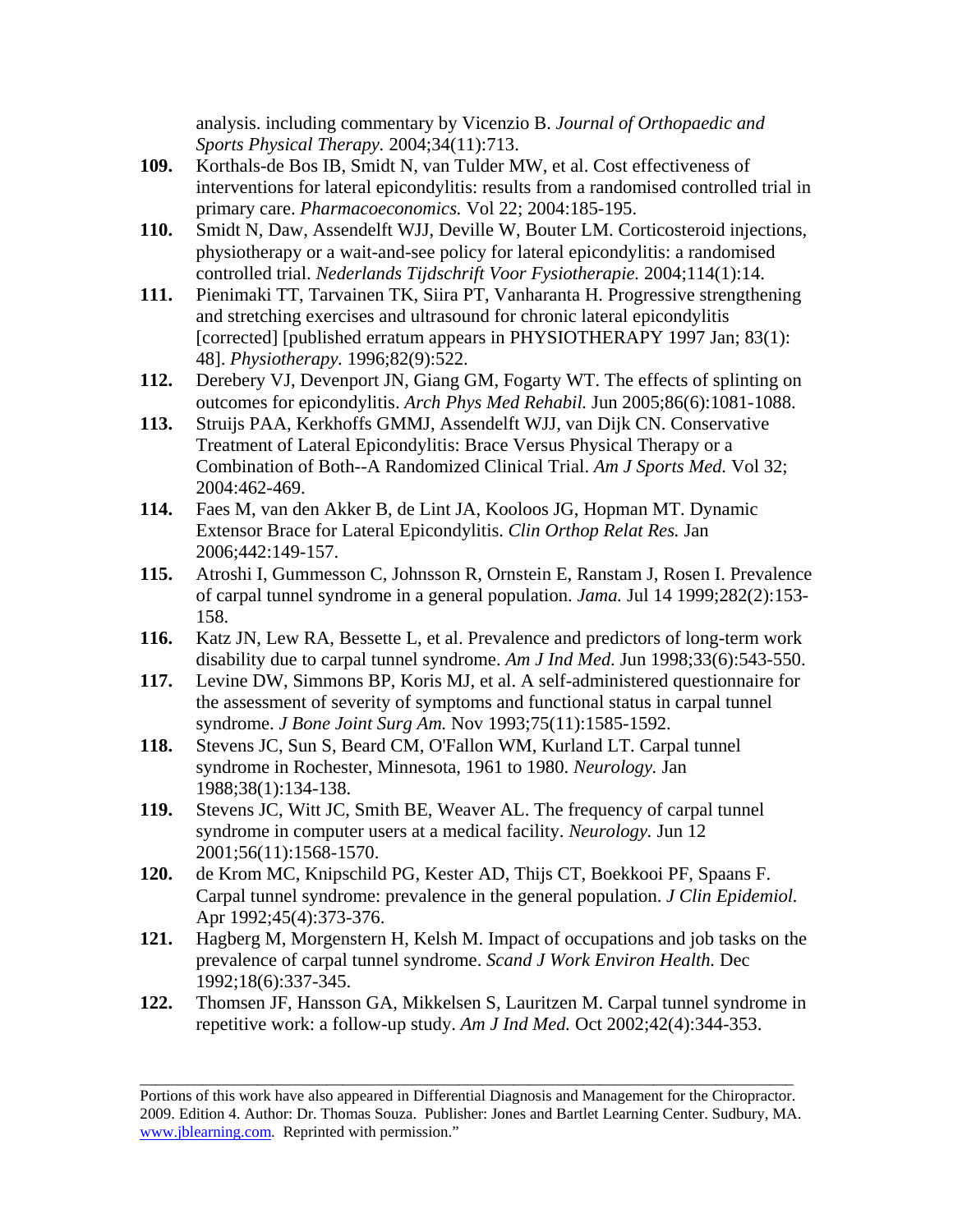analysis. including commentary by Vicenzio B. *Journal of Orthopaedic and Sports Physical Therapy.* 2004;34(11):713.

**109.** Korthals-de Bos IB, Smidt N, van Tulder MW, et al. Cost effectiveness of interventions for lateral epicondylitis: results from a randomised controlled trial in primary care. *Pharmacoeconomics.* Vol 22; 2004:185-195.

**110.** Smidt N, Daw, Assendelft WJJ, Deville W, Bouter LM. Corticosteroid injections, physiotherapy or a wait-and-see policy for lateral epicondylitis: a randomised controlled trial. *Nederlands Tijdschrift Voor Fysiotherapie.* 2004;114(1):14.

**111.** Pienimaki TT, Tarvainen TK, Siira PT, Vanharanta H. Progressive strengthening and stretching exercises and ultrasound for chronic lateral epicondylitis [corrected] [published erratum appears in PHYSIOTHERAPY 1997 Jan; 83(1): 48]. *Physiotherapy.* 1996;82(9):522.

**112.** Derebery VJ, Devenport JN, Giang GM, Fogarty WT. The effects of splinting on outcomes for epicondylitis. *Arch Phys Med Rehabil.* Jun 2005;86(6):1081-1088.

**113.** Struijs PAA, Kerkhoffs GMMJ, Assendelft WJJ, van Dijk CN. Conservative Treatment of Lateral Epicondylitis: Brace Versus Physical Therapy or a Combination of Both--A Randomized Clinical Trial. *Am J Sports Med.* Vol 32; 2004:462-469.

**114.** Faes M, van den Akker B, de Lint JA, Kooloos JG, Hopman MT. Dynamic Extensor Brace for Lateral Epicondylitis. *Clin Orthop Relat Res.* Jan 2006;442:149-157.

**115.** Atroshi I, Gummesson C, Johnsson R, Ornstein E, Ranstam J, Rosen I. Prevalence of carpal tunnel syndrome in a general population. *Jama.* Jul 14 1999;282(2):153-158.

**116.** Katz JN, Lew RA, Bessette L, et al. Prevalence and predictors of long-term work disability due to carpal tunnel syndrome. *Am J Ind Med.* Jun 1998;33(6):543-550.

**117.** Levine DW, Simmons BP, Koris MJ, et al. A self-administered questionnaire for the assessment of severity of symptoms and functional status in carpal tunnel syndrome. *J Bone Joint Surg Am.* Nov 1993;75(11):1585-1592.

**118.** Stevens JC, Sun S, Beard CM, O'Fallon WM, Kurland LT. Carpal tunnel syndrome in Rochester, Minnesota, 1961 to 1980. *Neurology.* Jan 1988;38(1):134-138.

**119.** Stevens JC, Witt JC, Smith BE, Weaver AL. The frequency of carpal tunnel syndrome in computer users at a medical facility. *Neurology.* Jun 12 2001;56(11):1568-1570.

**120.** de Krom MC, Knipschild PG, Kester AD, Thijs CT, Boekkooi PF, Spaans F. Carpal tunnel syndrome: prevalence in the general population. *J Clin Epidemiol.* Apr 1992;45(4):373-376.

**121.** Hagberg M, Morgenstern H, Kelsh M. Impact of occupations and job tasks on the prevalence of carpal tunnel syndrome. *Scand J Work Environ Health.* Dec 1992;18(6):337-345.

**122.** Thomsen JF, Hansson GA, Mikkelsen S, Lauritzen M. Carpal tunnel syndrome in repetitive work: a follow-up study. *Am J Ind Med.* Oct 2002;42(4):344-353.

---

Portions of this work have also appeared in Differential Diagnosis and Management for the Chiropractor. 2009. Edition 4. Author: Dr. Thomas Souza. Publisher: Jones and Bartlet Learning Center. Sudbury, MA. www.jblearning.com. Reprinted with permission."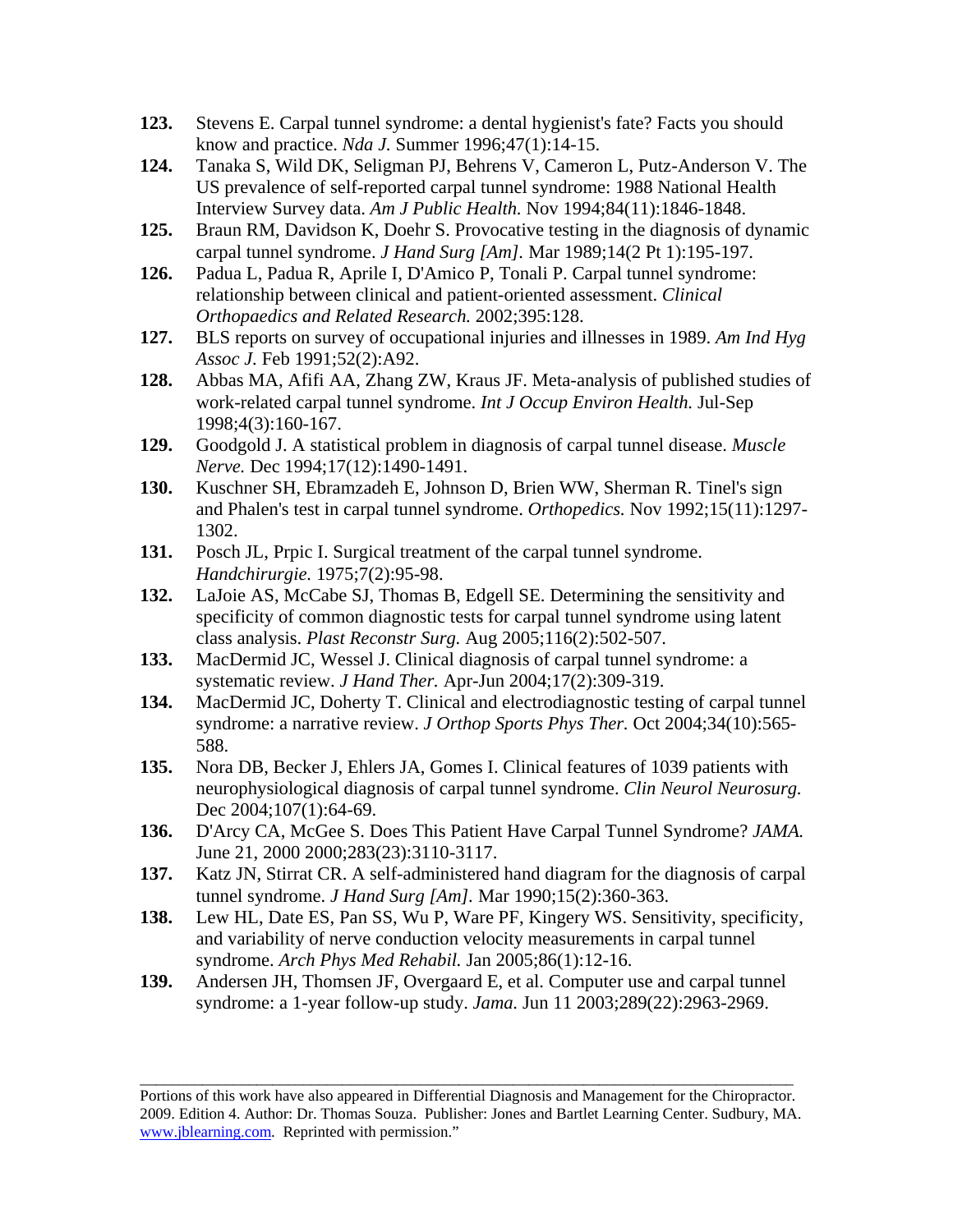123. Stevens E. Carpal tunnel syndrome: a dental hygienist's fate? Facts you should know and practice. *Nda J.* Summer 1996;47(1):14-15.

124. Tanaka S, Wild DK, Seligman PJ, Behrens V, Cameron L, Putz-Anderson V. The US prevalence of self-reported carpal tunnel syndrome: 1988 National Health Interview Survey data. *Am J Public Health.* Nov 1994;84(11):1846-1848.

125. Braun RM, Davidson K, Doehr S. Provocative testing in the diagnosis of dynamic carpal tunnel syndrome. *J Hand Surg [Am].* Mar 1989;14(2 Pt 1):195-197.

126. Padua L, Padua R, Aprile I, D'Amico P, Tonali P. Carpal tunnel syndrome: relationship between clinical and patient-oriented assessment. *Clinical Orthopaedics and Related Research.* 2002;395:128.

127. BLS reports on survey of occupational injuries and illnesses in 1989. *Am Ind Hyg Assoc J.* Feb 1991;52(2):A92.

128. Abbas MA, Afifi AA, Zhang ZW, Kraus JF. Meta-analysis of published studies of work-related carpal tunnel syndrome. *Int J Occup Environ Health.* Jul-Sep 1998;4(3):160-167.

129. Goodgold J. A statistical problem in diagnosis of carpal tunnel disease. *Muscle Nerve.* Dec 1994;17(12):1490-1491.

130. Kuschner SH, Ebramzadeh E, Johnson D, Brien WW, Sherman R. Tinel's sign and Phalen's test in carpal tunnel syndrome. *Orthopedics.* Nov 1992;15(11):1297-1302.

131. Posch JL, Prpic I. Surgical treatment of the carpal tunnel syndrome. *Handchirurgie.* 1975;7(2):95-98.

132. LaJoie AS, McCabe SJ, Thomas B, Edgell SE. Determining the sensitivity and specificity of common diagnostic tests for carpal tunnel syndrome using latent class analysis. *Plast Reconstr Surg.* Aug 2005;116(2):502-507.

133. MacDermid JC, Wessel J. Clinical diagnosis of carpal tunnel syndrome: a systematic review. *J Hand Ther.* Apr-Jun 2004;17(2):309-319.

134. MacDermid JC, Doherty T. Clinical and electrodiagnostic testing of carpal tunnel syndrome: a narrative review. *J Orthop Sports Phys Ther.* Oct 2004;34(10):565-588.

135. Nora DB, Becker J, Ehlers JA, Gomes I. Clinical features of 1039 patients with neurophysiological diagnosis of carpal tunnel syndrome. *Clin Neurol Neurosurg.* Dec 2004;107(1):64-69.

136. D'Arcy CA, McGee S. Does This Patient Have Carpal Tunnel Syndrome? *JAMA.* June 21, 2000 2000;283(23):3110-3117.

137. Katz JN, Stirrat CR. A self-administered hand diagram for the diagnosis of carpal tunnel syndrome. *J Hand Surg [Am].* Mar 1990;15(2):360-363.

138. Lew HL, Date ES, Pan SS, Wu P, Ware PF, Kingery WS. Sensitivity, specificity, and variability of nerve conduction velocity measurements in carpal tunnel syndrome. *Arch Phys Med Rehabil.* Jan 2005;86(1):12-16.

139. Andersen JH, Thomsen JF, Overgaard E, et al. Computer use and carpal tunnel syndrome: a 1-year follow-up study. *Jama.* Jun 11 2003;289(22):2963-2969.

---

Portions of this work have also appeared in Differential Diagnosis and Management for the Chiropractor. 2009. Edition 4. Author: Dr. Thomas Souza. Publisher: Jones and Bartlet Learning Center. Sudbury, MA. www.jblearning.com. Reprinted with permission."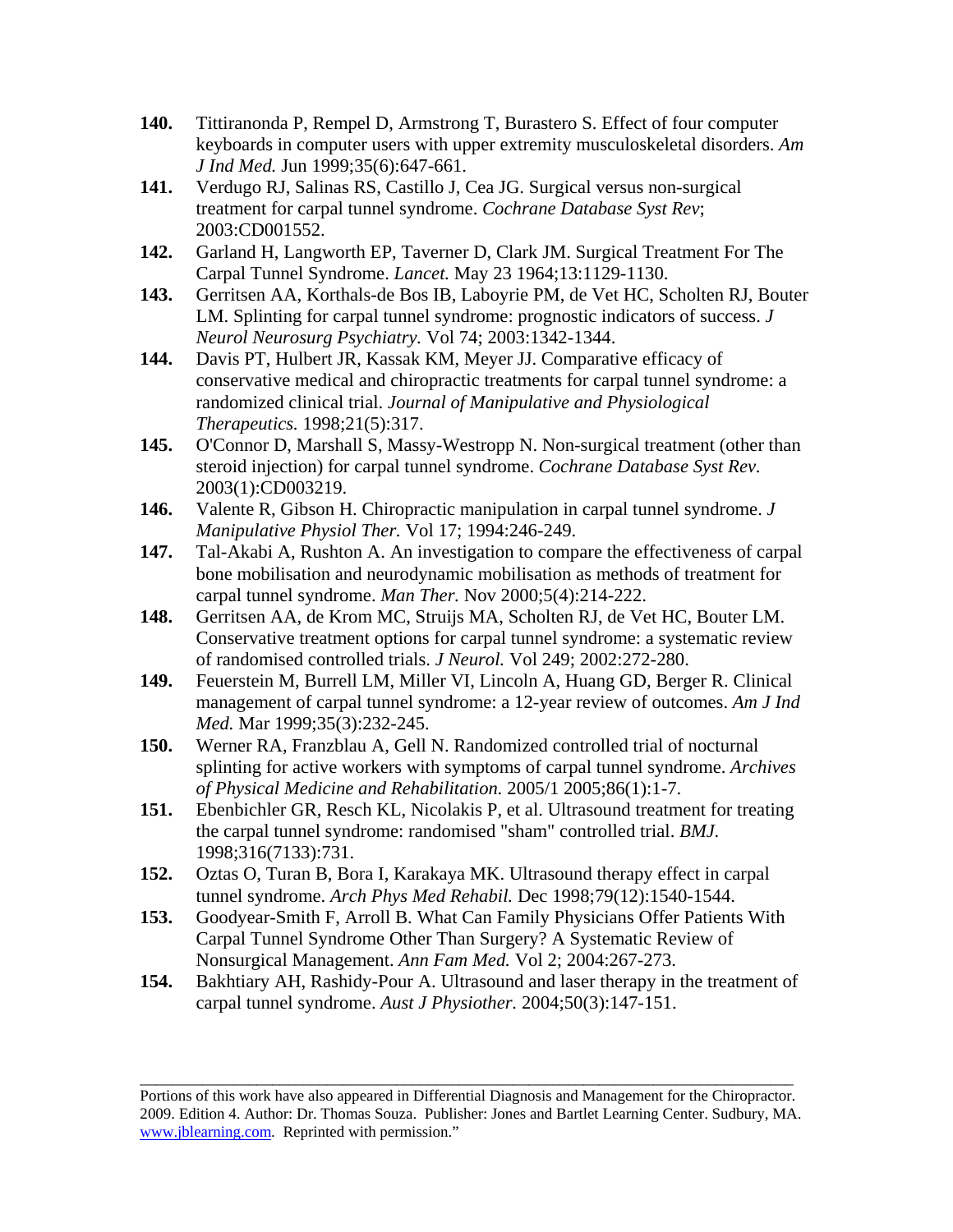**140.** Tittiranonda P, Rempel D, Armstrong T, Burastero S. Effect of four computer keyboards in computer users with upper extremity musculoskeletal disorders. *Am J Ind Med.* Jun 1999;35(6):647-661.

**141.** Verdugo RJ, Salinas RS, Castillo J, Cea JG. Surgical versus non-surgical treatment for carpal tunnel syndrome. *Cochrane Database Syst Rev*; 2003:CD001552.

**142.** Garland H, Langworth EP, Taverner D, Clark JM. Surgical Treatment For The Carpal Tunnel Syndrome. *Lancet.* May 23 1964;13:1129-1130.

**143.** Gerritsen AA, Korthals-de Bos IB, Laboyrie PM, de Vet HC, Scholten RJ, Bouter LM. Splinting for carpal tunnel syndrome: prognostic indicators of success. *J Neurol Neurosurg Psychiatry.* Vol 74; 2003:1342-1344.

**144.** Davis PT, Hulbert JR, Kassak KM, Meyer JJ. Comparative efficacy of conservative medical and chiropractic treatments for carpal tunnel syndrome: a randomized clinical trial. *Journal of Manipulative and Physiological Therapeutics.* 1998;21(5):317.

**145.** O'Connor D, Marshall S, Massy-Westropp N. Non-surgical treatment (other than steroid injection) for carpal tunnel syndrome. *Cochrane Database Syst Rev.* 2003(1):CD003219.

**146.** Valente R, Gibson H. Chiropractic manipulation in carpal tunnel syndrome. *J Manipulative Physiol Ther.* Vol 17; 1994:246-249.

**147.** Tal-Akabi A, Rushton A. An investigation to compare the effectiveness of carpal bone mobilisation and neurodynamic mobilisation as methods of treatment for carpal tunnel syndrome. *Man Ther.* Nov 2000;5(4):214-222.

**148.** Gerritsen AA, de Krom MC, Struijs MA, Scholten RJ, de Vet HC, Bouter LM. Conservative treatment options for carpal tunnel syndrome: a systematic review of randomised controlled trials. *J Neurol.* Vol 249; 2002:272-280.

**149.** Feuerstein M, Burrell LM, Miller VI, Lincoln A, Huang GD, Berger R. Clinical management of carpal tunnel syndrome: a 12-year review of outcomes. *Am J Ind Med.* Mar 1999;35(3):232-245.

**150.** Werner RA, Franzblau A, Gell N. Randomized controlled trial of nocturnal splinting for active workers with symptoms of carpal tunnel syndrome. *Archives of Physical Medicine and Rehabilitation.* 2005/1 2005;86(1):1-7.

**151.** Ebenbichler GR, Resch KL, Nicolakis P, et al. Ultrasound treatment for treating the carpal tunnel syndrome: randomised "sham" controlled trial. *BMJ.* 1998;316(7133):731.

**152.** Oztas O, Turan B, Bora I, Karakaya MK. Ultrasound therapy effect in carpal tunnel syndrome. *Arch Phys Med Rehabil.* Dec 1998;79(12):1540-1544.

**153.** Goodyear-Smith F, Arroll B. What Can Family Physicians Offer Patients With Carpal Tunnel Syndrome Other Than Surgery? A Systematic Review of Nonsurgical Management. *Ann Fam Med.* Vol 2; 2004:267-273.

**154.** Bakhtiary AH, Rashidy-Pour A. Ultrasound and laser therapy in the treatment of carpal tunnel syndrome. *Aust J Physiother.* 2004;50(3):147-151.

---

Portions of this work have also appeared in Differential Diagnosis and Management for the Chiropractor. 2009. Edition 4. Author: Dr. Thomas Souza. Publisher: Jones and Bartlet Learning Center. Sudbury, MA. www.jblearning.com. Reprinted with permission."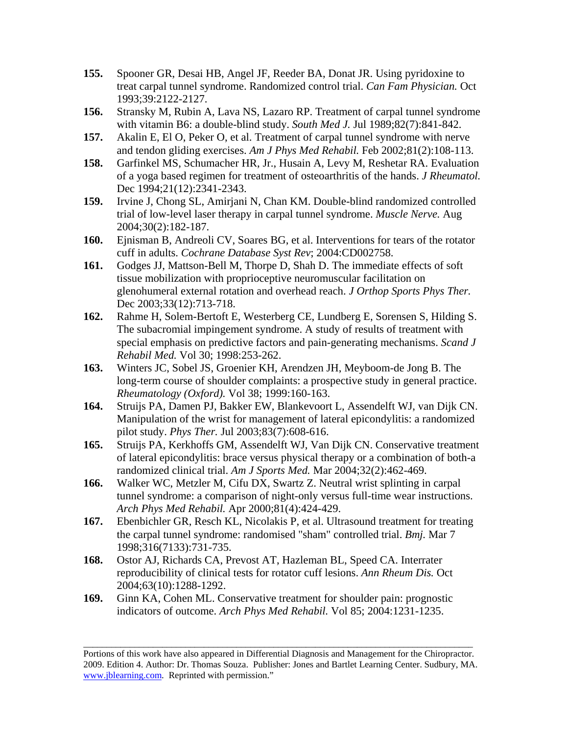**155.** Spooner GR, Desai HB, Angel JF, Reeder BA, Donat JR. Using pyridoxine to treat carpal tunnel syndrome. Randomized control trial. *Can Fam Physician.* Oct 1993;39:2122-2127.

**156.** Stransky M, Rubin A, Lava NS, Lazaro RP. Treatment of carpal tunnel syndrome with vitamin B6: a double-blind study. *South Med J.* Jul 1989;82(7):841-842.

**157.** Akalin E, El O, Peker O, et al. Treatment of carpal tunnel syndrome with nerve and tendon gliding exercises. *Am J Phys Med Rehabil.* Feb 2002;81(2):108-113.

**158.** Garfinkel MS, Schumacher HR, Jr., Husain A, Levy M, Reshetar RA. Evaluation of a yoga based regimen for treatment of osteoarthritis of the hands. *J Rheumatol.* Dec 1994;21(12):2341-2343.

**159.** Irvine J, Chong SL, Amirjani N, Chan KM. Double-blind randomized controlled trial of low-level laser therapy in carpal tunnel syndrome. *Muscle Nerve.* Aug 2004;30(2):182-187.

**160.** Ejnisman B, Andreoli CV, Soares BG, et al. Interventions for tears of the rotator cuff in adults. *Cochrane Database Syst Rev*; 2004:CD002758.

**161.** Godges JJ, Mattson-Bell M, Thorpe D, Shah D. The immediate effects of soft tissue mobilization with proprioceptive neuromuscular facilitation on glenohumeral external rotation and overhead reach. *J Orthop Sports Phys Ther.* Dec 2003;33(12):713-718.

**162.** Rahme H, Solem-Bertoft E, Westerberg CE, Lundberg E, Sorensen S, Hilding S. The subacromial impingement syndrome. A study of results of treatment with special emphasis on predictive factors and pain-generating mechanisms. *Scand J Rehabil Med.* Vol 30; 1998:253-262.

**163.** Winters JC, Sobel JS, Groenier KH, Arendzen JH, Meyboom-de Jong B. The long-term course of shoulder complaints: a prospective study in general practice. *Rheumatology (Oxford).* Vol 38; 1999:160-163.

**164.** Struijs PA, Damen PJ, Bakker EW, Blankevoort L, Assendelft WJ, van Dijk CN. Manipulation of the wrist for management of lateral epicondylitis: a randomized pilot study. *Phys Ther.* Jul 2003;83(7):608-616.

**165.** Struijs PA, Kerkhoffs GM, Assendelft WJ, Van Dijk CN. Conservative treatment of lateral epicondylitis: brace versus physical therapy or a combination of both-a randomized clinical trial. *Am J Sports Med.* Mar 2004;32(2):462-469.

**166.** Walker WC, Metzler M, Cifu DX, Swartz Z. Neutral wrist splinting in carpal tunnel syndrome: a comparison of night-only versus full-time wear instructions. *Arch Phys Med Rehabil.* Apr 2000;81(4):424-429.

**167.** Ebenbichler GR, Resch KL, Nicolakis P, et al. Ultrasound treatment for treating the carpal tunnel syndrome: randomised "sham" controlled trial. *Bmj.* Mar 7 1998;316(7133):731-735.

**168.** Ostor AJ, Richards CA, Prevost AT, Hazleman BL, Speed CA. Interrater reproducibility of clinical tests for rotator cuff lesions. *Ann Rheum Dis.* Oct 2004;63(10):1288-1292.

**169.** Ginn KA, Cohen ML. Conservative treatment for shoulder pain: prognostic indicators of outcome. *Arch Phys Med Rehabil.* Vol 85; 2004:1231-1235.

---

Portions of this work have also appeared in Differential Diagnosis and Management for the Chiropractor. 2009. Edition 4. Author: Dr. Thomas Souza. Publisher: Jones and Bartlet Learning Center. Sudbury, MA. www.jblearning.com. Reprinted with permission."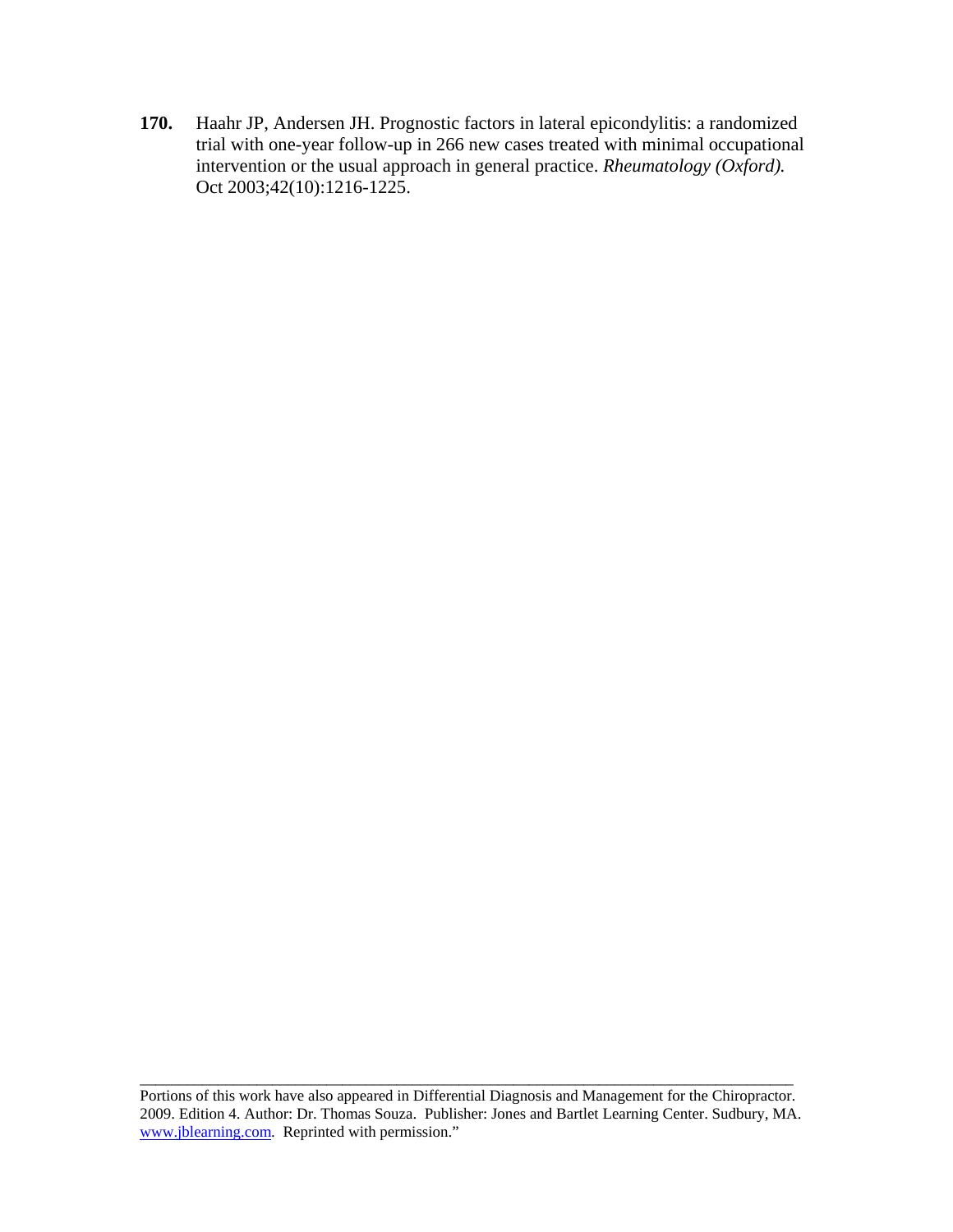**170.** Haahr JP, Andersen JH. Prognostic factors in lateral epicondylitis: a randomized trial with one-year follow-up in 266 new cases treated with minimal occupational intervention or the usual approach in general practice. *Rheumatology (Oxford).* Oct 2003;42(10):1216-1225.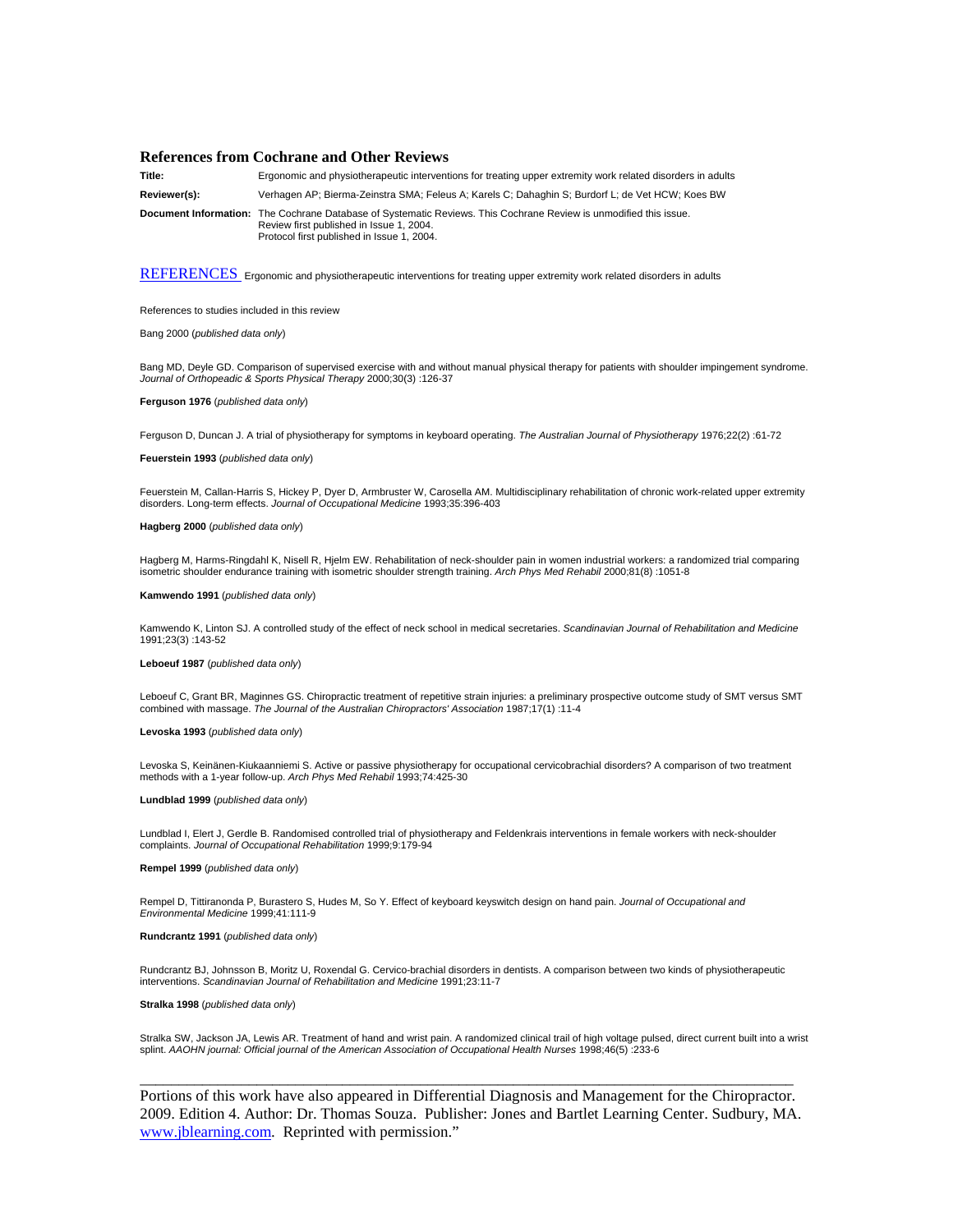## References from Cochrane and Other Reviews

| | |
|---|---|
| **Title:** | Ergonomic and physiotherapeutic interventions for treating upper extremity work related disorders in adults |
| **Reviewer(s):** | Verhagen AP; Bierma-Zeinstra SMA; Feleus A; Karels C; Dahaghin S; Burdorf L; de Vet HCW; Koes BW |
| **Document Information:** | The Cochrane Database of Systematic Reviews. This Cochrane Review is unmodified this issue. Review first published in Issue 1, 2004. Protocol first published in Issue 1, 2004. |

REFERENCES Ergonomic and physiotherapeutic interventions for treating upper extremity work related disorders in adults

References to studies included in this review

Bang 2000 (*published data only*)

Bang MD, Deyle GD. Comparison of supervised exercise with and without manual physical therapy for patients with shoulder impingement syndrome. *Journal of Orthopeadic & Sports Physical Therapy* 2000;30(3) :126-37

**Ferguson 1976** (*published data only*)

Ferguson D, Duncan J. A trial of physiotherapy for symptoms in keyboard operating. *The Australian Journal of Physiotherapy* 1976;22(2) :61-72

**Feuerstein 1993** (*published data only*)

Feuerstein M, Callan-Harris S, Hickey P, Dyer D, Armbruster W, Carosella AM. Multidisciplinary rehabilitation of chronic work-related upper extremity disorders. Long-term effects. *Journal of Occupational Medicine* 1993;35:396-403

**Hagberg 2000** (*published data only*)

Hagberg M, Harms-Ringdahl K, Nisell R, Hjelm EW. Rehabilitation of neck-shoulder pain in women industrial workers: a randomized trial comparing isometric shoulder endurance training with isometric shoulder strength training. *Arch Phys Med Rehabil* 2000;81(8) :1051-8

**Kamwendo 1991** (*published data only*)

Kamwendo K, Linton SJ. A controlled study of the effect of neck school in medical secretaries. *Scandinavian Journal of Rehabilitation and Medicine* 1991;23(3) :143-52

**Leboeuf 1987** (*published data only*)

Leboeuf C, Grant BR, Maginnes GS. Chiropractic treatment of repetitive strain injuries: a preliminary prospective outcome study of SMT versus SMT combined with massage. *The Journal of the Australian Chiropractors' Association* 1987;17(1) :11-4

**Levoska 1993** (*published data only*)

Levoska S, Keinänen-Kiukaanniemi S. Active or passive physiotherapy for occupational cervicobrachial disorders? A comparison of two treatment methods with a 1-year follow-up. *Arch Phys Med Rehabil* 1993;74:425-30

**Lundblad 1999** (*published data only*)

Lundblad I, Elert J, Gerdle B. Randomised controlled trial of physiotherapy and Feldenkrais interventions in female workers with neck-shoulder complaints. *Journal of Occupational Rehabilitation* 1999;9:179-94

**Rempel 1999** (*published data only*)

Rempel D, Tittiranonda P, Burastero S, Hudes M, So Y. Effect of keyboard keyswitch design on hand pain. *Journal of Occupational and Environmental Medicine* 1999;41:111-9

**Rundcrantz 1991** (*published data only*)

Rundcrantz BJ, Johnsson B, Moritz U, Roxendal G. Cervico-brachial disorders in dentists. A comparison between two kinds of physiotherapeutic interventions. *Scandinavian Journal of Rehabilitation and Medicine* 1991;23:11-7

**Stralka 1998** (*published data only*)

Stralka SW, Jackson JA, Lewis AR. Treatment of hand and wrist pain. A randomized clinical trail of high voltage pulsed, direct current built into a wrist splint. *AAOHN journal: Official journal of the American Association of Occupational Health Nurses* 1998;46(5) :233-6

---

Portions of this work have also appeared in Differential Diagnosis and Management for the Chiropractor. 2009. Edition 4. Author: Dr. Thomas Souza. Publisher: Jones and Bartlet Learning Center. Sudbury, MA. www.jblearning.com. Reprinted with permission."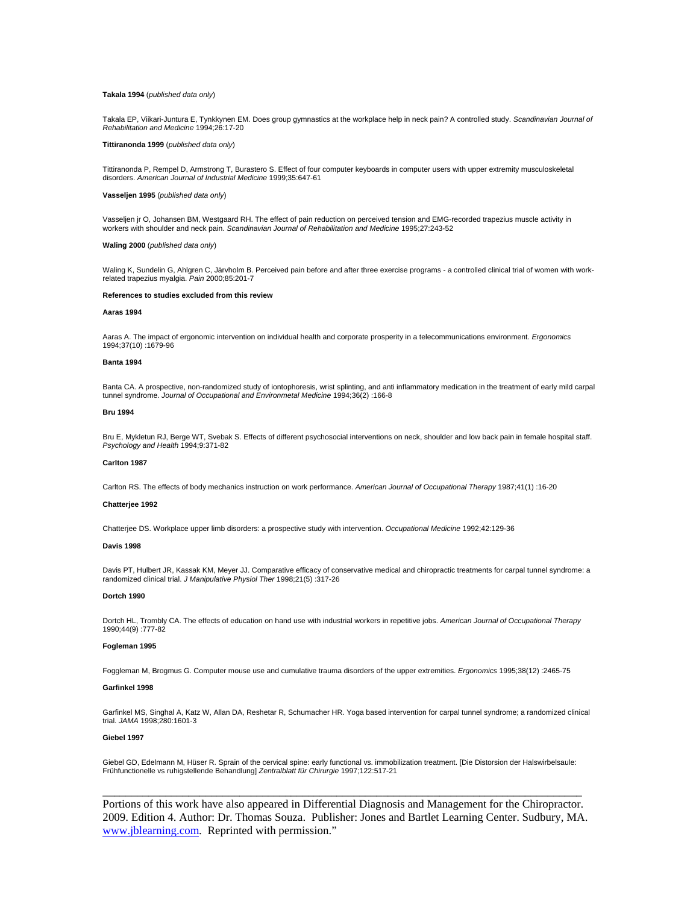**Takala 1994** (*published data only*)

Takala EP, Viikari-Juntura E, Tynkkynen EM. Does group gymnastics at the workplace help in neck pain? A controlled study. *Scandinavian Journal of Rehabilitation and Medicine* 1994;26:17-20

**Tittiranonda 1999** (*published data only*)

Tittiranonda P, Rempel D, Armstrong T, Burastero S. Effect of four computer keyboards in computer users with upper extremity musculoskeletal disorders. *American Journal of Industrial Medicine* 1999;35:647-61

**Vasseljen 1995** (*published data only*)

Vasseljen jr O, Johansen BM, Westgaard RH. The effect of pain reduction on perceived tension and EMG-recorded trapezius muscle activity in workers with shoulder and neck pain. *Scandinavian Journal of Rehabilitation and Medicine* 1995;27:243-52

**Waling 2000** (*published data only*)

Waling K, Sundelin G, Ahlgren C, Järvholm B. Perceived pain before and after three exercise programs - a controlled clinical trial of women with work-related trapezius myalgia. *Pain* 2000;85:201-7

**References to studies excluded from this review**

**Aaras 1994**

Aaras A. The impact of ergonomic intervention on individual health and corporate prosperity in a telecommunications environment. *Ergonomics* 1994;37(10) :1679-96

**Banta 1994**

Banta CA. A prospective, non-randomized study of iontophoresis, wrist splinting, and anti inflammatory medication in the treatment of early mild carpal tunnel syndrome. *Journal of Occupational and Environmetal Medicine* 1994;36(2) :166-8

**Bru 1994**

Bru E, Mykletun RJ, Berge WT, Svebak S. Effects of different psychosocial interventions on neck, shoulder and low back pain in female hospital staff. *Psychology and Health* 1994;9:371-82

**Carlton 1987**

Carlton RS. The effects of body mechanics instruction on work performance. *American Journal of Occupational Therapy* 1987;41(1) :16-20

**Chatterjee 1992**

Chatterjee DS. Workplace upper limb disorders: a prospective study with intervention. *Occupational Medicine* 1992;42:129-36

**Davis 1998**

Davis PT, Hulbert JR, Kassak KM, Meyer JJ. Comparative efficacy of conservative medical and chiropractic treatments for carpal tunnel syndrome: a randomized clinical trial. *J Manipulative Physiol Ther* 1998;21(5) :317-26

**Dortch 1990**

Dortch HL, Trombly CA. The effects of education on hand use with industrial workers in repetitive jobs. *American Journal of Occupational Therapy* 1990;44(9) :777-82

**Fogleman 1995**

Foggleman M, Brogmus G. Computer mouse use and cumulative trauma disorders of the upper extremities. *Ergonomics* 1995;38(12) :2465-75

**Garfinkel 1998**

Garfinkel MS, Singhal A, Katz W, Allan DA, Reshetar R, Schumacher HR. Yoga based intervention for carpal tunnel syndrome; a randomized clinical trial. *JAMA* 1998;280:1601-3

**Giebel 1997**

Giebel GD, Edelmann M, Hüser R. Sprain of the cervical spine: early functional vs. immobilization treatment. [Die Distorsion der Halswirbelsaule: Frühfunctionelle vs ruhigstellende Behandlung] *Zentralblatt für Chirurgie* 1997;122:517-21

---

Portions of this work have also appeared in Differential Diagnosis and Management for the Chiropractor. 2009. Edition 4. Author: Dr. Thomas Souza. Publisher: Jones and Bartlet Learning Center. Sudbury, MA. www.jblearning.com. Reprinted with permission."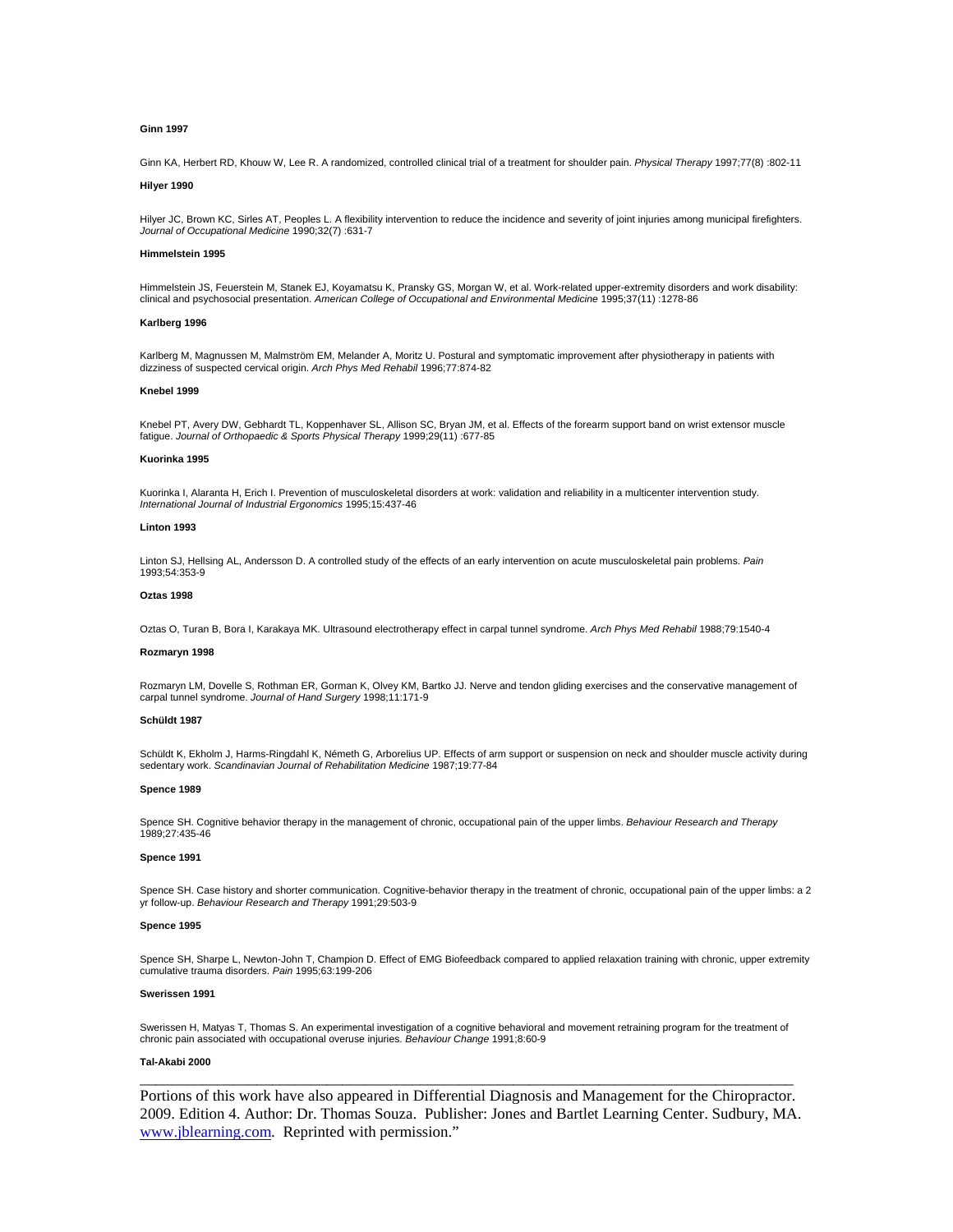**Ginn 1997**

Ginn KA, Herbert RD, Khouw W, Lee R. A randomized, controlled clinical trial of a treatment for shoulder pain. *Physical Therapy* 1997;77(8) :802-11

**Hilyer 1990**

Hilyer JC, Brown KC, Sirles AT, Peoples L. A flexibility intervention to reduce the incidence and severity of joint injuries among municipal firefighters. *Journal of Occupational Medicine* 1990;32(7) :631-7

**Himmelstein 1995**

Himmelstein JS, Feuerstein M, Stanek EJ, Koyamatsu K, Pransky GS, Morgan W, et al. Work-related upper-extremity disorders and work disability: clinical and psychosocial presentation. *American College of Occupational and Environmental Medicine* 1995;37(11) :1278-86

**Karlberg 1996**

Karlberg M, Magnussen M, Malmström EM, Melander A, Moritz U. Postural and symptomatic improvement after physiotherapy in patients with dizziness of suspected cervical origin. *Arch Phys Med Rehabil* 1996;77:874-82

**Knebel 1999**

Knebel PT, Avery DW, Gebhardt TL, Koppenhaver SL, Allison SC, Bryan JM, et al. Effects of the forearm support band on wrist extensor muscle fatigue. *Journal of Orthopaedic & Sports Physical Therapy* 1999;29(11) :677-85

**Kuorinka 1995**

Kuorinka I, Alaranta H, Erich I. Prevention of musculoskeletal disorders at work: validation and reliability in a multicenter intervention study. *International Journal of Industrial Ergonomics* 1995;15:437-46

**Linton 1993**

Linton SJ, Hellsing AL, Andersson D. A controlled study of the effects of an early intervention on acute musculoskeletal pain problems. *Pain* 1993;54:353-9

**Oztas 1998**

Oztas O, Turan B, Bora I, Karakaya MK. Ultrasound electrotherapy effect in carpal tunnel syndrome. *Arch Phys Med Rehabil* 1988;79:1540-4

**Rozmaryn 1998**

Rozmaryn LM, Dovelle S, Rothman ER, Gorman K, Olvey KM, Bartko JJ. Nerve and tendon gliding exercises and the conservative management of carpal tunnel syndrome. *Journal of Hand Surgery* 1998;11:171-9

**Schüldt 1987**

Schüldt K, Ekholm J, Harms-Ringdahl K, Németh G, Arborelius UP. Effects of arm support or suspension on neck and shoulder muscle activity during sedentary work. *Scandinavian Journal of Rehabilitation Medicine* 1987;19:77-84

**Spence 1989**

Spence SH. Cognitive behavior therapy in the management of chronic, occupational pain of the upper limbs. *Behaviour Research and Therapy* 1989;27:435-46

**Spence 1991**

Spence SH. Case history and shorter communication. Cognitive-behavior therapy in the treatment of chronic, occupational pain of the upper limbs: a 2 yr follow-up. *Behaviour Research and Therapy* 1991;29:503-9

**Spence 1995**

Spence SH, Sharpe L, Newton-John T, Champion D. Effect of EMG Biofeedback compared to applied relaxation training with chronic, upper extremity cumulative trauma disorders. *Pain* 1995;63:199-206

**Swerissen 1991**

Swerissen H, Matyas T, Thomas S. An experimental investigation of a cognitive behavioral and movement retraining program for the treatment of chronic pain associated with occupational overuse injuries. *Behaviour Change* 1991;8:60-9

**Tal-Akabi 2000**

---

Portions of this work have also appeared in Differential Diagnosis and Management for the Chiropractor. 2009. Edition 4. Author: Dr. Thomas Souza. Publisher: Jones and Bartlet Learning Center. Sudbury, MA. www.jblearning.com. Reprinted with permission."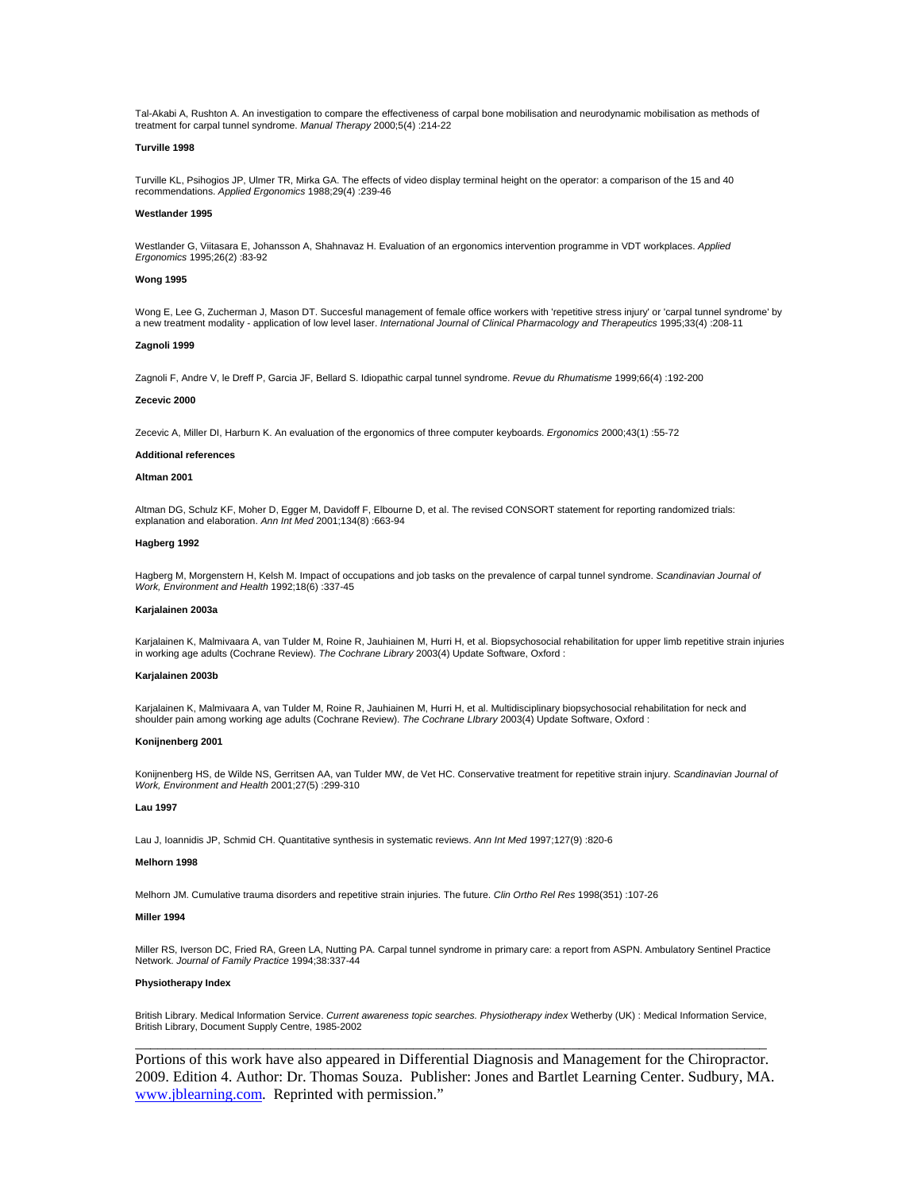Tal-Akabi A, Rushton A. An investigation to compare the effectiveness of carpal bone mobilisation and neurodynamic mobilisation as methods of treatment for carpal tunnel syndrome. *Manual Therapy* 2000;5(4) :214-22

**Turville 1998**

Turville KL, Psihogios JP, Ulmer TR, Mirka GA. The effects of video display terminal height on the operator: a comparison of the 15 and 40 recommendations. *Applied Ergonomics* 1988;29(4) :239-46

**Westlander 1995**

Westlander G, Viitasara E, Johansson A, Shahnavaz H. Evaluation of an ergonomics intervention programme in VDT workplaces. *Applied Ergonomics* 1995;26(2) :83-92

**Wong 1995**

Wong E, Lee G, Zucherman J, Mason DT. Succesful management of female office workers with 'repetitive stress injury' or 'carpal tunnel syndrome' by a new treatment modality - application of low level laser. *International Journal of Clinical Pharmacology and Therapeutics* 1995;33(4) :208-11

**Zagnoli 1999**

Zagnoli F, Andre V, le Dreff P, Garcia JF, Bellard S. Idiopathic carpal tunnel syndrome. *Revue du Rhumatisme* 1999;66(4) :192-200

**Zecevic 2000**

Zecevic A, Miller DI, Harburn K. An evaluation of the ergonomics of three computer keyboards. *Ergonomics* 2000;43(1) :55-72

**Additional references**

**Altman 2001**

Altman DG, Schulz KF, Moher D, Egger M, Davidoff F, Elbourne D, et al. The revised CONSORT statement for reporting randomized trials: explanation and elaboration. *Ann Int Med* 2001;134(8) :663-94

**Hagberg 1992**

Hagberg M, Morgenstern H, Kelsh M. Impact of occupations and job tasks on the prevalence of carpal tunnel syndrome. *Scandinavian Journal of Work, Environment and Health* 1992;18(6) :337-45

**Karjalainen 2003a**

Karjalainen K, Malmivaara A, van Tulder M, Roine R, Jauhiainen M, Hurri H, et al. Biopsychosocial rehabilitation for upper limb repetitive strain injuries in working age adults (Cochrane Review). *The Cochrane Library* 2003(4) Update Software, Oxford :

**Karjalainen 2003b**

Karjalainen K, Malmivaara A, van Tulder M, Roine R, Jauhiainen M, Hurri H, et al. Multidisciplinary biopsychosocial rehabilitation for neck and shoulder pain among working age adults (Cochrane Review). *The Cochrane LIbrary* 2003(4) Update Software, Oxford :

**Konijnenberg 2001**

Konijnenberg HS, de Wilde NS, Gerritsen AA, van Tulder MW, de Vet HC. Conservative treatment for repetitive strain injury. *Scandinavian Journal of Work, Environment and Health* 2001;27(5) :299-310

**Lau 1997**

Lau J, Ioannidis JP, Schmid CH. Quantitative synthesis in systematic reviews. *Ann Int Med* 1997;127(9) :820-6

**Melhorn 1998**

Melhorn JM. Cumulative trauma disorders and repetitive strain injuries. The future. *Clin Ortho Rel Res* 1998(351) :107-26

**Miller 1994**

Miller RS, Iverson DC, Fried RA, Green LA, Nutting PA. Carpal tunnel syndrome in primary care: a report from ASPN. Ambulatory Sentinel Practice Network. *Journal of Family Practice* 1994;38:337-44

**Physiotherapy Index**

British Library. Medical Information Service. *Current awareness topic searches. Physiotherapy index* Wetherby (UK) : Medical Information Service, British Library, Document Supply Centre, 1985-2002

---

Portions of this work have also appeared in Differential Diagnosis and Management for the Chiropractor. 2009. Edition 4. Author: Dr. Thomas Souza. Publisher: Jones and Bartlet Learning Center. Sudbury, MA. www.jblearning.com. Reprinted with permission."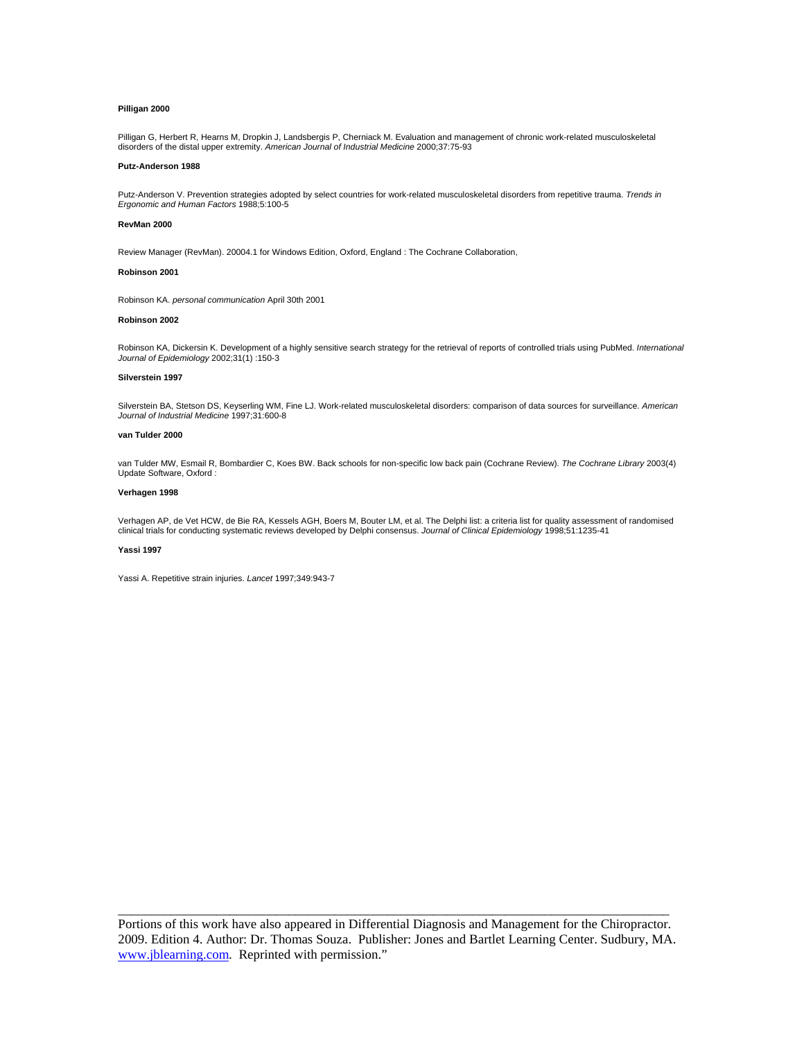**Pilligan 2000**

Pilligan G, Herbert R, Hearns M, Dropkin J, Landsbergis P, Cherniack M. Evaluation and management of chronic work-related musculoskeletal disorders of the distal upper extremity. *American Journal of Industrial Medicine* 2000;37:75-93

**Putz-Anderson 1988**

Putz-Anderson V. Prevention strategies adopted by select countries for work-related musculoskeletal disorders from repetitive trauma. *Trends in Ergonomic and Human Factors* 1988;5:100-5

**RevMan 2000**

Review Manager (RevMan). 20004.1 for Windows Edition, Oxford, England : The Cochrane Collaboration,

**Robinson 2001**

Robinson KA. *personal communication* April 30th 2001

**Robinson 2002**

Robinson KA, Dickersin K. Development of a highly sensitive search strategy for the retrieval of reports of controlled trials using PubMed. *International Journal of Epidemiology* 2002;31(1) :150-3

**Silverstein 1997**

Silverstein BA, Stetson DS, Keyserling WM, Fine LJ. Work-related musculoskeletal disorders: comparison of data sources for surveillance. *American Journal of Industrial Medicine* 1997;31:600-8

**van Tulder 2000**

van Tulder MW, Esmail R, Bombardier C, Koes BW. Back schools for non-specific low back pain (Cochrane Review). *The Cochrane Library* 2003(4) Update Software, Oxford :

**Verhagen 1998**

Verhagen AP, de Vet HCW, de Bie RA, Kessels AGH, Boers M, Bouter LM, et al. The Delphi list: a criteria list for quality assessment of randomised clinical trials for conducting systematic reviews developed by Delphi consensus. *Journal of Clinical Epidemiology* 1998;51:1235-41

**Yassi 1997**

Yassi A. Repetitive strain injuries. *Lancet* 1997;349:943-7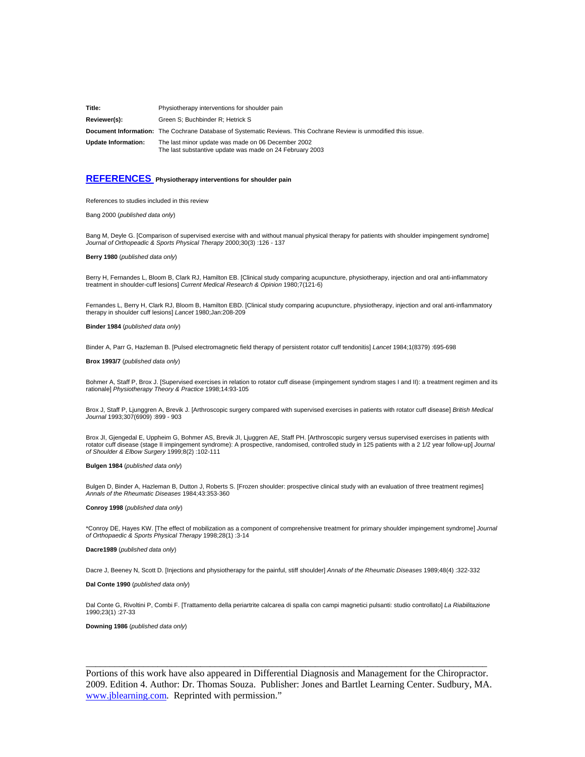| | |
|---|---|
| **Title:** | Physiotherapy interventions for shoulder pain |
| **Reviewer(s):** | Green S; Buchbinder R; Hetrick S |
| **Document Information:** | The Cochrane Database of Systematic Reviews. This Cochrane Review is unmodified this issue. |
| **Update Information:** | The last minor update was made on 06 December 2002<br>The last substantive update was made on 24 February 2003 |

## REFERENCES **Physiotherapy interventions for shoulder pain**

References to studies included in this review

Bang 2000 (*published data only*)

Bang M, Deyle G. [Comparison of supervised exercise with and without manual physical therapy for patients with shoulder impingement syndrome] *Journal of Orthopeadic & Sports Physical Therapy* 2000;30(3) :126 - 137

**Berry 1980** (*published data only*)

Berry H, Fernandes L, Bloom B, Clark RJ, Hamilton EB. [Clinical study comparing acupuncture, physiotherapy, injection and oral anti-inflammatory treatment in shoulder-cuff lesions] *Current Medical Research & Opinion* 1980;7(121-6)

Fernandes L, Berry H, Clark RJ, Bloom B, Hamilton EBD. [Clinical study comparing acupuncture, physiotherapy, injection and oral anti-inflammatory therapy in shoulder cuff lesions] *Lancet* 1980;Jan:208-209

**Binder 1984** (*published data only*)

Binder A, Parr G, Hazleman B. [Pulsed electromagnetic field therapy of persistent rotator cuff tendonitis] *Lancet* 1984;1(8379) :695-698

**Brox 1993/7** (*published data only*)

Bohmer A, Staff P, Brox J. [Supervised exercises in relation to rotator cuff disease (impingement syndrom stages I and II): a treatment regimen and its rationale] *Physiotherapy Theory & Practice* 1998;14:93-105

Brox J, Staff P, Ljunggren A, Brevik J. [Arthroscopic surgery compared with supervised exercises in patients with rotator cuff disease] *British Medical Journal* 1993;307(6909) :899 - 903

Brox JI, Gjengedal E, Uppheim G, Bohmer AS, Brevik JI, Ljuggren AE, Staff PH. [Arthroscopic surgery versus supervised exercises in patients with rotator cuff disease (stage II impingement syndrome): A prospective, randomised, controlled study in 125 patients with a 2 1/2 year follow-up] *Journal of Shoulder & Elbow Surgery* 1999;8(2) :102-111

**Bulgen 1984** (*published data only*)

Bulgen D, Binder A, Hazleman B, Dutton J, Roberts S. [Frozen shoulder: prospective clinical study with an evaluation of three treatment regimes] *Annals of the Rheumatic Diseases* 1984;43:353-360

**Conroy 1998** (*published data only*)

*Conroy DE, Hayes KW. [The effect of mobilization as a component of comprehensive treatment for primary shoulder impingement syndrome] *Journal of Orthopaedic & Sports Physical Therapy* 1998;28(1) :3-14

**Dacre1989** (*published data only*)

Dacre J, Beeney N, Scott D. [Injections and physiotherapy for the painful, stiff shoulder] *Annals of the Rheumatic Diseases* 1989;48(4) :322-332

**Dal Conte 1990** (*published data only*)

Dal Conte G, Rivoltini P, Combi F. [Trattamento della periartrite calcarea di spalla con campi magnetici pulsanti: studio controllato] *La Riabilitazione* 1990;23(1) :27-33

**Downing 1986** (*published data only*)

Portions of this work have also appeared in Differential Diagnosis and Management for the Chiropractor. 2009. Edition 4. Author: Dr. Thomas Souza. Publisher: Jones and Bartlet Learning Center. Sudbury, MA. www.jblearning.com. Reprinted with permission."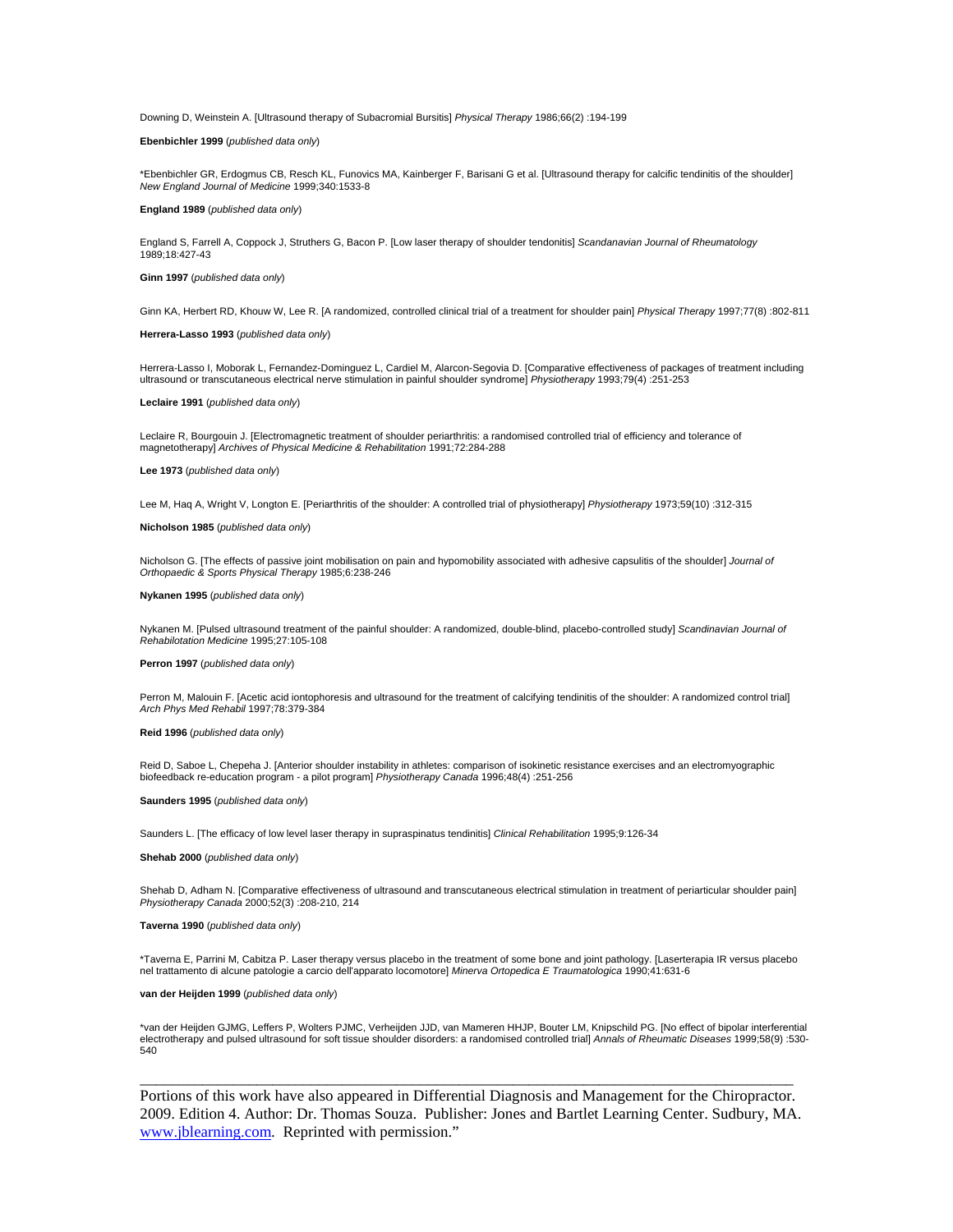Downing D, Weinstein A. [Ultrasound therapy of Subacromial Bursitis] *Physical Therapy* 1986;66(2) :194-199

**Ebenbichler 1999** (*published data only*)

*Ebenbichler GR, Erdogmus CB, Resch KL, Funovics MA, Kainberger F, Barisani G et al. [Ultrasound therapy for calcific tendinitis of the shoulder] *New England Journal of Medicine* 1999;340:1533-8

**England 1989** (*published data only*)

England S, Farrell A, Coppock J, Struthers G, Bacon P. [Low laser therapy of shoulder tendonitis] *Scandanavian Journal of Rheumatology* 1989;18:427-43

**Ginn 1997** (*published data only*)

Ginn KA, Herbert RD, Khouw W, Lee R. [A randomized, controlled clinical trial of a treatment for shoulder pain] *Physical Therapy* 1997;77(8) :802-811

**Herrera-Lasso 1993** (*published data only*)

Herrera-Lasso I, Moborak L, Fernandez-Dominguez L, Cardiel M, Alarcon-Segovia D. [Comparative effectiveness of packages of treatment including ultrasound or transcutaneous electrical nerve stimulation in painful shoulder syndrome] *Physiotherapy* 1993;79(4) :251-253

**Leclaire 1991** (*published data only*)

Leclaire R, Bourgouin J. [Electromagnetic treatment of shoulder periarthritis: a randomised controlled trial of efficiency and tolerance of magnetotherapy] *Archives of Physical Medicine & Rehabilitation* 1991;72:284-288

**Lee 1973** (*published data only*)

Lee M, Haq A, Wright V, Longton E. [Periarthritis of the shoulder: A controlled trial of physiotherapy] *Physiotherapy* 1973;59(10) :312-315

**Nicholson 1985** (*published data only*)

Nicholson G. [The effects of passive joint mobilisation on pain and hypomobility associated with adhesive capsulitis of the shoulder] *Journal of Orthopaedic & Sports Physical Therapy* 1985;6:238-246

**Nykanen 1995** (*published data only*)

Nykanen M. [Pulsed ultrasound treatment of the painful shoulder: A randomized, double-blind, placebo-controlled study] *Scandinavian Journal of Rehabilotation Medicine* 1995;27:105-108

**Perron 1997** (*published data only*)

Perron M, Malouin F. [Acetic acid iontophoresis and ultrasound for the treatment of calcifying tendinitis of the shoulder: A randomized control trial] *Arch Phys Med Rehabil* 1997;78:379-384

**Reid 1996** (*published data only*)

Reid D, Saboe L, Chepeha J. [Anterior shoulder instability in athletes: comparison of isokinetic resistance exercises and an electromyographic biofeedback re-education program - a pilot program] *Physiotherapy Canada* 1996;48(4) :251-256

**Saunders 1995** (*published data only*)

Saunders L. [The efficacy of low level laser therapy in supraspinatus tendinitis] *Clinical Rehabilitation* 1995;9:126-34

**Shehab 2000** (*published data only*)

Shehab D, Adham N. [Comparative effectiveness of ultrasound and transcutaneous electrical stimulation in treatment of periarticular shoulder pain] *Physiotherapy Canada* 2000;52(3) :208-210, 214

**Taverna 1990** (*published data only*)

*Taverna E, Parrini M, Cabitza P. Laser therapy versus placebo in the treatment of some bone and joint pathology. [Laserterapia IR versus placebo nel trattamento di alcune patologie a carcio dell'apparato locomotore] *Minerva Ortopedica E Traumatologica* 1990;41:631-6

**van der Heijden 1999** (*published data only*)

*van der Heijden GJMG, Leffers P, Wolters PJMC, Verheijden JJD, van Mameren HHJP, Bouter LM, Knipschild PG. [No effect of bipolar interferential electrotherapy and pulsed ultrasound for soft tissue shoulder disorders: a randomised controlled trial] *Annals of Rheumatic Diseases* 1999;58(9) :530-540

---

Portions of this work have also appeared in Differential Diagnosis and Management for the Chiropractor. 2009. Edition 4. Author: Dr. Thomas Souza. Publisher: Jones and Bartlet Learning Center. Sudbury, MA. www.jblearning.com. Reprinted with permission."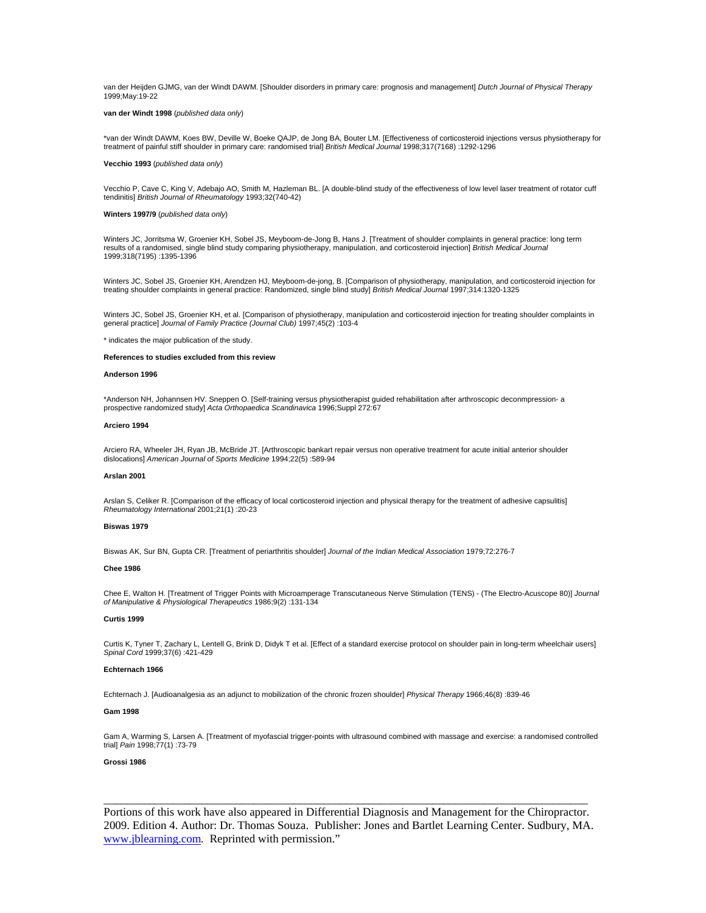van der Heijden GJMG, van der Windt DAWM. [Shoulder disorders in primary care: prognosis and management] *Dutch Journal of Physical Therapy* 1999;May:19-22

**van der Windt 1998** (*published data only*)

*van der Windt DAWM, Koes BW, Deville W, Boeke QAJP, de Jong BA, Bouter LM. [Effectiveness of corticosteroid injections versus physiotherapy for treatment of painful stiff shoulder in primary care: randomised trial] *British Medical Journal* 1998;317(7168) :1292-1296

**Vecchio 1993** (*published data only*)

Vecchio P, Cave C, King V, Adebajo AO, Smith M, Hazleman BL. [A double-blind study of the effectiveness of low level laser treatment of rotator cuff tendinitis] *British Journal of Rheumatology* 1993;32(740-42)

**Winters 1997/9** (*published data only*)

Winters JC, Jorritsma W, Groenier KH, Sobel JS, Meyboom-de-Jong B, Hans J. [Treatment of shoulder complaints in general practice: long term results of a randomised, single blind study comparing physiotherapy, manipulation, and corticosteroid injection] *British Medical Journal* 1999;318(7195) :1395-1396

Winters JC, Sobel JS, Groenier KH, Arendzen HJ, Meyboom-de-jong, B. [Comparison of physiotherapy, manipulation, and corticosteroid injection for treating shoulder complaints in general practice: Randomized, single blind study] *British Medical Journal* 1997;314:1320-1325

Winters JC, Sobel JS, Groenier KH, et al. [Comparison of physiotherapy, manipulation and corticosteroid injection for treating shoulder complaints in general practice] *Journal of Family Practice (Journal Club)* 1997;45(2) :103-4

* indicates the major publication of the study.

**References to studies excluded from this review**

**Anderson 1996**

*Anderson NH, Johannsen HV. Sneppen O. [Self-training versus physiotherapist guided rehabilitation after arthroscopic deconmpression- a prospective randomized study] *Acta Orthopaedica Scandinavica* 1996;Suppl 272:67

**Arciero 1994**

Arciero RA, Wheeler JH, Ryan JB, McBride JT. [Arthroscopic bankart repair versus non operative treatment for acute initial anterior shoulder dislocations] *American Journal of Sports Medicine* 1994;22(5) :589-94

**Arslan 2001**

Arslan S, Celiker R. [Comparison of the efficacy of local corticosteroid injection and physical therapy for the treatment of adhesive capsulitis] *Rheumatology International* 2001;21(1) :20-23

**Biswas 1979**

Biswas AK, Sur BN, Gupta CR. [Treatment of periarthritis shoulder] *Journal of the Indian Medical Association* 1979;72:276-7

**Chee 1986**

Chee E, Walton H. [Treatment of Trigger Points with Microamperage Transcutaneous Nerve Stimulation (TENS) - (The Electro-Acuscope 80)] *Journal of Manipulative & Physiological Therapeutics* 1986;9(2) :131-134

**Curtis 1999**

Curtis K, Tyner T, Zachary L, Lentell G, Brink D, Didyk T et al. [Effect of a standard exercise protocol on shoulder pain in long-term wheelchair users] *Spinal Cord* 1999;37(6) :421-429

**Echternach 1966**

Echternach J. [Audioanalgesia as an adjunct to mobilization of the chronic frozen shoulder] *Physical Therapy* 1966;46(8) :839-46

**Gam 1998**

Gam A, Warming S, Larsen A. [Treatment of myofascial trigger-points with ultrasound combined with massage and exercise: a randomised controlled trial] *Pain* 1998;77(1) :73-79

**Grossi 1986**

Portions of this work have also appeared in Differential Diagnosis and Management for the Chiropractor. 2009. Edition 4. Author: Dr. Thomas Souza. Publisher: Jones and Bartlet Learning Center. Sudbury, MA. www.jblearning.com. Reprinted with permission."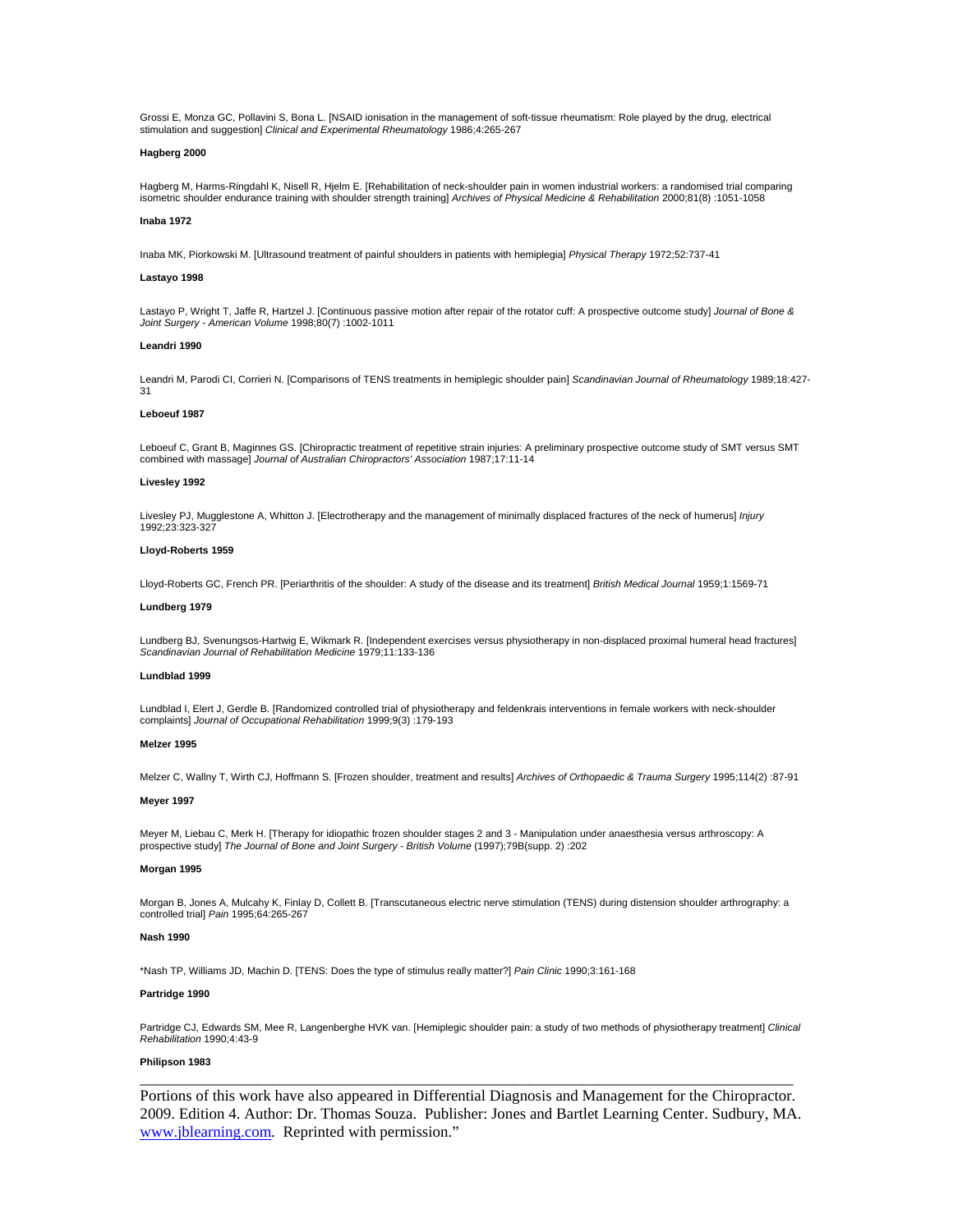Grossi E, Monza GC, Pollavini S, Bona L. [NSAID ionisation in the management of soft-tissue rheumatism: Role played by the drug, electrical stimulation and suggestion] *Clinical and Experimental Rheumatology* 1986;4:265-267

**Hagberg 2000**

Hagberg M, Harms-Ringdahl K, Nisell R, Hjelm E. [Rehabilitation of neck-shoulder pain in women industrial workers: a randomised trial comparing isometric shoulder endurance training with shoulder strength training] *Archives of Physical Medicine & Rehabilitation* 2000;81(8) :1051-1058

**Inaba 1972**

Inaba MK, Piorkowski M. [Ultrasound treatment of painful shoulders in patients with hemiplegia] *Physical Therapy* 1972;52:737-41

**Lastayo 1998**

Lastayo P, Wright T, Jaffe R, Hartzel J. [Continuous passive motion after repair of the rotator cuff: A prospective outcome study] *Journal of Bone & Joint Surgery - American Volume* 1998;80(7) :1002-1011

**Leandri 1990**

Leandri M, Parodi CI, Corrieri N. [Comparisons of TENS treatments in hemiplegic shoulder pain] *Scandinavian Journal of Rheumatology* 1989;18:427-31

**Leboeuf 1987**

Leboeuf C, Grant B, Maginnes GS. [Chiropractic treatment of repetitive strain injuries: A preliminary prospective outcome study of SMT versus SMT combined with massage] *Journal of Australian Chiropractors' Association* 1987;17:11-14

**Livesley 1992**

Livesley PJ, Mugglestone A, Whitton J. [Electrotherapy and the management of minimally displaced fractures of the neck of humerus] *Injury* 1992;23:323-327

**Lloyd-Roberts 1959**

Lloyd-Roberts GC, French PR. [Periarthritis of the shoulder: A study of the disease and its treatment] *British Medical Journal* 1959;1:1569-71

**Lundberg 1979**

Lundberg BJ, Svenungsos-Hartwig E, Wikmark R. [Independent exercises versus physiotherapy in non-displaced proximal humeral head fractures] *Scandinavian Journal of Rehabilitation Medicine* 1979;11:133-136

**Lundblad 1999**

Lundblad I, Elert J, Gerdle B. [Randomized controlled trial of physiotherapy and feldenkrais interventions in female workers with neck-shoulder complaints] *Journal of Occupational Rehabilitation* 1999;9(3) :179-193

**Melzer 1995**

Melzer C, Wallny T, Wirth CJ, Hoffmann S. [Frozen shoulder, treatment and results] *Archives of Orthopaedic & Trauma Surgery* 1995;114(2) :87-91

**Meyer 1997**

Meyer M, Liebau C, Merk H. [Therapy for idiopathic frozen shoulder stages 2 and 3 - Manipulation under anaesthesia versus arthroscopy: A prospective study] *The Journal of Bone and Joint Surgery - British Volume* (1997);79B(supp. 2) :202

**Morgan 1995**

Morgan B, Jones A, Mulcahy K, Finlay D, Collett B. [Transcutaneous electric nerve stimulation (TENS) during distension shoulder arthrography: a controlled trial] *Pain* 1995;64:265-267

**Nash 1990**

*Nash TP, Williams JD, Machin D. [TENS: Does the type of stimulus really matter?] *Pain Clinic* 1990;3:161-168

**Partridge 1990**

Partridge CJ, Edwards SM, Mee R, Langenberghe HVK van. [Hemiplegic shoulder pain: a study of two methods of physiotherapy treatment] *Clinical Rehabilitation* 1990;4:43-9

**Philipson 1983**

---

Portions of this work have also appeared in Differential Diagnosis and Management for the Chiropractor. 2009. Edition 4. Author: Dr. Thomas Souza. Publisher: Jones and Bartlet Learning Center. Sudbury, MA. www.jblearning.com. Reprinted with permission."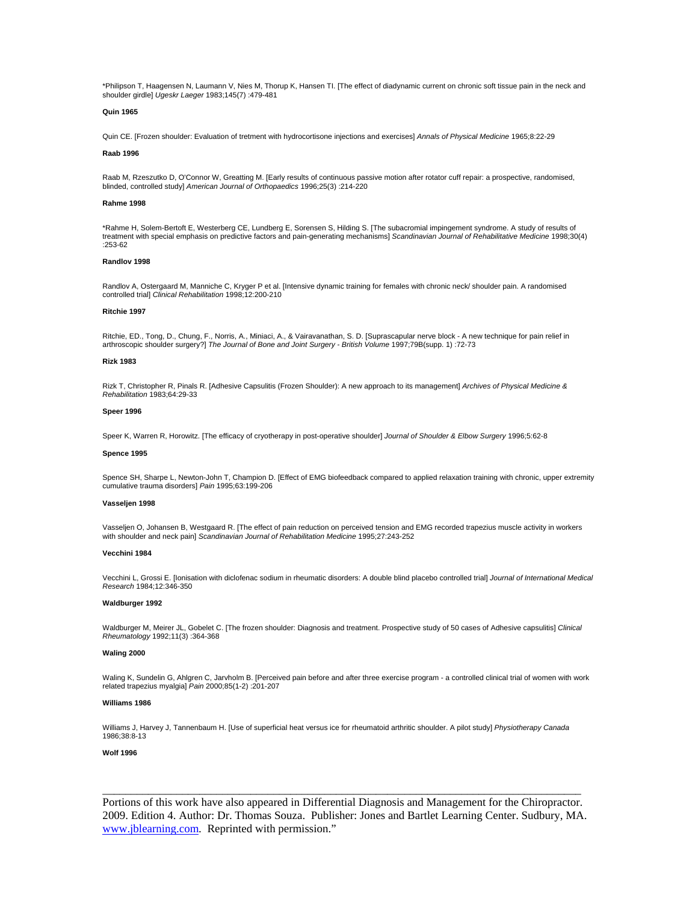*Philipson T, Haagensen N, Laumann V, Nies M, Thorup K, Hansen TI. [The effect of diadynamic current on chronic soft tissue pain in the neck and shoulder girdle] *Ugeskr Laeger* 1983;145(7) :479-481

**Quin 1965**

Quin CE. [Frozen shoulder: Evaluation of tretment with hydrocortisone injections and exercises] *Annals of Physical Medicine* 1965;8:22-29

**Raab 1996**

Raab M, Rzeszutko D, O'Connor W, Greatting M. [Early results of continuous passive motion after rotator cuff repair: a prospective, randomised, blinded, controlled study] *American Journal of Orthopaedics* 1996;25(3) :214-220

**Rahme 1998**

*Rahme H, Solem-Bertoft E, Westerberg CE, Lundberg E, Sorensen S, Hilding S. [The subacromial impingement syndrome. A study of results of treatment with special emphasis on predictive factors and pain-generating mechanisms] *Scandinavian Journal of Rehabilitative Medicine* 1998;30(4) :253-62

**Randlov 1998**

Randlov A, Ostergaard M, Manniche C, Kryger P et al. [Intensive dynamic training for females with chronic neck/ shoulder pain. A randomised controlled trial] *Clinical Rehabilitation* 1998;12:200-210

**Ritchie 1997**

Ritchie, ED., Tong, D., Chung, F., Norris, A., Miniaci, A., & Vairavanathan, S. D. [Suprascapular nerve block - A new technique for pain relief in arthroscopic shoulder surgery?] *The Journal of Bone and Joint Surgery - British Volume* 1997;79B(supp. 1) :72-73

**Rizk 1983**

Rizk T, Christopher R, Pinals R. [Adhesive Capsulitis (Frozen Shoulder): A new approach to its management] *Archives of Physical Medicine & Rehabilitation* 1983;64:29-33

**Speer 1996**

Speer K, Warren R, Horowitz. [The efficacy of cryotherapy in post-operative shoulder] *Journal of Shoulder & Elbow Surgery* 1996;5:62-8

**Spence 1995**

Spence SH, Sharpe L, Newton-John T, Champion D. [Effect of EMG biofeedback compared to applied relaxation training with chronic, upper extremity cumulative trauma disorders] *Pain* 1995;63:199-206

**Vasseljen 1998**

Vasseljen O, Johansen B, Westgaard R. [The effect of pain reduction on perceived tension and EMG recorded trapezius muscle activity in workers with shoulder and neck pain] *Scandinavian Journal of Rehabilitation Medicine* 1995;27:243-252

**Vecchini 1984**

Vecchini L, Grossi E. [Ionisation with diclofenac sodium in rheumatic disorders: A double blind placebo controlled trial] *Journal of International Medical Research* 1984;12:346-350

**Waldburger 1992**

Waldburger M, Meirer JL, Gobelet C. [The frozen shoulder: Diagnosis and treatment. Prospective study of 50 cases of Adhesive capsulitis] *Clinical Rheumatology* 1992;11(3) :364-368

**Waling 2000**

Waling K, Sundelin G, Ahlgren C, Jarvholm B. [Perceived pain before and after three exercise program - a controlled clinical trial of women with work related trapezius myalgia] *Pain* 2000;85(1-2) :201-207

**Williams 1986**

Williams J, Harvey J, Tannenbaum H. [Use of superficial heat versus ice for rheumatoid arthritic shoulder. A pilot study] *Physiotherapy Canada* 1986;38:8-13

**Wolf 1996**

---

Portions of this work have also appeared in Differential Diagnosis and Management for the Chiropractor. 2009. Edition 4. Author: Dr. Thomas Souza. Publisher: Jones and Bartlet Learning Center. Sudbury, MA. www.jblearning.com. Reprinted with permission."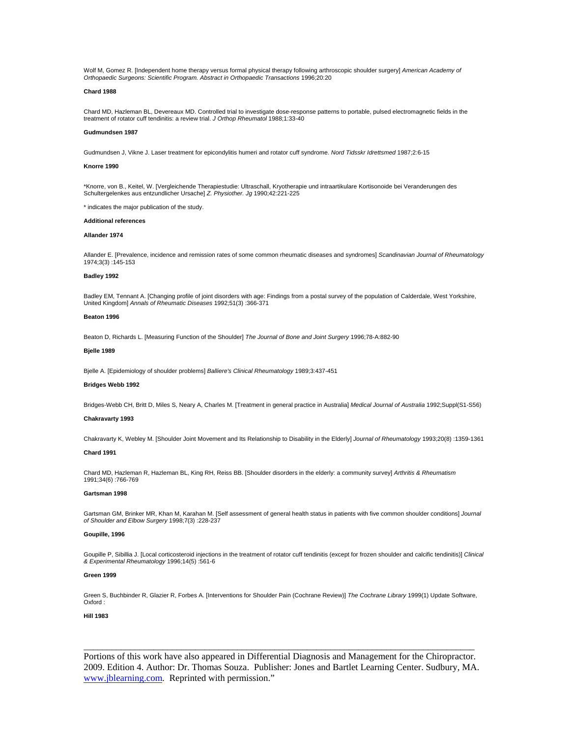Wolf M, Gomez R. [Independent home therapy versus formal physical therapy following arthroscopic shoulder surgery] *American Academy of Orthopaedic Surgeons: Scientific Program. Abstract in Orthopaedic Transactions* 1996;20:20

**Chard 1988**

Chard MD, Hazleman BL, Devereaux MD. Controlled trial to investigate dose-response patterns to portable, pulsed electromagnetic fields in the treatment of rotator cuff tendinitis: a review trial. *J Orthop Rheumatol* 1988;1:33-40

**Gudmundsen 1987**

Gudmundsen J, Vikne J. Laser treatment for epicondylitis humeri and rotator cuff syndrome. *Nord Tidsskr Idrettsmed* 1987;2:6-15

**Knorre 1990**

*Knorre, von B., Keitel, W. [Vergleichende Therapiestudie: Ultraschall, Kryotherapie und intraartikulare Kortisonoide bei Veranderungen des Schultergelenkes aus entzundlicher Ursache] *Z. Physiother. Jg* 1990;42:221-225

* indicates the major publication of the study.

**Additional references**

**Allander 1974**

Allander E. [Prevalence, incidence and remission rates of some common rheumatic diseases and syndromes] *Scandinavian Journal of Rheumatology* 1974;3(3) :145-153

**Badley 1992**

Badley EM, Tennant A. [Changing profile of joint disorders with age: Findings from a postal survey of the population of Calderdale, West Yorkshire, United Kingdom] *Annals of Rheumatic Diseases* 1992;51(3) :366-371

**Beaton 1996**

Beaton D, Richards L. [Measuring Function of the Shoulder] *The Journal of Bone and Joint Surgery* 1996;78-A:882-90

**Bjelle 1989**

Bjelle A. [Epidemiology of shoulder problems] *Balliere's Clinical Rheumatology* 1989;3:437-451

**Bridges Webb 1992**

Bridges-Webb CH, Britt D, Miles S, Neary A, Charles M. [Treatment in general practice in Australia] *Medical Journal of Australia* 1992;Suppl(S1-S56)

**Chakravarty 1993**

Chakravarty K, Webley M. [Shoulder Joint Movement and Its Relationship to Disability in the Elderly] *Journal of Rheumatology* 1993;20(8) :1359-1361

**Chard 1991**

Chard MD, Hazleman R, Hazleman BL, King RH, Reiss BB. [Shoulder disorders in the elderly: a community survey] *Arthritis & Rheumatism* 1991;34(6) :766-769

**Gartsman 1998**

Gartsman GM, Brinker MR, Khan M, Karahan M. [Self assessment of general health status in patients with five common shoulder conditions] *Journal of Shoulder and Elbow Surgery* 1998;7(3) :228-237

**Goupille, 1996**

Goupille P, Sibillia J. [Local corticosteroid injections in the treatment of rotator cuff tendinitis (except for frozen shoulder and calcific tendinitis)] *Clinical & Experimental Rheumatology* 1996;14(5) :561-6

**Green 1999**

Green S, Buchbinder R, Glazier R, Forbes A. [Interventions for Shoulder Pain (Cochrane Review)] *The Cochrane Library* 1999(1) Update Software, Oxford :

**Hill 1983**

Portions of this work have also appeared in Differential Diagnosis and Management for the Chiropractor. 2009. Edition 4. Author: Dr. Thomas Souza. Publisher: Jones and Bartlet Learning Center. Sudbury, MA. www.jblearning.com. Reprinted with permission."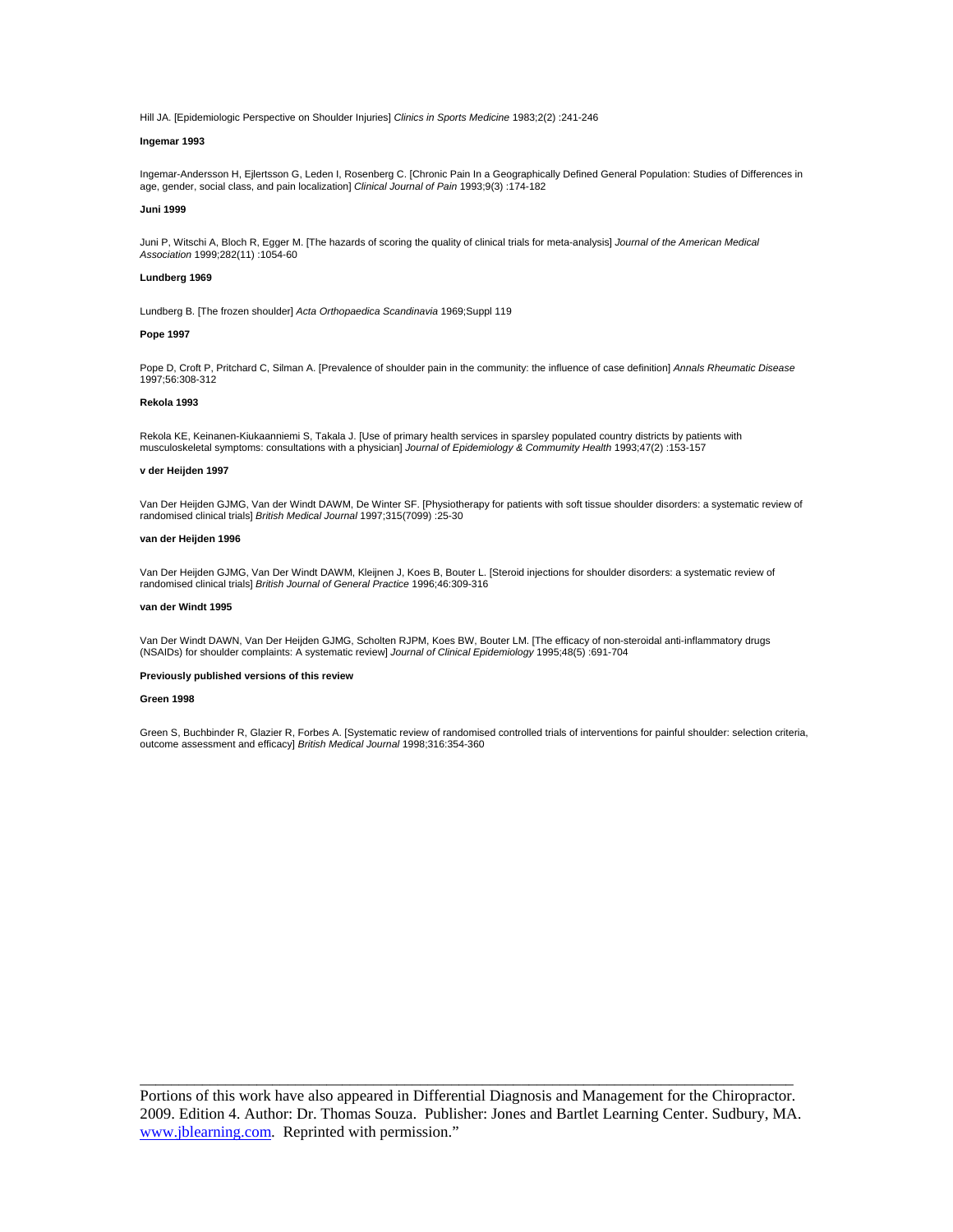Hill JA. [Epidemiologic Perspective on Shoulder Injuries] *Clinics in Sports Medicine* 1983;2(2) :241-246

**Ingemar 1993**

Ingemar-Andersson H, Ejlertsson G, Leden I, Rosenberg C. [Chronic Pain In a Geographically Defined General Population: Studies of Differences in age, gender, social class, and pain localization] *Clinical Journal of Pain* 1993;9(3) :174-182

**Juni 1999**

Juni P, Witschi A, Bloch R, Egger M. [The hazards of scoring the quality of clinical trials for meta-analysis] *Journal of the American Medical Association* 1999;282(11) :1054-60

**Lundberg 1969**

Lundberg B. [The frozen shoulder] *Acta Orthopaedica Scandinavia* 1969;Suppl 119

**Pope 1997**

Pope D, Croft P, Pritchard C, Silman A. [Prevalence of shoulder pain in the community: the influence of case definition] *Annals Rheumatic Disease* 1997;56:308-312

**Rekola 1993**

Rekola KE, Keinanen-Kiukaanniemi S, Takala J. [Use of primary health services in sparsley populated country districts by patients with musculoskeletal symptoms: consultations with a physician] *Journal of Epidemiology & Commumity Health* 1993;47(2) :153-157

**v der Heijden 1997**

Van Der Heijden GJMG, Van der Windt DAWM, De Winter SF. [Physiotherapy for patients with soft tissue shoulder disorders: a systematic review of randomised clinical trials] *British Medical Journal* 1997;315(7099) :25-30

**van der Heijden 1996**

Van Der Heijden GJMG, Van Der Windt DAWM, Kleijnen J, Koes B, Bouter L. [Steroid injections for shoulder disorders: a systematic review of randomised clinical trials] *British Journal of General Practice* 1996;46:309-316

**van der Windt 1995**

Van Der Windt DAWN, Van Der Heijden GJMG, Scholten RJPM, Koes BW, Bouter LM. [The efficacy of non-steroidal anti-inflammatory drugs (NSAIDs) for shoulder complaints: A systematic review] *Journal of Clinical Epidemiology* 1995;48(5) :691-704

**Previously published versions of this review**

**Green 1998**

Green S, Buchbinder R, Glazier R, Forbes A. [Systematic review of randomised controlled trials of interventions for painful shoulder: selection criteria, outcome assessment and efficacy] *British Medical Journal* 1998;316:354-360

Portions of this work have also appeared in Differential Diagnosis and Management for the Chiropractor. 2009. Edition 4. Author: Dr. Thomas Souza. Publisher: Jones and Bartlet Learning Center. Sudbury, MA. www.jblearning.com. Reprinted with permission."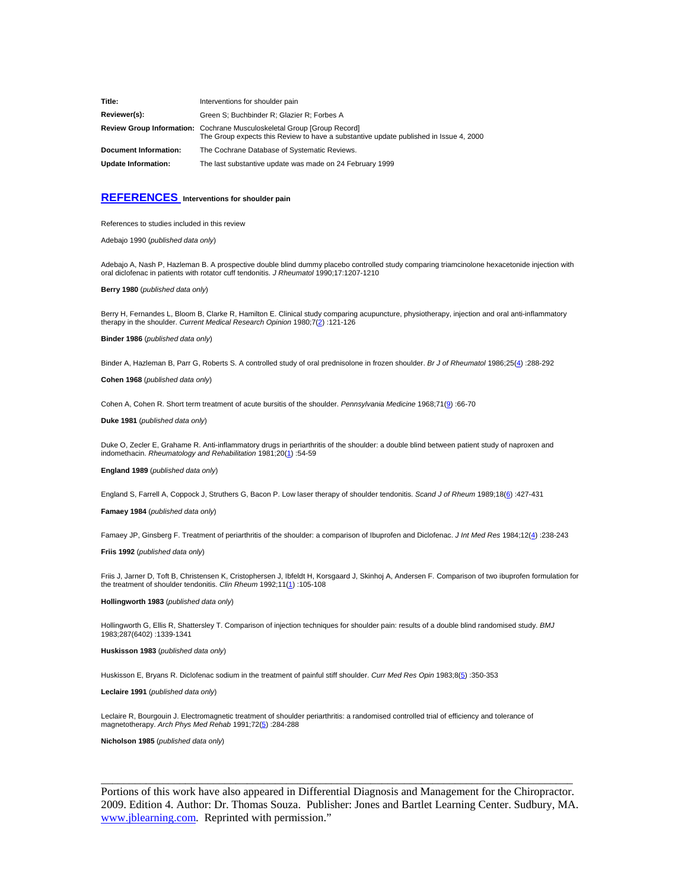| | |
|---|---|
| **Title:** | Interventions for shoulder pain |
| **Reviewer(s):** | Green S; Buchbinder R; Glazier R; Forbes A |
| **Review Group Information:** | Cochrane Musculoskeletal Group [Group Record] The Group expects this Review to have a substantive update published in Issue 4, 2000 |
| **Document Information:** | The Cochrane Database of Systematic Reviews. |
| **Update Information:** | The last substantive update was made on 24 February 1999 |

## REFERENCES **Interventions for shoulder pain**

References to studies included in this review

Adebajo 1990 (*published data only*)

Adebajo A, Nash P, Hazleman B. A prospective double blind dummy placebo controlled study comparing triamcinolone hexacetonide injection with oral diclofenac in patients with rotator cuff tendonitis. *J Rheumatol* 1990;17:1207-1210

**Berry 1980** (*published data only*)

Berry H, Fernandes L, Bloom B, Clarke R, Hamilton E. Clinical study comparing acupuncture, physiotherapy, injection and oral anti-inflammatory therapy in the shoulder. *Current Medical Research Opinion* 1980;7(2) :121-126

**Binder 1986** (*published data only*)

Binder A, Hazleman B, Parr G, Roberts S. A controlled study of oral prednisolone in frozen shoulder. *Br J of Rheumatol* 1986;25(4) :288-292

**Cohen 1968** (*published data only*)

Cohen A, Cohen R. Short term treatment of acute bursitis of the shoulder. *Pennsylvania Medicine* 1968;71(9) :66-70

**Duke 1981** (*published data only*)

Duke O, Zecler E, Grahame R. Anti-inflammatory drugs in periarthritis of the shoulder: a double blind between patient study of naproxen and indomethacin. *Rheumatology and Rehabilitation* 1981;20(1) :54-59

**England 1989** (*published data only*)

England S, Farrell A, Coppock J, Struthers G, Bacon P. Low laser therapy of shoulder tendonitis. *Scand J of Rheum* 1989;18(6) :427-431

**Famaey 1984** (*published data only*)

Famaey JP, Ginsberg F. Treatment of periarthritis of the shoulder: a comparison of Ibuprofen and Diclofenac. *J Int Med Res* 1984;12(4) :238-243

**Friis 1992** (*published data only*)

Friis J, Jarner D, Toft B, Christensen K, Cristophersen J, Ibfeldt H, Korsgaard J, Skinhoj A, Andersen F. Comparison of two ibuprofen formulation for the treatment of shoulder tendonitis. *Clin Rheum* 1992;11(1) :105-108

**Hollingworth 1983** (*published data only*)

Hollingworth G, Ellis R, Shattersley T. Comparison of injection techniques for shoulder pain: results of a double blind randomised study. *BMJ* 1983;287(6402) :1339-1341

**Huskisson 1983** (*published data only*)

Huskisson E, Bryans R. Diclofenac sodium in the treatment of painful stiff shoulder. *Curr Med Res Opin* 1983;8(5) :350-353

**Leclaire 1991** (*published data only*)

Leclaire R, Bourgouin J. Electromagnetic treatment of shoulder periarthritis: a randomised controlled trial of efficiency and tolerance of magnetotherapy. *Arch Phys Med Rehab* 1991;72(5) :284-288

**Nicholson 1985** (*published data only*)

---

Portions of this work have also appeared in Differential Diagnosis and Management for the Chiropractor. 2009. Edition 4. Author: Dr. Thomas Souza. Publisher: Jones and Bartlet Learning Center. Sudbury, MA. www.jblearning.com. Reprinted with permission."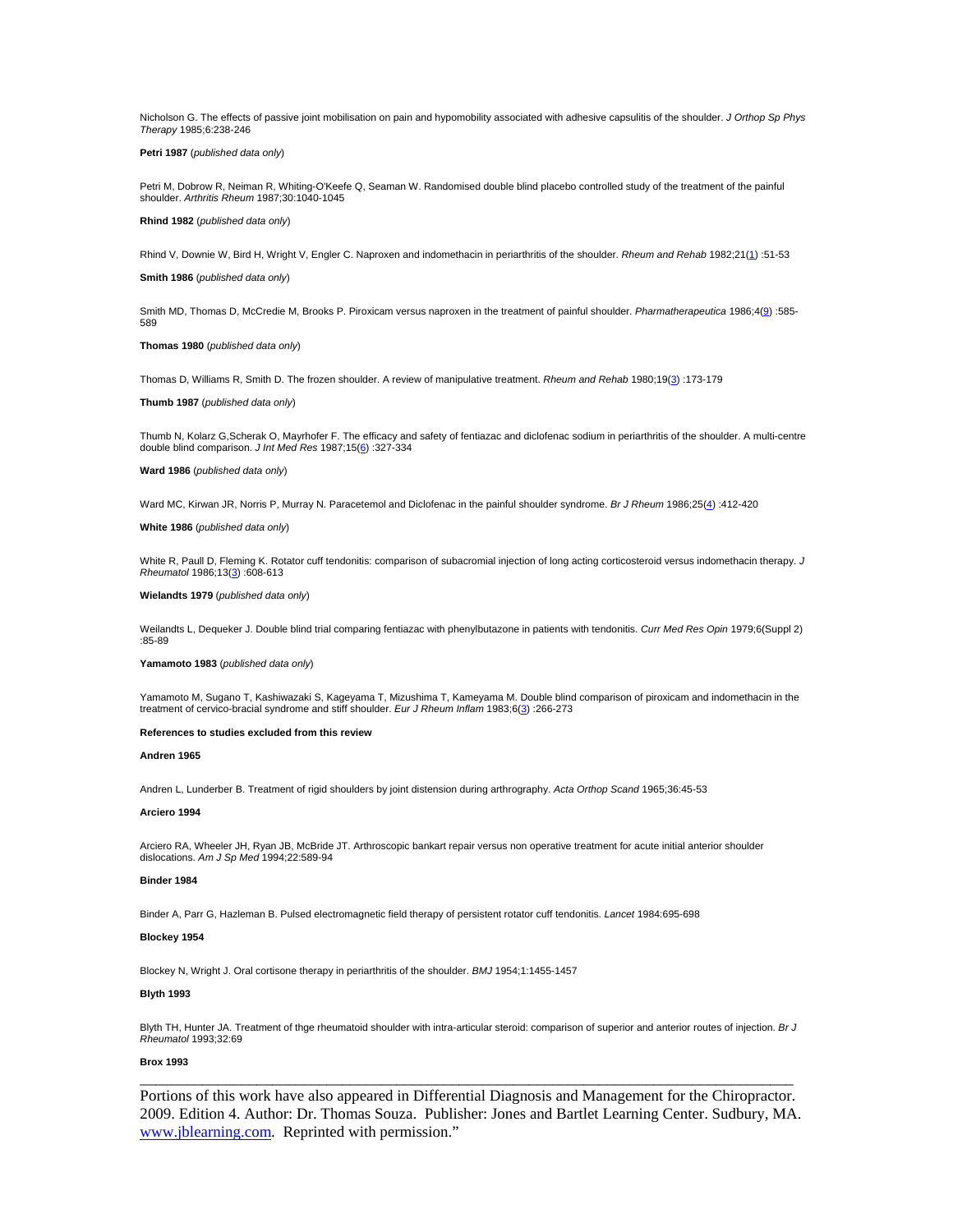Nicholson G. The effects of passive joint mobilisation on pain and hypomobility associated with adhesive capsulitis of the shoulder. *J Orthop Sp Phys Therapy* 1985;6:238-246

**Petri 1987** (*published data only*)

Petri M, Dobrow R, Neiman R, Whiting-O'Keefe Q, Seaman W. Randomised double blind placebo controlled study of the treatment of the painful shoulder. *Arthritis Rheum* 1987;30:1040-1045

**Rhind 1982** (*published data only*)

Rhind V, Downie W, Bird H, Wright V, Engler C. Naproxen and indomethacin in periarthritis of the shoulder. *Rheum and Rehab* 1982;21(1) :51-53

**Smith 1986** (*published data only*)

Smith MD, Thomas D, McCredie M, Brooks P. Piroxicam versus naproxen in the treatment of painful shoulder. *Pharmatherapeutica* 1986;4(9) :585-589

**Thomas 1980** (*published data only*)

Thomas D, Williams R, Smith D. The frozen shoulder. A review of manipulative treatment. *Rheum and Rehab* 1980;19(3) :173-179

**Thumb 1987** (*published data only*)

Thumb N, Kolarz G,Scherak O, Mayrhofer F. The efficacy and safety of fentiazac and diclofenac sodium in periarthritis of the shoulder. A multi-centre double blind comparison. *J Int Med Res* 1987;15(6) :327-334

**Ward 1986** (*published data only*)

Ward MC, Kirwan JR, Norris P, Murray N. Paracetemol and Diclofenac in the painful shoulder syndrome. *Br J Rheum* 1986;25(4) :412-420

**White 1986** (*published data only*)

White R, Paull D, Fleming K. Rotator cuff tendonitis: comparison of subacromial injection of long acting corticosteroid versus indomethacin therapy. *J Rheumatol* 1986;13(3) :608-613

**Wielandts 1979** (*published data only*)

Weilandts L, Dequeker J. Double blind trial comparing fentiazac with phenylbutazone in patients with tendonitis. *Curr Med Res Opin* 1979;6(Suppl 2) :85-89

**Yamamoto 1983** (*published data only*)

Yamamoto M, Sugano T, Kashiwazaki S, Kageyama T, Mizushima T, Kameyama M. Double blind comparison of piroxicam and indomethacin in the treatment of cervico-bracial syndrome and stiff shoulder. *Eur J Rheum Inflam* 1983;6(3) :266-273

**References to studies excluded from this review**

**Andren 1965**

Andren L, Lunderber B. Treatment of rigid shoulders by joint distension during arthrography. *Acta Orthop Scand* 1965;36:45-53

**Arciero 1994**

Arciero RA, Wheeler JH, Ryan JB, McBride JT. Arthroscopic bankart repair versus non operative treatment for acute initial anterior shoulder dislocations. *Am J Sp Med* 1994;22:589-94

**Binder 1984**

Binder A, Parr G, Hazleman B. Pulsed electromagnetic field therapy of persistent rotator cuff tendonitis. *Lancet* 1984:695-698

**Blockey 1954**

Blockey N, Wright J. Oral cortisone therapy in periarthritis of the shoulder. *BMJ* 1954;1:1455-1457

**Blyth 1993**

Blyth TH, Hunter JA. Treatment of thge rheumatoid shoulder with intra-articular steroid: comparison of superior and anterior routes of injection. *Br J Rheumatol* 1993;32:69

**Brox 1993**

---

Portions of this work have also appeared in Differential Diagnosis and Management for the Chiropractor. 2009. Edition 4. Author: Dr. Thomas Souza. Publisher: Jones and Bartlet Learning Center. Sudbury, MA. www.jblearning.com. Reprinted with permission."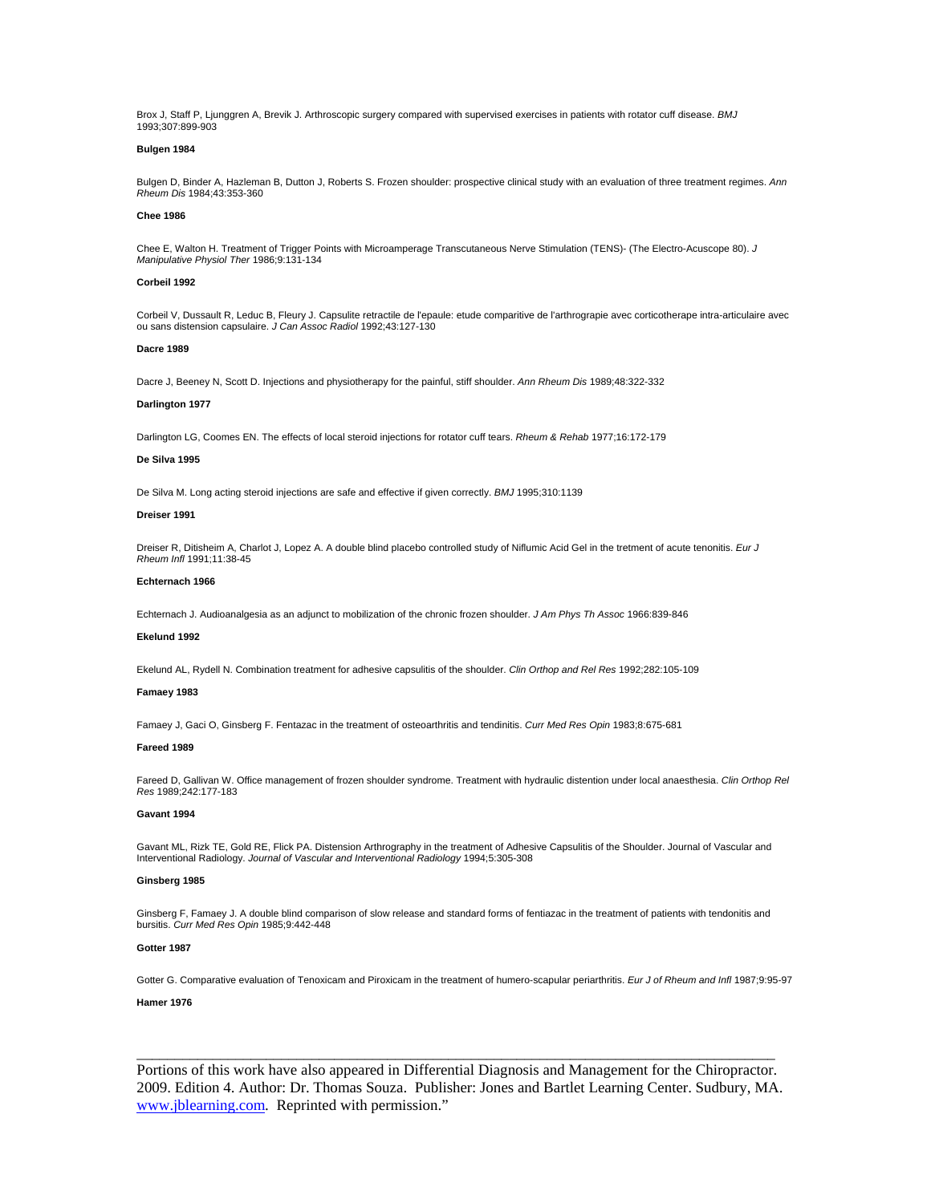Brox J, Staff P, Ljunggren A, Brevik J. Arthroscopic surgery compared with supervised exercises in patients with rotator cuff disease. *BMJ* 1993;307:899-903

**Bulgen 1984**

Bulgen D, Binder A, Hazleman B, Dutton J, Roberts S. Frozen shoulder: prospective clinical study with an evaluation of three treatment regimes. *Ann Rheum Dis* 1984;43:353-360

**Chee 1986**

Chee E, Walton H. Treatment of Trigger Points with Microamperage Transcutaneous Nerve Stimulation (TENS)- (The Electro-Acuscope 80). *J Manipulative Physiol Ther* 1986;9:131-134

**Corbeil 1992**

Corbeil V, Dussault R, Leduc B, Fleury J. Capsulite retractile de l'epaule: etude comparitive de l'arthrograpie avec corticotherape intra-articulaire avec ou sans distension capsulaire. *J Can Assoc Radiol* 1992;43:127-130

**Dacre 1989**

Dacre J, Beeney N, Scott D. Injections and physiotherapy for the painful, stiff shoulder. *Ann Rheum Dis* 1989;48:322-332

**Darlington 1977**

Darlington LG, Coomes EN. The effects of local steroid injections for rotator cuff tears. *Rheum & Rehab* 1977;16:172-179

**De Silva 1995**

De Silva M. Long acting steroid injections are safe and effective if given correctly. *BMJ* 1995;310:1139

**Dreiser 1991**

Dreiser R, Ditisheim A, Charlot J, Lopez A. A double blind placebo controlled study of Niflumic Acid Gel in the tretment of acute tenonitis. *Eur J Rheum Infl* 1991;11:38-45

**Echternach 1966**

Echternach J. Audioanalgesia as an adjunct to mobilization of the chronic frozen shoulder. *J Am Phys Th Assoc* 1966:839-846

**Ekelund 1992**

Ekelund AL, Rydell N. Combination treatment for adhesive capsulitis of the shoulder. *Clin Orthop and Rel Res* 1992;282:105-109

**Famaey 1983**

Famaey J, Gaci O, Ginsberg F. Fentazac in the treatment of osteoarthritis and tendinitis. *Curr Med Res Opin* 1983;8:675-681

**Fareed 1989**

Fareed D, Gallivan W. Office management of frozen shoulder syndrome. Treatment with hydraulic distention under local anaesthesia. *Clin Orthop Rel Res* 1989;242:177-183

**Gavant 1994**

Gavant ML, Rizk TE, Gold RE, Flick PA. Distension Arthrography in the treatment of Adhesive Capsulitis of the Shoulder. Journal of Vascular and Interventional Radiology. *Journal of Vascular and Interventional Radiology* 1994;5:305-308

**Ginsberg 1985**

Ginsberg F, Famaey J. A double blind comparison of slow release and standard forms of fentiazac in the treatment of patients with tendonitis and bursitis. *Curr Med Res Opin* 1985;9:442-448

**Gotter 1987**

Gotter G. Comparative evaluation of Tenoxicam and Piroxicam in the treatment of humero-scapular periarthritis. *Eur J of Rheum and Infl* 1987;9:95-97

**Hamer 1976**

Portions of this work have also appeared in Differential Diagnosis and Management for the Chiropractor. 2009. Edition 4. Author: Dr. Thomas Souza. Publisher: Jones and Bartlet Learning Center. Sudbury, MA. www.jblearning.com. Reprinted with permission."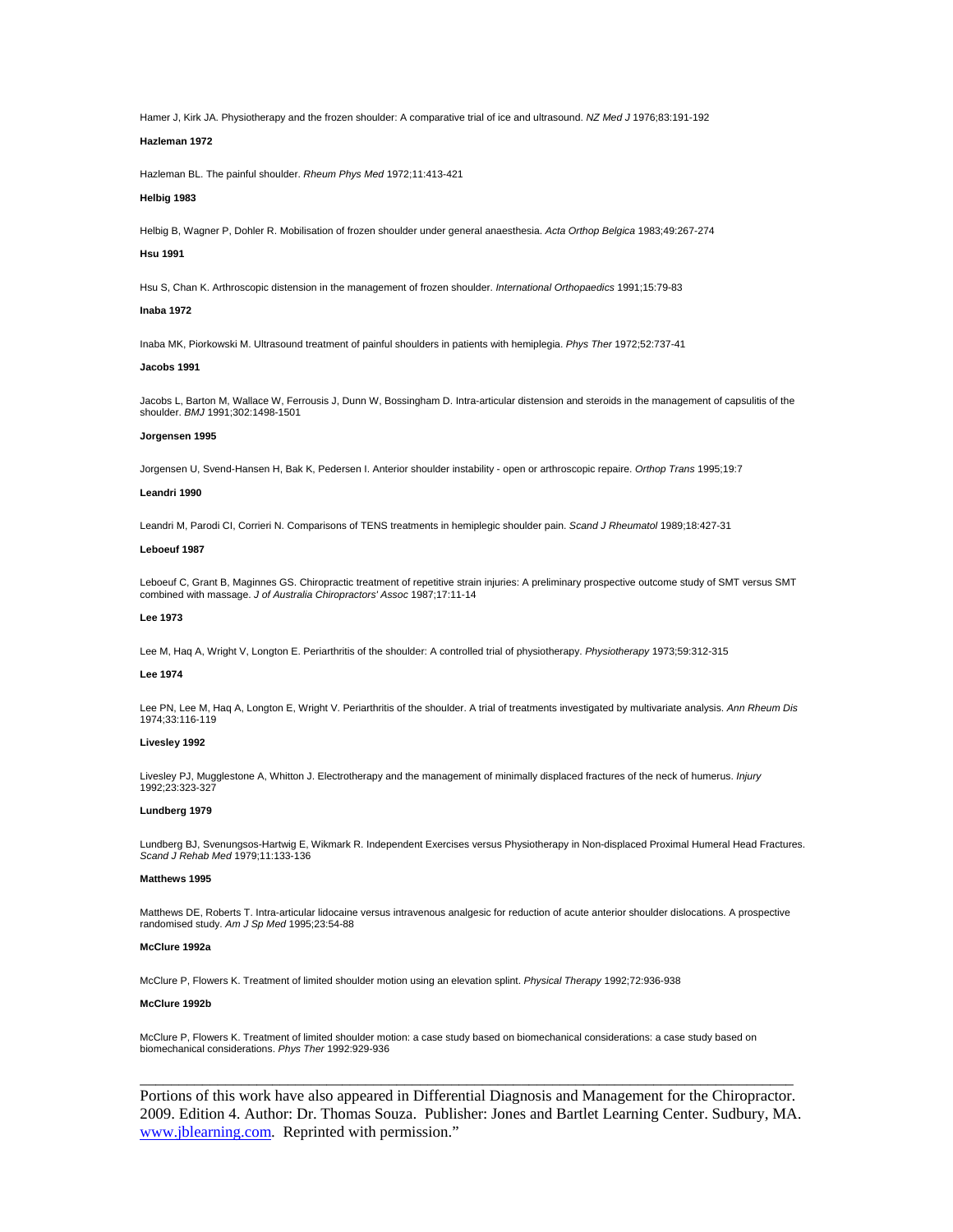Hamer J, Kirk JA. Physiotherapy and the frozen shoulder: A comparative trial of ice and ultrasound. *NZ Med J* 1976;83:191-192

**Hazleman 1972**

Hazleman BL. The painful shoulder. *Rheum Phys Med* 1972;11:413-421

**Helbig 1983**

Helbig B, Wagner P, Dohler R. Mobilisation of frozen shoulder under general anaesthesia. *Acta Orthop Belgica* 1983;49:267-274

**Hsu 1991**

Hsu S, Chan K. Arthroscopic distension in the management of frozen shoulder. *International Orthopaedics* 1991;15:79-83

**Inaba 1972**

Inaba MK, Piorkowski M. Ultrasound treatment of painful shoulders in patients with hemiplegia. *Phys Ther* 1972;52:737-41

**Jacobs 1991**

Jacobs L, Barton M, Wallace W, Ferrousis J, Dunn W, Bossingham D. Intra-articular distension and steroids in the management of capsulitis of the shoulder. *BMJ* 1991;302:1498-1501

**Jorgensen 1995**

Jorgensen U, Svend-Hansen H, Bak K, Pedersen I. Anterior shoulder instability - open or arthroscopic repaire. *Orthop Trans* 1995;19:7

**Leandri 1990**

Leandri M, Parodi CI, Corrieri N. Comparisons of TENS treatments in hemiplegic shoulder pain. *Scand J Rheumatol* 1989;18:427-31

**Leboeuf 1987**

Leboeuf C, Grant B, Maginnes GS. Chiropractic treatment of repetitive strain injuries: A preliminary prospective outcome study of SMT versus SMT combined with massage. *J of Australia Chiropractors' Assoc* 1987;17:11-14

**Lee 1973**

Lee M, Haq A, Wright V, Longton E. Periarthritis of the shoulder: A controlled trial of physiotherapy. *Physiotherapy* 1973;59:312-315

**Lee 1974**

Lee PN, Lee M, Haq A, Longton E, Wright V. Periarthritis of the shoulder. A trial of treatments investigated by multivariate analysis. *Ann Rheum Dis* 1974;33:116-119

**Livesley 1992**

Livesley PJ, Mugglestone A, Whitton J. Electrotherapy and the management of minimally displaced fractures of the neck of humerus. *Injury* 1992;23:323-327

**Lundberg 1979**

Lundberg BJ, Svenungsos-Hartwig E, Wikmark R. Independent Exercises versus Physiotherapy in Non-displaced Proximal Humeral Head Fractures. *Scand J Rehab Med* 1979;11:133-136

**Matthews 1995**

Matthews DE, Roberts T. Intra-articular lidocaine versus intravenous analgesic for reduction of acute anterior shoulder dislocations. A prospective randomised study. *Am J Sp Med* 1995;23:54-88

**McClure 1992a**

McClure P, Flowers K. Treatment of limited shoulder motion using an elevation splint. *Physical Therapy* 1992;72:936-938

**McClure 1992b**

McClure P, Flowers K. Treatment of limited shoulder motion: a case study based on biomechanical considerations: a case study based on biomechanical considerations. *Phys Ther* 1992:929-936

---

Portions of this work have also appeared in Differential Diagnosis and Management for the Chiropractor. 2009. Edition 4. Author: Dr. Thomas Souza. Publisher: Jones and Bartlet Learning Center. Sudbury, MA. www.jblearning.com. Reprinted with permission."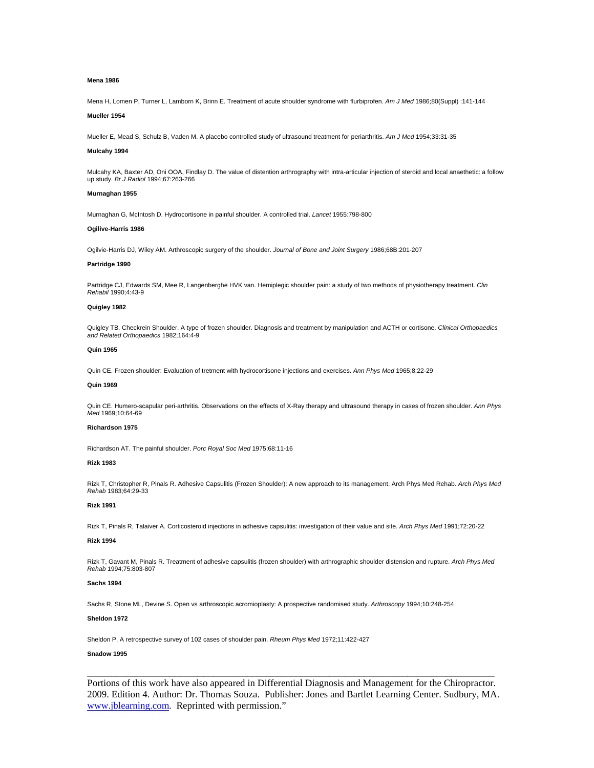**Mena 1986**

Mena H, Lomen P, Turner L, Lamborn K, Brinn E. Treatment of acute shoulder syndrome with flurbiprofen. *Am J Med* 1986;80(Suppl) :141-144

**Mueller 1954**

Mueller E, Mead S, Schulz B, Vaden M. A placebo controlled study of ultrasound treatment for periarthritis. *Am J Med* 1954;33:31-35

**Mulcahy 1994**

Mulcahy KA, Baxter AD, Oni OOA, Findlay D. The value of distention arthrography with intra-articular injection of steroid and local anaethetic: a follow up study. *Br J Radiol* 1994;67:263-266

**Murnaghan 1955**

Murnaghan G, McIntosh D. Hydrocortisone in painful shoulder. A controlled trial. *Lancet* 1955:798-800

**Ogilive-Harris 1986**

Ogilvie-Harris DJ, Wiley AM. Arthroscopic surgery of the shoulder. *Journal of Bone and Joint Surgery* 1986;68B:201-207

**Partridge 1990**

Partridge CJ, Edwards SM, Mee R, Langenberghe HVK van. Hemiplegic shoulder pain: a study of two methods of physiotherapy treatment. *Clin Rehabil* 1990;4:43-9

**Quigley 1982**

Quigley TB. Checkrein Shoulder. A type of frozen shoulder. Diagnosis and treatment by manipulation and ACTH or cortisone. *Clinical Orthopaedics and Related Orthopaedics* 1982;164:4-9

**Quin 1965**

Quin CE. Frozen shoulder: Evaluation of tretment with hydrocortisone injections and exercises. *Ann Phys Med* 1965;8:22-29

**Quin 1969**

Quin CE. Humero-scapular peri-arthritis. Observations on the effects of X-Ray therapy and ultrasound therapy in cases of frozen shoulder. *Ann Phys Med* 1969;10:64-69

**Richardson 1975**

Richardson AT. The painful shoulder. *Porc Royal Soc Med* 1975;68:11-16

**Rizk 1983**

Rizk T, Christopher R, Pinals R. Adhesive Capsulitis (Frozen Shoulder): A new approach to its management. Arch Phys Med Rehab. *Arch Phys Med Rehab* 1983;64:29-33

**Rizk 1991**

Rizk T, Pinals R, Talaiver A. Corticosteroid injections in adhesive capsulitis: investigation of their value and site. *Arch Phys Med* 1991;72:20-22

**Rizk 1994**

Rizk T, Gavant M, Pinals R. Treatment of adhesive capsulitis (frozen shoulder) with arthrographic shoulder distension and rupture. *Arch Phys Med Rehab* 1994;75:803-807

**Sachs 1994**

Sachs R, Stone ML, Devine S. Open vs arthroscopic acromioplasty: A prospective randomised study. *Arthroscopy* 1994;10:248-254

**Sheldon 1972**

Sheldon P. A retrospective survey of 102 cases of shoulder pain. *Rheum Phys Med* 1972;11:422-427

**Snadow 1995**

---

Portions of this work have also appeared in Differential Diagnosis and Management for the Chiropractor. 2009. Edition 4. Author: Dr. Thomas Souza. Publisher: Jones and Bartlet Learning Center. Sudbury, MA. www.jblearning.com. Reprinted with permission."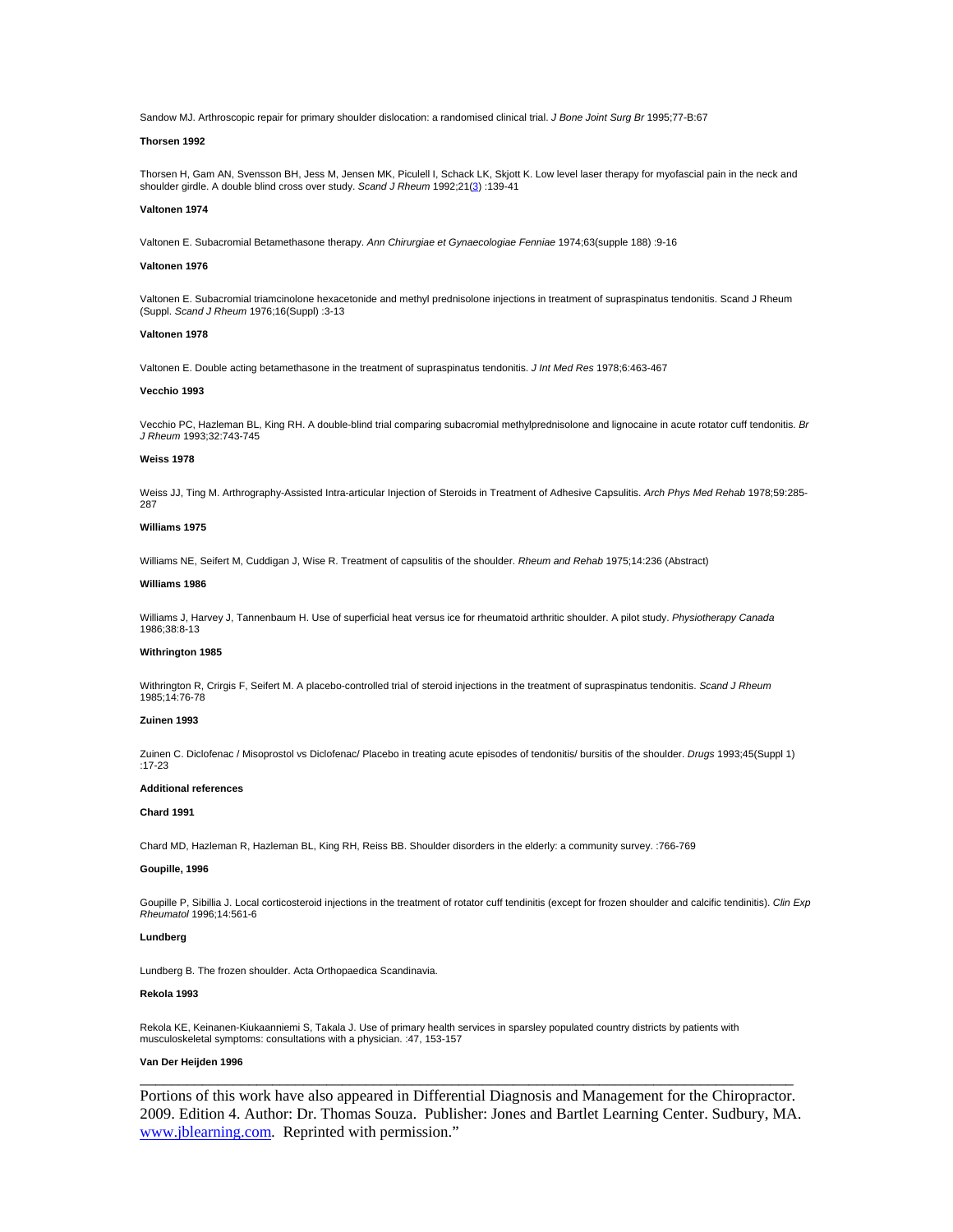Sandow MJ. Arthroscopic repair for primary shoulder dislocation: a randomised clinical trial. *J Bone Joint Surg Br* 1995;77-B:67

**Thorsen 1992**

Thorsen H, Gam AN, Svensson BH, Jess M, Jensen MK, Piculell I, Schack LK, Skjott K. Low level laser therapy for myofascial pain in the neck and shoulder girdle. A double blind cross over study. *Scand J Rheum* 1992;21(3) :139-41

**Valtonen 1974**

Valtonen E. Subacromial Betamethasone therapy. *Ann Chirurgiae et Gynaecologiae Fenniae* 1974;63(supple 188) :9-16

**Valtonen 1976**

Valtonen E. Subacromial triamcinolone hexacetonide and methyl prednisolone injections in treatment of supraspinatus tendonitis. Scand J Rheum (Suppl. *Scand J Rheum* 1976;16(Suppl) :3-13

**Valtonen 1978**

Valtonen E. Double acting betamethasone in the treatment of supraspinatus tendonitis. *J Int Med Res* 1978;6:463-467

**Vecchio 1993**

Vecchio PC, Hazleman BL, King RH. A double-blind trial comparing subacromial methylprednisolone and lignocaine in acute rotator cuff tendonitis. *Br J Rheum* 1993;32:743-745

**Weiss 1978**

Weiss JJ, Ting M. Arthrography-Assisted Intra-articular Injection of Steroids in Treatment of Adhesive Capsulitis. *Arch Phys Med Rehab* 1978;59:285-287

**Williams 1975**

Williams NE, Seifert M, Cuddigan J, Wise R. Treatment of capsulitis of the shoulder. *Rheum and Rehab* 1975;14:236 (Abstract)

**Williams 1986**

Williams J, Harvey J, Tannenbaum H. Use of superficial heat versus ice for rheumatoid arthritic shoulder. A pilot study. *Physiotherapy Canada* 1986;38:8-13

**Withrington 1985**

Withrington R, Crirgis F, Seifert M. A placebo-controlled trial of steroid injections in the treatment of supraspinatus tendonitis. *Scand J Rheum* 1985;14:76-78

**Zuinen 1993**

Zuinen C. Diclofenac / Misoprostol vs Diclofenac/ Placebo in treating acute episodes of tendonitis/ bursitis of the shoulder. *Drugs* 1993;45(Suppl 1) :17-23

**Additional references**

**Chard 1991**

Chard MD, Hazleman R, Hazleman BL, King RH, Reiss BB. Shoulder disorders in the elderly: a community survey. :766-769

**Goupille, 1996**

Goupille P, Sibillia J. Local corticosteroid injections in the treatment of rotator cuff tendinitis (except for frozen shoulder and calcific tendinitis). *Clin Exp Rheumatol* 1996;14:561-6

**Lundberg**

Lundberg B. The frozen shoulder. Acta Orthopaedica Scandinavia.

**Rekola 1993**

Rekola KE, Keinanen-Kiukaanniemi S, Takala J. Use of primary health services in sparsley populated country districts by patients with musculoskeletal symptoms: consultations with a physician. :47, 153-157

**Van Der Heijden 1996**

---

Portions of this work have also appeared in Differential Diagnosis and Management for the Chiropractor. 2009. Edition 4. Author: Dr. Thomas Souza. Publisher: Jones and Bartlet Learning Center. Sudbury, MA. www.jblearning.com. Reprinted with permission."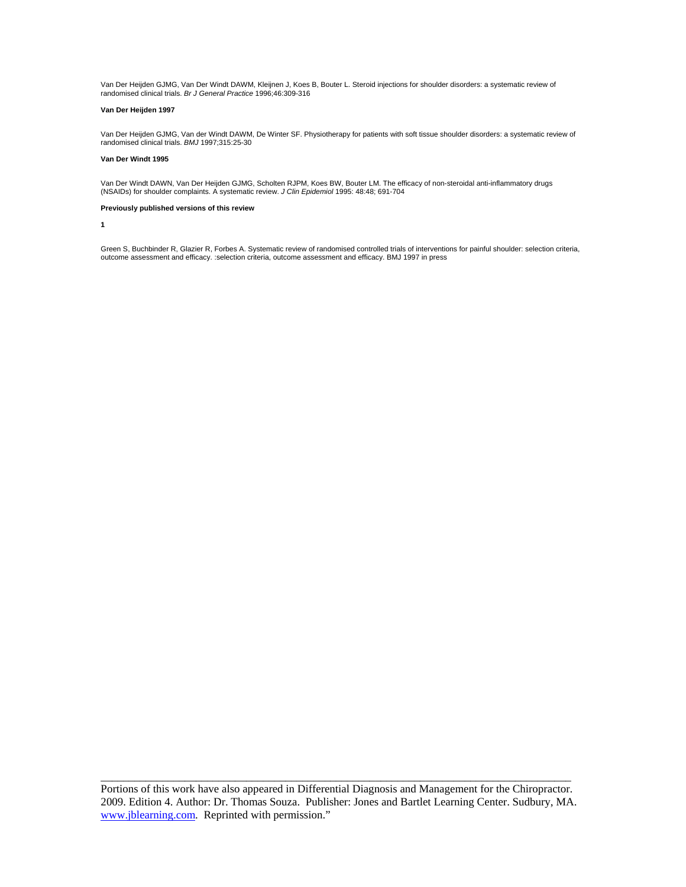Van Der Heijden GJMG, Van Der Windt DAWM, Kleijnen J, Koes B, Bouter L. Steroid injections for shoulder disorders: a systematic review of randomised clinical trials. *Br J General Practice* 1996;46:309-316

**Van Der Heijden 1997**

Van Der Heijden GJMG, Van der Windt DAWM, De Winter SF. Physiotherapy for patients with soft tissue shoulder disorders: a systematic review of randomised clinical trials. *BMJ* 1997;315:25-30

**Van Der Windt 1995**

Van Der Windt DAWN, Van Der Heijden GJMG, Scholten RJPM, Koes BW, Bouter LM. The efficacy of non-steroidal anti-inflammatory drugs (NSAIDs) for shoulder complaints. A systematic review. *J Clin Epidemiol* 1995: 48:48; 691-704

**Previously published versions of this review**

**1**

Green S, Buchbinder R, Glazier R, Forbes A. Systematic review of randomised controlled trials of interventions for painful shoulder: selection criteria, outcome assessment and efficacy. :selection criteria, outcome assessment and efficacy. BMJ 1997 in press

---

Portions of this work have also appeared in Differential Diagnosis and Management for the Chiropractor. 2009. Edition 4. Author: Dr. Thomas Souza. Publisher: Jones and Bartlet Learning Center. Sudbury, MA. www.jblearning.com. Reprinted with permission."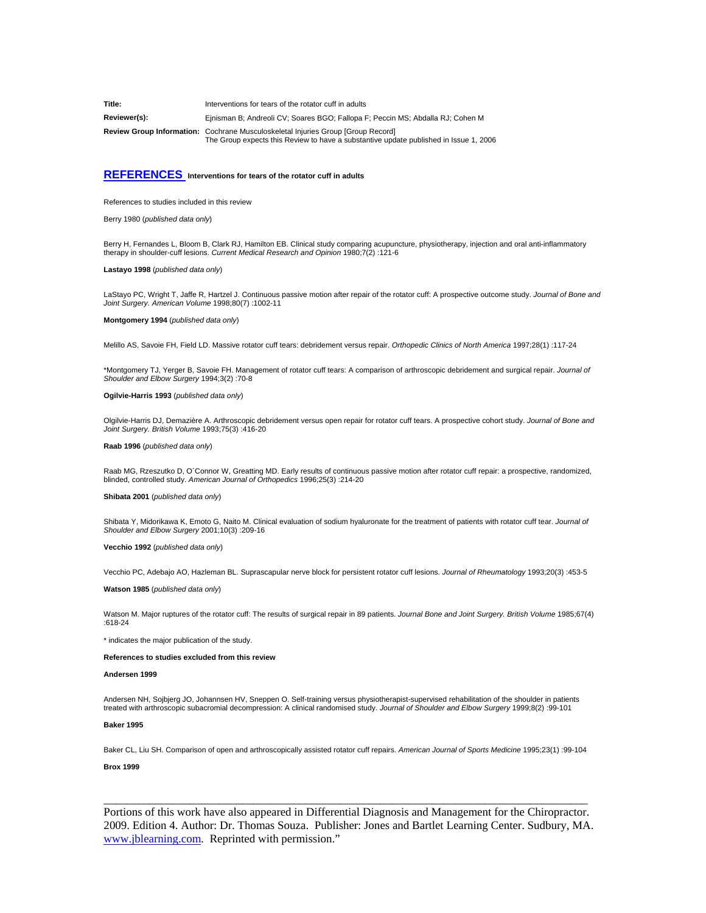**Title:** Interventions for tears of the rotator cuff in adults

**Reviewer(s):** Ejnisman B; Andreoli CV; Soares BGO; Fallopa F; Peccin MS; Abdalla RJ; Cohen M

**Review Group Information:** Cochrane Musculoskeletal Injuries Group [Group Record]
The Group expects this Review to have a substantive update published in Issue 1, 2006

## REFERENCES Interventions for tears of the rotator cuff in adults

References to studies included in this review

Berry 1980 (*published data only*)

Berry H, Fernandes L, Bloom B, Clark RJ, Hamilton EB. Clinical study comparing acupuncture, physiotherapy, injection and oral anti-inflammatory therapy in shoulder-cuff lesions. *Current Medical Research and Opinion* 1980;7(2) :121-6

**Lastayo 1998** (*published data only*)

LaStayo PC, Wright T, Jaffe R, Hartzel J. Continuous passive motion after repair of the rotator cuff: A prospective outcome study. *Journal of Bone and Joint Surgery. American Volume* 1998;80(7) :1002-11

**Montgomery 1994** (*published data only*)

Melillo AS, Savoie FH, Field LD. Massive rotator cuff tears: debridement versus repair. *Orthopedic Clinics of North America* 1997;28(1) :117-24

*Montgomery TJ, Yerger B, Savoie FH. Management of rotator cuff tears: A comparison of arthroscopic debridement and surgical repair. *Journal of Shoulder and Elbow Surgery* 1994;3(2) :70-8

**Ogilvie-Harris 1993** (*published data only*)

Olgilvie-Harris DJ, Demazière A. Arthroscopic debridement versus open repair for rotator cuff tears. A prospective cohort study. *Journal of Bone and Joint Surgery. British Volume* 1993;75(3) :416-20

**Raab 1996** (*published data only*)

Raab MG, Rzeszutko D, O´Connor W, Greatting MD. Early results of continuous passive motion after rotator cuff repair: a prospective, randomized, blinded, controlled study. *American Journal of Orthopedics* 1996;25(3) :214-20

**Shibata 2001** (*published data only*)

Shibata Y, Midorikawa K, Emoto G, Naito M. Clinical evaluation of sodium hyaluronate for the treatment of patients with rotator cuff tear. *Journal of Shoulder and Elbow Surgery* 2001;10(3) :209-16

**Vecchio 1992** (*published data only*)

Vecchio PC, Adebajo AO, Hazleman BL. Suprascapular nerve block for persistent rotator cuff lesions. *Journal of Rheumatology* 1993;20(3) :453-5

**Watson 1985** (*published data only*)

Watson M. Major ruptures of the rotator cuff: The results of surgical repair in 89 patients. *Journal Bone and Joint Surgery. British Volume* 1985;67(4) :618-24

* indicates the major publication of the study.

**References to studies excluded from this review**

**Andersen 1999**

Andersen NH, Sojbjerg JO, Johannsen HV, Sneppen O. Self-training versus physiotherapist-supervised rehabilitation of the shoulder in patients treated with arthroscopic subacromial decompression: A clinical randomised study. *Journal of Shoulder and Elbow Surgery* 1999;8(2) :99-101

**Baker 1995**

Baker CL, Liu SH. Comparison of open and arthroscopically assisted rotator cuff repairs. *American Journal of Sports Medicine* 1995;23(1) :99-104

**Brox 1999**

Portions of this work have also appeared in Differential Diagnosis and Management for the Chiropractor. 2009. Edition 4. Author: Dr. Thomas Souza. Publisher: Jones and Bartlet Learning Center. Sudbury, MA. www.jblearning.com. Reprinted with permission."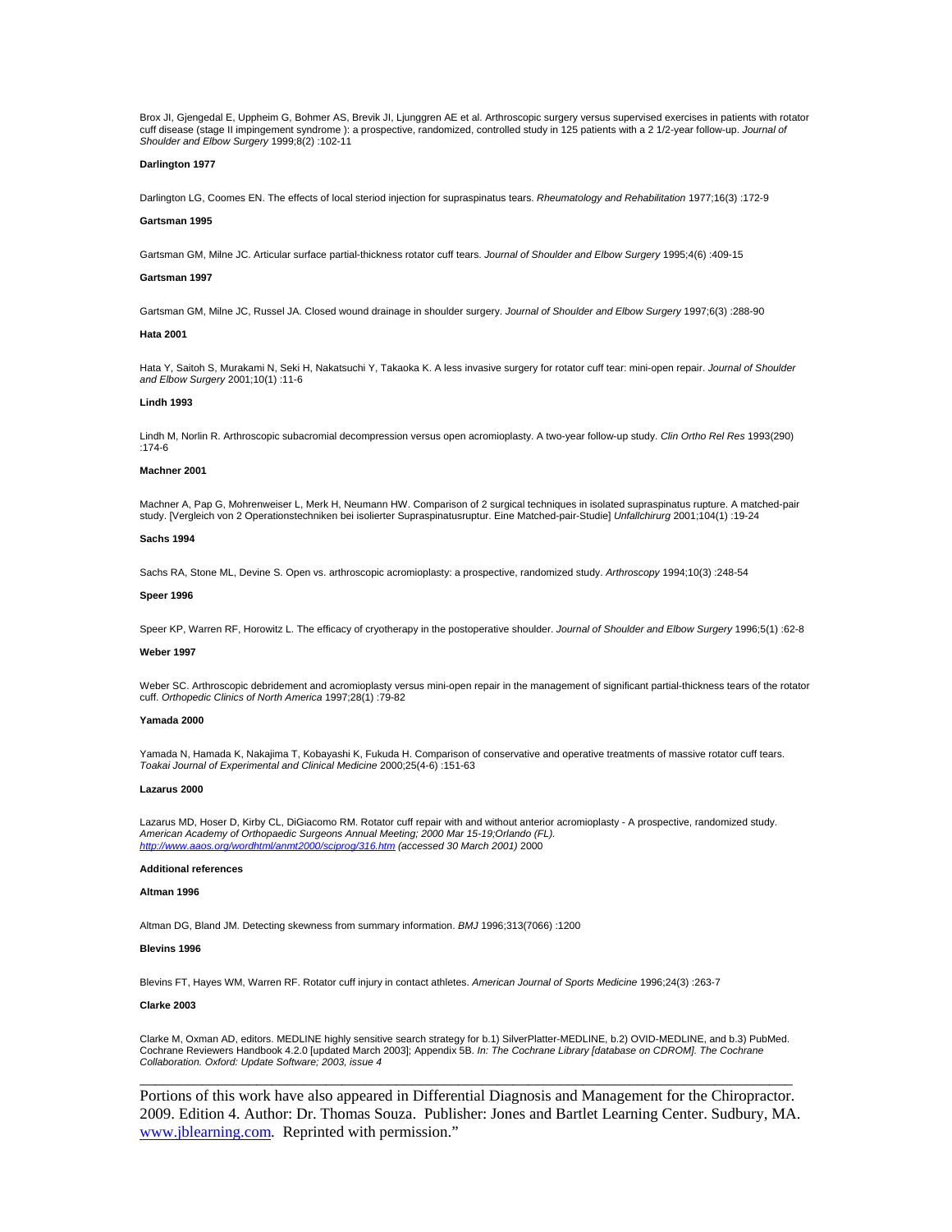Brox JI, Gjengedal E, Uppheim G, Bohmer AS, Brevik JI, Ljunggren AE et al. Arthroscopic surgery versus supervised exercises in patients with rotator cuff disease (stage II impingement syndrome ): a prospective, randomized, controlled study in 125 patients with a 2 1/2-year follow-up. *Journal of Shoulder and Elbow Surgery* 1999;8(2) :102-11

**Darlington 1977**

Darlington LG, Coomes EN. The effects of local steriod injection for supraspinatus tears. *Rheumatology and Rehabilitation* 1977;16(3) :172-9

**Gartsman 1995**

Gartsman GM, Milne JC. Articular surface partial-thickness rotator cuff tears. *Journal of Shoulder and Elbow Surgery* 1995;4(6) :409-15

**Gartsman 1997**

Gartsman GM, Milne JC, Russel JA. Closed wound drainage in shoulder surgery. *Journal of Shoulder and Elbow Surgery* 1997;6(3) :288-90

**Hata 2001**

Hata Y, Saitoh S, Murakami N, Seki H, Nakatsuchi Y, Takaoka K. A less invasive surgery for rotator cuff tear: mini-open repair. *Journal of Shoulder and Elbow Surgery* 2001;10(1) :11-6

**Lindh 1993**

Lindh M, Norlin R. Arthroscopic subacromial decompression versus open acromioplasty. A two-year follow-up study. *Clin Ortho Rel Res* 1993(290) :174-6

**Machner 2001**

Machner A, Pap G, Mohrenweiser L, Merk H, Neumann HW. Comparison of 2 surgical techniques in isolated supraspinatus rupture. A matched-pair study. [Vergleich von 2 Operationstechniken bei isolierter Supraspinatusruptur. Eine Matched-pair-Studie] *Unfallchirurg* 2001;104(1) :19-24

**Sachs 1994**

Sachs RA, Stone ML, Devine S. Open vs. arthroscopic acromioplasty: a prospective, randomized study. *Arthroscopy* 1994;10(3) :248-54

**Speer 1996**

Speer KP, Warren RF, Horowitz L. The efficacy of cryotherapy in the postoperative shoulder. *Journal of Shoulder and Elbow Surgery* 1996;5(1) :62-8

**Weber 1997**

Weber SC. Arthroscopic debridement and acromioplasty versus mini-open repair in the management of significant partial-thickness tears of the rotator cuff. *Orthopedic Clinics of North America* 1997;28(1) :79-82

**Yamada 2000**

Yamada N, Hamada K, Nakajima T, Kobayashi K, Fukuda H. Comparison of conservative and operative treatments of massive rotator cuff tears. *Toakai Journal of Experimental and Clinical Medicine* 2000;25(4-6) :151-63

**Lazarus 2000**

Lazarus MD, Hoser D, Kirby CL, DiGiacomo RM. Rotator cuff repair with and without anterior acromioplasty - A prospective, randomized study. *American Academy of Orthopaedic Surgeons Annual Meeting; 2000 Mar 15-19;Orlando (FL). http://www.aaos.org/wordhtml/anmt2000/sciprog/316.htm (accessed 30 March 2001)* 2000

**Additional references**

**Altman 1996**

Altman DG, Bland JM. Detecting skewness from summary information. *BMJ* 1996;313(7066) :1200

**Blevins 1996**

Blevins FT, Hayes WM, Warren RF. Rotator cuff injury in contact athletes. *American Journal of Sports Medicine* 1996;24(3) :263-7

**Clarke 2003**

Clarke M, Oxman AD, editors. MEDLINE highly sensitive search strategy for b.1) SilverPlatter-MEDLINE, b.2) OVID-MEDLINE, and b.3) PubMed. Cochrane Reviewers Handbook 4.2.0 [updated March 2003]; Appendix 5B. *In: The Cochrane Library [database on CDROM]. The Cochrane Collaboration. Oxford: Update Software; 2003, issue 4*

---

Portions of this work have also appeared in Differential Diagnosis and Management for the Chiropractor. 2009. Edition 4. Author: Dr. Thomas Souza. Publisher: Jones and Bartlet Learning Center. Sudbury, MA. www.jblearning.com. Reprinted with permission."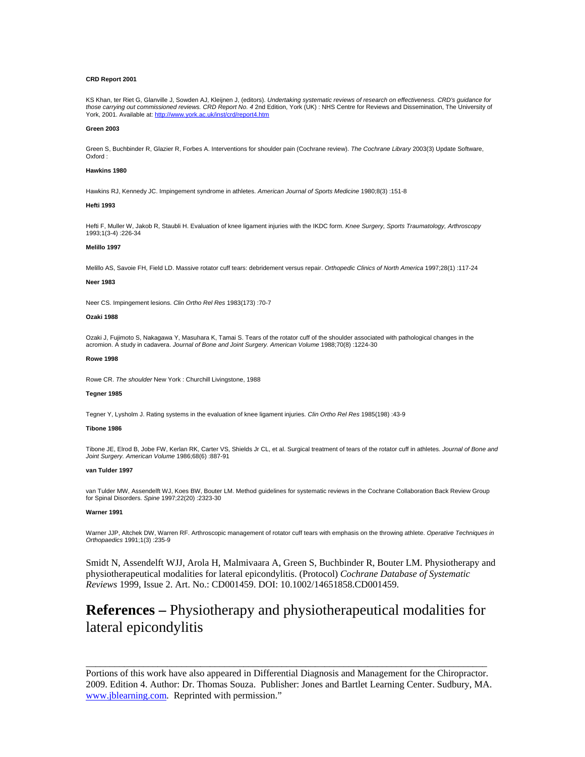**CRD Report 2001**

KS Khan, ter Riet G, Glanville J, Sowden AJ, Kleijnen J, (editors). *Undertaking systematic reviews of research on effectiveness. CRD's guidance for those carrying out commissioned reviews. CRD Report No. 4* 2nd Edition, York (UK) : NHS Centre for Reviews and Dissemination, The University of York, 2001. Available at: http://www.york.ac.uk/inst/crd/report4.htm

**Green 2003**

Green S, Buchbinder R, Glazier R, Forbes A. Interventions for shoulder pain (Cochrane review). *The Cochrane Library* 2003(3) Update Software, Oxford :

**Hawkins 1980**

Hawkins RJ, Kennedy JC. Impingement syndrome in athletes. *American Journal of Sports Medicine* 1980;8(3) :151-8

**Hefti 1993**

Hefti F, Muller W, Jakob R, Staubli H. Evaluation of knee ligament injuries with the IKDC form. *Knee Surgery, Sports Traumatology, Arthroscopy* 1993;1(3-4) :226-34

**Melillo 1997**

Melillo AS, Savoie FH, Field LD. Massive rotator cuff tears: debridement versus repair. *Orthopedic Clinics of North America* 1997;28(1) :117-24

**Neer 1983**

Neer CS. Impingement lesions. *Clin Ortho Rel Res* 1983(173) :70-7

**Ozaki 1988**

Ozaki J, Fujimoto S, Nakagawa Y, Masuhara K, Tamai S. Tears of the rotator cuff of the shoulder associated with pathological changes in the acromion. A study in cadavera. *Journal of Bone and Joint Surgery. American Volume* 1988;70(8) :1224-30

**Rowe 1998**

Rowe CR. *The shoulder* New York : Churchill Livingstone, 1988

**Tegner 1985**

Tegner Y, Lysholm J. Rating systems in the evaluation of knee ligament injuries. *Clin Ortho Rel Res* 1985(198) :43-9

**Tibone 1986**

Tibone JE, Elrod B, Jobe FW, Kerlan RK, Carter VS, Shields Jr CL, et al. Surgical treatment of tears of the rotator cuff in athletes. *Journal of Bone and Joint Surgery. American Volume* 1986;68(6) :887-91

**van Tulder 1997**

van Tulder MW, Assendelft WJ, Koes BW, Bouter LM. Method guidelines for systematic reviews in the Cochrane Collaboration Back Review Group for Spinal Disorders. *Spine* 1997;22(20) :2323-30

**Warner 1991**

Warner JJP, Altchek DW, Warren RF. Arthroscopic management of rotator cuff tears with emphasis on the throwing athlete. *Operative Techniques in Orthopaedics* 1991;1(3) :235-9

Smidt N, Assendelft WJJ, Arola H, Malmivaara A, Green S, Buchbinder R, Bouter LM. Physiotherapy and physiotherapeutical modalities for lateral epicondylitis. (Protocol) *Cochrane Database of Systematic Reviews* 1999, Issue 2. Art. No.: CD001459. DOI: 10.1002/14651858.CD001459.

# **References –** Physiotherapy and physiotherapeutical modalities for lateral epicondylitis

---

Portions of this work have also appeared in Differential Diagnosis and Management for the Chiropractor. 2009. Edition 4. Author: Dr. Thomas Souza. Publisher: Jones and Bartlet Learning Center. Sudbury, MA. www.jblearning.com. Reprinted with permission."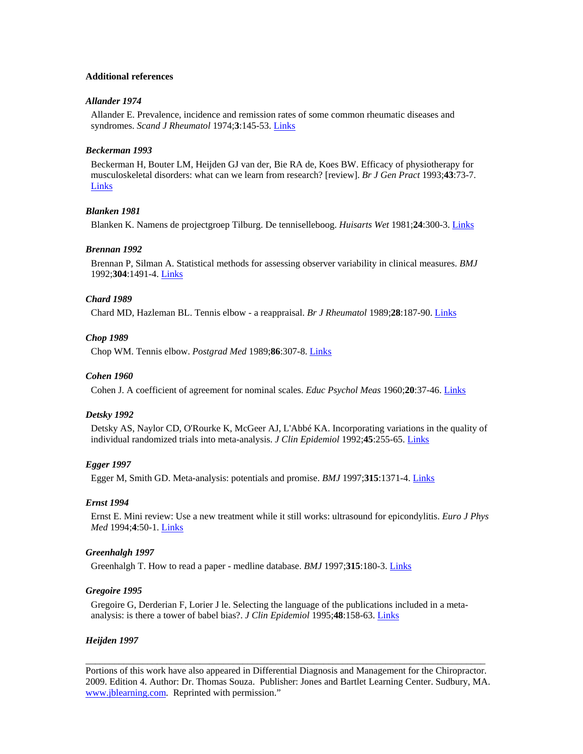### Additional references

***Allander 1974***

Allander E. Prevalence, incidence and remission rates of some common rheumatic diseases and syndromes. *Scand J Rheumatol* 1974;**3**:145-53. Links

***Beckerman 1993***

Beckerman H, Bouter LM, Heijden GJ van der, Bie RA de, Koes BW. Efficacy of physiotherapy for musculoskeletal disorders: what can we learn from research? [review]. *Br J Gen Pract* 1993;**43**:73-7. Links

***Blanken 1981***

Blanken K. Namens de projectgroep Tilburg. De tenniselleboog. *Huisarts Wet* 1981;**24**:300-3. Links

***Brennan 1992***

Brennan P, Silman A. Statistical methods for assessing observer variability in clinical measures. *BMJ* 1992;**304**:1491-4. Links

***Chard 1989***

Chard MD, Hazleman BL. Tennis elbow - a reappraisal. *Br J Rheumatol* 1989;**28**:187-90. Links

***Chop 1989***

Chop WM. Tennis elbow. *Postgrad Med* 1989;**86**:307-8. Links

***Cohen 1960***

Cohen J. A coefficient of agreement for nominal scales. *Educ Psychol Meas* 1960;**20**:37-46. Links

***Detsky 1992***

Detsky AS, Naylor CD, O'Rourke K, McGeer AJ, L'Abbé KA. Incorporating variations in the quality of individual randomized trials into meta-analysis. *J Clin Epidemiol* 1992;**45**:255-65. Links

***Egger 1997***

Egger M, Smith GD. Meta-analysis: potentials and promise. *BMJ* 1997;**315**:1371-4. Links

***Ernst 1994***

Ernst E. Mini review: Use a new treatment while it still works: ultrasound for epicondylitis. *Euro J Phys Med* 1994;**4**:50-1. Links

***Greenhalgh 1997***

Greenhalgh T. How to read a paper - medline database. *BMJ* 1997;**315**:180-3. Links

***Gregoire 1995***

Gregoire G, Derderian F, Lorier J le. Selecting the language of the publications included in a meta-analysis: is there a tower of babel bias?. *J Clin Epidemiol* 1995;**48**:158-63. Links

***Heijden 1997***

---

Portions of this work have also appeared in Differential Diagnosis and Management for the Chiropractor. 2009. Edition 4. Author: Dr. Thomas Souza. Publisher: Jones and Bartlet Learning Center. Sudbury, MA. www.jblearning.com. Reprinted with permission."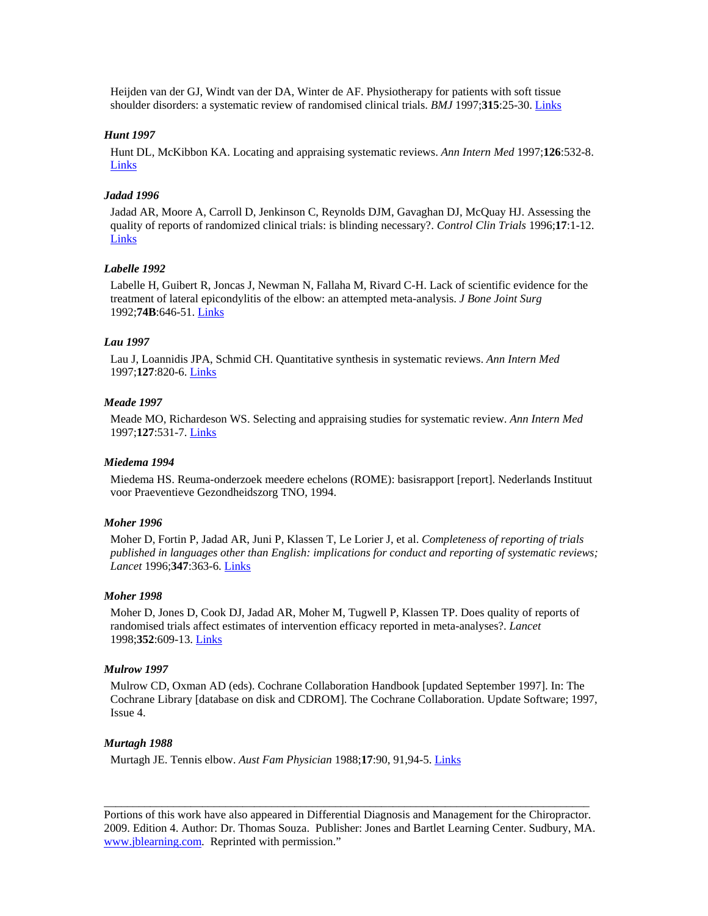Heijden van der GJ, Windt van der DA, Winter de AF. Physiotherapy for patients with soft tissue shoulder disorders: a systematic review of randomised clinical trials. *BMJ* 1997;**315**:25-30. Links

***Hunt 1997***

Hunt DL, McKibbon KA. Locating and appraising systematic reviews. *Ann Intern Med* 1997;**126**:532-8. Links

***Jadad 1996***

Jadad AR, Moore A, Carroll D, Jenkinson C, Reynolds DJM, Gavaghan DJ, McQuay HJ. Assessing the quality of reports of randomized clinical trials: is blinding necessary?. *Control Clin Trials* 1996;**17**:1-12. Links

***Labelle 1992***

Labelle H, Guibert R, Joncas J, Newman N, Fallaha M, Rivard C-H. Lack of scientific evidence for the treatment of lateral epicondylitis of the elbow: an attempted meta-analysis. *J Bone Joint Surg* 1992;**74B**:646-51. Links

***Lau 1997***

Lau J, Loannidis JPA, Schmid CH. Quantitative synthesis in systematic reviews. *Ann Intern Med* 1997;**127**:820-6. Links

***Meade 1997***

Meade MO, Richardeson WS. Selecting and appraising studies for systematic review. *Ann Intern Med* 1997;**127**:531-7. Links

***Miedema 1994***

Miedema HS. Reuma-onderzoek meedere echelons (ROME): basisrapport [report]. Nederlands Instituut voor Praeventieve Gezondheidszorg TNO, 1994.

***Moher 1996***

Moher D, Fortin P, Jadad AR, Juni P, Klassen T, Le Lorier J, et al. *Completeness of reporting of trials published in languages other than English: implications for conduct and reporting of systematic reviews; Lancet* 1996;**347**:363-6. Links

***Moher 1998***

Moher D, Jones D, Cook DJ, Jadad AR, Moher M, Tugwell P, Klassen TP. Does quality of reports of randomised trials affect estimates of intervention efficacy reported in meta-analyses?. *Lancet* 1998;**352**:609-13. Links

***Mulrow 1997***

Mulrow CD, Oxman AD (eds). Cochrane Collaboration Handbook [updated September 1997]. In: The Cochrane Library [database on disk and CDROM]. The Cochrane Collaboration. Update Software; 1997, Issue 4.

***Murtagh 1988***

Murtagh JE. Tennis elbow. *Aust Fam Physician* 1988;**17**:90, 91,94-5. Links

---

Portions of this work have also appeared in Differential Diagnosis and Management for the Chiropractor. 2009. Edition 4. Author: Dr. Thomas Souza. Publisher: Jones and Bartlet Learning Center. Sudbury, MA. www.jblearning.com. Reprinted with permission."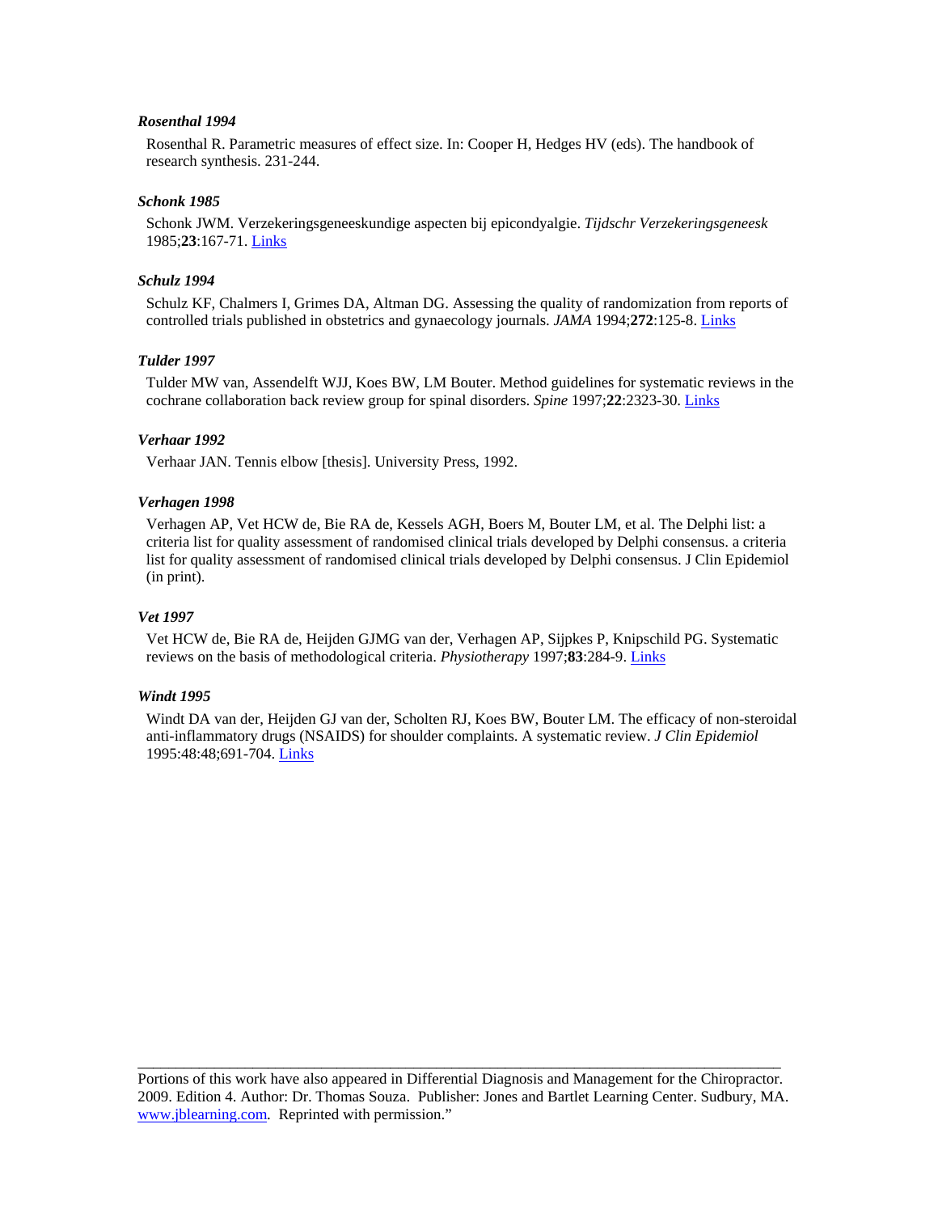***Rosenthal 1994***

Rosenthal R. Parametric measures of effect size. In: Cooper H, Hedges HV (eds). The handbook of research synthesis. 231-244.

***Schonk 1985***

Schonk JWM. Verzekeringsgeneeskundige aspecten bij epicondyalgie. *Tijdschr Verzekeringsgeneesk* 1985;**23**:167-71. Links

***Schulz 1994***

Schulz KF, Chalmers I, Grimes DA, Altman DG. Assessing the quality of randomization from reports of controlled trials published in obstetrics and gynaecology journals. *JAMA* 1994;**272**:125-8. Links

***Tulder 1997***

Tulder MW van, Assendelft WJJ, Koes BW, LM Bouter. Method guidelines for systematic reviews in the cochrane collaboration back review group for spinal disorders. *Spine* 1997;**22**:2323-30. Links

***Verhaar 1992***

Verhaar JAN. Tennis elbow [thesis]. University Press, 1992.

***Verhagen 1998***

Verhagen AP, Vet HCW de, Bie RA de, Kessels AGH, Boers M, Bouter LM, et al. The Delphi list: a criteria list for quality assessment of randomised clinical trials developed by Delphi consensus. a criteria list for quality assessment of randomised clinical trials developed by Delphi consensus. J Clin Epidemiol (in print).

***Vet 1997***

Vet HCW de, Bie RA de, Heijden GJMG van der, Verhagen AP, Sijpkes P, Knipschild PG. Systematic reviews on the basis of methodological criteria. *Physiotherapy* 1997;**83**:284-9. Links

***Windt 1995***

Windt DA van der, Heijden GJ van der, Scholten RJ, Koes BW, Bouter LM. The efficacy of non-steroidal anti-inflammatory drugs (NSAIDS) for shoulder complaints. A systematic review. *J Clin Epidemiol* 1995:48:48;691-704. Links

---

Portions of this work have also appeared in Differential Diagnosis and Management for the Chiropractor. 2009. Edition 4. Author: Dr. Thomas Souza. Publisher: Jones and Bartlet Learning Center. Sudbury, MA. www.jblearning.com. Reprinted with permission."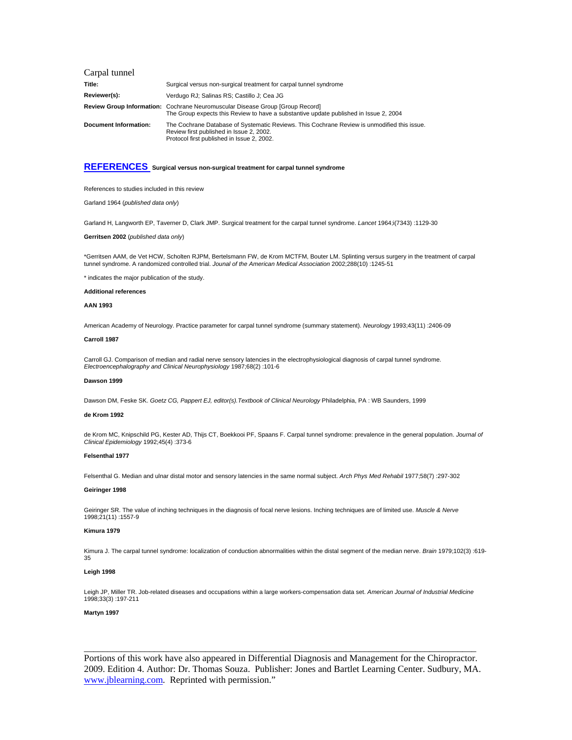# Carpal tunnel

| | |
|---|---|
| **Title:** | Surgical versus non-surgical treatment for carpal tunnel syndrome |
| **Reviewer(s):** | Verdugo RJ; Salinas RS; Castillo J; Cea JG |
| **Review Group Information:** | Cochrane Neuromuscular Disease Group [Group Record] The Group expects this Review to have a substantive update published in Issue 2, 2004 |
| **Document Information:** | The Cochrane Database of Systematic Reviews. This Cochrane Review is unmodified this issue. Review first published in Issue 2, 2002. Protocol first published in Issue 2, 2002. |

## REFERENCES Surgical versus non-surgical treatment for carpal tunnel syndrome

References to studies included in this review

Garland 1964 (*published data only*)

Garland H, Langworth EP, Taverner D, Clark JMP. Surgical treatment for the carpal tunnel syndrome. *Lancet* 1964;i(7343) :1129-30

**Gerritsen 2002** (*published data only*)

*Gerritsen AAM, de Vet HCW, Scholten RJPM, Bertelsmann FW, de Krom MCTFM, Bouter LM. Splinting versus surgery in the treatment of carpal tunnel syndrome. A randomized controlled trial. *Jounal of the American Medical Association* 2002;288(10) :1245-51

* indicates the major publication of the study.

**Additional references**

**AAN 1993**

American Academy of Neurology. Practice parameter for carpal tunnel syndrome (summary statement). *Neurology* 1993;43(11) :2406-09

**Carroll 1987**

Carroll GJ. Comparison of median and radial nerve sensory latencies in the electrophysiological diagnosis of carpal tunnel syndrome. *Electroencephalography and Clinical Neurophysiology* 1987;68(2) :101-6

**Dawson 1999**

Dawson DM, Feske SK. *Goetz CG, Pappert EJ, editor(s).Textbook of Clinical Neurology* Philadelphia, PA : WB Saunders, 1999

**de Krom 1992**

de Krom MC, Knipschild PG, Kester AD, Thijs CT, Boekkooi PF, Spaans F. Carpal tunnel syndrome: prevalence in the general population. *Journal of Clinical Epidemiology* 1992;45(4) :373-6

**Felsenthal 1977**

Felsenthal G. Median and ulnar distal motor and sensory latencies in the same normal subject. *Arch Phys Med Rehabil* 1977;58(7) :297-302

**Geiringer 1998**

Geiringer SR. The value of inching techniques in the diagnosis of focal nerve lesions. Inching techniques are of limited use. *Muscle & Nerve* 1998;21(11) :1557-9

**Kimura 1979**

Kimura J. The carpal tunnel syndrome: localization of conduction abnormalities within the distal segment of the median nerve. *Brain* 1979;102(3) :619-35

**Leigh 1998**

Leigh JP, Miller TR. Job-related diseases and occupations within a large workers-compensation data set. *American Journal of Industrial Medicine* 1998;33(3) :197-211

**Martyn 1997**

---

Portions of this work have also appeared in Differential Diagnosis and Management for the Chiropractor. 2009. Edition 4. Author: Dr. Thomas Souza. Publisher: Jones and Bartlet Learning Center. Sudbury, MA. www.jblearning.com. Reprinted with permission."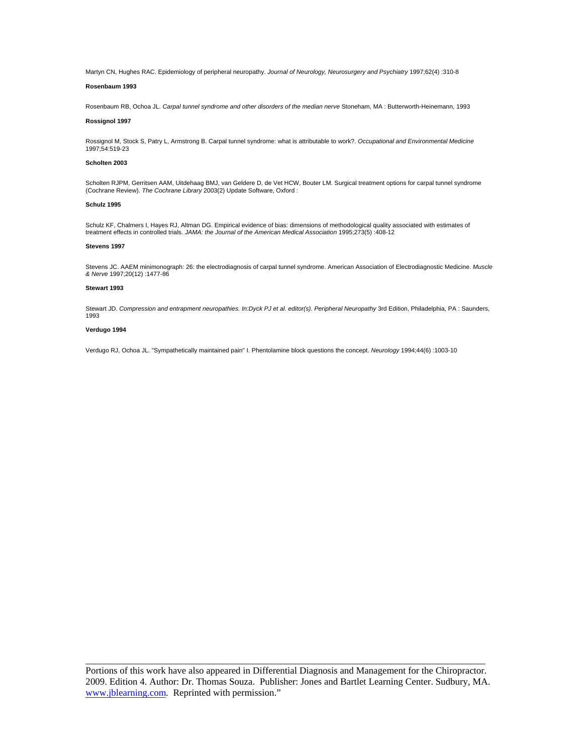Martyn CN, Hughes RAC. Epidemiology of peripheral neuropathy. *Journal of Neurology, Neurosurgery and Psychiatry* 1997;62(4) :310-8

**Rosenbaum 1993**

Rosenbaum RB, Ochoa JL. *Carpal tunnel syndrome and other disorders of the median nerve* Stoneham, MA : Butterworth-Heinemann, 1993

**Rossignol 1997**

Rossignol M, Stock S, Patry L, Armstrong B. Carpal tunnel syndrome: what is attributable to work?. *Occupational and Environmental Medicine* 1997;54:519-23

**Scholten 2003**

Scholten RJPM, Gerritsen AAM, Uitdehaag BMJ, van Geldere D, de Vet HCW, Bouter LM. Surgical treatment options for carpal tunnel syndrome (Cochrane Review). *The Cochrane Library* 2003(2) Update Software, Oxford :

**Schulz 1995**

Schulz KF, Chalmers I, Hayes RJ, Altman DG. Empirical evidence of bias: dimensions of methodological quality associated with estimates of treatment effects in controlled trials. *JAMA: the Journal of the American Medical Association* 1995;273(5) :408-12

**Stevens 1997**

Stevens JC. AAEM minimonograph: 26: the electrodiagnosis of carpal tunnel syndrome. American Association of Electrodiagnostic Medicine. *Muscle & Nerve* 1997;20(12) :1477-86

**Stewart 1993**

Stewart JD. *Compression and entrapment neuropathies. In:Dyck PJ et al. editor(s). Peripheral Neuropathy* 3rd Edition, Philadelphia, PA : Saunders, 1993

**Verdugo 1994**

Verdugo RJ, Ochoa JL. "Sympathetically maintained pain" I. Phentolamine block questions the concept. *Neurology* 1994;44(6) :1003-10

---

Portions of this work have also appeared in Differential Diagnosis and Management for the Chiropractor. 2009. Edition 4. Author: Dr. Thomas Souza. Publisher: Jones and Bartlet Learning Center. Sudbury, MA. www.jblearning.com. Reprinted with permission."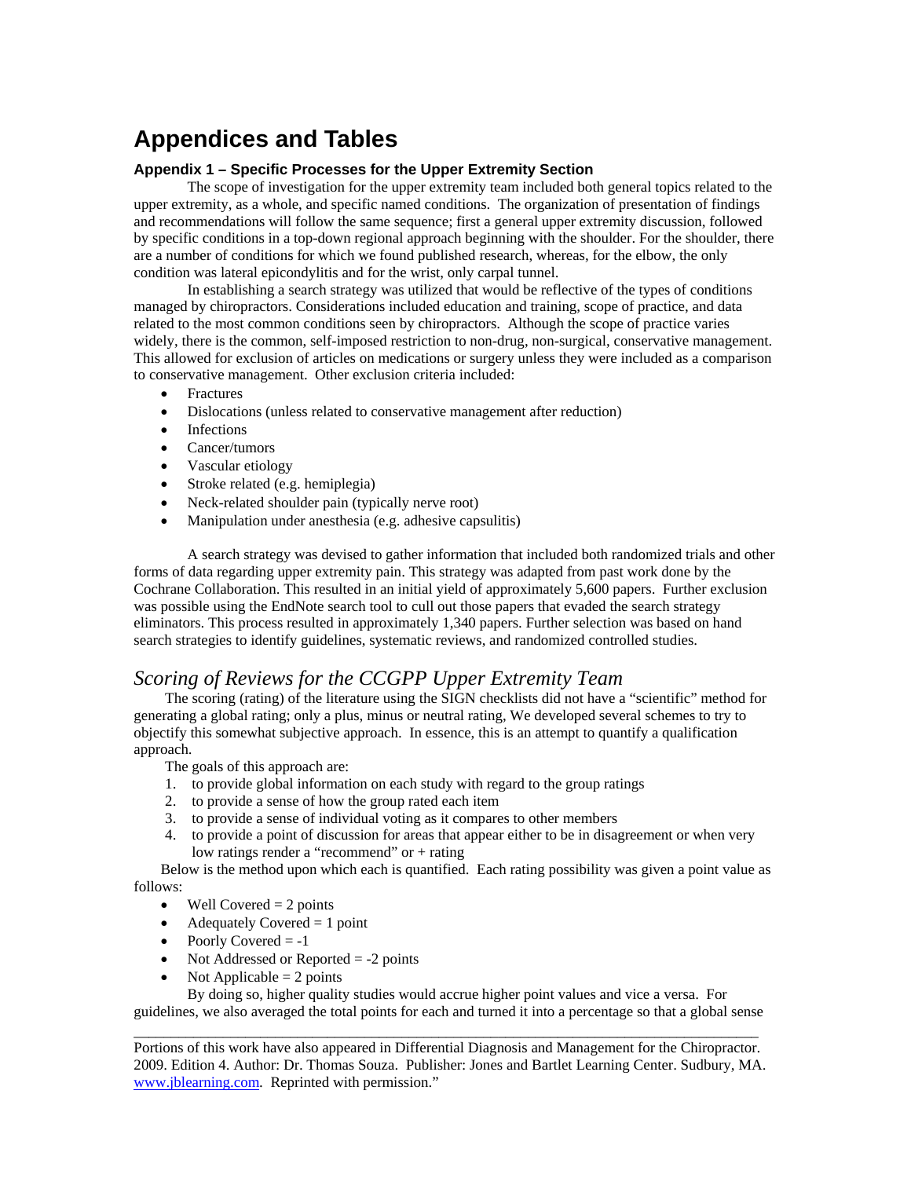# Appendices and Tables

### Appendix 1 – Specific Processes for the Upper Extremity Section

The scope of investigation for the upper extremity team included both general topics related to the upper extremity, as a whole, and specific named conditions. The organization of presentation of findings and recommendations will follow the same sequence; first a general upper extremity discussion, followed by specific conditions in a top-down regional approach beginning with the shoulder. For the shoulder, there are a number of conditions for which we found published research, whereas, for the elbow, the only condition was lateral epicondylitis and for the wrist, only carpal tunnel.

In establishing a search strategy was utilized that would be reflective of the types of conditions managed by chiropractors. Considerations included education and training, scope of practice, and data related to the most common conditions seen by chiropractors. Although the scope of practice varies widely, there is the common, self-imposed restriction to non-drug, non-surgical, conservative management. This allowed for exclusion of articles on medications or surgery unless they were included as a comparison to conservative management. Other exclusion criteria included:

- Fractures
- Dislocations (unless related to conservative management after reduction)
- Infections
- Cancer/tumors
- Vascular etiology
- Stroke related (e.g. hemiplegia)
- Neck-related shoulder pain (typically nerve root)
- Manipulation under anesthesia (e.g. adhesive capsulitis)

A search strategy was devised to gather information that included both randomized trials and other forms of data regarding upper extremity pain. This strategy was adapted from past work done by the Cochrane Collaboration. This resulted in an initial yield of approximately 5,600 papers. Further exclusion was possible using the EndNote search tool to cull out those papers that evaded the search strategy eliminators. This process resulted in approximately 1,340 papers. Further selection was based on hand search strategies to identify guidelines, systematic reviews, and randomized controlled studies.

## *Scoring of Reviews for the CCGPP Upper Extremity Team*

The scoring (rating) of the literature using the SIGN checklists did not have a "scientific" method for generating a global rating; only a plus, minus or neutral rating, We developed several schemes to try to objectify this somewhat subjective approach. In essence, this is an attempt to quantify a qualification approach.

The goals of this approach are:

1. to provide global information on each study with regard to the group ratings
2. to provide a sense of how the group rated each item
3. to provide a sense of individual voting as it compares to other members
4. to provide a point of discussion for areas that appear either to be in disagreement or when very low ratings render a "recommend" or + rating

Below is the method upon which each is quantified. Each rating possibility was given a point value as follows:

- Well Covered = 2 points
- Adequately Covered = 1 point
- Poorly Covered = -1
- Not Addressed or Reported = -2 points
- Not Applicable = 2 points

By doing so, higher quality studies would accrue higher point values and vice a versa. For guidelines, we also averaged the total points for each and turned it into a percentage so that a global sense

---

Portions of this work have also appeared in Differential Diagnosis and Management for the Chiropractor. 2009. Edition 4. Author: Dr. Thomas Souza. Publisher: Jones and Bartlet Learning Center. Sudbury, MA. www.jblearning.com. Reprinted with permission."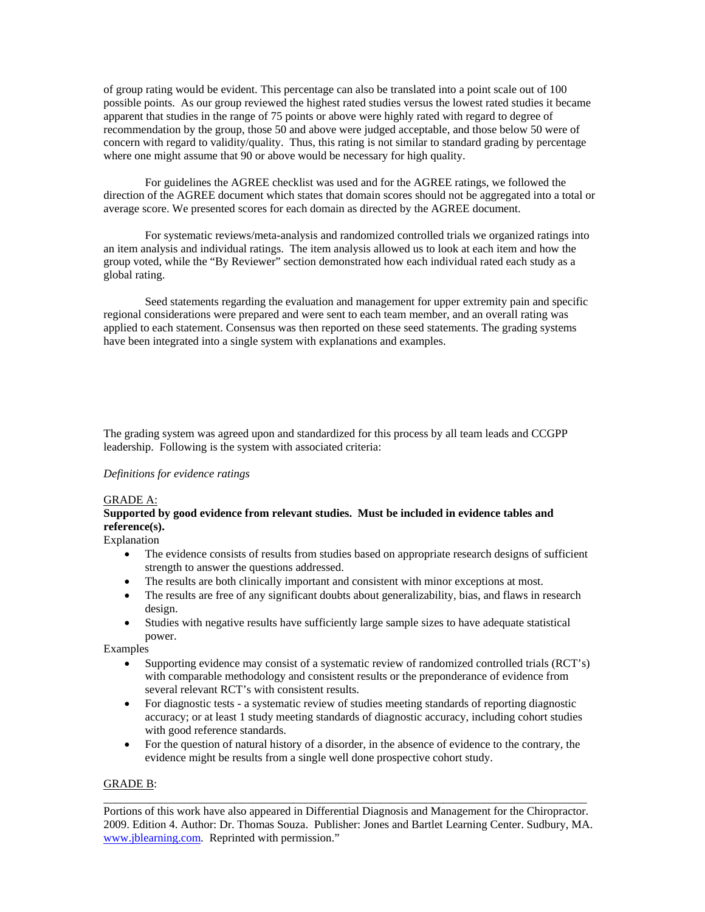of group rating would be evident. This percentage can also be translated into a point scale out of 100 possible points. As our group reviewed the highest rated studies versus the lowest rated studies it became apparent that studies in the range of 75 points or above were highly rated with regard to degree of recommendation by the group, those 50 and above were judged acceptable, and those below 50 were of concern with regard to validity/quality. Thus, this rating is not similar to standard grading by percentage where one might assume that 90 or above would be necessary for high quality.

For guidelines the AGREE checklist was used and for the AGREE ratings, we followed the direction of the AGREE document which states that domain scores should not be aggregated into a total or average score. We presented scores for each domain as directed by the AGREE document.

For systematic reviews/meta-analysis and randomized controlled trials we organized ratings into an item analysis and individual ratings. The item analysis allowed us to look at each item and how the group voted, while the "By Reviewer" section demonstrated how each individual rated each study as a global rating.

Seed statements regarding the evaluation and management for upper extremity pain and specific regional considerations were prepared and were sent to each team member, and an overall rating was applied to each statement. Consensus was then reported on these seed statements. The grading systems have been integrated into a single system with explanations and examples.

The grading system was agreed upon and standardized for this process by all team leads and CCGPP leadership. Following is the system with associated criteria:

*Definitions for evidence ratings*

GRADE A:

**Supported by good evidence from relevant studies. Must be included in evidence tables and reference(s).**

Explanation

- The evidence consists of results from studies based on appropriate research designs of sufficient strength to answer the questions addressed.
- The results are both clinically important and consistent with minor exceptions at most.
- The results are free of any significant doubts about generalizability, bias, and flaws in research design.
- Studies with negative results have sufficiently large sample sizes to have adequate statistical power.

Examples

- Supporting evidence may consist of a systematic review of randomized controlled trials (RCT's) with comparable methodology and consistent results or the preponderance of evidence from several relevant RCT's with consistent results.
- For diagnostic tests - a systematic review of studies meeting standards of reporting diagnostic accuracy; or at least 1 study meeting standards of diagnostic accuracy, including cohort studies with good reference standards.
- For the question of natural history of a disorder, in the absence of evidence to the contrary, the evidence might be results from a single well done prospective cohort study.

GRADE B:

---

Portions of this work have also appeared in Differential Diagnosis and Management for the Chiropractor. 2009. Edition 4. Author: Dr. Thomas Souza. Publisher: Jones and Bartlet Learning Center. Sudbury, MA. www.jblearning.com. Reprinted with permission."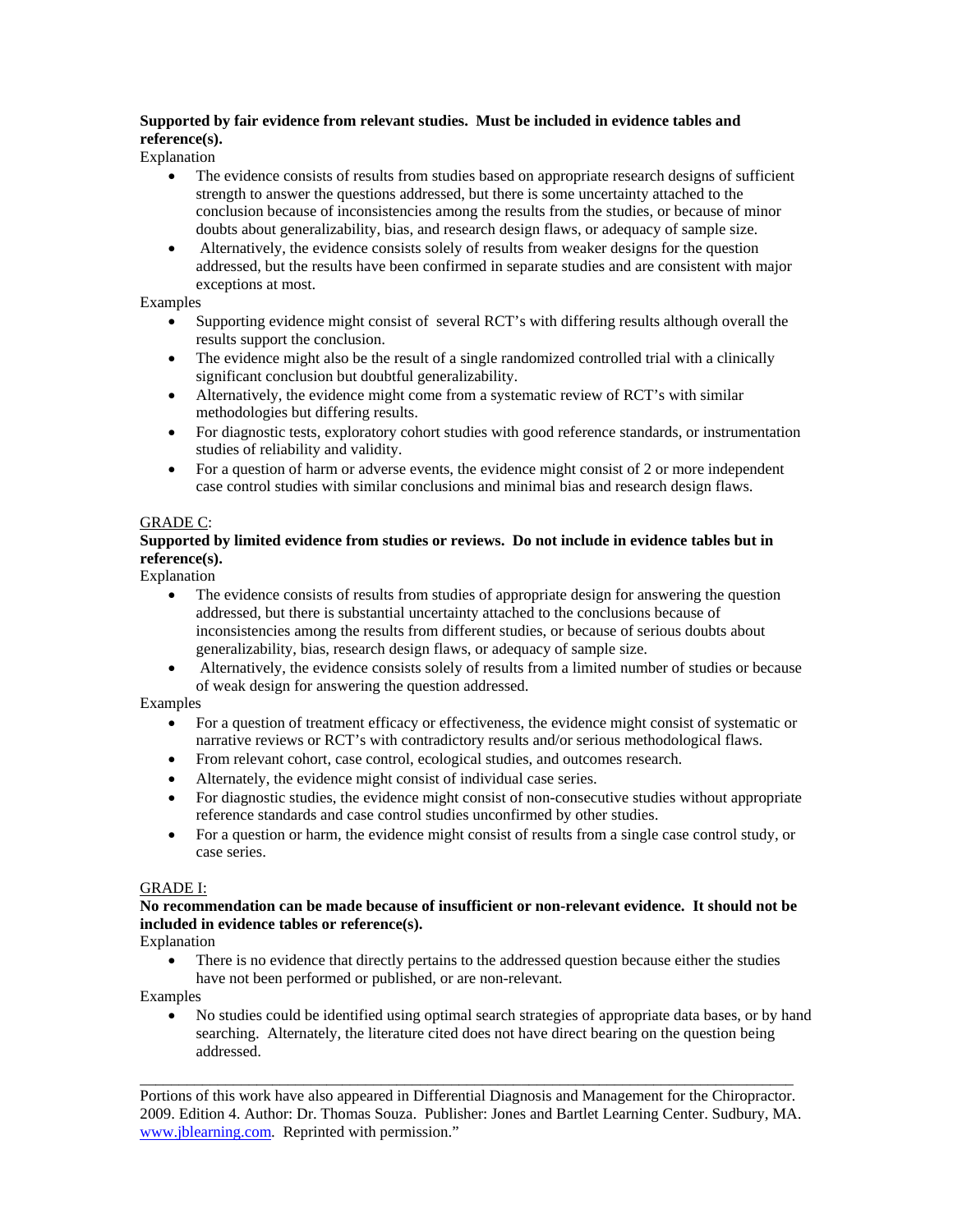**Supported by fair evidence from relevant studies. Must be included in evidence tables and reference(s).**

Explanation

- The evidence consists of results from studies based on appropriate research designs of sufficient strength to answer the questions addressed, but there is some uncertainty attached to the conclusion because of inconsistencies among the results from the studies, or because of minor doubts about generalizability, bias, and research design flaws, or adequacy of sample size.
- Alternatively, the evidence consists solely of results from weaker designs for the question addressed, but the results have been confirmed in separate studies and are consistent with major exceptions at most.

Examples

- Supporting evidence might consist of several RCT's with differing results although overall the results support the conclusion.
- The evidence might also be the result of a single randomized controlled trial with a clinically significant conclusion but doubtful generalizability.
- Alternatively, the evidence might come from a systematic review of RCT's with similar methodologies but differing results.
- For diagnostic tests, exploratory cohort studies with good reference standards, or instrumentation studies of reliability and validity.
- For a question of harm or adverse events, the evidence might consist of 2 or more independent case control studies with similar conclusions and minimal bias and research design flaws.

GRADE C:

**Supported by limited evidence from studies or reviews. Do not include in evidence tables but in reference(s).**

Explanation

- The evidence consists of results from studies of appropriate design for answering the question addressed, but there is substantial uncertainty attached to the conclusions because of inconsistencies among the results from different studies, or because of serious doubts about generalizability, bias, research design flaws, or adequacy of sample size.
- Alternatively, the evidence consists solely of results from a limited number of studies or because of weak design for answering the question addressed.

Examples

- For a question of treatment efficacy or effectiveness, the evidence might consist of systematic or narrative reviews or RCT's with contradictory results and/or serious methodological flaws.
- From relevant cohort, case control, ecological studies, and outcomes research.
- Alternately, the evidence might consist of individual case series.
- For diagnostic studies, the evidence might consist of non-consecutive studies without appropriate reference standards and case control studies unconfirmed by other studies.
- For a question or harm, the evidence might consist of results from a single case control study, or case series.

GRADE I:

**No recommendation can be made because of insufficient or non-relevant evidence. It should not be included in evidence tables or reference(s).**

Explanation

- There is no evidence that directly pertains to the addressed question because either the studies have not been performed or published, or are non-relevant.

Examples

- No studies could be identified using optimal search strategies of appropriate data bases, or by hand searching. Alternately, the literature cited does not have direct bearing on the question being addressed.

---

Portions of this work have also appeared in Differential Diagnosis and Management for the Chiropractor. 2009. Edition 4. Author: Dr. Thomas Souza. Publisher: Jones and Bartlet Learning Center. Sudbury, MA. www.jblearning.com. Reprinted with permission."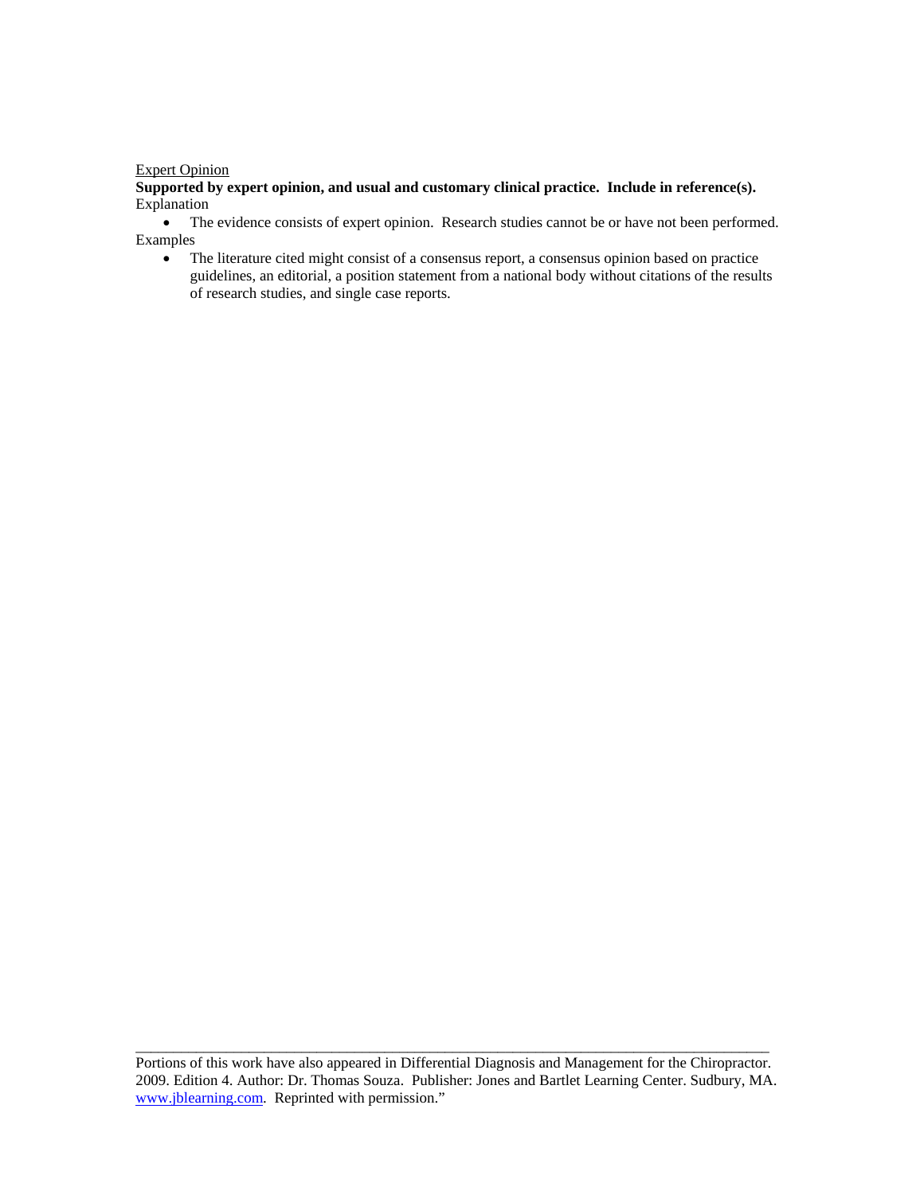Expert Opinion

**Supported by expert opinion, and usual and customary clinical practice. Include in reference(s).**

Explanation

- The evidence consists of expert opinion. Research studies cannot be or have not been performed.

Examples

- The literature cited might consist of a consensus report, a consensus opinion based on practice guidelines, an editorial, a position statement from a national body without citations of the results of research studies, and single case reports.

---

Portions of this work have also appeared in Differential Diagnosis and Management for the Chiropractor. 2009. Edition 4. Author: Dr. Thomas Souza. Publisher: Jones and Bartlet Learning Center. Sudbury, MA. www.jblearning.com. Reprinted with permission."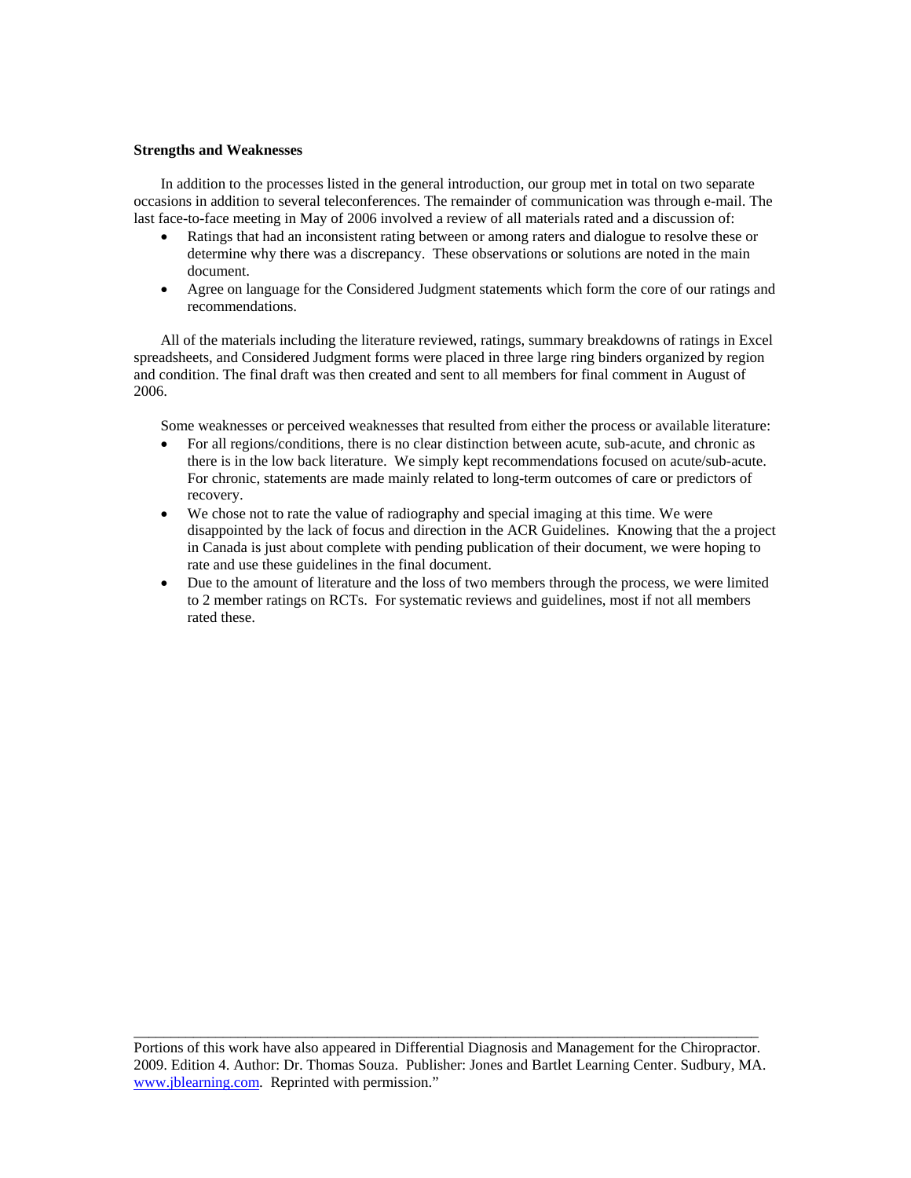**Strengths and Weaknesses**

In addition to the processes listed in the general introduction, our group met in total on two separate occasions in addition to several teleconferences. The remainder of communication was through e-mail. The last face-to-face meeting in May of 2006 involved a review of all materials rated and a discussion of:

- Ratings that had an inconsistent rating between or among raters and dialogue to resolve these or determine why there was a discrepancy. These observations or solutions are noted in the main document.
- Agree on language for the Considered Judgment statements which form the core of our ratings and recommendations.

All of the materials including the literature reviewed, ratings, summary breakdowns of ratings in Excel spreadsheets, and Considered Judgment forms were placed in three large ring binders organized by region and condition. The final draft was then created and sent to all members for final comment in August of 2006.

Some weaknesses or perceived weaknesses that resulted from either the process or available literature:

- For all regions/conditions, there is no clear distinction between acute, sub-acute, and chronic as there is in the low back literature. We simply kept recommendations focused on acute/sub-acute. For chronic, statements are made mainly related to long-term outcomes of care or predictors of recovery.
- We chose not to rate the value of radiography and special imaging at this time. We were disappointed by the lack of focus and direction in the ACR Guidelines. Knowing that the a project in Canada is just about complete with pending publication of their document, we were hoping to rate and use these guidelines in the final document.
- Due to the amount of literature and the loss of two members through the process, we were limited to 2 member ratings on RCTs. For systematic reviews and guidelines, most if not all members rated these.

---

Portions of this work have also appeared in Differential Diagnosis and Management for the Chiropractor. 2009. Edition 4. Author: Dr. Thomas Souza. Publisher: Jones and Bartlet Learning Center. Sudbury, MA. www.jblearning.com. Reprinted with permission."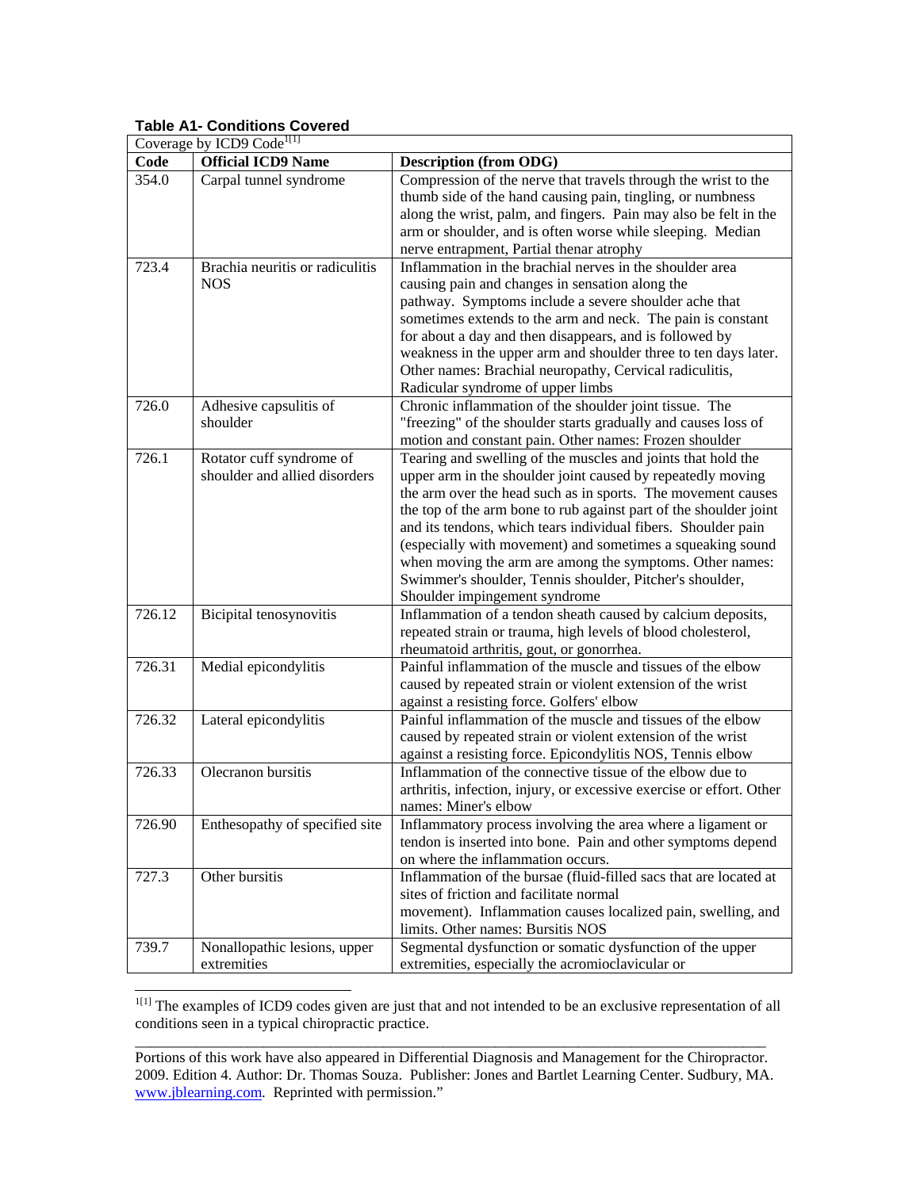**Table A1- Conditions Covered**

| Coverage by ICD9 Code[1[1]] | | |
|---|---|---|
| **Code** | **Official ICD9 Name** | **Description (from ODG)** |
| 354.0 | Carpal tunnel syndrome | Compression of the nerve that travels through the wrist to the thumb side of the hand causing pain, tingling, or numbness along the wrist, palm, and fingers. Pain may also be felt in the arm or shoulder, and is often worse while sleeping. Median nerve entrapment, Partial thenar atrophy |
| 723.4 | Brachia neuritis or radiculitis NOS | Inflammation in the brachial nerves in the shoulder area causing pain and changes in sensation along the pathway. Symptoms include a severe shoulder ache that sometimes extends to the arm and neck. The pain is constant for about a day and then disappears, and is followed by weakness in the upper arm and shoulder three to ten days later. Other names: Brachial neuropathy, Cervical radiculitis, Radicular syndrome of upper limbs |
| 726.0 | Adhesive capsulitis of shoulder | Chronic inflammation of the shoulder joint tissue. The "freezing" of the shoulder starts gradually and causes loss of motion and constant pain. Other names: Frozen shoulder |
| 726.1 | Rotator cuff syndrome of shoulder and allied disorders | Tearing and swelling of the muscles and joints that hold the upper arm in the shoulder joint caused by repeatedly moving the arm over the head such as in sports. The movement causes the top of the arm bone to rub against part of the shoulder joint and its tendons, which tears individual fibers. Shoulder pain (especially with movement) and sometimes a squeaking sound when moving the arm are among the symptoms. Other names: Swimmer's shoulder, Tennis shoulder, Pitcher's shoulder, Shoulder impingement syndrome |
| 726.12 | Bicipital tenosynovitis | Inflammation of a tendon sheath caused by calcium deposits, repeated strain or trauma, high levels of blood cholesterol, rheumatoid arthritis, gout, or gonorrhea. |
| 726.31 | Medial epicondylitis | Painful inflammation of the muscle and tissues of the elbow caused by repeated strain or violent extension of the wrist against a resisting force. Golfers' elbow |
| 726.32 | Lateral epicondylitis | Painful inflammation of the muscle and tissues of the elbow caused by repeated strain or violent extension of the wrist against a resisting force. Epicondylitis NOS, Tennis elbow |
| 726.33 | Olecranon bursitis | Inflammation of the connective tissue of the elbow due to arthritis, infection, injury, or excessive exercise or effort. Other names: Miner's elbow |
| 726.90 | Enthesopathy of specified site | Inflammatory process involving the area where a ligament or tendon is inserted into bone. Pain and other symptoms depend on where the inflammation occurs. |
| 727.3 | Other bursitis | Inflammation of the bursae (fluid-filled sacs that are located at sites of friction and facilitate normal movement). Inflammation causes localized pain, swelling, and limits. Other names: Bursitis NOS |
| 739.7 | Nonallopathic lesions, upper extremities | Segmental dysfunction or somatic dysfunction of the upper extremities, especially the acromioclavicular or |

[1[1]] The examples of ICD9 codes given are just that and not intended to be an exclusive representation of all conditions seen in a typical chiropractic practice.

---

Portions of this work have also appeared in Differential Diagnosis and Management for the Chiropractor. 2009. Edition 4. Author: Dr. Thomas Souza. Publisher: Jones and Bartlet Learning Center. Sudbury, MA. www.jblearning.com. Reprinted with permission."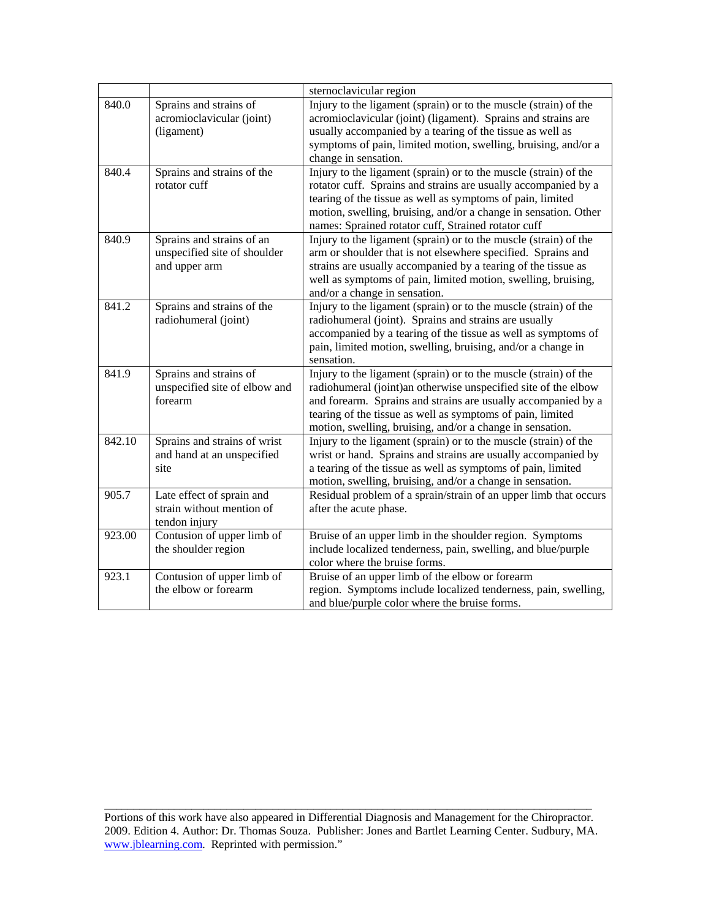| | | sternoclavicular region |
|---|---|---|
| 840.0 | Sprains and strains of acromioclavicular (joint) (ligament) | Injury to the ligament (sprain) or to the muscle (strain) of the acromioclavicular (joint) (ligament). Sprains and strains are usually accompanied by a tearing of the tissue as well as symptoms of pain, limited motion, swelling, bruising, and/or a change in sensation. |
| 840.4 | Sprains and strains of the rotator cuff | Injury to the ligament (sprain) or to the muscle (strain) of the rotator cuff. Sprains and strains are usually accompanied by a tearing of the tissue as well as symptoms of pain, limited motion, swelling, bruising, and/or a change in sensation. Other names: Sprained rotator cuff, Strained rotator cuff |
| 840.9 | Sprains and strains of an unspecified site of shoulder and upper arm | Injury to the ligament (sprain) or to the muscle (strain) of the arm or shoulder that is not elsewhere specified. Sprains and strains are usually accompanied by a tearing of the tissue as well as symptoms of pain, limited motion, swelling, bruising, and/or a change in sensation. |
| 841.2 | Sprains and strains of the radiohumeral (joint) | Injury to the ligament (sprain) or to the muscle (strain) of the radiohumeral (joint). Sprains and strains are usually accompanied by a tearing of the tissue as well as symptoms of pain, limited motion, swelling, bruising, and/or a change in sensation. |
| 841.9 | Sprains and strains of unspecified site of elbow and forearm | Injury to the ligament (sprain) or to the muscle (strain) of the radiohumeral (joint)an otherwise unspecified site of the elbow and forearm. Sprains and strains are usually accompanied by a tearing of the tissue as well as symptoms of pain, limited motion, swelling, bruising, and/or a change in sensation. |
| 842.10 | Sprains and strains of wrist and hand at an unspecified site | Injury to the ligament (sprain) or to the muscle (strain) of the wrist or hand. Sprains and strains are usually accompanied by a tearing of the tissue as well as symptoms of pain, limited motion, swelling, bruising, and/or a change in sensation. |
| 905.7 | Late effect of sprain and strain without mention of tendon injury | Residual problem of a sprain/strain of an upper limb that occurs after the acute phase. |
| 923.00 | Contusion of upper limb of the shoulder region | Bruise of an upper limb in the shoulder region. Symptoms include localized tenderness, pain, swelling, and blue/purple color where the bruise forms. |
| 923.1 | Contusion of upper limb of the elbow or forearm | Bruise of an upper limb of the elbow or forearm region. Symptoms include localized tenderness, pain, swelling, and blue/purple color where the bruise forms. |

---

Portions of this work have also appeared in Differential Diagnosis and Management for the Chiropractor. 2009. Edition 4. Author: Dr. Thomas Souza. Publisher: Jones and Bartlet Learning Center. Sudbury, MA. www.jblearning.com. Reprinted with permission."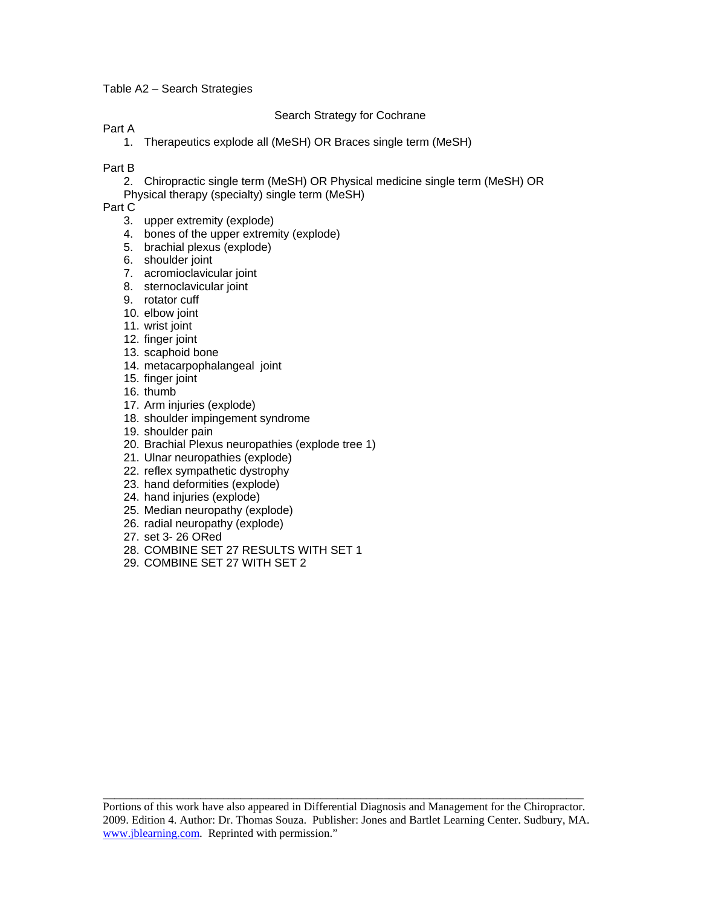Table A2 – Search Strategies

## Search Strategy for Cochrane

Part A

1. Therapeutics explode all (MeSH) OR Braces single term (MeSH)

Part B

2. Chiropractic single term (MeSH) OR Physical medicine single term (MeSH) OR Physical therapy (specialty) single term (MeSH)

Part C

3. upper extremity (explode)
4. bones of the upper extremity (explode)
5. brachial plexus (explode)
6. shoulder joint
7. acromioclavicular joint
8. sternoclavicular joint
9. rotator cuff
10. elbow joint
11. wrist joint
12. finger joint
13. scaphoid bone
14. metacarpophalangeal joint
15. finger joint
16. thumb
17. Arm injuries (explode)
18. shoulder impingement syndrome
19. shoulder pain
20. Brachial Plexus neuropathies (explode tree 1)
21. Ulnar neuropathies (explode)
22. reflex sympathetic dystrophy
23. hand deformities (explode)
24. hand injuries (explode)
25. Median neuropathy (explode)
26. radial neuropathy (explode)
27. set 3- 26 ORed
28. COMBINE SET 27 RESULTS WITH SET 1
29. COMBINE SET 27 WITH SET 2

---

Portions of this work have also appeared in Differential Diagnosis and Management for the Chiropractor. 2009. Edition 4. Author: Dr. Thomas Souza. Publisher: Jones and Bartlet Learning Center. Sudbury, MA. www.jblearning.com. Reprinted with permission."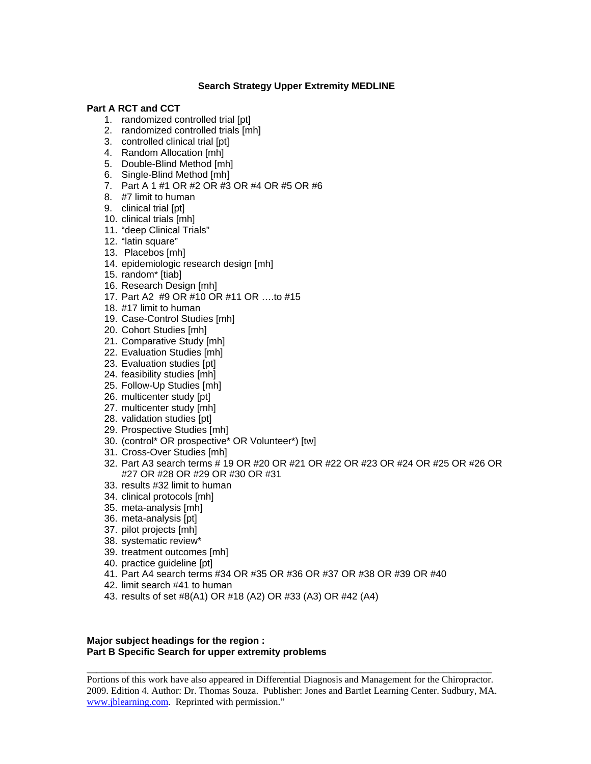**Search Strategy Upper Extremity MEDLINE**

**Part A RCT and CCT**

1. randomized controlled trial [pt]
2. randomized controlled trials [mh]
3. controlled clinical trial [pt]
4. Random Allocation [mh]
5. Double-Blind Method [mh]
6. Single-Blind Method [mh]
7. Part A 1 #1 OR #2 OR #3 OR #4 OR #5 OR #6
8. #7 limit to human
9. clinical trial [pt]
10. clinical trials [mh]
11. "deep Clinical Trials"
12. "latin square"
13. Placebos [mh]
14. epidemiologic research design [mh]
15. random* [tiab]
16. Research Design [mh]
17. Part A2 #9 OR #10 OR #11 OR ….to #15
18. #17 limit to human
19. Case-Control Studies [mh]
20. Cohort Studies [mh]
21. Comparative Study [mh]
22. Evaluation Studies [mh]
23. Evaluation studies [pt]
24. feasibility studies [mh]
25. Follow-Up Studies [mh]
26. multicenter study [pt]
27. multicenter study [mh]
28. validation studies [pt]
29. Prospective Studies [mh]
30. (control* OR prospective* OR Volunteer*) [tw]
31. Cross-Over Studies [mh]
32. Part A3 search terms # 19 OR #20 OR #21 OR #22 OR #23 OR #24 OR #25 OR #26 OR #27 OR #28 OR #29 OR #30 OR #31
33. results #32 limit to human
34. clinical protocols [mh]
35. meta-analysis [mh]
36. meta-analysis [pt]
37. pilot projects [mh]
38. systematic review*
39. treatment outcomes [mh]
40. practice guideline [pt]
41. Part A4 search terms #34 OR #35 OR #36 OR #37 OR #38 OR #39 OR #40
42. limit search #41 to human
43. results of set #8(A1) OR #18 (A2) OR #33 (A3) OR #42 (A4)

**Major subject headings for the region :**
**Part B Specific Search for upper extremity problems**

---

Portions of this work have also appeared in Differential Diagnosis and Management for the Chiropractor. 2009. Edition 4. Author: Dr. Thomas Souza. Publisher: Jones and Bartlet Learning Center. Sudbury, MA. www.jblearning.com. Reprinted with permission."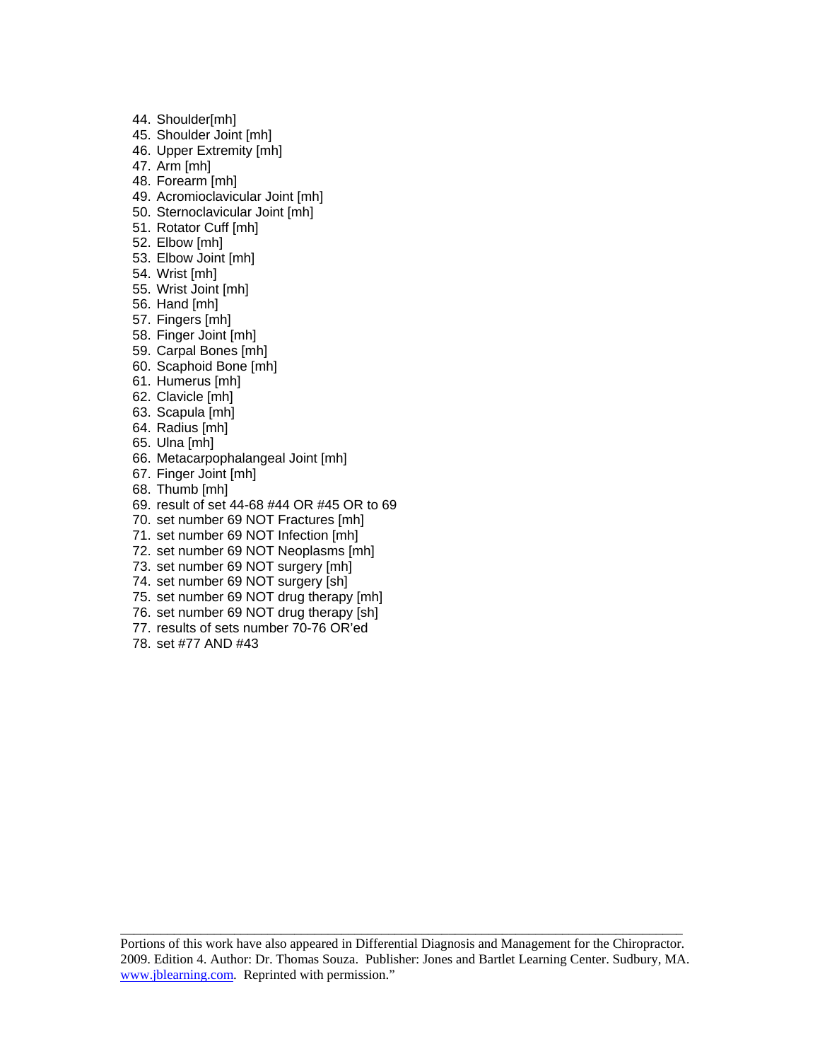44. Shoulder[mh]
45. Shoulder Joint [mh]
46. Upper Extremity [mh]
47. Arm [mh]
48. Forearm [mh]
49. Acromioclavicular Joint [mh]
50. Sternoclavicular Joint [mh]
51. Rotator Cuff [mh]
52. Elbow [mh]
53. Elbow Joint [mh]
54. Wrist [mh]
55. Wrist Joint [mh]
56. Hand [mh]
57. Fingers [mh]
58. Finger Joint [mh]
59. Carpal Bones [mh]
60. Scaphoid Bone [mh]
61. Humerus [mh]
62. Clavicle [mh]
63. Scapula [mh]
64. Radius [mh]
65. Ulna [mh]
66. Metacarpophalangeal Joint [mh]
67. Finger Joint [mh]
68. Thumb [mh]
69. result of set 44-68 #44 OR #45 OR to 69
70. set number 69 NOT Fractures [mh]
71. set number 69 NOT Infection [mh]
72. set number 69 NOT Neoplasms [mh]
73. set number 69 NOT surgery [mh]
74. set number 69 NOT surgery [sh]
75. set number 69 NOT drug therapy [mh]
76. set number 69 NOT drug therapy [sh]
77. results of sets number 70-76 OR'ed
78. set #77 AND #43

---

Portions of this work have also appeared in Differential Diagnosis and Management for the Chiropractor. 2009. Edition 4. Author: Dr. Thomas Souza. Publisher: Jones and Bartlet Learning Center. Sudbury, MA. www.jblearning.com. Reprinted with permission."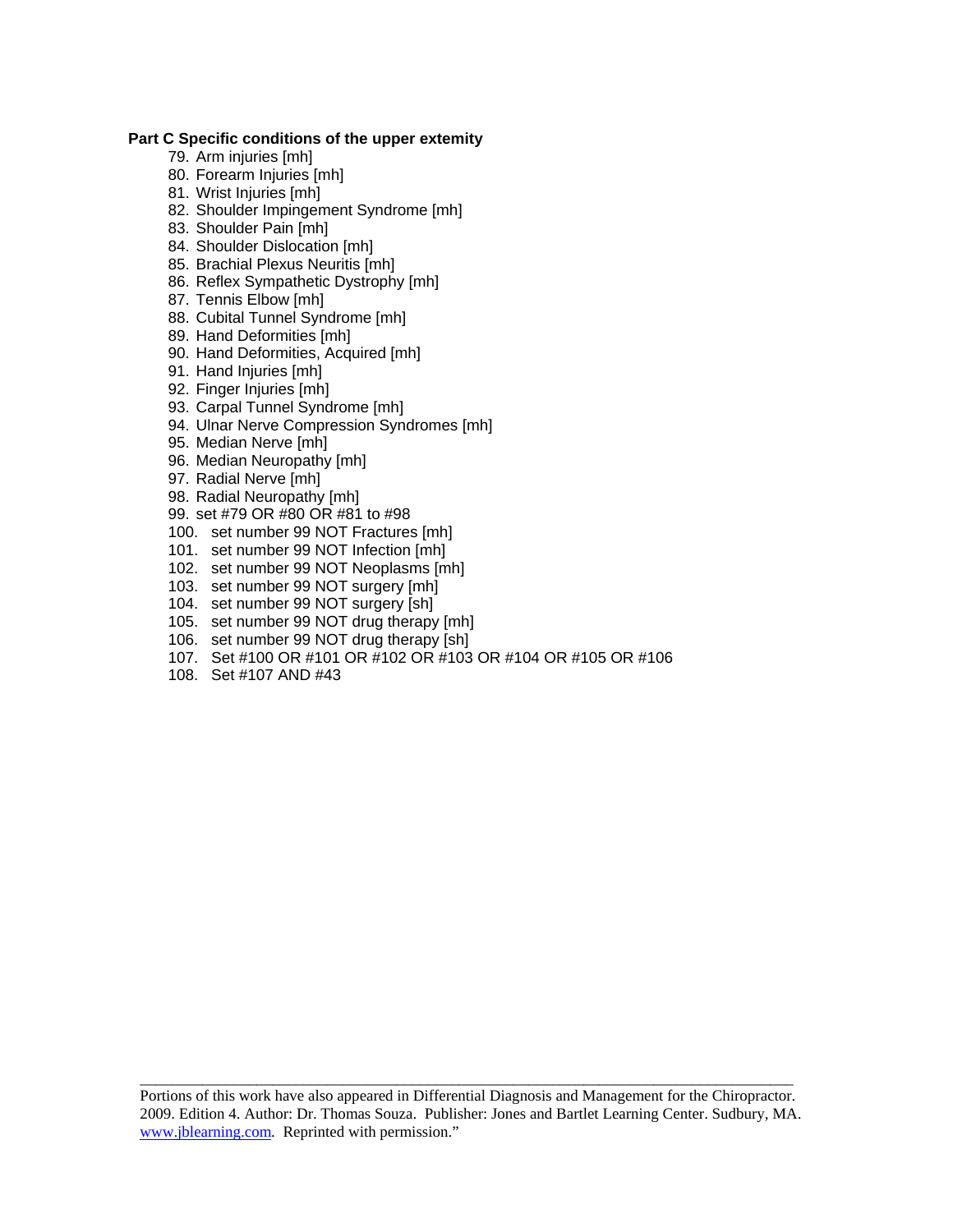**Part C Specific conditions of the upper extemity**

79. Arm injuries [mh]
80. Forearm Injuries [mh]
81. Wrist Injuries [mh]
82. Shoulder Impingement Syndrome [mh]
83. Shoulder Pain [mh]
84. Shoulder Dislocation [mh]
85. Brachial Plexus Neuritis [mh]
86. Reflex Sympathetic Dystrophy [mh]
87. Tennis Elbow [mh]
88. Cubital Tunnel Syndrome [mh]
89. Hand Deformities [mh]
90. Hand Deformities, Acquired [mh]
91. Hand Injuries [mh]
92. Finger Injuries [mh]
93. Carpal Tunnel Syndrome [mh]
94. Ulnar Nerve Compression Syndromes [mh]
95. Median Nerve [mh]
96. Median Neuropathy [mh]
97. Radial Nerve [mh]
98. Radial Neuropathy [mh]
99. set #79 OR #80 OR #81 to #98
100. set number 99 NOT Fractures [mh]
101. set number 99 NOT Infection [mh]
102. set number 99 NOT Neoplasms [mh]
103. set number 99 NOT surgery [mh]
104. set number 99 NOT surgery [sh]
105. set number 99 NOT drug therapy [mh]
106. set number 99 NOT drug therapy [sh]
107. Set #100 OR #101 OR #102 OR #103 OR #104 OR #105 OR #106
108. Set #107 AND #43

---

Portions of this work have also appeared in Differential Diagnosis and Management for the Chiropractor. 2009. Edition 4. Author: Dr. Thomas Souza. Publisher: Jones and Bartlet Learning Center. Sudbury, MA. www.jblearning.com. Reprinted with permission."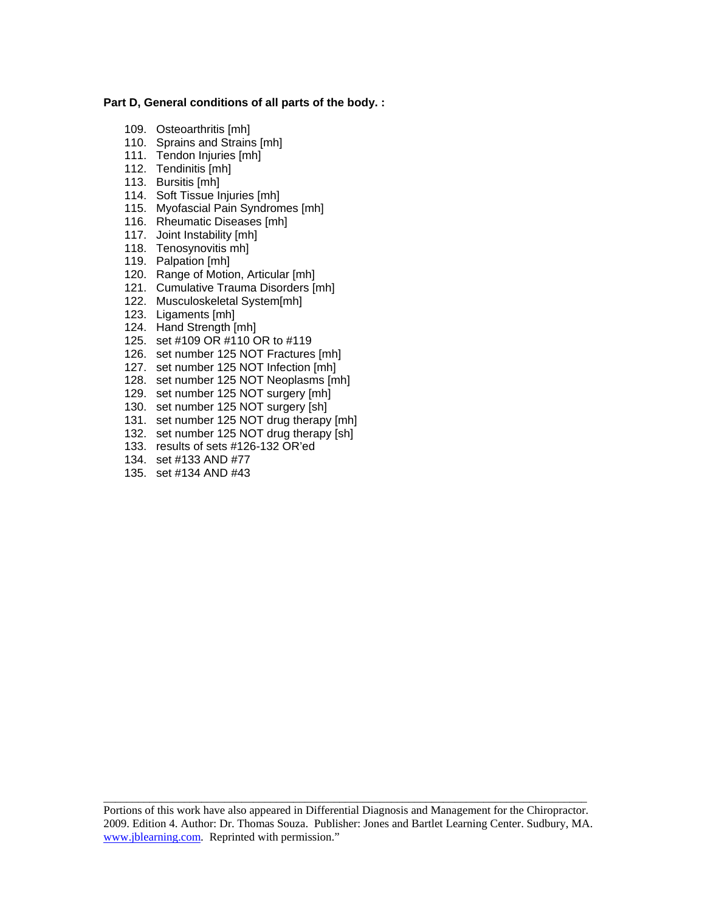**Part D, General conditions of all parts of the body. :**

109. Osteoarthritis [mh]
110. Sprains and Strains [mh]
111. Tendon Injuries [mh]
112. Tendinitis [mh]
113. Bursitis [mh]
114. Soft Tissue Injuries [mh]
115. Myofascial Pain Syndromes [mh]
116. Rheumatic Diseases [mh]
117. Joint Instability [mh]
118. Tenosynovitis mh]
119. Palpation [mh]
120. Range of Motion, Articular [mh]
121. Cumulative Trauma Disorders [mh]
122. Musculoskeletal System[mh]
123. Ligaments [mh]
124. Hand Strength [mh]
125. set #109 OR #110 OR to #119
126. set number 125 NOT Fractures [mh]
127. set number 125 NOT Infection [mh]
128. set number 125 NOT Neoplasms [mh]
129. set number 125 NOT surgery [mh]
130. set number 125 NOT surgery [sh]
131. set number 125 NOT drug therapy [mh]
132. set number 125 NOT drug therapy [sh]
133. results of sets #126-132 OR'ed
134. set #133 AND #77
135. set #134 AND #43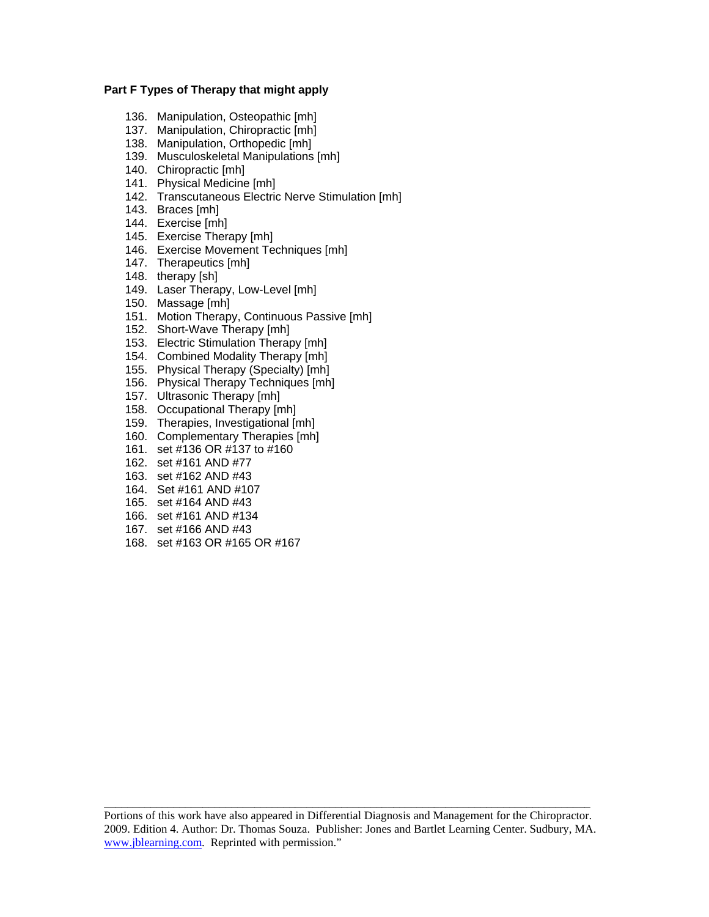**Part F Types of Therapy that might apply**

136. Manipulation, Osteopathic [mh]
137. Manipulation, Chiropractic [mh]
138. Manipulation, Orthopedic [mh]
139. Musculoskeletal Manipulations [mh]
140. Chiropractic [mh]
141. Physical Medicine [mh]
142. Transcutaneous Electric Nerve Stimulation [mh]
143. Braces [mh]
144. Exercise [mh]
145. Exercise Therapy [mh]
146. Exercise Movement Techniques [mh]
147. Therapeutics [mh]
148. therapy [sh]
149. Laser Therapy, Low-Level [mh]
150. Massage [mh]
151. Motion Therapy, Continuous Passive [mh]
152. Short-Wave Therapy [mh]
153. Electric Stimulation Therapy [mh]
154. Combined Modality Therapy [mh]
155. Physical Therapy (Specialty) [mh]
156. Physical Therapy Techniques [mh]
157. Ultrasonic Therapy [mh]
158. Occupational Therapy [mh]
159. Therapies, Investigational [mh]
160. Complementary Therapies [mh]
161. set #136 OR #137 to #160
162. set #161 AND #77
163. set #162 AND #43
164. Set #161 AND #107
165. set #164 AND #43
166. set #161 AND #134
167. set #166 AND #43
168. set #163 OR #165 OR #167

---

Portions of this work have also appeared in Differential Diagnosis and Management for the Chiropractor. 2009. Edition 4. Author: Dr. Thomas Souza. Publisher: Jones and Bartlet Learning Center. Sudbury, MA. www.jblearning.com. Reprinted with permission."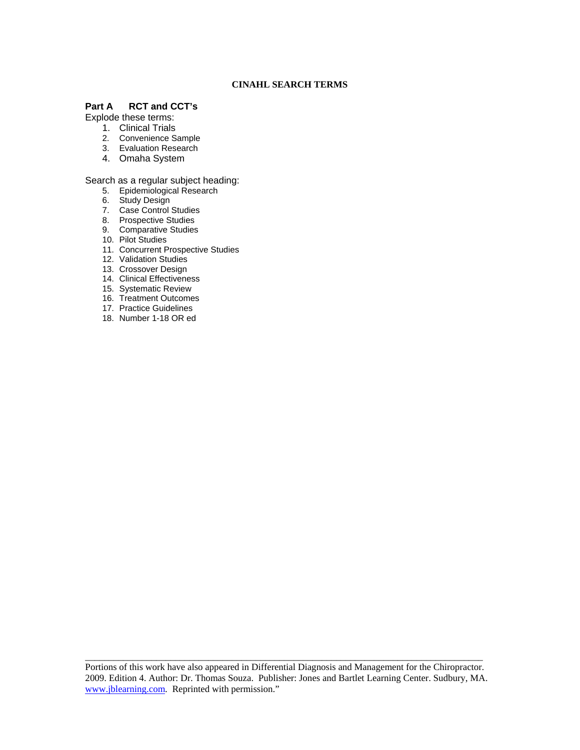# CINAHL SEARCH TERMS

**Part A RCT and CCT's**

Explode these terms:

1. Clinical Trials
2. Convenience Sample
3. Evaluation Research
4. Omaha System

Search as a regular subject heading:

5. Epidemiological Research
6. Study Design
7. Case Control Studies
8. Prospective Studies
9. Comparative Studies
10. Pilot Studies
11. Concurrent Prospective Studies
12. Validation Studies
13. Crossover Design
14. Clinical Effectiveness
15. Systematic Review
16. Treatment Outcomes
17. Practice Guidelines
18. Number 1-18 OR ed

---

Portions of this work have also appeared in Differential Diagnosis and Management for the Chiropractor. 2009. Edition 4. Author: Dr. Thomas Souza. Publisher: Jones and Bartlet Learning Center. Sudbury, MA. www.jblearning.com. Reprinted with permission."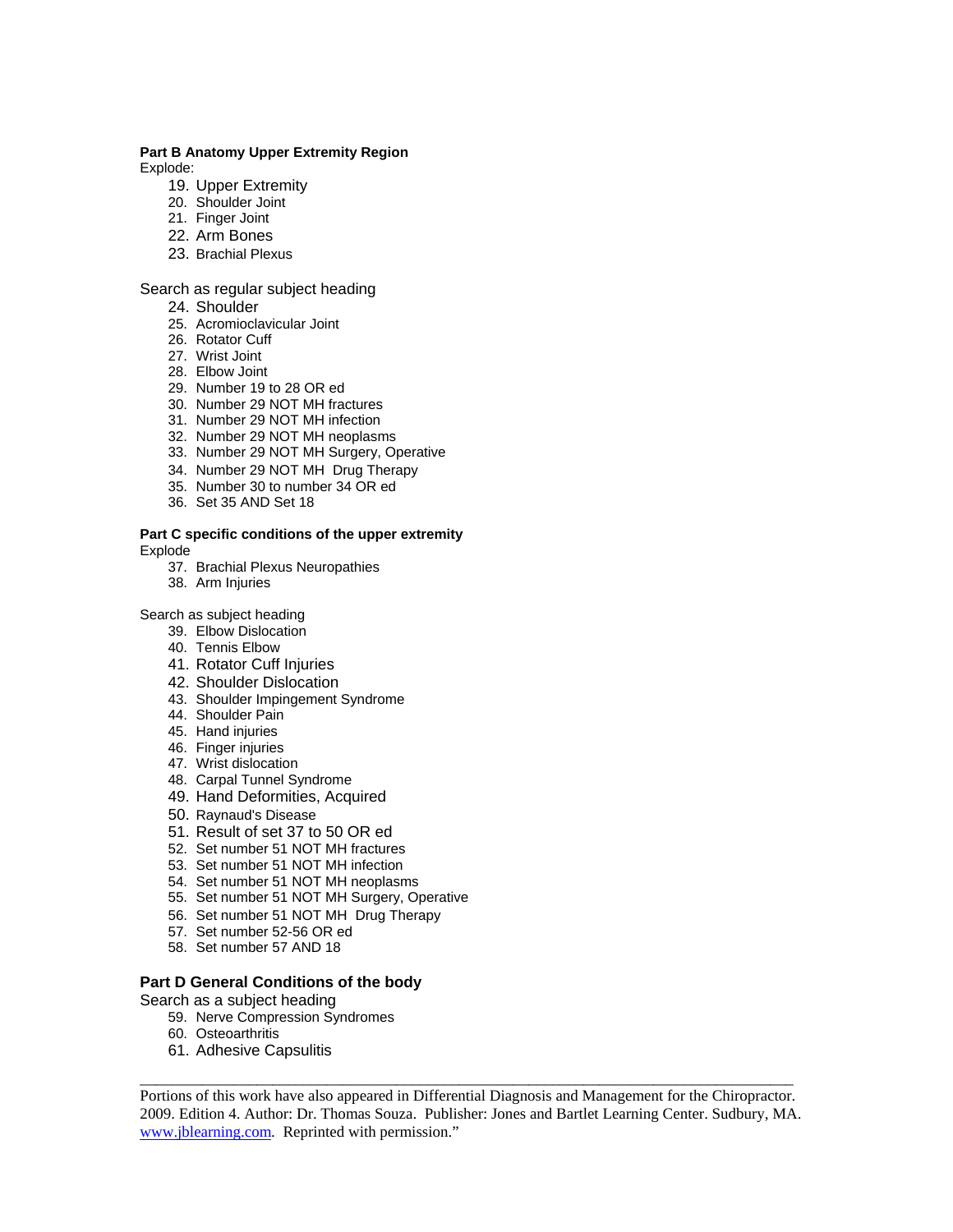**Part B Anatomy Upper Extremity Region**

Explode:

19. Upper Extremity
20. Shoulder Joint
21. Finger Joint
22. Arm Bones
23. Brachial Plexus

Search as regular subject heading

24. Shoulder
25. Acromioclavicular Joint
26. Rotator Cuff
27. Wrist Joint
28. Elbow Joint
29. Number 19 to 28 OR ed
30. Number 29 NOT MH fractures
31. Number 29 NOT MH infection
32. Number 29 NOT MH neoplasms
33. Number 29 NOT MH Surgery, Operative
34. Number 29 NOT MH Drug Therapy
35. Number 30 to number 34 OR ed
36. Set 35 AND Set 18

**Part C specific conditions of the upper extremity**

Explode

37. Brachial Plexus Neuropathies
38. Arm Injuries

Search as subject heading

39. Elbow Dislocation
40. Tennis Elbow
41. Rotator Cuff Injuries
42. Shoulder Dislocation
43. Shoulder Impingement Syndrome
44. Shoulder Pain
45. Hand injuries
46. Finger injuries
47. Wrist dislocation
48. Carpal Tunnel Syndrome
49. Hand Deformities, Acquired
50. Raynaud's Disease
51. Result of set 37 to 50 OR ed
52. Set number 51 NOT MH fractures
53. Set number 51 NOT MH infection
54. Set number 51 NOT MH neoplasms
55. Set number 51 NOT MH Surgery, Operative
56. Set number 51 NOT MH Drug Therapy
57. Set number 52-56 OR ed
58. Set number 57 AND 18

**Part D General Conditions of the body**

Search as a subject heading

59. Nerve Compression Syndromes
60. Osteoarthritis
61. Adhesive Capsulitis

---

Portions of this work have also appeared in Differential Diagnosis and Management for the Chiropractor. 2009. Edition 4. Author: Dr. Thomas Souza. Publisher: Jones and Bartlet Learning Center. Sudbury, MA. www.jblearning.com. Reprinted with permission."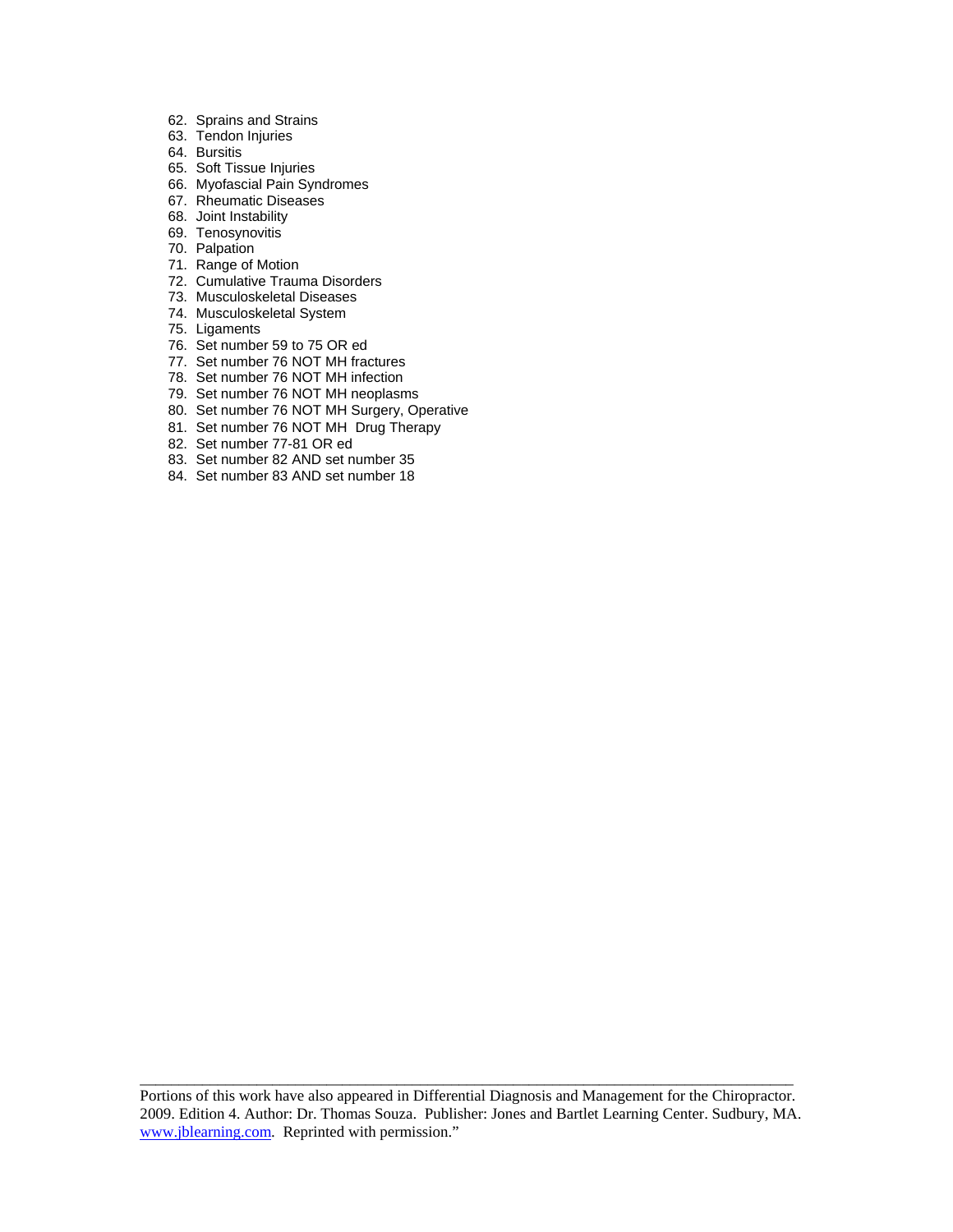62. Sprains and Strains
63. Tendon Injuries
64. Bursitis
65. Soft Tissue Injuries
66. Myofascial Pain Syndromes
67. Rheumatic Diseases
68. Joint Instability
69. Tenosynovitis
70. Palpation
71. Range of Motion
72. Cumulative Trauma Disorders
73. Musculoskeletal Diseases
74. Musculoskeletal System
75. Ligaments
76. Set number 59 to 75 OR ed
77. Set number 76 NOT MH fractures
78. Set number 76 NOT MH infection
79. Set number 76 NOT MH neoplasms
80. Set number 76 NOT MH Surgery, Operative
81. Set number 76 NOT MH Drug Therapy
82. Set number 77-81 OR ed
83. Set number 82 AND set number 35
84. Set number 83 AND set number 18

---

Portions of this work have also appeared in Differential Diagnosis and Management for the Chiropractor. 2009. Edition 4. Author: Dr. Thomas Souza. Publisher: Jones and Bartlet Learning Center. Sudbury, MA. www.jblearning.com. Reprinted with permission."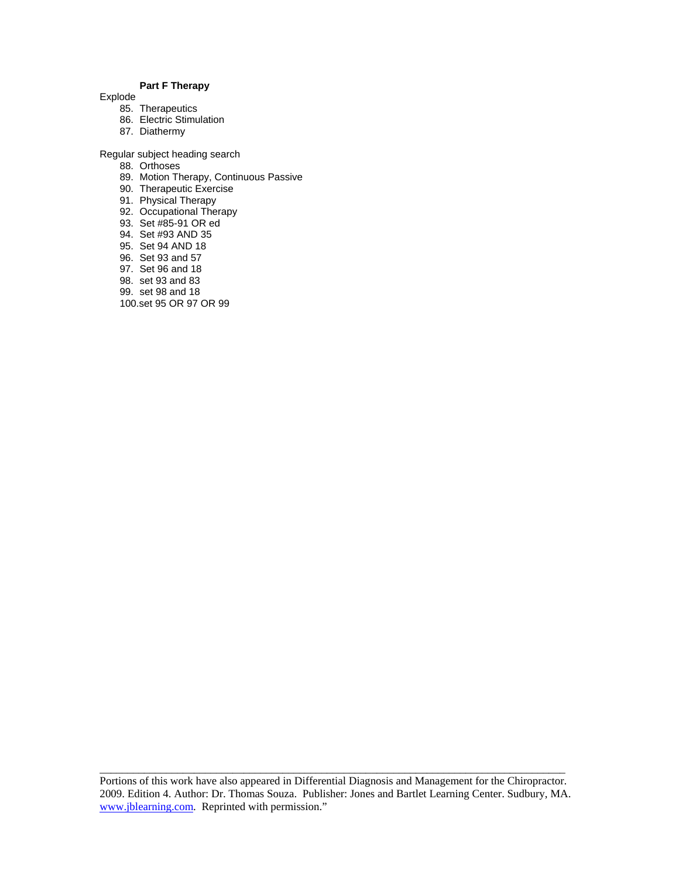**Part F Therapy**

Explode

85. Therapeutics
86. Electric Stimulation
87. Diathermy

Regular subject heading search

88. Orthoses
89. Motion Therapy, Continuous Passive
90. Therapeutic Exercise
91. Physical Therapy
92. Occupational Therapy
93. Set #85-91 OR ed
94. Set #93 AND 35
95. Set 94 AND 18
96. Set 93 and 57
97. Set 96 and 18
98. set 93 and 83
99. set 98 and 18
100. set 95 OR 97 OR 99

Portions of this work have also appeared in Differential Diagnosis and Management for the Chiropractor. 2009. Edition 4. Author: Dr. Thomas Souza. Publisher: Jones and Bartlet Learning Center. Sudbury, MA. www.jblearning.com. Reprinted with permission."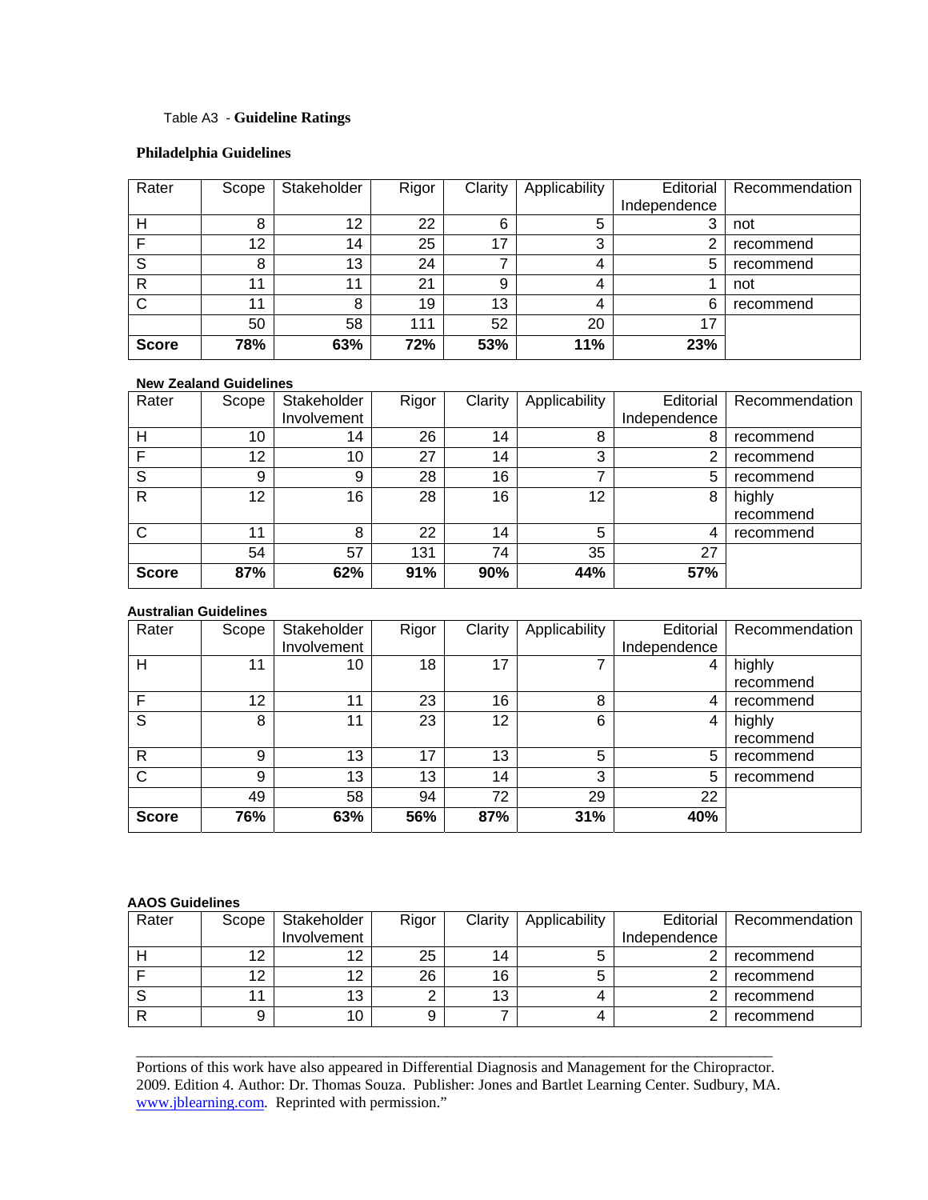Table A3 - **Guideline Ratings**

**Philadelphia Guidelines**

| Rater | Scope | Stakeholder | Rigor | Clarity | Applicability | Editorial Independence | Recommendation |
|---|---|---|---|---|---|---|---|
| H | 8 | 12 | 22 | 6 | 5 | 3 | not |
| F | 12 | 14 | 25 | 17 | 3 | 2 | recommend |
| S | 8 | 13 | 24 | 7 | 4 | 5 | recommend |
| R | 11 | 11 | 21 | 9 | 4 | 1 | not |
| C | 11 | 8 | 19 | 13 | 4 | 6 | recommend |
| | 50 | 58 | 111 | 52 | 20 | 17 | |
| **Score** | **78%** | **63%** | **72%** | **53%** | **11%** | **23%** | |

**New Zealand Guidelines**

| Rater | Scope | Stakeholder Involvement | Rigor | Clarity | Applicability | Editorial Independence | Recommendation |
|---|---|---|---|---|---|---|---|
| H | 10 | 14 | 26 | 14 | 8 | 8 | recommend |
| F | 12 | 10 | 27 | 14 | 3 | 2 | recommend |
| S | 9 | 9 | 28 | 16 | 7 | 5 | recommend |
| R | 12 | 16 | 28 | 16 | 12 | 8 | highly recommend |
| C | 11 | 8 | 22 | 14 | 5 | 4 | recommend |
| | 54 | 57 | 131 | 74 | 35 | 27 | |
| **Score** | **87%** | **62%** | **91%** | **90%** | **44%** | **57%** | |

**Australian Guidelines**

| Rater | Scope | Stakeholder Involvement | Rigor | Clarity | Applicability | Editorial Independence | Recommendation |
|---|---|---|---|---|---|---|---|
| H | 11 | 10 | 18 | 17 | 7 | 4 | highly recommend |
| F | 12 | 11 | 23 | 16 | 8 | 4 | recommend |
| S | 8 | 11 | 23 | 12 | 6 | 4 | highly recommend |
| R | 9 | 13 | 17 | 13 | 5 | 5 | recommend |
| C | 9 | 13 | 13 | 14 | 3 | 5 | recommend |
| | 49 | 58 | 94 | 72 | 29 | 22 | |
| **Score** | **76%** | **63%** | **56%** | **87%** | **31%** | **40%** | |

**AAOS Guidelines**

| Rater | Scope | Stakeholder Involvement | Rigor | Clarity | Applicability | Editorial Independence | Recommendation |
|---|---|---|---|---|---|---|---|
| H | 12 | 12 | 25 | 14 | 5 | 2 | recommend |
| F | 12 | 12 | 26 | 16 | 5 | 2 | recommend |
| S | 11 | 13 | 2 | 13 | 4 | 2 | recommend |
| R | 9 | 10 | 9 | 7 | 4 | 2 | recommend |

Portions of this work have also appeared in Differential Diagnosis and Management for the Chiropractor. 2009. Edition 4. Author: Dr. Thomas Souza. Publisher: Jones and Bartlet Learning Center. Sudbury, MA. www.jblearning.com. Reprinted with permission."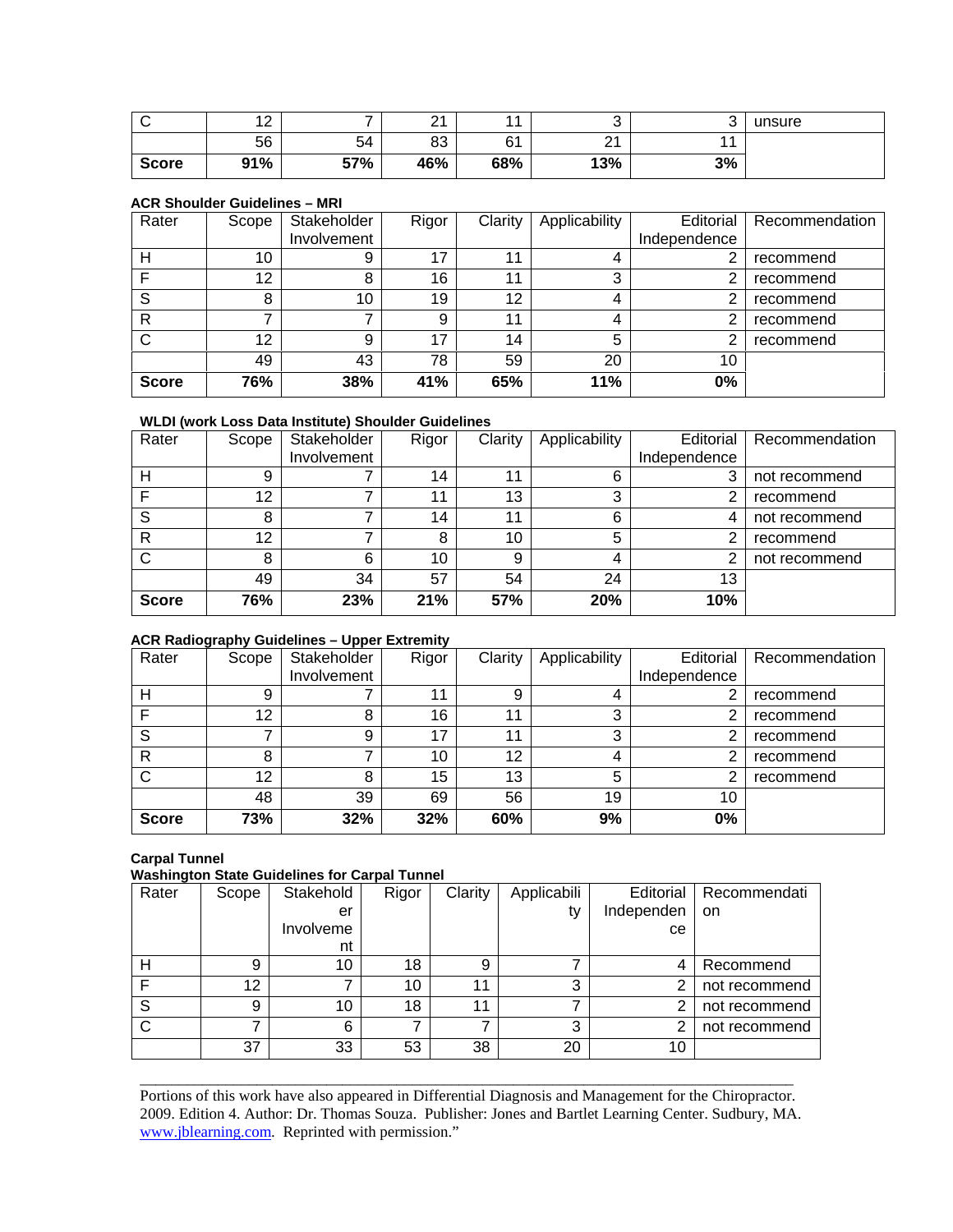| C | 12 | 7 | 21 | 11 | 3 | 3 | unsure |
|---|---|---|---|---|---|---|---|
| | 56 | 54 | 83 | 61 | 21 | 11 | |
| **Score** | **91%** | **57%** | **46%** | **68%** | **13%** | **3%** | |

**ACR Shoulder Guidelines – MRI**

| Rater | Scope | Stakeholder Involvement | Rigor | Clarity | Applicability | Editorial Independence | Recommendation |
|---|---|---|---|---|---|---|---|
| H | 10 | 9 | 17 | 11 | 4 | 2 | recommend |
| F | 12 | 8 | 16 | 11 | 3 | 2 | recommend |
| S | 8 | 10 | 19 | 12 | 4 | 2 | recommend |
| R | 7 | 7 | 9 | 11 | 4 | 2 | recommend |
| C | 12 | 9 | 17 | 14 | 5 | 2 | recommend |
| | 49 | 43 | 78 | 59 | 20 | 10 | |
| **Score** | **76%** | **38%** | **41%** | **65%** | **11%** | **0%** | |

**WLDI (work Loss Data Institute) Shoulder Guidelines**

| Rater | Scope | Stakeholder Involvement | Rigor | Clarity | Applicability | Editorial Independence | Recommendation |
|---|---|---|---|---|---|---|---|
| H | 9 | 7 | 14 | 11 | 6 | 3 | not recommend |
| F | 12 | 7 | 11 | 13 | 3 | 2 | recommend |
| S | 8 | 7 | 14 | 11 | 6 | 4 | not recommend |
| R | 12 | 7 | 8 | 10 | 5 | 2 | recommend |
| C | 8 | 6 | 10 | 9 | 4 | 2 | not recommend |
| | 49 | 34 | 57 | 54 | 24 | 13 | |
| **Score** | **76%** | **23%** | **21%** | **57%** | **20%** | **10%** | |

**ACR Radiography Guidelines – Upper Extremity**

| Rater | Scope | Stakeholder Involvement | Rigor | Clarity | Applicability | Editorial Independence | Recommendation |
|---|---|---|---|---|---|---|---|
| H | 9 | 7 | 11 | 9 | 4 | 2 | recommend |
| F | 12 | 8 | 16 | 11 | 3 | 2 | recommend |
| S | 7 | 9 | 17 | 11 | 3 | 2 | recommend |
| R | 8 | 7 | 10 | 12 | 4 | 2 | recommend |
| C | 12 | 8 | 15 | 13 | 5 | 2 | recommend |
| | 48 | 39 | 69 | 56 | 19 | 10 | |
| **Score** | **73%** | **32%** | **32%** | **60%** | **9%** | **0%** | |

**Carpal Tunnel**

**Washington State Guidelines for Carpal Tunnel**

| Rater | Scope | Stakeholder Involvement | Rigor | Clarity | Applicability | Editorial Independence | Recommendation |
|---|---|---|---|---|---|---|---|
| H | 9 | 10 | 18 | 9 | 7 | 4 | Recommend |
| F | 12 | 7 | 10 | 11 | 3 | 2 | not recommend |
| S | 9 | 10 | 18 | 11 | 7 | 2 | not recommend |
| C | 7 | 6 | 7 | 7 | 3 | 2 | not recommend |
| | 37 | 33 | 53 | 38 | 20 | 10 | |

---

Portions of this work have also appeared in Differential Diagnosis and Management for the Chiropractor. 2009. Edition 4. Author: Dr. Thomas Souza. Publisher: Jones and Bartlet Learning Center. Sudbury, MA. www.jblearning.com. Reprinted with permission."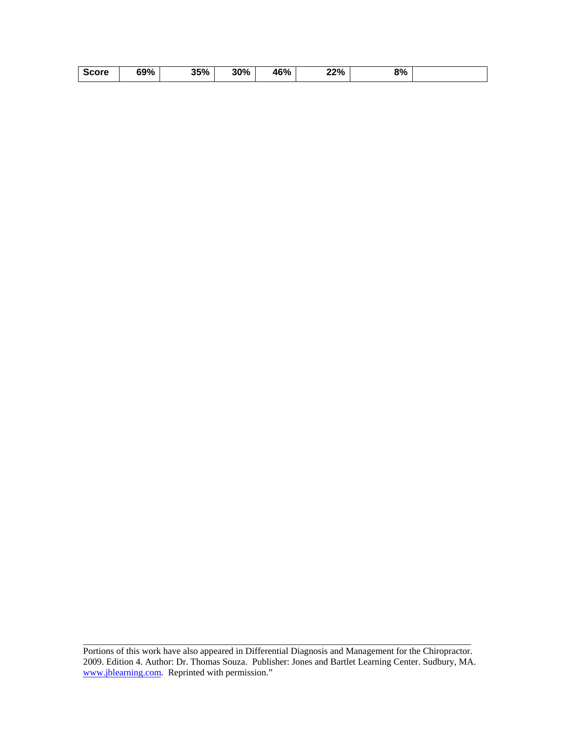| | | | | | | | |
|---|---|---|---|---|---|---|---|
| **Score** | **69%** | **35%** | **30%** | **46%** | **22%** | **8%** | |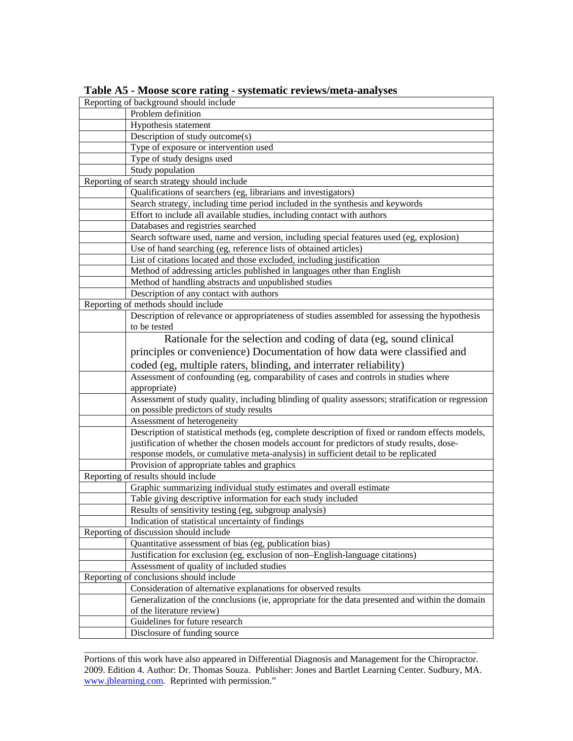**Table A5 - Moose score rating - systematic reviews/meta-analyses**

| | |
|---|---|
| Reporting of background should include | |
| | Problem definition |
| | Hypothesis statement |
| | Description of study outcome(s) |
| | Type of exposure or intervention used |
| | Type of study designs used |
| | Study population |
| Reporting of search strategy should include | |
| | Qualifications of searchers (eg, librarians and investigators) |
| | Search strategy, including time period included in the synthesis and keywords |
| | Effort to include all available studies, including contact with authors |
| | Databases and registries searched |
| | Search software used, name and version, including special features used (eg, explosion) |
| | Use of hand searching (eg, reference lists of obtained articles) |
| | List of citations located and those excluded, including justification |
| | Method of addressing articles published in languages other than English |
| | Method of handling abstracts and unpublished studies |
| | Description of any contact with authors |
| Reporting of methods should include | |
| | Description of relevance or appropriateness of studies assembled for assessing the hypothesis to be tested |
| | Rationale for the selection and coding of data (eg, sound clinical principles or convenience) Documentation of how data were classified and coded (eg, multiple raters, blinding, and interrater reliability) |
| | Assessment of confounding (eg, comparability of cases and controls in studies where appropriate) |
| | Assessment of study quality, including blinding of quality assessors; stratification or regression on possible predictors of study results |
| | Assessment of heterogeneity |
| | Description of statistical methods (eg, complete description of fixed or random effects models, justification of whether the chosen models account for predictors of study results, dose-response models, or cumulative meta-analysis) in sufficient detail to be replicated |
| | Provision of appropriate tables and graphics |
| Reporting of results should include | |
| | Graphic summarizing individual study estimates and overall estimate |
| | Table giving descriptive information for each study included |
| | Results of sensitivity testing (eg, subgroup analysis) |
| | Indication of statistical uncertainty of findings |
| Reporting of discussion should include | |
| | Quantitative assessment of bias (eg, publication bias) |
| | Justification for exclusion (eg, exclusion of non–English-language citations) |
| | Assessment of quality of included studies |
| Reporting of conclusions should include | |
| | Consideration of alternative explanations for observed results |
| | Generalization of the conclusions (ie, appropriate for the data presented and within the domain of the literature review) |
| | Guidelines for future research |
| | Disclosure of funding source |

---

Portions of this work have also appeared in Differential Diagnosis and Management for the Chiropractor. 2009. Edition 4. Author: Dr. Thomas Souza. Publisher: Jones and Bartlet Learning Center. Sudbury, MA. www.jblearning.com. Reprinted with permission."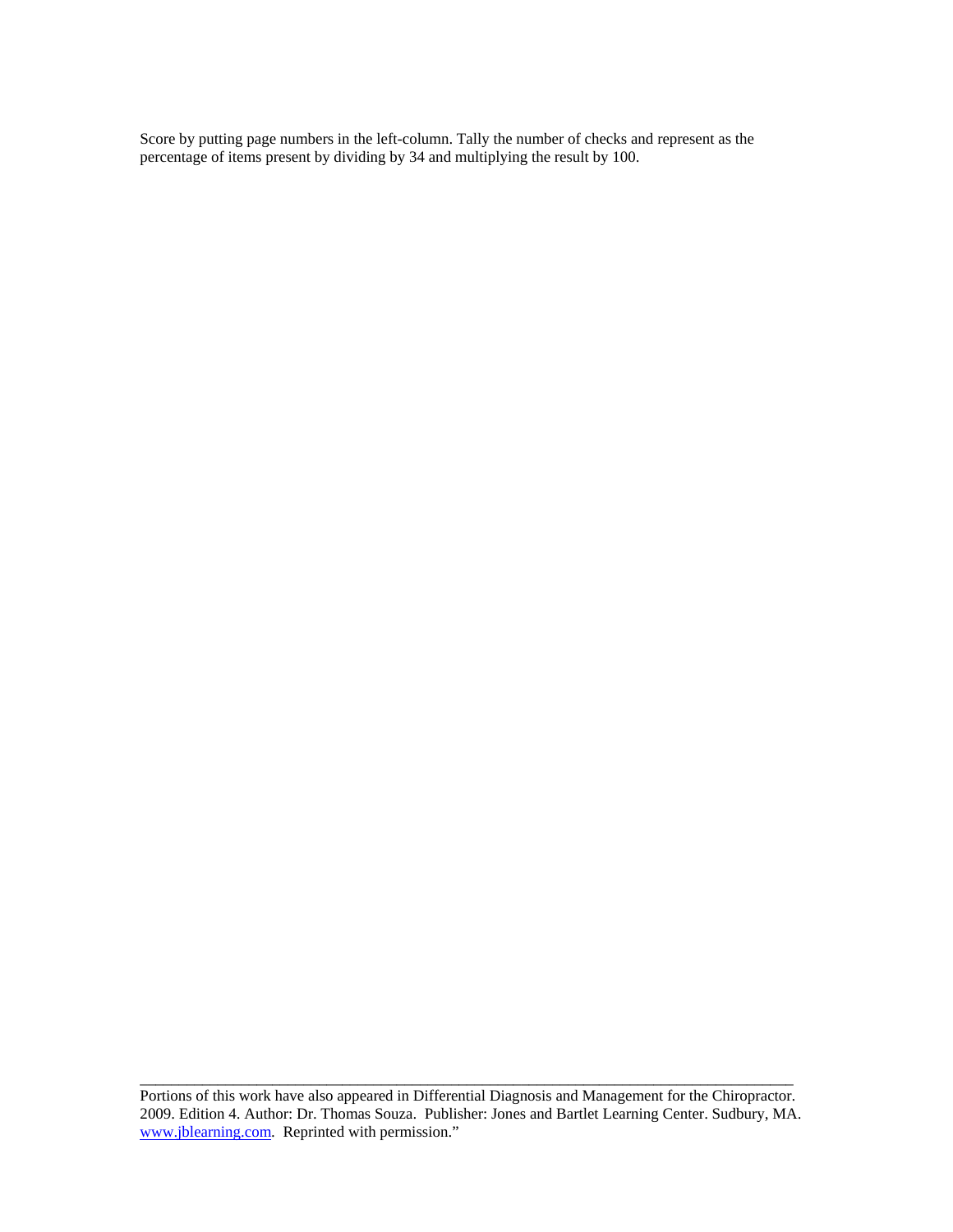Score by putting page numbers in the left-column. Tally the number of checks and represent as the percentage of items present by dividing by 34 and multiplying the result by 100.

---

Portions of this work have also appeared in Differential Diagnosis and Management for the Chiropractor. 2009. Edition 4. Author: Dr. Thomas Souza. Publisher: Jones and Bartlet Learning Center. Sudbury, MA. www.jblearning.com. Reprinted with permission."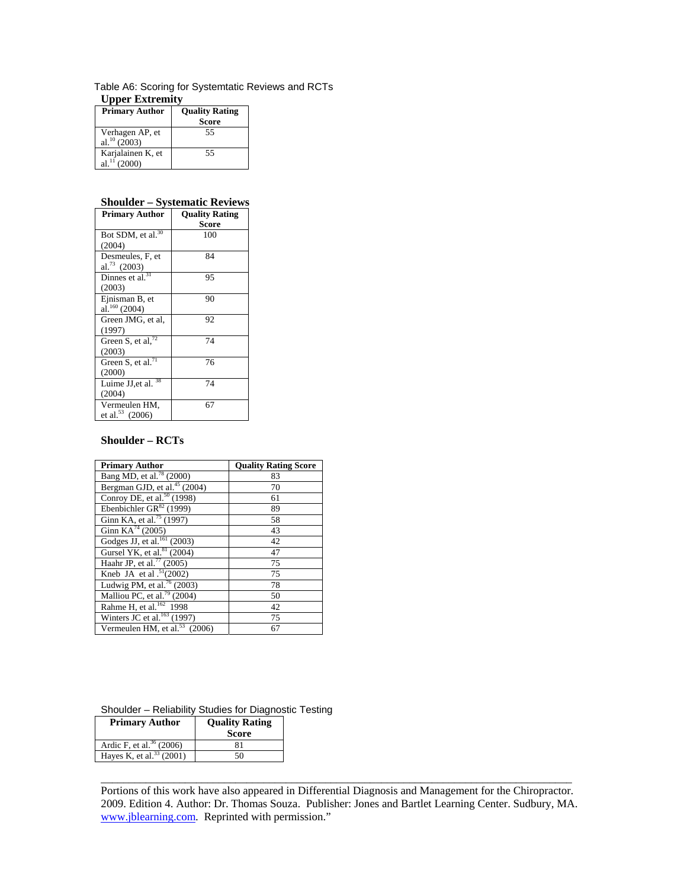Table A6: Scoring for Systemtatic Reviews and RCTs

**Upper Extremity**

| Primary Author | Quality Rating Score |
|---|---|
| Verhagen AP, et al.[10] (2003) | 55 |
| Karjalainen K, et al.[11] (2000) | 55 |

**Shoulder – Systematic Reviews**

| Primary Author | Quality Rating Score |
|---|---|
| Bot SDM, et al.[30] (2004) | 100 |
| Desmeules, F, et al.[73] (2003) | 84 |
| Dinnes et al.[31] (2003) | 95 |
| Ejnisman B, et al.[160] (2004) | 90 |
| Green JMG, et al, (1997) | 92 |
| Green S, et al,[72] (2003) | 74 |
| Green S, et al.[71] (2000) | 76 |
| Luime JJ,et al. [38] (2004) | 74 |
| Vermeulen HM, et al.[53] (2006) | 67 |

**Shoulder – RCTs**

| Primary Author | Quality Rating Score |
|---|---|
| Bang MD, et al.[78] (2000) | 83 |
| Bergman GJD, et al.[45] (2004) | 70 |
| Conroy DE, et al.[50] (1998) | 61 |
| Ebenbichler GR[82] (1999) | 89 |
| Ginn KA, et al.[75] (1997) | 58 |
| Ginn KA[74] (2005) | 43 |
| Godges JJ, et al.[161] (2003) | 42 |
| Gursel YK, et al.[81] (2004) | 47 |
| Haahr JP, et al.[77] (2005) | 75 |
| Kneb JA et al .[51](2002) | 75 |
| Ludwig PM, et al.[76] (2003) | 78 |
| Malliou PC, et al.[79] (2004) | 50 |
| Rahme H, et al.[162] 1998 | 42 |
| Winters JC et al.[163] (1997) | 75 |
| Vermeulen HM, et al.[53] (2006) | 67 |

Shoulder – Reliability Studies for Diagnostic Testing

| Primary Author | Quality Rating Score |
|---|---|
| Ardic F, et al.[36] (2006) | 81 |
| Hayes K, et al.[33] (2001) | 50 |

---

Portions of this work have also appeared in Differential Diagnosis and Management for the Chiropractor. 2009. Edition 4. Author: Dr. Thomas Souza. Publisher: Jones and Bartlet Learning Center. Sudbury, MA. www.jblearning.com. Reprinted with permission."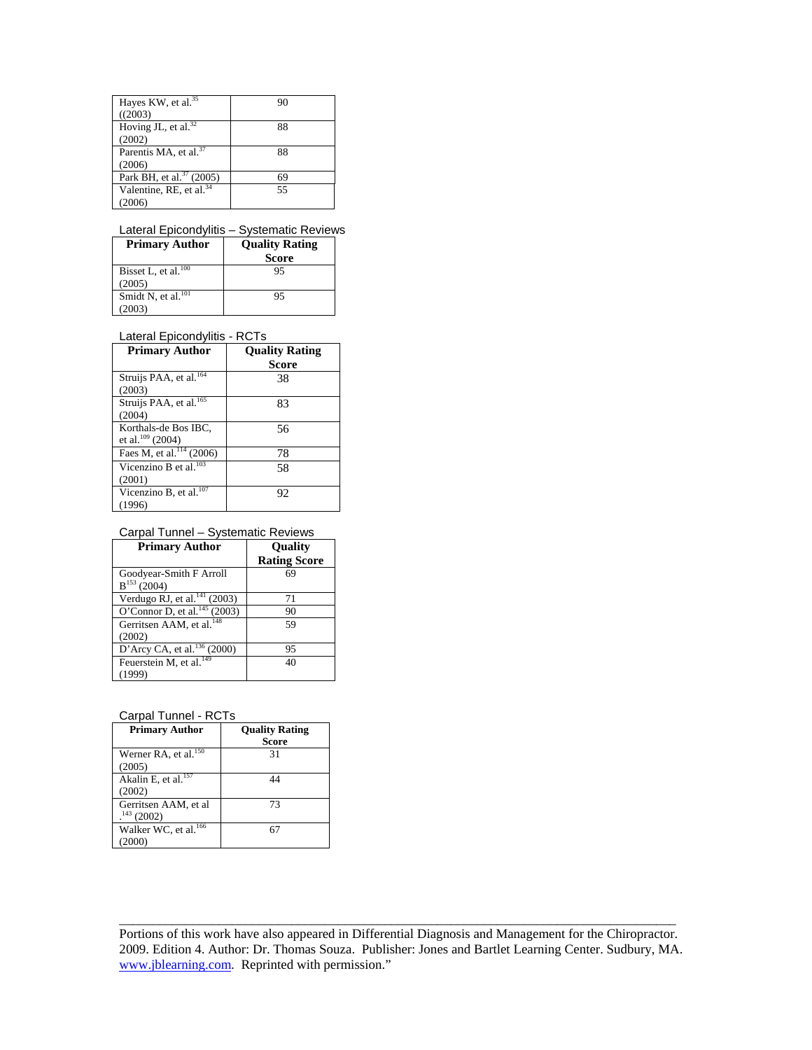| | |
|---|---|
| Hayes KW, et al.[35] ((2003) | 90 |
| Hoving JL, et al.[32] (2002) | 88 |
| Parentis MA, et al.[37] (2006) | 88 |
| Park BH, et al.[37] (2005) | 69 |
| Valentine, RE, et al.[34] (2006) | 55 |

Lateral Epicondylitis – Systematic Reviews

| Primary Author | Quality Rating Score |
|---|---|
| Bisset L, et al.[100] (2005) | 95 |
| Smidt N, et al.[101] (2003) | 95 |

Lateral Epicondylitis - RCTs

| Primary Author | Quality Rating Score |
|---|---|
| Struijs PAA, et al.[164] (2003) | 38 |
| Struijs PAA, et al.[165] (2004) | 83 |
| Korthals-de Bos IBC, et al.[109] (2004) | 56 |
| Faes M, et al.[114] (2006) | 78 |
| Vicenzino B et al.[103] (2001) | 58 |
| Vicenzino B, et al.[107] (1996) | 92 |

Carpal Tunnel – Systematic Reviews

| Primary Author | Quality Rating Score |
|---|---|
| Goodyear-Smith F Arroll B[153] (2004) | 69 |
| Verdugo RJ, et al.[141] (2003) | 71 |
| O'Connor D, et al.[145] (2003) | 90 |
| Gerritsen AAM, et al.[148] (2002) | 59 |
| D'Arcy CA, et al.[136] (2000) | 95 |
| Feuerstein M, et al.[149] (1999) | 40 |

Carpal Tunnel - RCTs

| Primary Author | Quality Rating Score |
|---|---|
| Werner RA, et al.[150] (2005) | 31 |
| Akalin E, et al.[157] (2002) | 44 |
| Gerritsen AAM, et al .[143] (2002) | 73 |
| Walker WC, et al.[166] (2000) | 67 |

Portions of this work have also appeared in Differential Diagnosis and Management for the Chiropractor. 2009. Edition 4. Author: Dr. Thomas Souza. Publisher: Jones and Bartlet Learning Center. Sudbury, MA. www.jblearning.com. Reprinted with permission."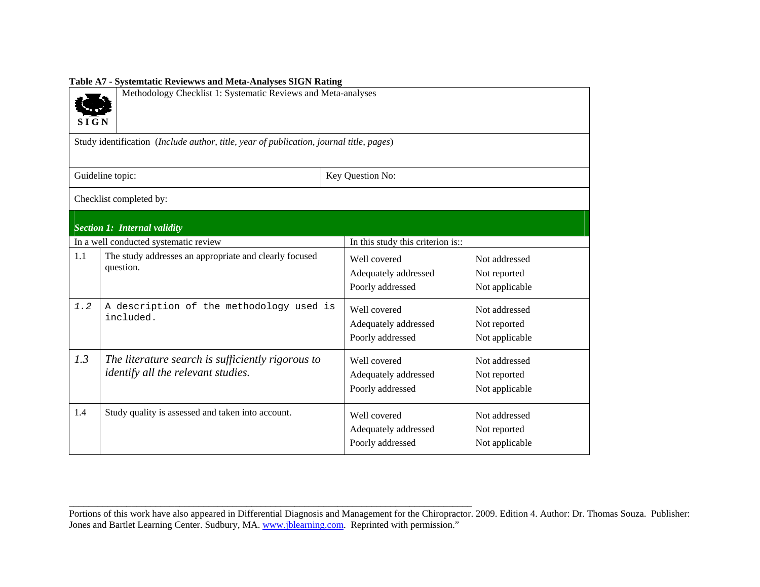**Table A7 - Systemtatic Reviewws and Meta-Analyses SIGN Rating**

| SIGN | Methodology Checklist 1: Systematic Reviews and Meta-analyses | | |
|---|---|---|---|
| Study identification (*Include author, title, year of publication, journal title, pages*) | | | |
| Guideline topic: | | Key Question No: | |
| Checklist completed by: | | | |
| ***Section 1: Internal validity*** | | | |
| In a well conducted systematic review | | In this study this criterion is:: | |
| 1.1 | The study addresses an appropriate and clearly focused question. | Well covered<br>Adequately addressed<br>Poorly addressed | Not addressed<br>Not reported<br>Not applicable |
| *1.2* | A description of the methodology used is included. | Well covered<br>Adequately addressed<br>Poorly addressed | Not addressed<br>Not reported<br>Not applicable |
| *1.3* | *The literature search is sufficiently rigorous to identify all the relevant studies.* | Well covered<br>Adequately addressed<br>Poorly addressed | Not addressed<br>Not reported<br>Not applicable |
| 1.4 | Study quality is assessed and taken into account. | Well covered<br>Adequately addressed<br>Poorly addressed | Not addressed<br>Not reported<br>Not applicable |

---

Portions of this work have also appeared in Differential Diagnosis and Management for the Chiropractor. 2009. Edition 4. Author: Dr. Thomas Souza. Publisher: Jones and Bartlet Learning Center. Sudbury, MA. www.jblearning.com. Reprinted with permission."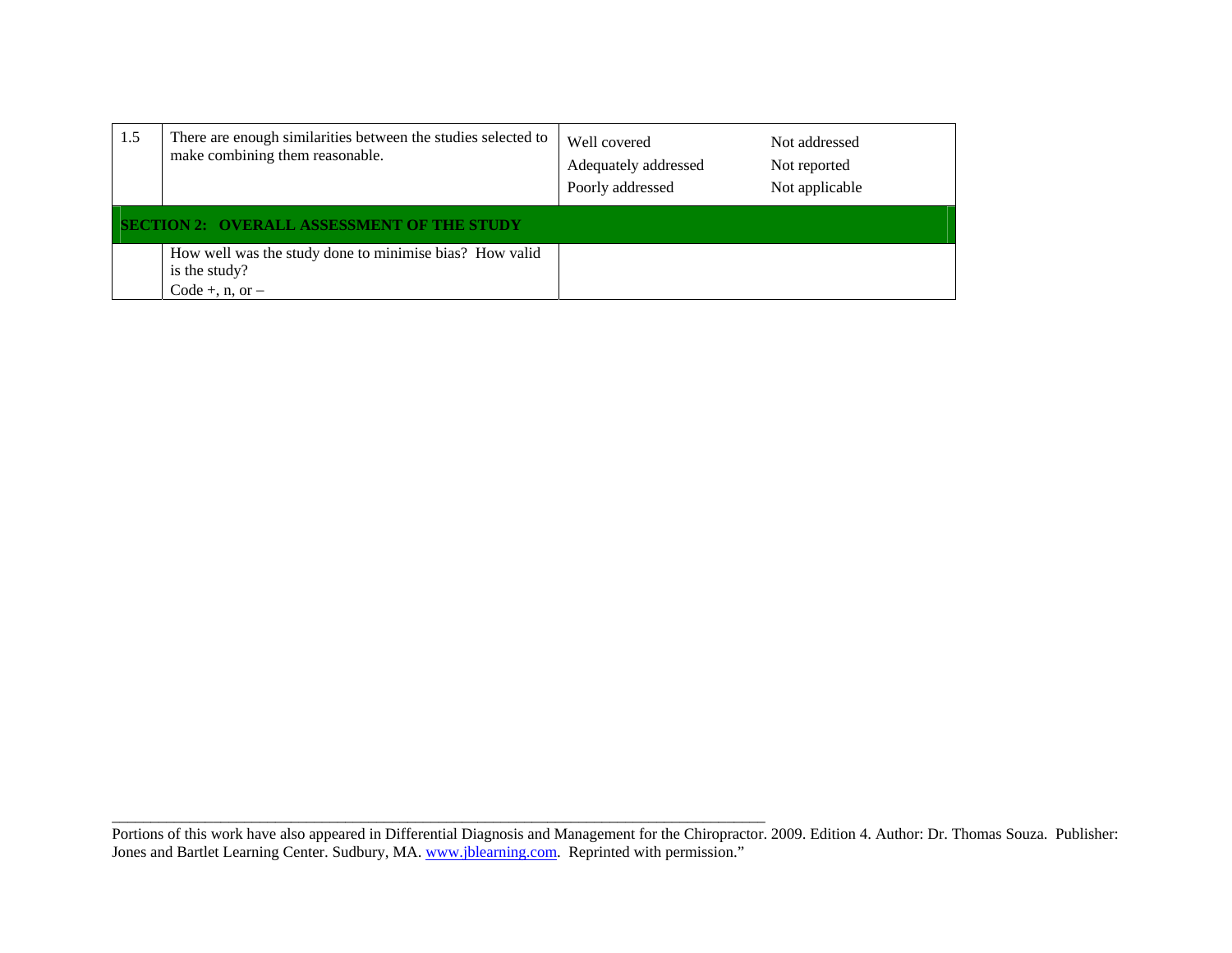| 1.5 | There are enough similarities between the studies selected to make combining them reasonable. | Well covered<br>Adequately addressed<br>Poorly addressed | Not addressed<br>Not reported<br>Not applicable |
|---|---|---|---|
| **SECTION 2: OVERALL ASSESSMENT OF THE STUDY** | | | |
| | How well was the study done to minimise bias? How valid is the study?<br>Code +, n, or – | | |

Portions of this work have also appeared in Differential Diagnosis and Management for the Chiropractor. 2009. Edition 4. Author: Dr. Thomas Souza. Publisher: Jones and Bartlet Learning Center. Sudbury, MA. www.jblearning.com. Reprinted with permission."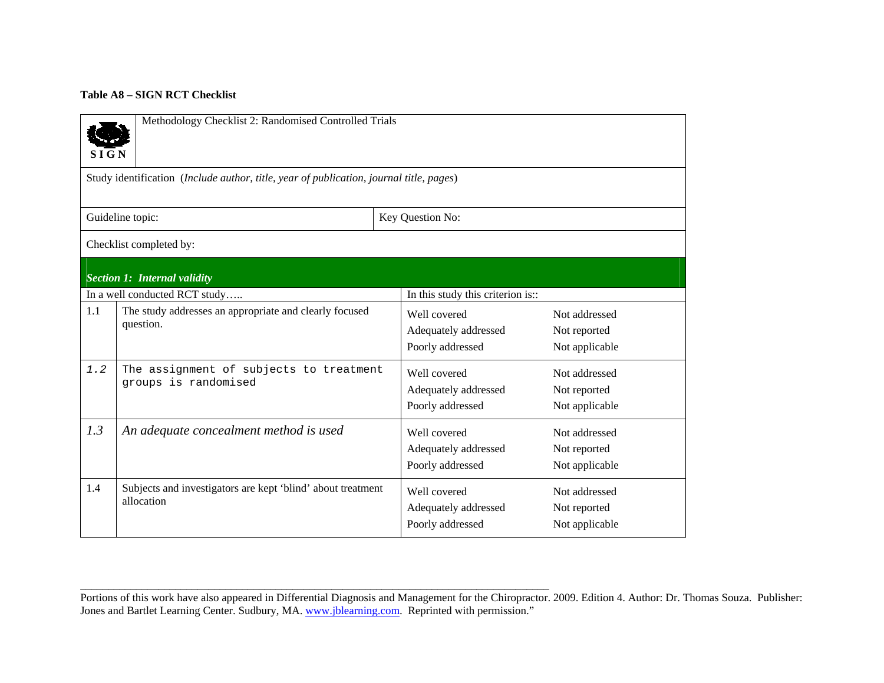**Table A8 – SIGN RCT Checklist**

| SIGN | Methodology Checklist 2: Randomised Controlled Trials | | |
|---|---|---|---|
| Study identification (*Include author, title, year of publication, journal title, pages*) | | | |
| Guideline topic: | | Key Question No: | |
| Checklist completed by: | | | |
| ***Section 1: Internal validity*** | | | |
| In a well conducted RCT study….. | | In this study this criterion is:: | |
| 1.1 | The study addresses an appropriate and clearly focused question. | Well covered<br>Adequately addressed<br>Poorly addressed | Not addressed<br>Not reported<br>Not applicable |
| 1.2 | The assignment of subjects to treatment groups is randomised | Well covered<br>Adequately addressed<br>Poorly addressed | Not addressed<br>Not reported<br>Not applicable |
| 1.3 | *An adequate concealment method is used* | Well covered<br>Adequately addressed<br>Poorly addressed | Not addressed<br>Not reported<br>Not applicable |
| 1.4 | Subjects and investigators are kept 'blind' about treatment allocation | Well covered<br>Adequately addressed<br>Poorly addressed | Not addressed<br>Not reported<br>Not applicable |

---

Portions of this work have also appeared in Differential Diagnosis and Management for the Chiropractor. 2009. Edition 4. Author: Dr. Thomas Souza. Publisher: Jones and Bartlet Learning Center. Sudbury, MA. www.jblearning.com. Reprinted with permission."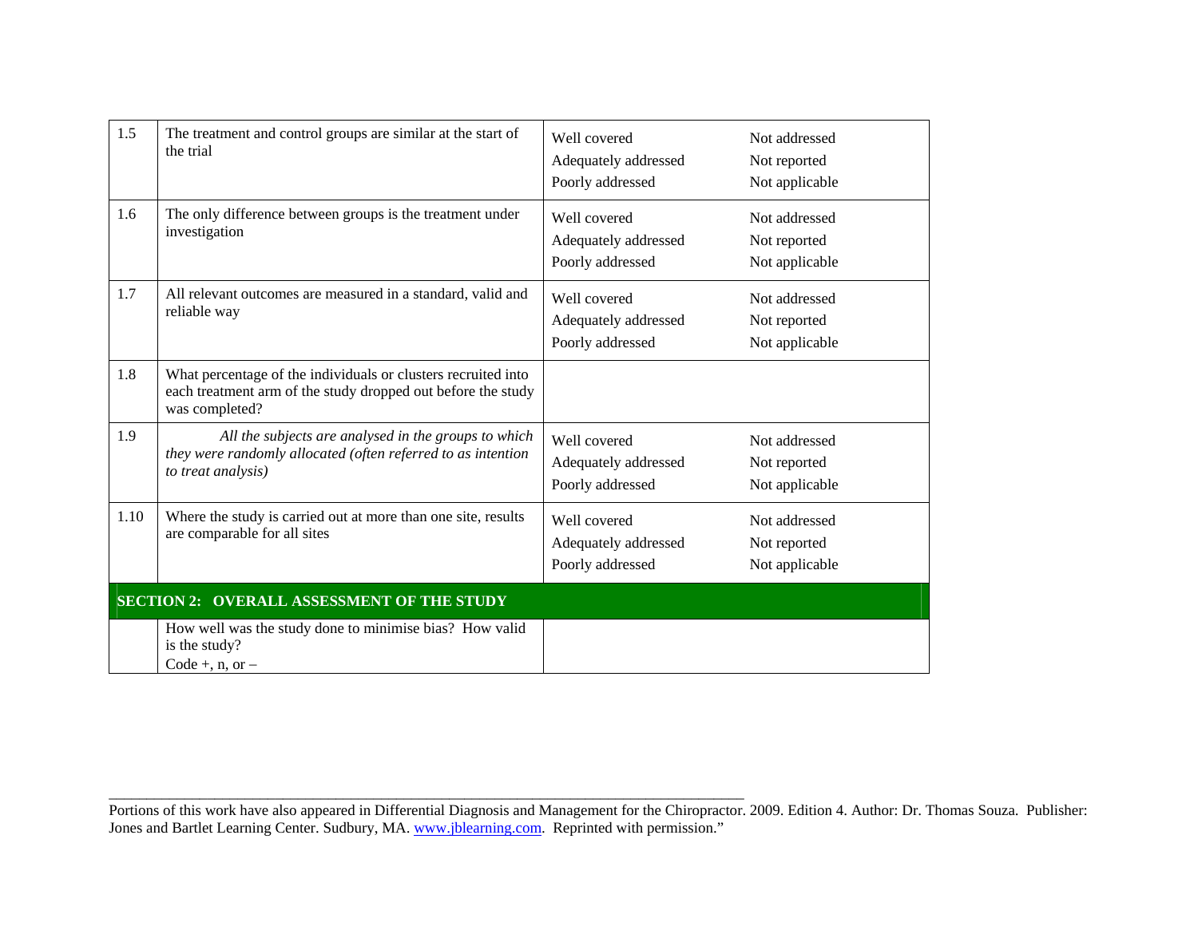| | | | |
|---|---|---|---|
| 1.5 | The treatment and control groups are similar at the start of the trial | Well covered<br>Adequately addressed<br>Poorly addressed | Not addressed<br>Not reported<br>Not applicable |
| 1.6 | The only difference between groups is the treatment under investigation | Well covered<br>Adequately addressed<br>Poorly addressed | Not addressed<br>Not reported<br>Not applicable |
| 1.7 | All relevant outcomes are measured in a standard, valid and reliable way | Well covered<br>Adequately addressed<br>Poorly addressed | Not addressed<br>Not reported<br>Not applicable |
| 1.8 | What percentage of the individuals or clusters recruited into each treatment arm of the study dropped out before the study was completed? | | |
| 1.9 | *All the subjects are analysed in the groups to which they were randomly allocated (often referred to as intention to treat analysis)* | Well covered<br>Adequately addressed<br>Poorly addressed | Not addressed<br>Not reported<br>Not applicable |
| 1.10 | Where the study is carried out at more than one site, results are comparable for all sites | Well covered<br>Adequately addressed<br>Poorly addressed | Not addressed<br>Not reported<br>Not applicable |
| **SECTION 2: OVERALL ASSESSMENT OF THE STUDY** | | | |
| | How well was the study done to minimise bias? How valid is the study?<br>Code +, n, or – | | |

Portions of this work have also appeared in Differential Diagnosis and Management for the Chiropractor. 2009. Edition 4. Author: Dr. Thomas Souza. Publisher: Jones and Bartlet Learning Center. Sudbury, MA. www.jblearning.com. Reprinted with permission."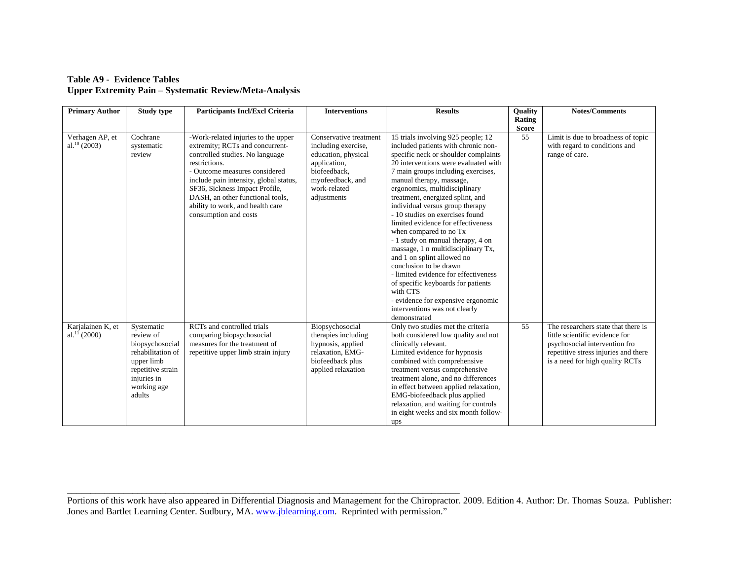**Table A9 - Evidence Tables**
**Upper Extremity Pain – Systematic Review/Meta-Analysis**

| Primary Author | Study type | Participants Incl/Excl Criteria | Interventions | Results | Quality Rating Score | Notes/Comments |
|---|---|---|---|---|---|---|
| Verhagen AP, et al.[10] (2003) | Cochrane systematic review | -Work-related injuries to the upper extremity; RCTs and concurrent-controlled studies. No language restrictions.<br>- Outcome measures considered include pain intensity, global status, SF36, Sickness Impact Profile, DASH, an other functional tools, ability to work, and health care consumption and costs | Conservative treatment including exercise, education, physical application, biofeedback, myofeedback, and work-related adjustments | 15 trials involving 925 people; 12 included patients with chronic non-specific neck or shoulder complaints 20 interventions were evaluated with 7 main groups including exercises, manual therapy, massage, ergonomics, multidisciplinary treatment, energized splint, and individual versus group therapy<br>- 10 studies on exercises found limited evidence for effectiveness when compared to no Tx<br>- 1 study on manual therapy, 4 on massage, 1 n multidisciplinary Tx, and 1 on splint allowed no conclusion to be drawn<br>- limited evidence for effectiveness of specific keyboards for patients with CTS<br>- evidence for expensive ergonomic interventions was not clearly demonstrated | 55 | Limit is due to broadness of topic with regard to conditions and range of care. |
| Karjalainen K, et al.[11] (2000) | Systematic review of biopsychosocial rehabilitation of upper limb repetitive strain injuries in working age adults | RCTs and controlled trials comparing biopsychosocial measures for the treatment of repetitive upper limb strain injury | Biopsychosocial therapies including hypnosis, applied relaxation, EMG-biofeedback plus applied relaxation | Only two studies met the criteria both considered low quality and not clinically relevant.<br>Limited evidence for hypnosis combined with comprehensive treatment versus comprehensive treatment alone, and no differences in effect between applied relaxation, EMG-biofeedback plus applied relaxation, and waiting for controls in eight weeks and six month follow-ups | 55 | The researchers state that there is little scientific evidence for psychosocial intervention fro repetitive stress injuries and there is a need for high quality RCTs |

Portions of this work have also appeared in Differential Diagnosis and Management for the Chiropractor. 2009. Edition 4. Author: Dr. Thomas Souza. Publisher: Jones and Bartlet Learning Center. Sudbury, MA. www.jblearning.com. Reprinted with permission."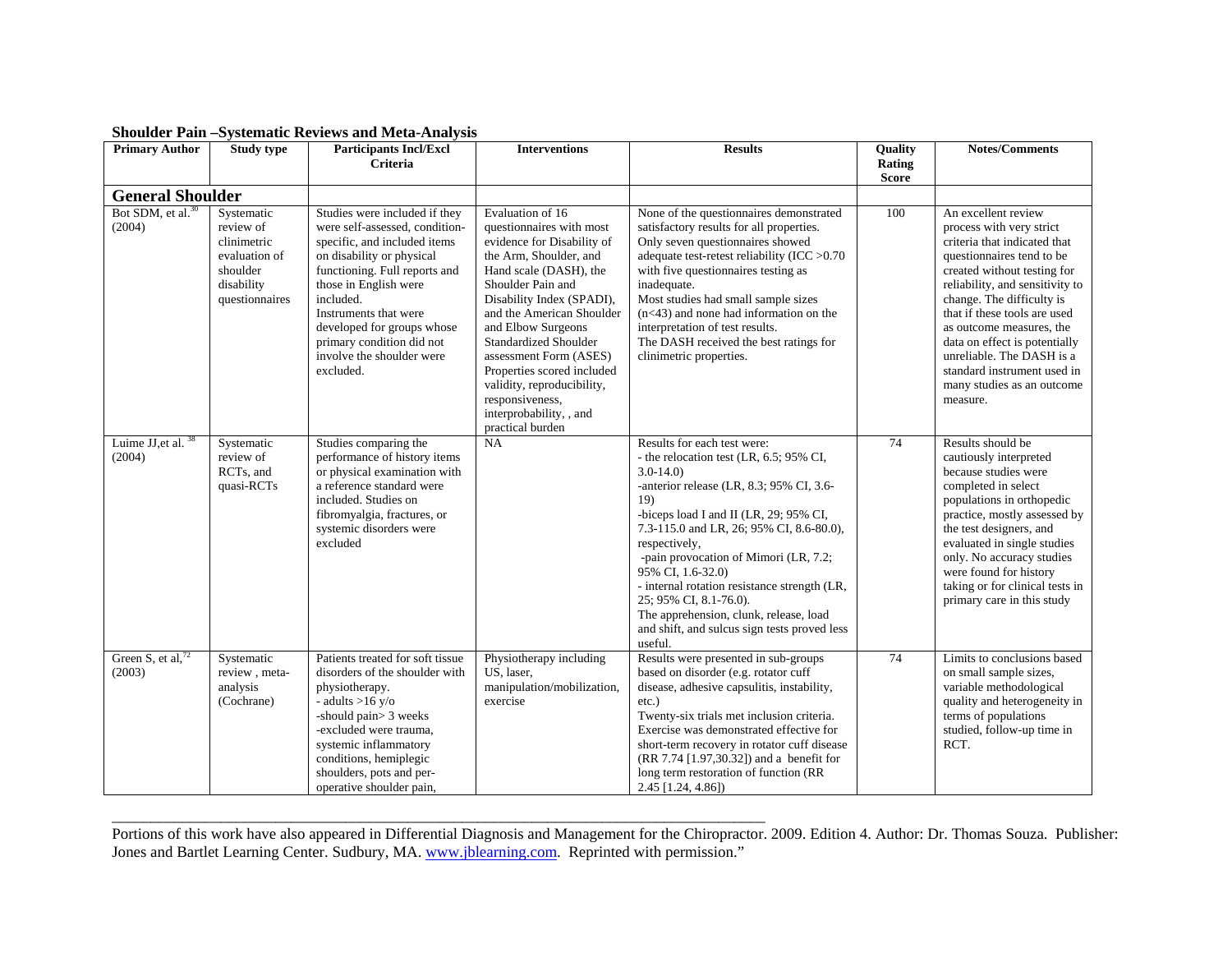**Shoulder Pain –Systematic Reviews and Meta-Analysis**

| Primary Author | Study type | Participants Incl/Excl Criteria | Interventions | Results | Quality Rating Score | Notes/Comments |
|---|---|---|---|---|---|---|
| **General Shoulder** | | | | | | |
| Bot SDM, et al.[30] (2004) | Systematic review of clinimetric evaluation of shoulder disability questionnaires | Studies were included if they were self-assessed, condition-specific, and included items on disability or physical functioning. Full reports and those in English were included. Instruments that were developed for groups whose primary condition did not involve the shoulder were excluded. | Evaluation of 16 questionnaires with most evidence for Disability of the Arm, Shoulder, and Hand scale (DASH), the Shoulder Pain and Disability Index (SPADI), and the American Shoulder and Elbow Surgeons Standardized Shoulder assessment Form (ASES) Properties scored included validity, reproducibility, responsiveness, interprobability, , and practical burden | None of the questionnaires demonstrated satisfactory results for all properties. Only seven questionnaires showed adequate test-retest reliability (ICC >0.70 with five questionnaires testing as inadequate. Most studies had small sample sizes (n<43) and none had information on the interpretation of test results. The DASH received the best ratings for clinimetric properties. | 100 | An excellent review process with very strict criteria that indicated that questionnaires tend to be created without testing for reliability, and sensitivity to change. The difficulty is that if these tools are used as outcome measures, the data on effect is potentially unreliable. The DASH is a standard instrument used in many studies as an outcome measure. |
| Luime JJ,et al. [38] (2004) | Systematic review of RCTs, and quasi-RCTs | Studies comparing the performance of history items or physical examination with a reference standard were included. Studies on fibromyalgia, fractures, or systemic disorders were excluded | NA | Results for each test were:<br>- the relocation test (LR, 6.5; 95% CI, 3.0-14.0)<br>-anterior release (LR, 8.3; 95% CI, 3.6-19)<br>-biceps load I and II (LR, 29; 95% CI, 7.3-115.0 and LR, 26; 95% CI, 8.6-80.0), respectively,<br>-pain provocation of Mimori (LR, 7.2; 95% CI, 1.6-32.0)<br>- internal rotation resistance strength (LR, 25; 95% CI, 8.1-76.0).<br>The apprehension, clunk, release, load and shift, and sulcus sign tests proved less useful. | 74 | Results should be cautiously interpreted because studies were completed in select populations in orthopedic practice, mostly assessed by the test designers, and evaluated in single studies only. No accuracy studies were found for history taking or for clinical tests in primary care in this study |
| Green S, et al,[72] (2003) | Systematic review , meta-analysis (Cochrane) | Patients treated for soft tissue disorders of the shoulder with physiotherapy.<br>- adults >16 y/o<br>-should pain> 3 weeks<br>-excluded were trauma, systemic inflammatory conditions, hemiplegic shoulders, pots and per-operative shoulder pain, | Physiotherapy including US, laser, manipulation/mobilization, exercise | Results were presented in sub-groups based on disorder (e.g. rotator cuff disease, adhesive capsulitis, instability, etc.)<br>Twenty-six trials met inclusion criteria. Exercise was demonstrated effective for short-term recovery in rotator cuff disease (RR 7.74 [1.97,30.32]) and a benefit for long term restoration of function (RR 2.45 [1.24, 4.86]) | 74 | Limits to conclusions based on small sample sizes, variable methodological quality and heterogeneity in terms of populations studied, follow-up time in RCT. |

Portions of this work have also appeared in Differential Diagnosis and Management for the Chiropractor. 2009. Edition 4. Author: Dr. Thomas Souza. Publisher: Jones and Bartlet Learning Center. Sudbury, MA. www.jblearning.com. Reprinted with permission."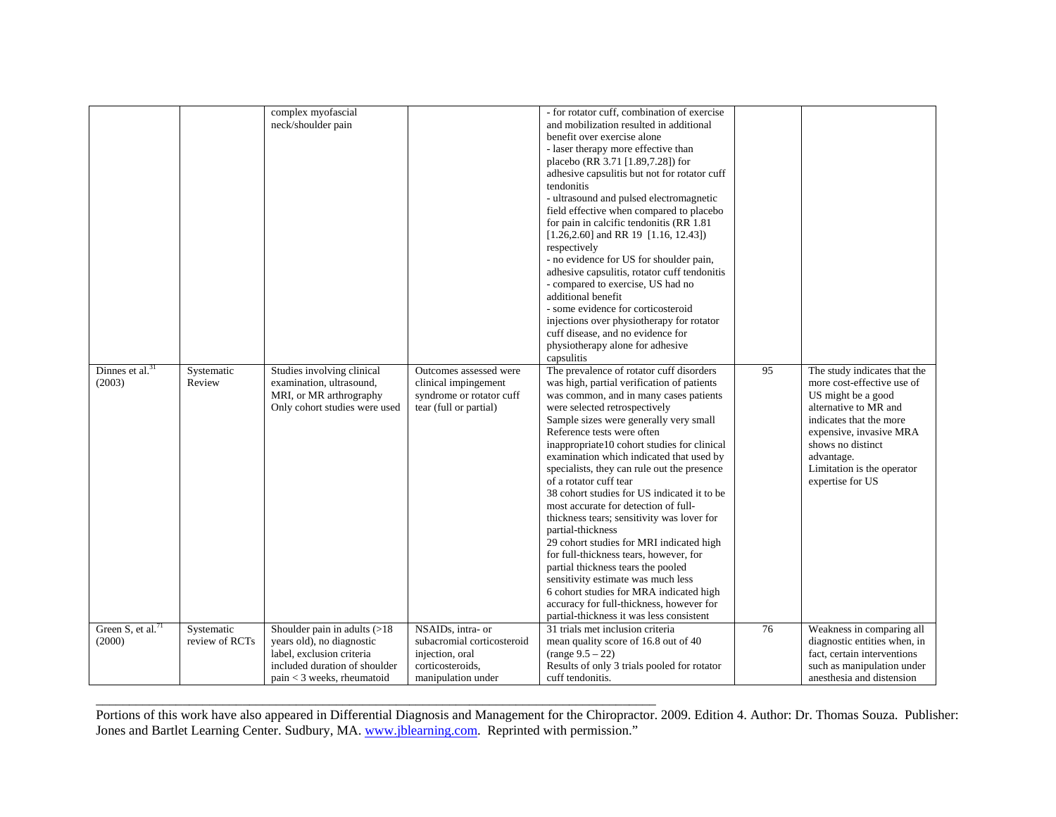| | | complex myofascial neck/shoulder pain | | - for rotator cuff, combination of exercise and mobilization resulted in additional benefit over exercise alone<br>- laser therapy more effective than placebo (RR 3.71 [1.89,7.28]) for adhesive capsulitis but not for rotator cuff tendonitis<br>- ultrasound and pulsed electromagnetic field effective when compared to placebo for pain in calcific tendonitis (RR 1.81 [1.26,2.60] and RR 19 [1.16, 12.43]) respectively<br>- no evidence for US for shoulder pain, adhesive capsulitis, rotator cuff tendonitis<br>- compared to exercise, US had no additional benefit<br>- some evidence for corticosteroid injections over physiotherapy for rotator cuff disease, and no evidence for physiotherapy alone for adhesive capsulitis | | |
|---|---|---|---|---|---|---|
| Dinnes et al.[31] (2003) | Systematic Review | Studies involving clinical examination, ultrasound, MRI, or MR arthrography<br>Only cohort studies were used | Outcomes assessed were clinical impingement syndrome or rotator cuff tear (full or partial) | The prevalence of rotator cuff disorders was high, partial verification of patients was common, and in many cases patients were selected retrospectively<br>Sample sizes were generally very small<br>Reference tests were often inappropriate10 cohort studies for clinical examination which indicated that used by specialists, they can rule out the presence of a rotator cuff tear<br>38 cohort studies for US indicated it to be most accurate for detection of full-thickness tears; sensitivity was lover for partial-thickness<br>29 cohort studies for MRI indicated high for full-thickness tears, however, for partial thickness tears the pooled sensitivity estimate was much less<br>6 cohort studies for MRA indicated high accuracy for full-thickness, however for partial-thickness it was less consistent | 95 | The study indicates that the more cost-effective use of US might be a good alternative to MR and indicates that the more expensive, invasive MRA shows no distinct advantage.<br>Limitation is the operator expertise for US |
| Green S, et al.[71] (2000) | Systematic review of RCTs | Shoulder pain in adults (>18 years old), no diagnostic label, exclusion criteria included duration of shoulder pain < 3 weeks, rheumatoid | NSAIDs, intra- or subacromial corticosteroid injection, oral corticosteroids, manipulation under | 31 trials met inclusion criteria<br>mean quality score of 16.8 out of 40 (range 9.5 – 22)<br>Results of only 3 trials pooled for rotator cuff tendonitis. | 76 | Weakness in comparing all diagnostic entities when, in fact, certain interventions such as manipulation under anesthesia and distension |

Portions of this work have also appeared in Differential Diagnosis and Management for the Chiropractor. 2009. Edition 4. Author: Dr. Thomas Souza. Publisher: Jones and Bartlet Learning Center. Sudbury, MA. www.jblearning.com. Reprinted with permission."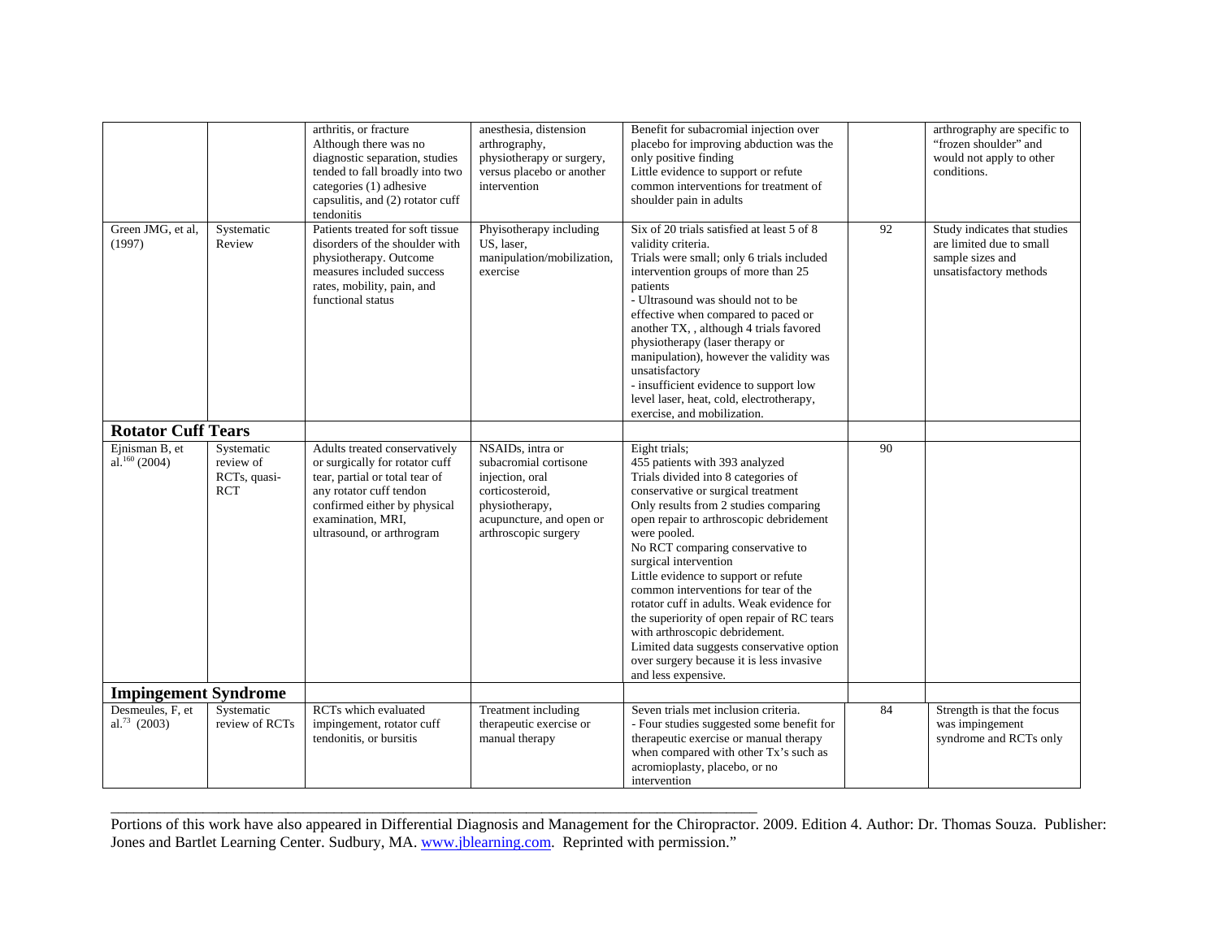| | | | | | | |
|---|---|---|---|---|---|---|
| | | arthritis, or fracture Although there was no diagnostic separation, studies tended to fall broadly into two categories (1) adhesive capsulitis, and (2) rotator cuff tendonitis | anesthesia, distension arthrography, physiotherapy or surgery, versus placebo or another intervention | Benefit for subacromial injection over placebo for improving abduction was the only positive finding Little evidence to support or refute common interventions for treatment of shoulder pain in adults | | arthrography are specific to "frozen shoulder" and would not apply to other conditions. |
| Green JMG, et al, (1997) | Systematic Review | Patients treated for soft tissue disorders of the shoulder with physiotherapy. Outcome measures included success rates, mobility, pain, and functional status | Phyisotherapy including US, laser, manipulation/mobilization, exercise | Six of 20 trials satisfied at least 5 of 8 validity criteria. Trials were small; only 6 trials included intervention groups of more than 25 patients - Ultrasound was should not to be effective when compared to paced or another TX, , although 4 trials favored physiotherapy (laser therapy or manipulation), however the validity was unsatisfactory - insufficient evidence to support low level laser, heat, cold, electrotherapy, exercise, and mobilization. | 92 | Study indicates that studies are limited due to small sample sizes and unsatisfactory methods |
| **Rotator Cuff Tears** | | | | | | |
| Ejnisman B, et al.[160] (2004) | Systematic review of RCTs, quasi-RCT | Adults treated conservatively or surgically for rotator cuff tear, partial or total tear of any rotator cuff tendon confirmed either by physical examination, MRI, ultrasound, or arthrogram | NSAIDs, intra or subacromial cortisone injection, oral corticosteroid, physiotherapy, acupuncture, and open or arthroscopic surgery | Eight trials; 455 patients with 393 analyzed Trials divided into 8 categories of conservative or surgical treatment Only results from 2 studies comparing open repair to arthroscopic debridement were pooled. No RCT comparing conservative to surgical intervention Little evidence to support or refute common interventions for tear of the rotator cuff in adults. Weak evidence for the superiority of open repair of RC tears with arthroscopic debridement. Limited data suggests conservative option over surgery because it is less invasive and less expensive. | 90 | |
| **Impingement Syndrome** | | | | | | |
| Desmeules, F, et al.[73] (2003) | Systematic review of RCTs | RCTs which evaluated impingement, rotator cuff tendonitis, or bursitis | Treatment including therapeutic exercise or manual therapy | Seven trials met inclusion criteria. - Four studies suggested some benefit for therapeutic exercise or manual therapy when compared with other Tx's such as acromioplasty, placebo, or no intervention | 84 | Strength is that the focus was impingement syndrome and RCTs only |

Portions of this work have also appeared in Differential Diagnosis and Management for the Chiropractor. 2009. Edition 4. Author: Dr. Thomas Souza. Publisher: Jones and Bartlet Learning Center. Sudbury, MA. www.jblearning.com. Reprinted with permission."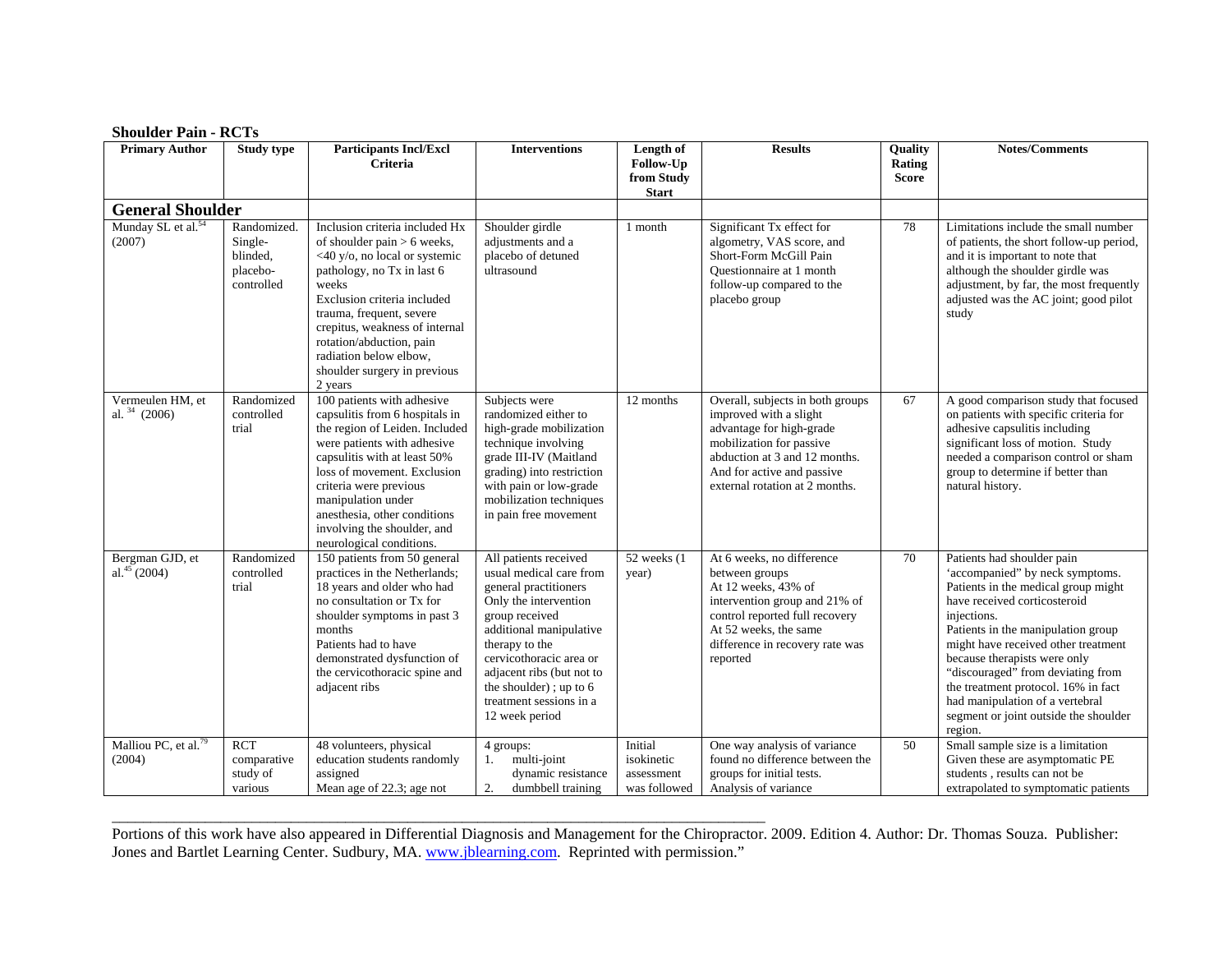**Shoulder Pain - RCTs**

| Primary Author | Study type | Participants Incl/Excl Criteria | Interventions | Length of Follow-Up from Study Start | Results | Quality Rating Score | Notes/Comments |
|---|---|---|---|---|---|---|---|
| **General Shoulder** | | | | | | | |
| Munday SL et al.[54] (2007) | Randomized. Single-blinded, placebo-controlled | Inclusion criteria included Hx of shoulder pain > 6 weeks, <40 y/o, no local or systemic pathology, no Tx in last 6 weeks<br>Exclusion criteria included trauma, frequent, severe crepitus, weakness of internal rotation/abduction, pain radiation below elbow, shoulder surgery in previous 2 years | Shoulder girdle adjustments and a placebo of detuned ultrasound | 1 month | Significant Tx effect for algometry, VAS score, and Short-Form McGill Pain Questionnaire at 1 month follow-up compared to the placebo group | 78 | Limitations include the small number of patients, the short follow-up period, and it is important to note that although the shoulder girdle was adjustment, by far, the most frequently adjusted was the AC joint; good pilot study |
| Vermeulen HM, et al. [34] (2006) | Randomized controlled trial | 100 patients with adhesive capsulitis from 6 hospitals in the region of Leiden. Included were patients with adhesive capsulitis with at least 50% loss of movement. Exclusion criteria were previous manipulation under anesthesia, other conditions involving the shoulder, and neurological conditions. | Subjects were randomized either to high-grade mobilization technique involving grade III-IV (Maitland grading) into restriction with pain or low-grade mobilization techniques in pain free movement | 12 months | Overall, subjects in both groups improved with a slight advantage for high-grade mobilization for passive abduction at 3 and 12 months. And for active and passive external rotation at 2 months. | 67 | A good comparison study that focused on patients with specific criteria for adhesive capsulitis including significant loss of motion. Study needed a comparison control or sham group to determine if better than natural history. |
| Bergman GJD, et al.[45] (2004) | Randomized controlled trial | 150 patients from 50 general practices in the Netherlands; 18 years and older who had no consultation or Tx for shoulder symptoms in past 3 months<br>Patients had to have demonstrated dysfunction of the cervicothoracic spine and adjacent ribs | All patients received usual medical care from general practitioners Only the intervention group received additional manipulative therapy to the cervicothoracic area or adjacent ribs (but not to the shoulder) ; up to 6 treatment sessions in a 12 week period | 52 weeks (1 year) | At 6 weeks, no difference between groups<br>At 12 weeks, 43% of intervention group and 21% of control reported full recovery<br>At 52 weeks, the same difference in recovery rate was reported | 70 | Patients had shoulder pain 'accompanied" by neck symptoms. Patients in the medical group might have received corticosteroid injections.<br>Patients in the manipulation group might have received other treatment because therapists were only "discouraged" from deviating from the treatment protocol. 16% in fact had manipulation of a vertebral segment or joint outside the shoulder region. |
| Malliou PC, et al.[79] (2004) | RCT comparative study of various | 48 volunteers, physical education students randomly assigned<br>Mean age of 22.3; age not | 4 groups:<br>1. multi-joint dynamic resistance<br>2. dumbbell training | Initial isokinetic assessment was followed | One way analysis of variance found no difference between the groups for initial tests.<br>Analysis of variance | 50 | Small sample size is a limitation Given these are asymptomatic PE students , results can not be extrapolated to symptomatic patients |

Portions of this work have also appeared in Differential Diagnosis and Management for the Chiropractor. 2009. Edition 4. Author: Dr. Thomas Souza. Publisher: Jones and Bartlet Learning Center. Sudbury, MA. www.jblearning.com. Reprinted with permission."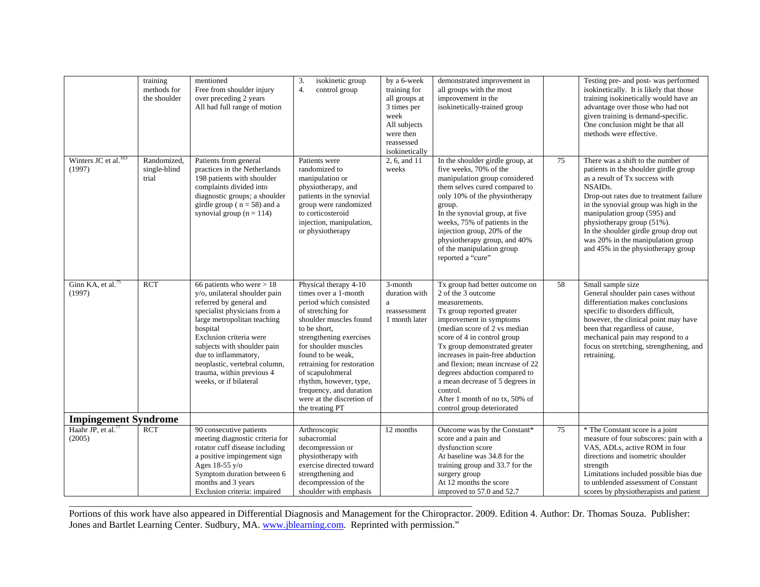| | | | | | | | |
|---|---|---|---|---|---|---|---|
| | training methods for the shoulder | mentioned<br>Free from shoulder injury over preceding 2 years<br>All had full range of motion | 3. isokinetic group<br>4. control group | by a 6-week training for all groups at 3 times per week<br>All subjects were then reassessed isokinetically | demonstrated improvement in all groups with the most improvement in the isokinetically-trained group | | Testing pre- and post- was performed isokinetically. It is likely that those training isokinetically would have an advantage over those who had not given training is demand-specific. One conclusion might be that all methods were effective. |
| Winters JC et al.[163] (1997) | Randomized, single-blind trial | Patients from general practices in the Netherlands<br>198 patients with shoulder complaints divided into diagnostic groups; a shoulder girdle group ( n = 58) and a synovial group (n = 114) | Patients were randomized to manipulation or physiotherapy, and patients in the synovial group were randomized to corticosteroid injection, manipulation, or physiotherapy | 2, 6, and 11 weeks | In the shoulder girdle group, at five weeks, 70% of the manipulation group considered them selves cured compared to only 10% of the physiotherapy group.<br>In the synovial group, at five weeks, 75% of patients in the injection group, 20% of the physiotherapy group, and 40% of the manipulation group reported a "cure" | 75 | There was a shift to the number of patients in the shoulder girdle group as a result of Tx success with NSAIDs.<br>Drop-out rates due to treatment failure in the synovial group was high in the manipulation group (595) and physiotherapy group (51%).<br>In the shoulder girdle group drop out was 20% in the manipulation group and 45% in the physiotherapy group |
| Ginn KA, et al.[75] (1997) | RCT | 66 patients who were > 18 y/o, unilateral shoulder pain referred by general and specialist physicians from a large metropolitan teaching hospital<br>Exclusion criteria were subjects with shoulder pain due to inflammatory, neoplastic, vertebral column, trauma, within previous 4 weeks, or if bilateral | Physical therapy 4-10 times over a 1-month period which consisted of stretching for shoulder muscles found to be short, strengthening exercises for shoulder muscles found to be weak, retraining for restoration of scapulohmeral rhythm, however, type, frequency, and duration were at the discretion of the treating PT | 3-month duration with a reassessment 1 month later | Tx group had better outcome on 2 of the 3 outcome measurements.<br>Tx group reported greater improvement in symptoms (median score of 2 vs median score of 4 in control group<br>Tx group demonstrated greater increases in pain-free abduction and flexion; mean increase of 22 degrees abduction compared to a mean decrease of 5 degrees in control.<br>After 1 month of no tx, 50% of control group deteriorated | 58 | Small sample size<br>General shoulder pain cases without differentiation makes conclusions specific to disorders difficult, however, the clinical point may have been that regardless of cause, mechanical pain may respond to a focus on stretching, strengthening, and retraining. |
| **Impingement Syndrome** | | | | | | | |
| Haahr JP, et al.[77] (2005) | RCT | 90 consecutive patients meeting diagnostic criteria for rotator cuff disease including a positive impingement sign<br>Ages 18-55 y/o<br>Symptom duration between 6 months and 3 years<br>Exclusion criteria: impaired | Arthroscopic subacromial decompression or physiotherapy with exercise directed toward strengthening and decompression of the shoulder with emphasis | 12 months | Outcome was by the Constant* score and a pain and dysfunction score<br>At baseline was 34.8 for the training group and 33.7 for the surgery group<br>At 12 months the score improved to 57.0 and 52.7 | 75 | * The Constant score is a joint measure of four subscores: pain with a VAS, ADLs, active ROM in four directions and isometric shoulder strength<br>Limitations included possible bias due to unblended assessment of Constant scores by physiotherapists and patient |

Portions of this work have also appeared in Differential Diagnosis and Management for the Chiropractor. 2009. Edition 4. Author: Dr. Thomas Souza. Publisher: Jones and Bartlet Learning Center. Sudbury, MA. www.jblearning.com. Reprinted with permission."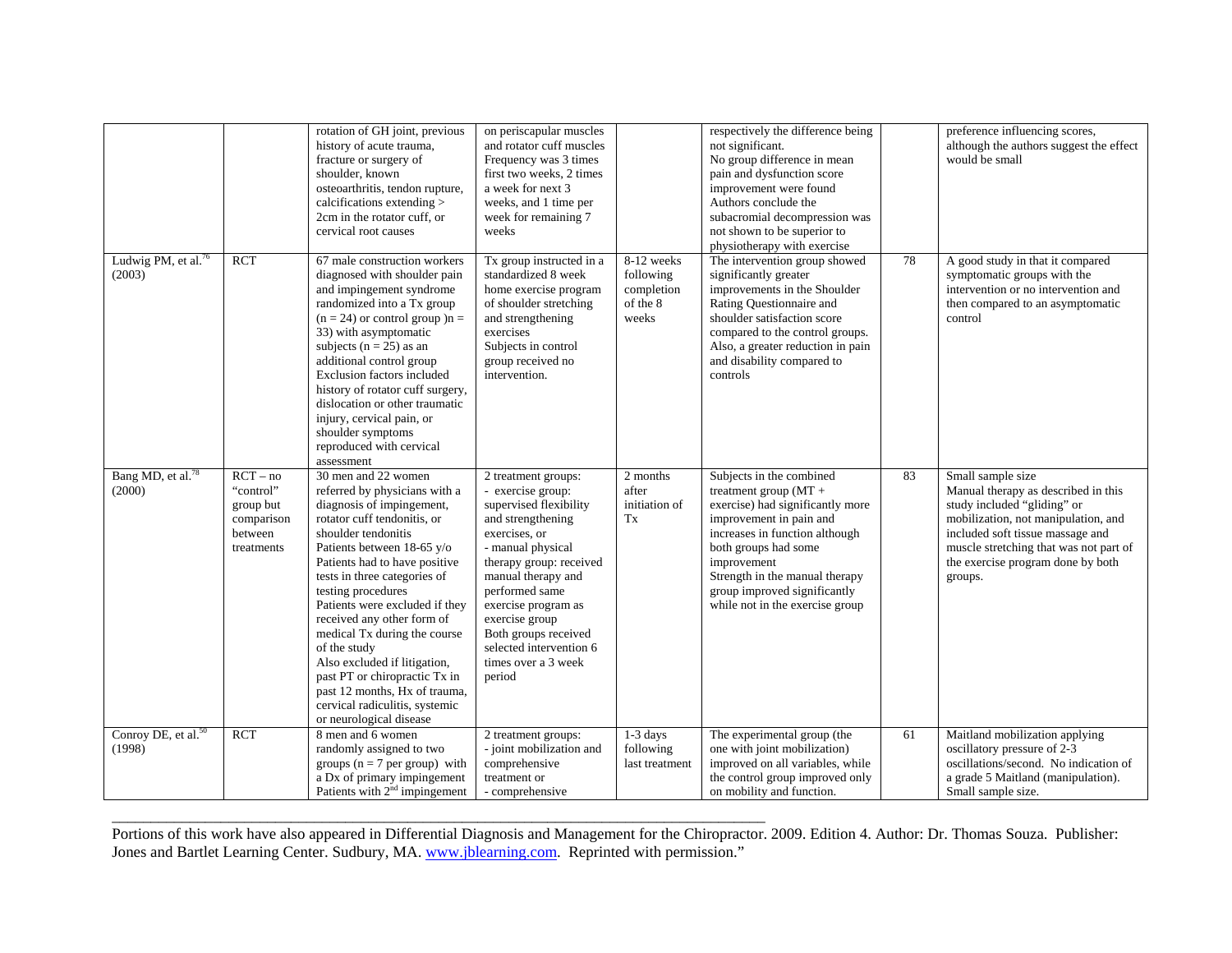| | | | | | | | |
|---|---|---|---|---|---|---|---|
| | | rotation of GH joint, previous history of acute trauma, fracture or surgery of shoulder, known osteoarthritis, tendon rupture, calcifications extending > 2cm in the rotator cuff, or cervical root causes | on periscapular muscles and rotator cuff muscles Frequency was 3 times first two weeks, 2 times a week for next 3 weeks, and 1 time per week for remaining 7 weeks | | respectively the difference being not significant. No group difference in mean pain and dysfunction score improvement were found Authors conclude the subacromial decompression was not shown to be superior to physiotherapy with exercise | | preference influencing scores, although the authors suggest the effect would be small |
| Ludwig PM, et al.[76] (2003) | RCT | 67 male construction workers diagnosed with shoulder pain and impingement syndrome randomized into a Tx group (n = 24) or control group )n = 33) with asymptomatic subjects (n = 25) as an additional control group Exclusion factors included history of rotator cuff surgery, dislocation or other traumatic injury, cervical pain, or shoulder symptoms reproduced with cervical assessment | Tx group instructed in a standardized 8 week home exercise program of shoulder stretching and strengthening exercises Subjects in control group received no intervention. | 8-12 weeks following completion of the 8 weeks | The intervention group showed significantly greater improvements in the Shoulder Rating Questionnaire and shoulder satisfaction score compared to the control groups. Also, a greater reduction in pain and disability compared to controls | 78 | A good study in that it compared symptomatic groups with the intervention or no intervention and then compared to an asymptomatic control |
| Bang MD, et al.[78] (2000) | RCT – no "control" group but comparison between treatments | 30 men and 22 women referred by physicians with a diagnosis of impingement, rotator cuff tendonitis, or shoulder tendonitis Patients between 18-65 y/o Patients had to have positive tests in three categories of testing procedures Patients were excluded if they received any other form of medical Tx during the course of the study Also excluded if litigation, past PT or chiropractic Tx in past 12 months, Hx of trauma, cervical radiculitis, systemic or neurological disease | 2 treatment groups: - exercise group: supervised flexibility and strengthening exercises, or - manual physical therapy group: received manual therapy and performed same exercise program as exercise group Both groups received selected intervention 6 times over a 3 week period | 2 months after initiation of Tx | Subjects in the combined treatment group (MT + exercise) had significantly more improvement in pain and increases in function although both groups had some improvement Strength in the manual therapy group improved significantly while not in the exercise group | 83 | Small sample size Manual therapy as described in this study included "gliding" or mobilization, not manipulation, and included soft tissue massage and muscle stretching that was not part of the exercise program done by both groups. |
| Conroy DE, et al.[50] (1998) | RCT | 8 men and 6 women randomly assigned to two groups (n = 7 per group) with a Dx of primary impingement Patients with 2nd impingement | 2 treatment groups: - joint mobilization and comprehensive treatment or - comprehensive | 1-3 days following last treatment | The experimental group (the one with joint mobilization) improved on all variables, while the control group improved only on mobility and function. | 61 | Maitland mobilization applying oscillatory pressure of 2-3 oscillations/second. No indication of a grade 5 Maitland (manipulation). Small sample size. |

Portions of this work have also appeared in Differential Diagnosis and Management for the Chiropractor. 2009. Edition 4. Author: Dr. Thomas Souza. Publisher: Jones and Bartlet Learning Center. Sudbury, MA. www.jblearning.com. Reprinted with permission."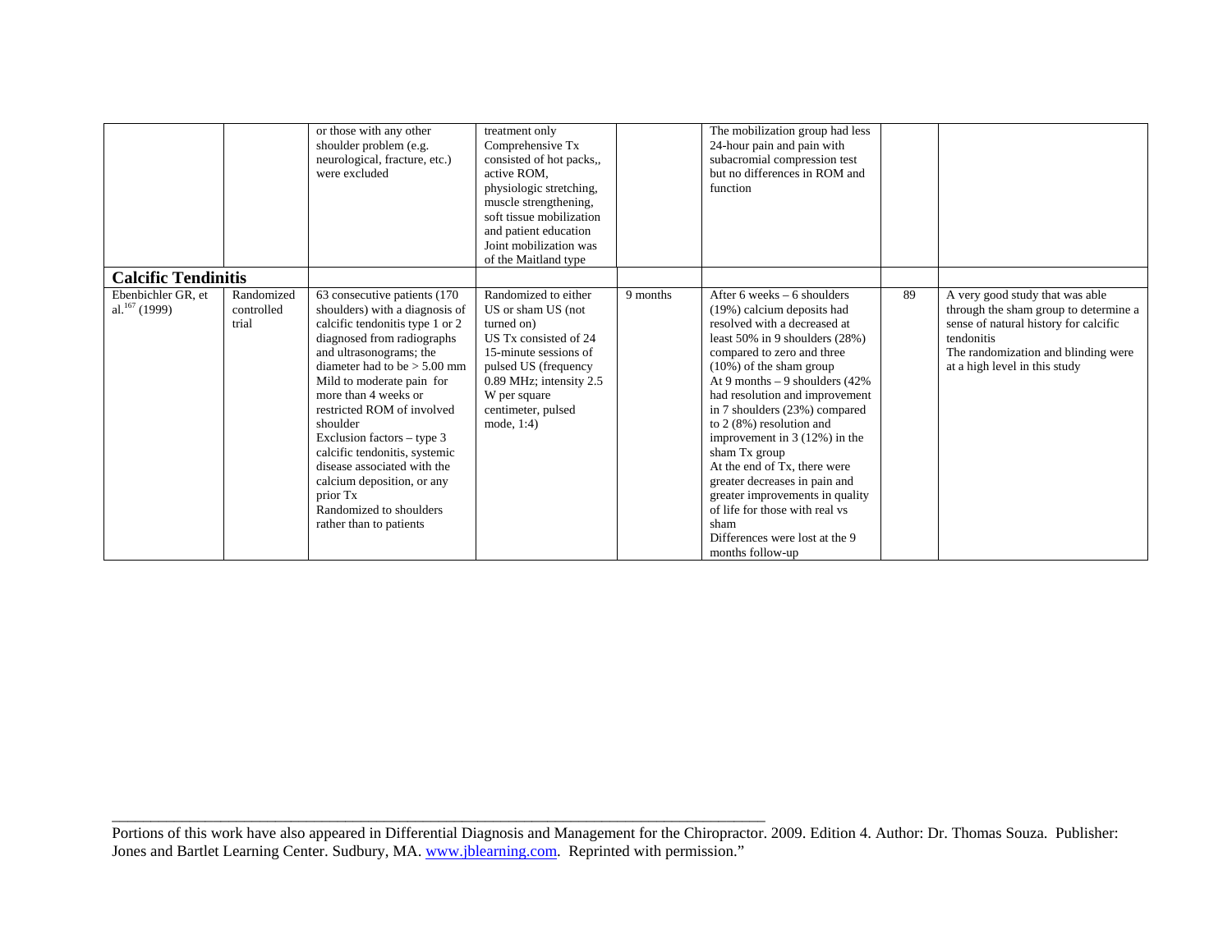| | | | | | | | |
|---|---|---|---|---|---|---|---|
| | | or those with any other shoulder problem (e.g. neurological, fracture, etc.) were excluded | treatment only<br>Comprehensive Tx consisted of hot packs,, active ROM, physiologic stretching, muscle strengthening, soft tissue mobilization and patient education<br>Joint mobilization was of the Maitland type | | The mobilization group had less 24-hour pain and pain with subacromial compression test but no differences in ROM and function | | |
| **Calcific Tendinitis** | | | | | | | |
| Ebenbichler GR, et al.[167] (1999) | Randomized controlled trial | 63 consecutive patients (170 shoulders) with a diagnosis of calcific tendonitis type 1 or 2 diagnosed from radiographs and ultrasonograms; the diameter had to be > 5.00 mm<br>Mild to moderate pain for more than 4 weeks or restricted ROM of involved shoulder<br>Exclusion factors – type 3 calcific tendonitis, systemic disease associated with the calcium deposition, or any prior Tx<br>Randomized to shoulders rather than to patients | Randomized to either US or sham US (not turned on)<br>US Tx consisted of 24 15-minute sessions of pulsed US (frequency 0.89 MHz; intensity 2.5 W per square centimeter, pulsed mode, 1:4) | 9 months | After 6 weeks – 6 shoulders (19%) calcium deposits had resolved with a decreased at least 50% in 9 shoulders (28%) compared to zero and three (10%) of the sham group<br>At 9 months – 9 shoulders (42% had resolution and improvement in 7 shoulders (23%) compared to 2 (8%) resolution and improvement in 3 (12%) in the sham Tx group<br>At the end of Tx, there were greater decreases in pain and greater improvements in quality of life for those with real vs sham<br>Differences were lost at the 9 months follow-up | 89 | A very good study that was able through the sham group to determine a sense of natural history for calcific tendonitis<br>The randomization and blinding were at a high level in this study |

Portions of this work have also appeared in Differential Diagnosis and Management for the Chiropractor. 2009. Edition 4. Author: Dr. Thomas Souza. Publisher: Jones and Bartlet Learning Center. Sudbury, MA. www.jblearning.com. Reprinted with permission."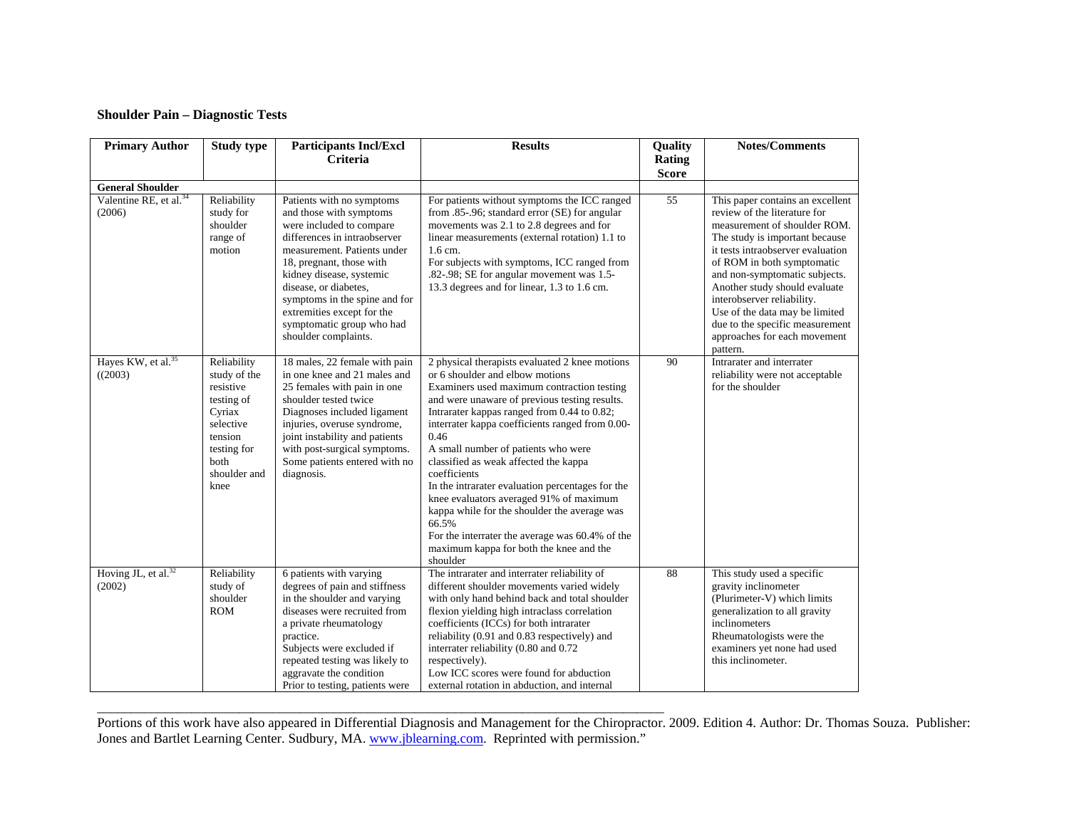## Shoulder Pain – Diagnostic Tests

| Primary Author | Study type | Participants Incl/Excl Criteria | Results | Quality Rating Score | Notes/Comments |
|---|---|---|---|---|---|
| **General Shoulder** | | | | | |
| Valentine RE, et al.[34] (2006) | Reliability study for shoulder range of motion | Patients with no symptoms and those with symptoms were included to compare differences in intraobserver measurement. Patients under 18, pregnant, those with kidney disease, systemic disease, or diabetes, symptoms in the spine and for extremities except for the symptomatic group who had shoulder complaints. | For patients without symptoms the ICC ranged from .85-.96; standard error (SE) for angular movements was 2.1 to 2.8 degrees and for linear measurements (external rotation) 1.1 to 1.6 cm.<br>For subjects with symptoms, ICC ranged from .82-.98; SE for angular movement was 1.5-13.3 degrees and for linear, 1.3 to 1.6 cm. | 55 | This paper contains an excellent review of the literature for measurement of shoulder ROM. The study is important because it tests intraobserver evaluation of ROM in both symptomatic and non-symptomatic subjects. Another study should evaluate interobserver reliability.<br>Use of the data may be limited due to the specific measurement approaches for each movement pattern. |
| Hayes KW, et al.[35] ((2003) | Reliability study of the resistive testing of Cyriax selective tension testing for both shoulder and knee | 18 males, 22 female with pain in one knee and 21 males and 25 females with pain in one shoulder tested twice<br>Diagnoses included ligament injuries, overuse syndrome, joint instability and patients with post-surgical symptoms. Some patients entered with no diagnosis. | 2 physical therapists evaluated 2 knee motions or 6 shoulder and elbow motions<br>Examiners used maximum contraction testing and were unaware of previous testing results.<br>Intrarater kappas ranged from 0.44 to 0.82; interrater kappa coefficients ranged from 0.00-0.46<br>A small number of patients who were classified as weak affected the kappa coefficients<br>In the intrarater evaluation percentages for the knee evaluators averaged 91% of maximum kappa while for the shoulder the average was 66.5%<br>For the interrater the average was 60.4% of the maximum kappa for both the knee and the shoulder | 90 | Intrarater and interrater reliability were not acceptable for the shoulder |
| Hoving JL, et al.[32] (2002) | Reliability study of shoulder ROM | 6 patients with varying degrees of pain and stiffness in the shoulder and varying diseases were recruited from a private rheumatology practice.<br>Subjects were excluded if repeated testing was likely to aggravate the condition<br>Prior to testing, patients were | The intrarater and interrater reliability of different shoulder movements varied widely with only hand behind back and total shoulder flexion yielding high intraclass correlation coefficients (ICCs) for both intrarater reliability (0.91 and 0.83 respectively) and interrater reliability (0.80 and 0.72 respectively).<br>Low ICC scores were found for abduction external rotation in abduction, and internal | 88 | This study used a specific gravity inclinometer (Plurimeter-V) which limits generalization to all gravity inclinometers<br>Rheumatologists were the examiners yet none had used this inclinometer. |

Portions of this work have also appeared in Differential Diagnosis and Management for the Chiropractor. 2009. Edition 4. Author: Dr. Thomas Souza. Publisher: Jones and Bartlet Learning Center. Sudbury, MA. www.jblearning.com. Reprinted with permission."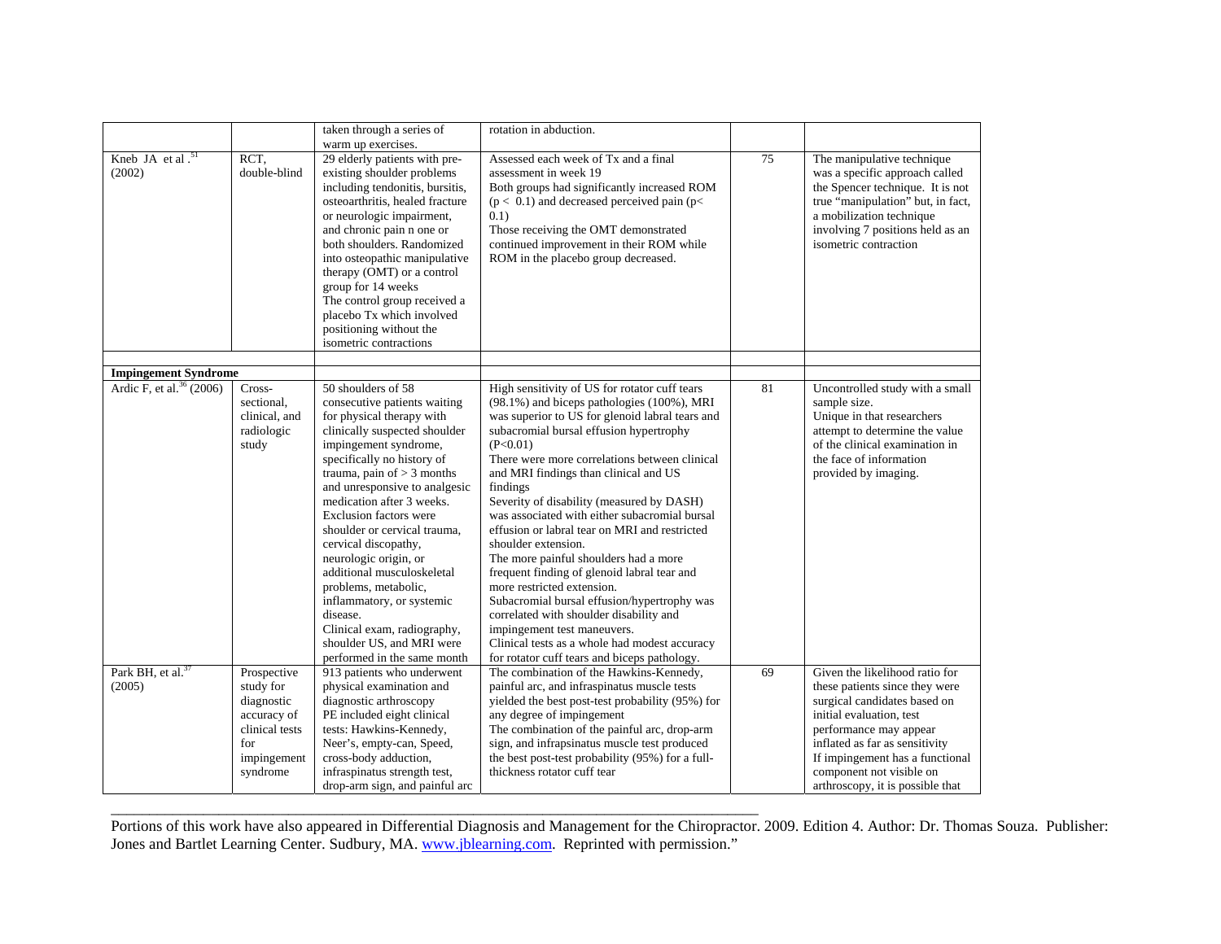| | | taken through a series of warm up exercises. | rotation in abduction. | | |
|---|---|---|---|---|---|
| Kneb JA et al.[51] (2002) | RCT, double-blind | 29 elderly patients with pre-existing shoulder problems including tendonitis, bursitis, osteoarthritis, healed fracture or neurologic impairment, and chronic pain n one or both shoulders. Randomized into osteopathic manipulative therapy (OMT) or a control group for 14 weeks<br>The control group received a placebo Tx which involved positioning without the isometric contractions | Assessed each week of Tx and a final assessment in week 19<br>Both groups had significantly increased ROM ($p < 0.1$) and decreased perceived pain ($p < 0.1$)<br>Those receiving the OMT demonstrated continued improvement in their ROM while ROM in the placebo group decreased. | 75 | The manipulative technique was a specific approach called the Spencer technique. It is not true "manipulation" but, in fact, a mobilization technique involving 7 positions held as an isometric contraction |
| | | | | | |
| **Impingement Syndrome** | | | | | |
| Ardic F, et al.[36] (2006) | Cross-sectional, clinical, and radiologic study | 50 shoulders of 58 consecutive patients waiting for physical therapy with clinically suspected shoulder impingement syndrome, specifically no history of trauma, pain of > 3 months and unresponsive to analgesic medication after 3 weeks. Exclusion factors were shoulder or cervical trauma, cervical discopathy, neurologic origin, or additional musculoskeletal problems, metabolic, inflammatory, or systemic disease.<br>Clinical exam, radiography, shoulder US, and MRI were performed in the same month | High sensitivity of US for rotator cuff tears (98.1%) and biceps pathologies (100%), MRI was superior to US for glenoid labral tears and subacromial bursal effusion hypertrophy ($P<0.01$)<br>There were more correlations between clinical and MRI findings than clinical and US findings<br>Severity of disability (measured by DASH) was associated with either subacromial bursal effusion or labral tear on MRI and restricted shoulder extension.<br>The more painful shoulders had a more frequent finding of glenoid labral tear and more restricted extension.<br>Subacromial bursal effusion/hypertrophy was correlated with shoulder disability and impingement test maneuvers.<br>Clinical tests as a whole had modest accuracy for rotator cuff tears and biceps pathology. | 81 | Uncontrolled study with a small sample size.<br>Unique in that researchers attempt to determine the value of the clinical examination in the face of information provided by imaging. |
| Park BH, et al.[37] (2005) | Prospective study for diagnostic accuracy of clinical tests for impingement syndrome | 913 patients who underwent physical examination and diagnostic arthroscopy<br>PE included eight clinical tests: Hawkins-Kennedy, Neer's, empty-can, Speed, cross-body adduction, infraspinatus strength test, drop-arm sign, and painful arc | The combination of the Hawkins-Kennedy, painful arc, and infraspinatus muscle tests yielded the best post-test probability (95%) for any degree of impingement<br>The combination of the painful arc, drop-arm sign, and infrapsinatus muscle test produced the best post-test probability (95%) for a full-thickness rotator cuff tear | 69 | Given the likelihood ratio for these patients since they were surgical candidates based on initial evaluation, test performance may appear inflated as far as sensitivity<br>If impingement has a functional component not visible on arthroscopy, it is possible that |

Portions of this work have also appeared in Differential Diagnosis and Management for the Chiropractor. 2009. Edition 4. Author: Dr. Thomas Souza. Publisher: Jones and Bartlet Learning Center. Sudbury, MA. www.jblearning.com. Reprinted with permission."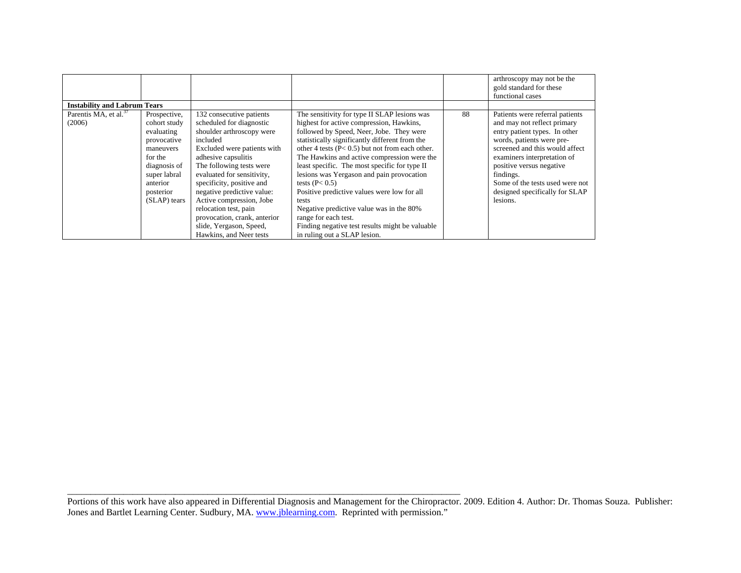| | | | | | |
|---|---|---|---|---|---|
| | | | | | arthroscopy may not be the gold standard for these functional cases |
| **Instability and Labrum Tears** | | | | | |
| Parentis MA, et al.[37] (2006) | Prospective, cohort study evaluating provocative maneuvers for the diagnosis of super labral anterior posterior (SLAP) tears | 132 consecutive patients scheduled for diagnostic shoulder arthroscopy were included<br>Excluded were patients with adhesive capsulitis<br>The following tests were evaluated for sensitivity, specificity, positive and negative predictive value: Active compression, Jobe relocation test, pain provocation, crank, anterior slide, Yergason, Speed, Hawkins, and Neer tests | The sensitivity for type II SLAP lesions was highest for active compression, Hawkins, followed by Speed, Neer, Jobe. They were statistically significantly different from the other 4 tests ($P < 0.5$) but not from each other.<br>The Hawkins and active compression were the least specific. The most specific for type II lesions was Yergason and pain provocation tests ($P < 0.5$)<br>Positive predictive values were low for all tests<br>Negative predictive value was in the 80% range for each test.<br>Finding negative test results might be valuable in ruling out a SLAP lesion. | 88 | Patients were referral patients and may not reflect primary entry patient types. In other words, patients were pre-screened and this would affect examiners interpretation of positive versus negative findings.<br>Some of the tests used were not designed specifically for SLAP lesions. |

Portions of this work have also appeared in Differential Diagnosis and Management for the Chiropractor. 2009. Edition 4. Author: Dr. Thomas Souza. Publisher: Jones and Bartlet Learning Center. Sudbury, MA. www.jblearning.com. Reprinted with permission."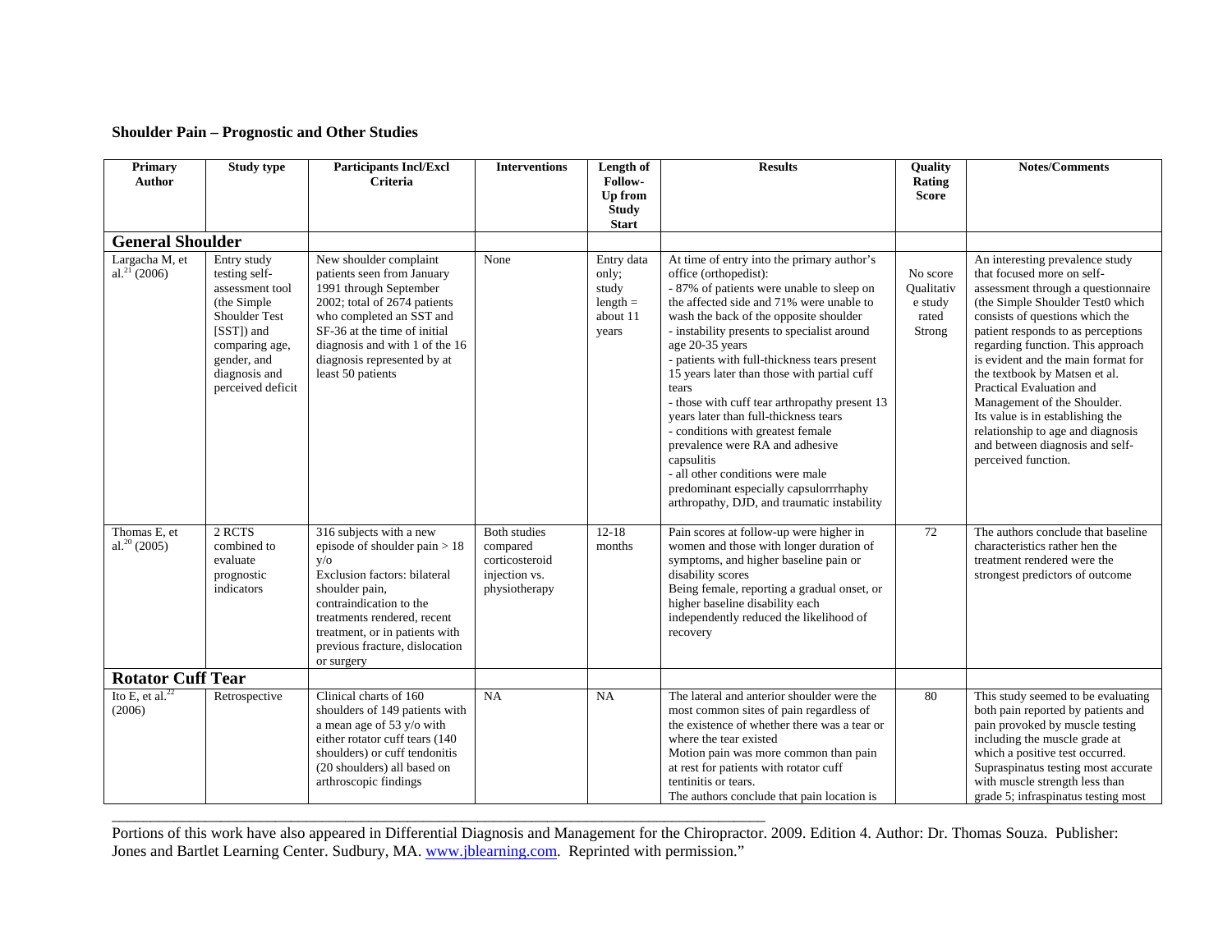## Shoulder Pain – Prognostic and Other Studies

| Primary Author | Study type | Participants Incl/Excl Criteria | Interventions | Length of Follow-Up from Study Start | Results | Quality Rating Score | Notes/Comments |
|---|---|---|---|---|---|---|---|
| **General Shoulder** | | | | | | | |
| Largacha M, et al.[21] (2006) | Entry study testing self-assessment tool (the Simple Shoulder Test [SST]) and comparing age, gender, and diagnosis and perceived deficit | New shoulder complaint patients seen from January 1991 through September 2002; total of 2674 patients who completed an SST and SF-36 at the time of initial diagnosis and with 1 of the 16 diagnosis represented by at least 50 patients | None | Entry data only; study length = about 11 years | At time of entry into the primary author's office (orthopedist):<br>- 87% of patients were unable to sleep on the affected side and 71% were unable to wash the back of the opposite shoulder<br>- instability presents to specialist around age 20-35 years<br>- patients with full-thickness tears present 15 years later than those with partial cuff tears<br>- those with cuff tear arthropathy present 13 years later than full-thickness tears<br>- conditions with greatest female prevalence were RA and adhesive capsulitis<br>- all other conditions were male predominant especially capsulorrrhaphy arthropathy, DJD, and traumatic instability | No score Qualitative study rated Strong | An interesting prevalence study that focused more on self-assessment through a questionnaire (the Simple Shoulder Test0 which consists of questions which the patient responds to as perceptions regarding function. This approach is evident and the main format for the textbook by Matsen et al. Practical Evaluation and Management of the Shoulder.<br>Its value is in establishing the relationship to age and diagnosis and between diagnosis and self-perceived function. |
| Thomas E, et al.[20] (2005) | 2 RCTS combined to evaluate prognostic indicators | 316 subjects with a new episode of shoulder pain > 18 y/o<br>Exclusion factors: bilateral shoulder pain, contraindication to the treatments rendered, recent treatment, or in patients with previous fracture, dislocation or surgery | Both studies compared corticosteroid injection vs. physiotherapy | 12-18 months | Pain scores at follow-up were higher in women and those with longer duration of symptoms, and higher baseline pain or disability scores<br>Being female, reporting a gradual onset, or higher baseline disability each independently reduced the likelihood of recovery | 72 | The authors conclude that baseline characteristics rather hen the treatment rendered were the strongest predictors of outcome |
| **Rotator Cuff Tear** | | | | | | | |
| Ito E, et al.[22] (2006) | Retrospective | Clinical charts of 160 shoulders of 149 patients with a mean age of 53 y/o with either rotator cuff tears (140 shoulders) or cuff tendonitis (20 shoulders) all based on arthroscopic findings | NA | NA | The lateral and anterior shoulder were the most common sites of pain regardless of the existence of whether there was a tear or where the tear existed<br>Motion pain was more common than pain at rest for patients with rotator cuff tentinitis or tears.<br>The authors conclude that pain location is | 80 | This study seemed to be evaluating both pain reported by patients and pain provoked by muscle testing including the muscle grade at which a positive test occurred. Supraspinatus testing most accurate with muscle strength less than grade 5; infraspinatus testing most |

Portions of this work have also appeared in Differential Diagnosis and Management for the Chiropractor. 2009. Edition 4. Author: Dr. Thomas Souza. Publisher: Jones and Bartlet Learning Center. Sudbury, MA. www.jblearning.com. Reprinted with permission."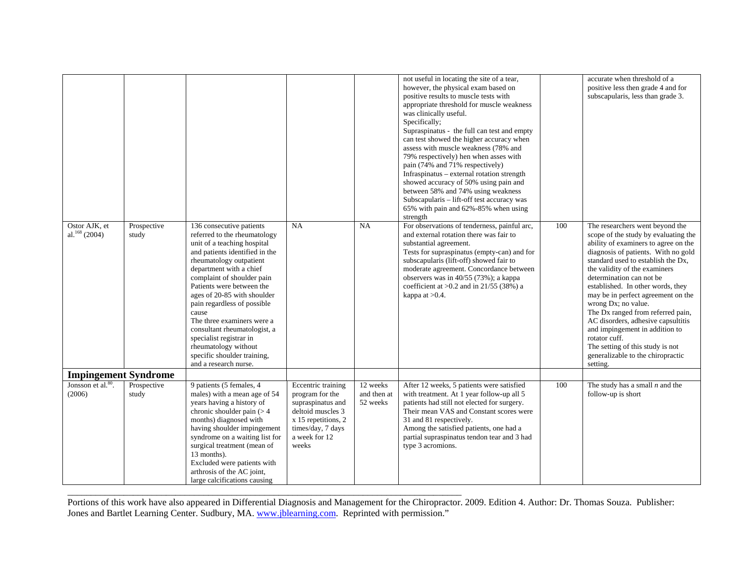| | | | | | | | |
|---|---|---|---|---|---|---|---|
| | | | | | not useful in locating the site of a tear, however, the physical exam based on positive results to muscle tests with appropriate threshold for muscle weakness was clinically useful.<br>Specifically;<br>Supraspinatus - the full can test and empty can test showed the higher accuracy when assess with muscle weakness (78% and 79% respectively) hen when asses with pain (74% and 71% respectively)<br>Infraspinatus – external rotation strength showed accuracy of 50% using pain and between 58% and 74% using weakness<br>Subscapularis – lift-off test accuracy was 65% with pain and 62%-85% when using strength | | accurate when threshold of a positive less then grade 4 and for subscapularis, less than grade 3. |
| Ostor AJK, et al.[168] (2004) | Prospective study | 136 consecutive patients referred to the rheumatology unit of a teaching hospital and patients identified in the rheumatology outpatient department with a chief complaint of shoulder pain<br>Patients were between the ages of 20-85 with shoulder pain regardless of possible cause<br>The three examiners were a consultant rheumatologist, a specialist registrar in rheumatology without specific shoulder training, and a research nurse. | NA | NA | For observations of tenderness, painful arc, and external rotation there was fair to substantial agreement.<br>Tests for supraspinatus (empty-can) and for subscapularis (lift-off) showed fair to moderate agreement. Concordance between observers was in 40/55 (73%); a kappa coefficient at >0.2 and in 21/55 (38%) a kappa at >0.4. | 100 | The researchers went beyond the scope of the study by evaluating the ability of examiners to agree on the diagnosis of patients. With no gold standard used to establish the Dx, the validity of the examiners determination can not be established. In other words, they may be in perfect agreement on the wrong Dx; no value.<br>The Dx ranged from referred pain, AC disorders, adhesive capsultitis and impingement in addition to rotator cuff.<br>The setting of this study is not generalizable to the chiropractic setting. |
| **Impingement Syndrome** | | | | | | | |
| Jonsson et al.[80]. (2006) | Prospective study | 9 patients (5 females, 4 males) with a mean age of 54 years having a history of chronic shoulder pain (> 4 months) diagnosed with having shoulder impingement syndrome on a waiting list for surgical treatment (mean of 13 months).<br>Excluded were patients with arthrosis of the AC joint, large calcifications causing | Eccentric training program for the supraspinatus and deltoid muscles 3 x 15 repetitions, 2 times/day, 7 days a week for 12 weeks | 12 weeks and then at 52 weeks | After 12 weeks, 5 patients were satisfied with treatment. At 1 year follow-up all 5 patients had still not elected for surgery. Their mean VAS and Constant scores were 31 and 81 respectively.<br>Among the satisfied patients, one had a partial supraspinatus tendon tear and 3 had type 3 acromions. | 100 | The study has a small *n* and the follow-up is short |

Portions of this work have also appeared in Differential Diagnosis and Management for the Chiropractor. 2009. Edition 4. Author: Dr. Thomas Souza. Publisher: Jones and Bartlet Learning Center. Sudbury, MA. www.jblearning.com. Reprinted with permission."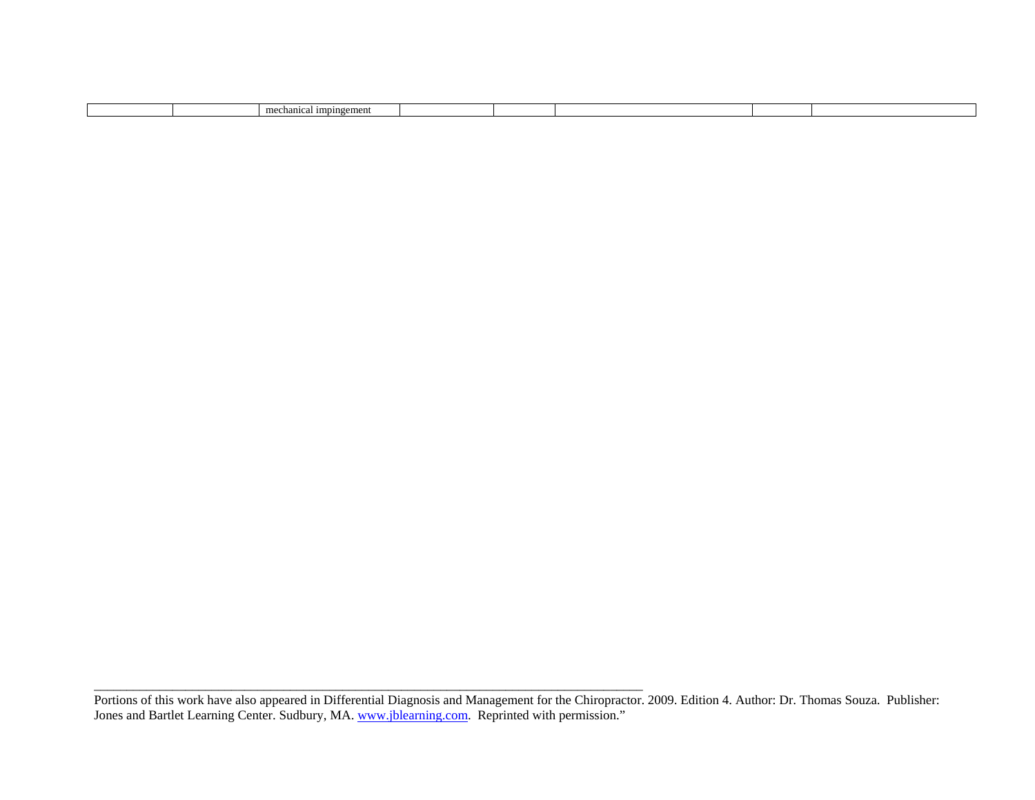| | | mechanical impingement | | | | | |
|---|---|---|---|---|---|---|---|

---

Portions of this work have also appeared in Differential Diagnosis and Management for the Chiropractor. 2009. Edition 4. Author: Dr. Thomas Souza. Publisher: Jones and Bartlet Learning Center. Sudbury, MA. [www.jblearning.com](http://www.jblearning.com). Reprinted with permission."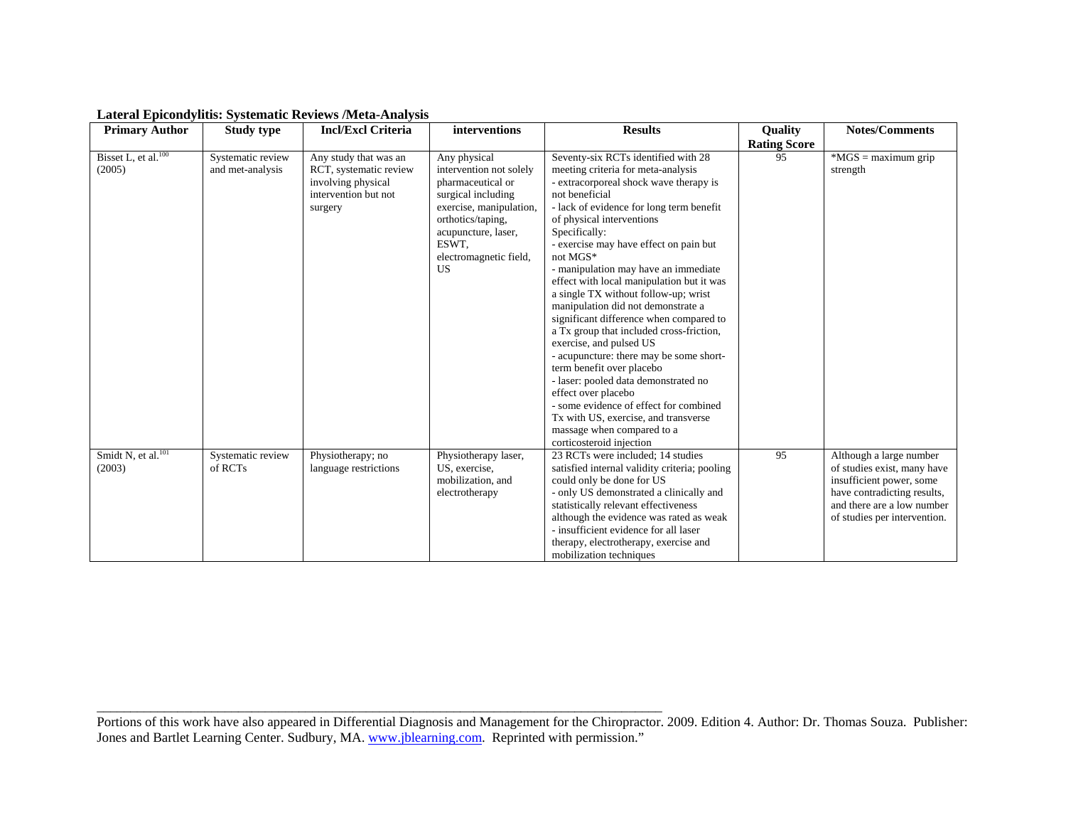**Lateral Epicondylitis: Systematic Reviews /Meta-Analysis**

| Primary Author | Study type | Incl/Excl Criteria | interventions | Results | Quality Rating Score | Notes/Comments |
|---|---|---|---|---|---|---|
| Bisset L, et al.[100] (2005) | Systematic review and met-analysis | Any study that was an RCT, systematic review involving physical intervention but not surgery | Any physical intervention not solely pharmaceutical or surgical including exercise, manipulation, orthotics/taping, acupuncture, laser, ESWT, electromagnetic field, US | Seventy-six RCTs identified with 28 meeting criteria for meta-analysis<br>- extracorporeal shock wave therapy is not beneficial<br>- lack of evidence for long term benefit of physical interventions<br>Specifically:<br>- exercise may have effect on pain but not MGS*<br>- manipulation may have an immediate effect with local manipulation but it was a single TX without follow-up; wrist manipulation did not demonstrate a significant difference when compared to a Tx group that included cross-friction, exercise, and pulsed US<br>- acupuncture: there may be some short-term benefit over placebo<br>- laser: pooled data demonstrated no effect over placebo<br>- some evidence of effect for combined Tx with US, exercise, and transverse massage when compared to a corticosteroid injection | 95 | *MGS = maximum grip strength |
| Smidt N, et al.[101] (2003) | Systematic review of RCTs | Physiotherapy; no language restrictions | Physiotherapy laser, US, exercise, mobilization, and electrotherapy | 23 RCTs were included; 14 studies satisfied internal validity criteria; pooling could only be done for US<br>- only US demonstrated a clinically and statistically relevant effectiveness although the evidence was rated as weak<br>- insufficient evidence for all laser therapy, electrotherapy, exercise and mobilization techniques | 95 | Although a large number of studies exist, many have insufficient power, some have contradicting results, and there are a low number of studies per intervention. |

Portions of this work have also appeared in Differential Diagnosis and Management for the Chiropractor. 2009. Edition 4. Author: Dr. Thomas Souza. Publisher: Jones and Bartlet Learning Center. Sudbury, MA. www.jblearning.com. Reprinted with permission."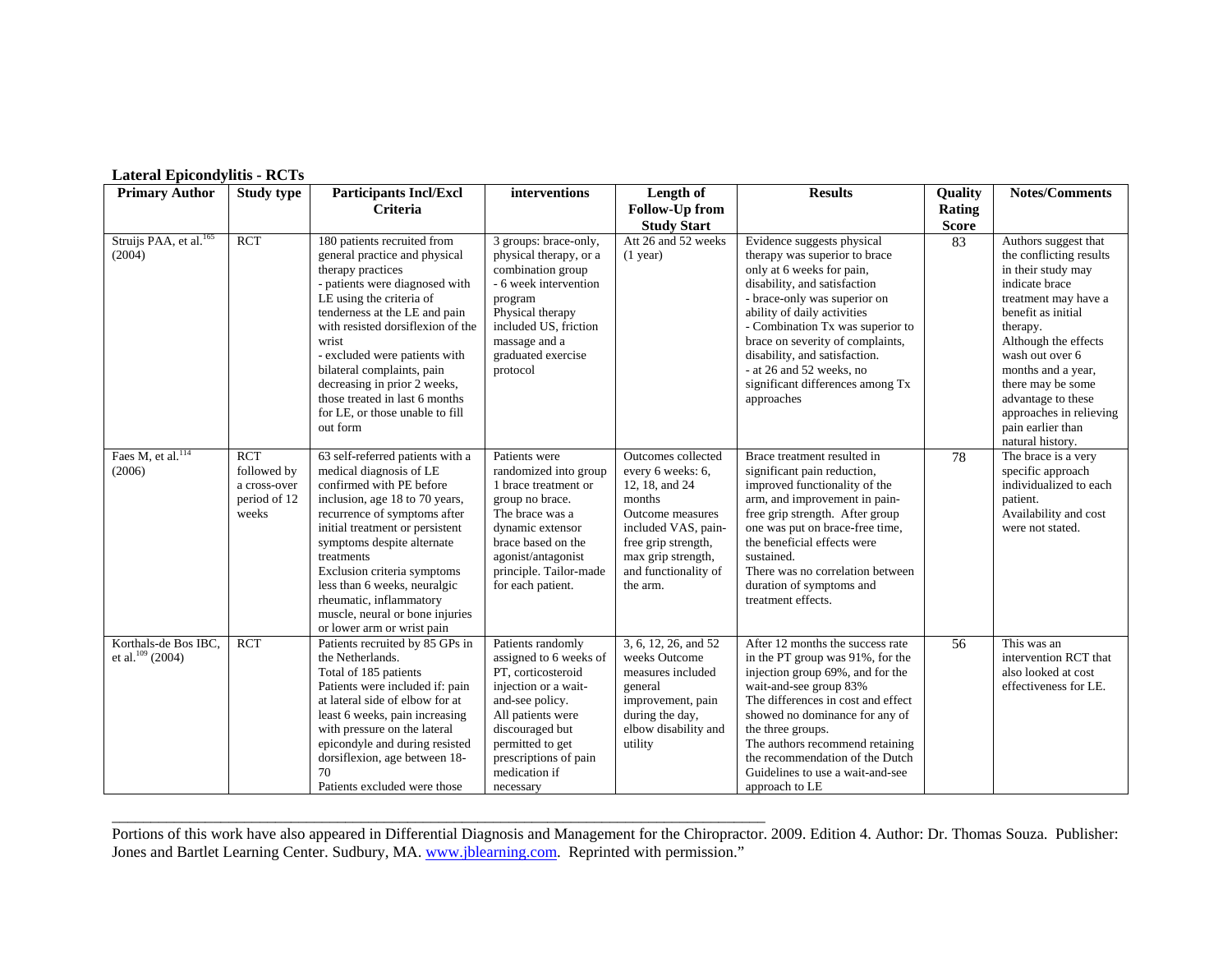**Lateral Epicondylitis - RCTs**

| Primary Author | Study type | Participants Incl/Excl Criteria | interventions | Length of Follow-Up from Study Start | Results | Quality Rating Score | Notes/Comments |
|---|---|---|---|---|---|---|---|
| Struijs PAA, et al.[165] (2004) | RCT | 180 patients recruited from general practice and physical therapy practices<br>- patients were diagnosed with LE using the criteria of tenderness at the LE and pain with resisted dorsiflexion of the wrist<br>- excluded were patients with bilateral complaints, pain decreasing in prior 2 weeks, those treated in last 6 months for LE, or those unable to fill out form | 3 groups: brace-only, physical therapy, or a combination group<br>- 6 week intervention program<br>Physical therapy included US, friction massage and a graduated exercise protocol | Att 26 and 52 weeks (1 year) | Evidence suggests physical therapy was superior to brace only at 6 weeks for pain, disability, and satisfaction<br>- brace-only was superior on ability of daily activities<br>- Combination Tx was superior to brace on severity of complaints, disability, and satisfaction.<br>- at 26 and 52 weeks, no significant differences among Tx approaches | 83 | Authors suggest that the conflicting results in their study may indicate brace treatment may have a benefit as initial therapy.<br>Although the effects wash out over 6 months and a year, there may be some advantage to these approaches in relieving pain earlier than natural history. |
| Faes M, et al.[114] (2006) | RCT followed by a cross-over period of 12 weeks | 63 self-referred patients with a medical diagnosis of LE confirmed with PE before inclusion, age 18 to 70 years, recurrence of symptoms after initial treatment or persistent symptoms despite alternate treatments<br>Exclusion criteria symptoms less than 6 weeks, neuralgic rheumatic, inflammatory muscle, neural or bone injuries or lower arm or wrist pain | Patients were randomized into group 1 brace treatment or group no brace.<br>The brace was a dynamic extensor brace based on the agonist/antagonist principle. Tailor-made for each patient. | Outcomes collected every 6 weeks: 6, 12, 18, and 24 months<br>Outcome measures included VAS, pain-free grip strength, max grip strength, and functionality of the arm. | Brace treatment resulted in significant pain reduction, improved functionality of the arm, and improvement in pain-free grip strength. After group one was put on brace-free time, the beneficial effects were sustained.<br>There was no correlation between duration of symptoms and treatment effects. | 78 | The brace is a very specific approach individualized to each patient.<br>Availability and cost were not stated. |
| Korthals-de Bos IBC, et al.[109] (2004) | RCT | Patients recruited by 85 GPs in the Netherlands.<br>Total of 185 patients<br>Patients were included if: pain at lateral side of elbow for at least 6 weeks, pain increasing with pressure on the lateral epicondyle and during resisted dorsiflexion, age between 18-70<br>Patients excluded were those | Patients randomly assigned to 6 weeks of PT, corticosteroid injection or a wait-and-see policy.<br>All patients were discouraged but permitted to get prescriptions of pain medication if necessary | 3, 6, 12, 26, and 52 weeks Outcome measures included general improvement, pain during the day, elbow disability and utility | After 12 months the success rate in the PT group was 91%, for the injection group 69%, and for the wait-and-see group 83%<br>The differences in cost and effect showed no dominance for any of the three groups.<br>The authors recommend retaining the recommendation of the Dutch Guidelines to use a wait-and-see approach to LE | 56 | This was an intervention RCT that also looked at cost effectiveness for LE. |

Portions of this work have also appeared in Differential Diagnosis and Management for the Chiropractor. 2009. Edition 4. Author: Dr. Thomas Souza. Publisher: Jones and Bartlet Learning Center. Sudbury, MA. www.jblearning.com. Reprinted with permission."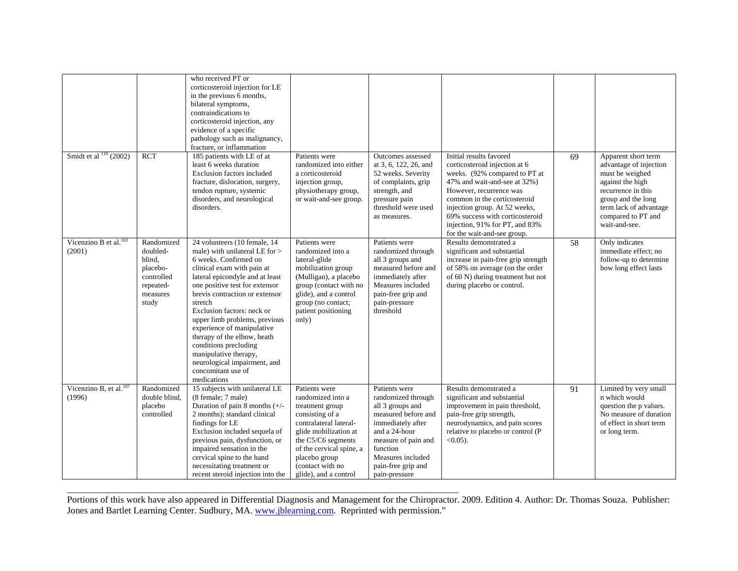|  |  | who received PT or corticosteroid injection for LE in the previous 6 months, bilateral symptoms, contraindications to corticosteroid injection, any evidence of a specific pathology such as malignancy, fracture, or inflammation |  |  |  |  |  |
|---|---|---|---|---|---|---|---|
| Smidt et al [110] (2002) | RCT | 185 patients with LE of at least 6 weeks duration Exclusion factors included fracture, dislocation, surgery, tendon rupture, systemic disorders, and neurological disorders. | Patients were randomized into either a corticosteroid injection group, physiotherapy group, or wait-and-see group. | Outcomes assessed at 3, 6, 122, 26, and 52 weeks. Severity of complaints, grip strength, and pressure pain threshold were used as measures. | Initial results favored corticosteroid injection at 6 weeks. (92% compared to PT at 47% and wait-and-see at 32%) However, recurrence was common in the corticosteroid injection group. At 52 weeks, 69% success with corticosteroid injection, 91% for PT, and 83% for the wait-and-see group. | 69 | Apparent short term advantage of injection must be weighed against the high recurrence in this group and the long term lack of advantage compared to PT and wait-and-see. |
| Vicenzino B et al.[103] (2001) | Randomized doubled-blind, placebo-controlled repeated-measures study | 24 volunteers (10 female, 14 male) with unilateral LE for > 6 weeks. Confirmed on clinical exam with pain at lateral epicondyle and at least one positive test for extensor brevis contraction or extensor stretch Exclusion factors: neck or upper limb problems, previous experience of manipulative therapy of the elbow, heath conditions precluding manipulative therapy, neurological impairment, and concomitant use of medications | Patients were randomized into a lateral-glide mobilization group (Mulligan), a placebo group (contact with no glide), and a control group (no contact; patient positioning only) | Patients were randomized through all 3 groups and measured before and immediately after Measures included pain-free grip and pain-pressure threshold | Results demonstrated a significant and substantial increase in pain-free grip strength of 58% on average (on the order of 60 N) during treatment but not during placebo or control. | 58 | Only indicates immediate effect; no follow-up to determine how long effect lasts |
| Vicenzino B, et al.[107] (1996) | Randomized double blind, placebo controlled | 15 subjects with unilateral LE (8 female; 7 male) Duration of pain 8 months (+/- 2 months); standard clinical findings for LE Exclusion included sequela of previous pain, dysfunction, or impaired sensation in the cervical spine to the hand necessitating treatment or recent steroid injection into the | Patients were randomized into a treatment group consisting of a contralateral lateral-glide mobilization at the C5/C6 segments of the cervical spine, a placebo group (contact with no glide), and a control | Patients were randomized through all 3 groups and measured before and immediately after and a 24-hour measure of pain and function Measures included pain-free grip and pain-pressure | Results demonstrated a significant and substantial improvement in pain threshold, pain-free grip strength, neurodynamics, and pain scores relative to placebo or control (P <0.05). | 91 | Limited by very small n which would question the p values. No measure of duration of effect in short term or long term. |

Portions of this work have also appeared in Differential Diagnosis and Management for the Chiropractor. 2009. Edition 4. Author: Dr. Thomas Souza. Publisher: Jones and Bartlet Learning Center. Sudbury, MA. www.jblearning.com. Reprinted with permission."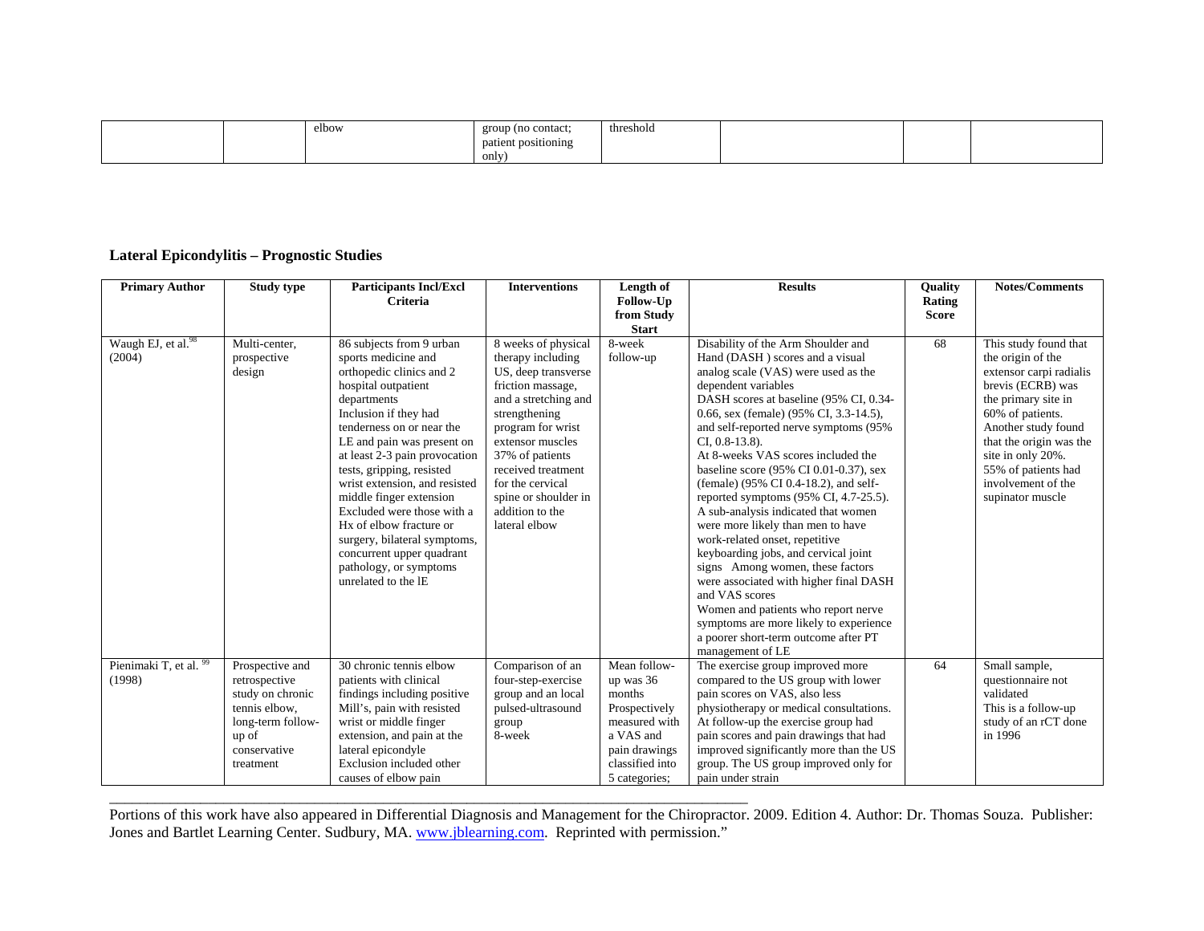| | | elbow | group (no contact; patient positioning only) | threshold | | | |
|---|---|---|---|---|---|---|---|

### Lateral Epicondylitis – Prognostic Studies

| Primary Author | Study type | Participants Incl/Excl Criteria | Interventions | Length of Follow-Up from Study Start | Results | Quality Rating Score | Notes/Comments |
|---|---|---|---|---|---|---|---|
| Waugh EJ, et al.[98] (2004) | Multi-center, prospective design | 86 subjects from 9 urban sports medicine and orthopedic clinics and 2 hospital outpatient departments<br>Inclusion if they had tenderness on or near the LE and pain was present on at least 2-3 pain provocation tests, gripping, resisted wrist extension, and resisted middle finger extension<br>Excluded were those with a Hx of elbow fracture or surgery, bilateral symptoms, concurrent upper quadrant pathology, or symptoms unrelated to the lE | 8 weeks of physical therapy including US, deep transverse friction massage, and a stretching and strengthening program for wrist extensor muscles<br>37% of patients received treatment for the cervical spine or shoulder in addition to the lateral elbow | 8-week follow-up | Disability of the Arm Shoulder and Hand (DASH ) scores and a visual analog scale (VAS) were used as the dependent variables<br>DASH scores at baseline (95% CI, 0.34-0.66, sex (female) (95% CI, 3.3-14.5), and self-reported nerve symptoms (95% CI, 0.8-13.8).<br>At 8-weeks VAS scores included the baseline score (95% CI 0.01-0.37), sex (female) (95% CI 0.4-18.2), and self-reported symptoms (95% CI, 4.7-25.5).<br>A sub-analysis indicated that women were more likely than men to have work-related onset, repetitive keyboarding jobs, and cervical joint signs Among women, these factors were associated with higher final DASH and VAS scores<br>Women and patients who report nerve symptoms are more likely to experience a poorer short-term outcome after PT management of LE | 68 | This study found that the origin of the extensor carpi radialis brevis (ECRB) was the primary site in 60% of patients. Another study found that the origin was the site in only 20%. 55% of patients had involvement of the supinator muscle |
| Pienimaki T, et al. [99] (1998) | Prospective and retrospective study on chronic tennis elbow, long-term follow-up of conservative treatment | 30 chronic tennis elbow patients with clinical findings including positive Mill's, pain with resisted wrist or middle finger extension, and pain at the lateral epicondyle<br>Exclusion included other causes of elbow pain | Comparison of an four-step-exercise group and an local pulsed-ultrasound group<br>8-week | Mean follow-up was 36 months<br>Prospectively measured with a VAS and pain drawings classified into 5 categories; | The exercise group improved more compared to the US group with lower pain scores on VAS, also less physiotherapy or medical consultations. At follow-up the exercise group had pain scores and pain drawings that had improved significantly more than the US group. The US group improved only for pain under strain | 64 | Small sample, questionnaire not validated<br>This is a follow-up study of an rCT done in 1996 |

---

Portions of this work have also appeared in Differential Diagnosis and Management for the Chiropractor. 2009. Edition 4. Author: Dr. Thomas Souza. Publisher: Jones and Bartlet Learning Center. Sudbury, MA. www.jblearning.com. Reprinted with permission."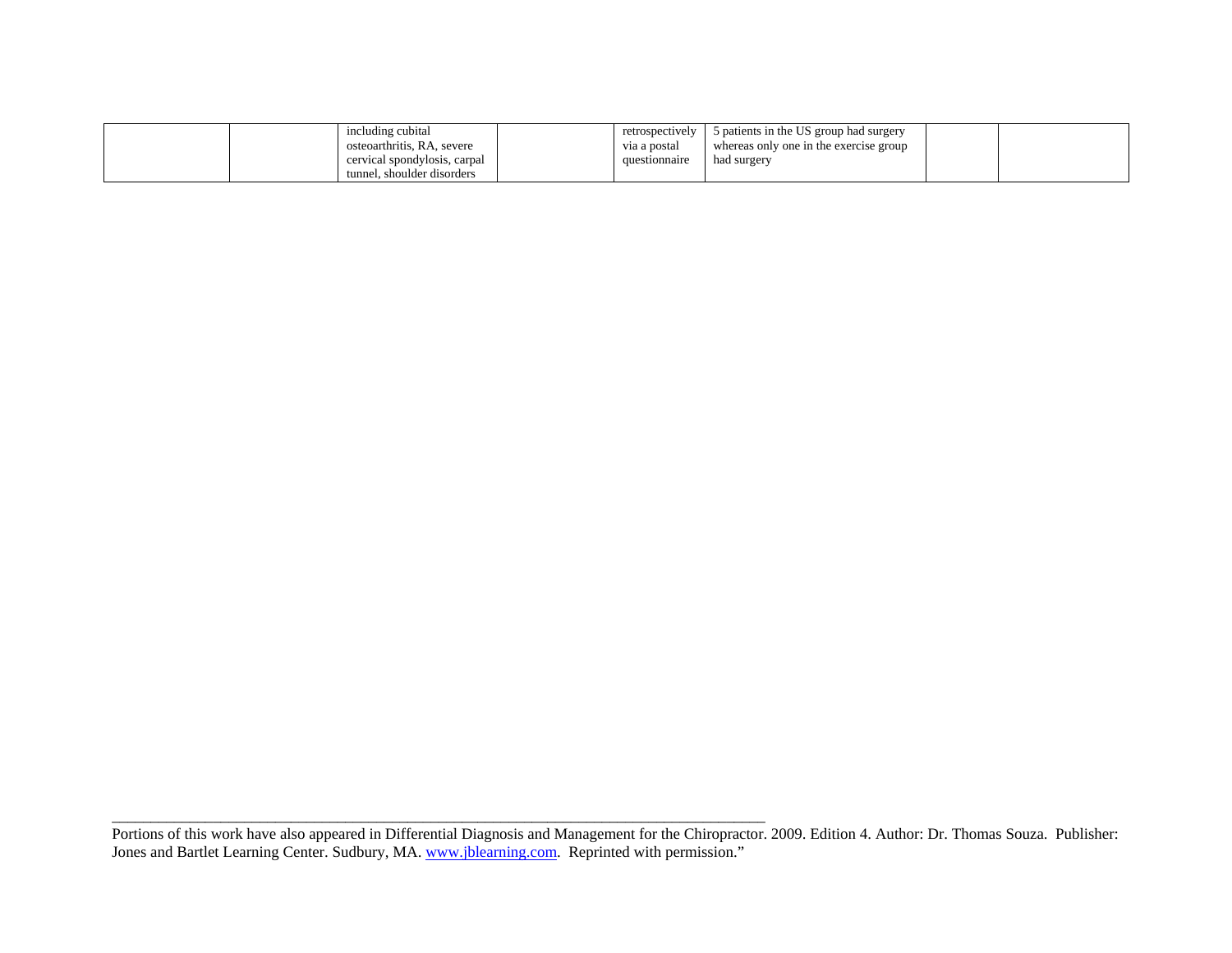| | | | | | | | |
|---|---|---|---|---|---|---|---|
| | | including cubital osteoarthritis, RA, severe cervical spondylosis, carpal tunnel, shoulder disorders | | retrospectively via a postal questionnaire | 5 patients in the US group had surgery whereas only one in the exercise group had surgery | | |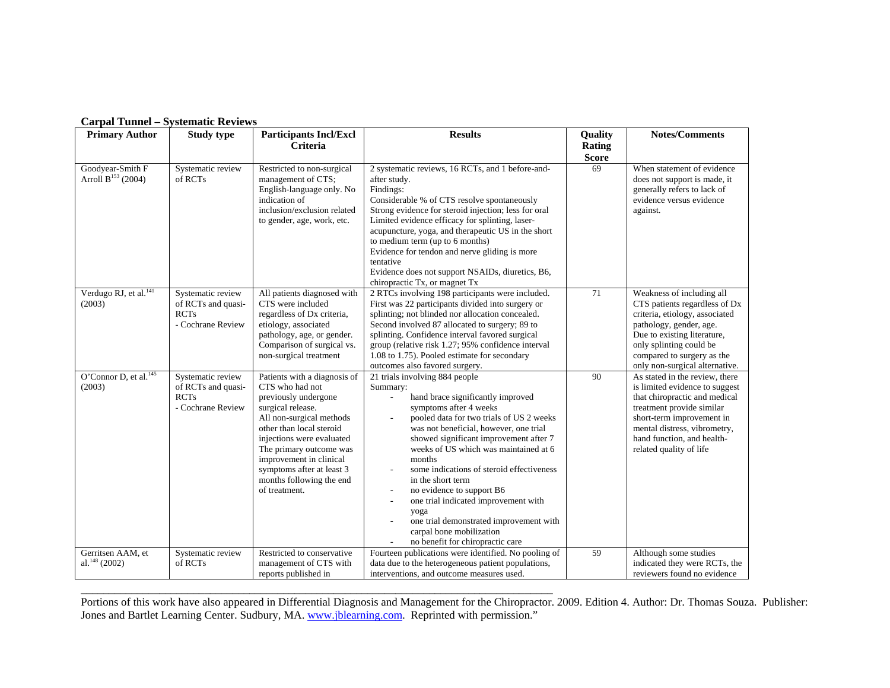**Carpal Tunnel – Systematic Reviews**

| Primary Author | Study type | Participants Incl/Excl Criteria | Results | Quality Rating Score | Notes/Comments |
|---|---|---|---|---|---|
| Goodyear-Smith F Arroll B[153] (2004) | Systematic review of RCTs | Restricted to non-surgical management of CTS; English-language only. No indication of inclusion/exclusion related to gender, age, work, etc. | 2 systematic reviews, 16 RCTs, and 1 before-and-after study.<br>Findings:<br>Considerable % of CTS resolve spontaneously<br>Strong evidence for steroid injection; less for oral<br>Limited evidence efficacy for splinting, laser-acupuncture, yoga, and therapeutic US in the short to medium term (up to 6 months)<br>Evidence for tendon and nerve gliding is more tentative<br>Evidence does not support NSAIDs, diuretics, B6, chiropractic Tx, or magnet Tx | 69 | When statement of evidence does not support is made, it generally refers to lack of evidence versus evidence against. |
| Verdugo RJ, et al.[141] (2003) | Systematic review of RCTs and quasi-RCTs<br>- Cochrane Review | All patients diagnosed with CTS were included regardless of Dx criteria, etiology, associated pathology, age, or gender. Comparison of surgical vs. non-surgical treatment | 2 RTCs involving 198 participants were included. First was 22 participants divided into surgery or splinting; not blinded nor allocation concealed. Second involved 87 allocated to surgery; 89 to splinting. Confidence interval favored surgical group (relative risk 1.27; 95% confidence interval 1.08 to 1.75). Pooled estimate for secondary outcomes also favored surgery. | 71 | Weakness of including all CTS patients regardless of Dx criteria, etiology, associated pathology, gender, age.<br>Due to existing literature, only splinting could be compared to surgery as the only non-surgical alternative. |
| O'Connor D, et al.[145] (2003) | Systematic review of RCTs and quasi-RCTs<br>- Cochrane Review | Patients with a diagnosis of CTS who had not previously undergone surgical release.<br>All non-surgical methods other than local steroid injections were evaluated<br>The primary outcome was improvement in clinical symptoms after at least 3 months following the end of treatment. | 21 trials involving 884 people<br>Summary:<br>- hand brace significantly improved symptoms after 4 weeks<br>- pooled data for two trials of US 2 weeks was not beneficial, however, one trial showed significant improvement after 7 weeks of US which was maintained at 6 months<br>- some indications of steroid effectiveness in the short term<br>- no evidence to support B6<br>- one trial indicated improvement with yoga<br>- one trial demonstrated improvement with carpal bone mobilization<br>- no benefit for chiropractic care | 90 | As stated in the review, there is limited evidence to suggest that chiropractic and medical treatment provide similar short-term improvement in mental distress, vibrometry, hand function, and health-related quality of life |
| Gerritsen AAM, et al.[148] (2002) | Systematic review of RCTs | Restricted to conservative management of CTS with reports published in | Fourteen publications were identified. No pooling of data due to the heterogeneous patient populations, interventions, and outcome measures used. | 59 | Although some studies indicated they were RCTs, the reviewers found no evidence |

Portions of this work have also appeared in Differential Diagnosis and Management for the Chiropractor. 2009. Edition 4. Author: Dr. Thomas Souza. Publisher: Jones and Bartlet Learning Center. Sudbury, MA. www.jblearning.com. Reprinted with permission."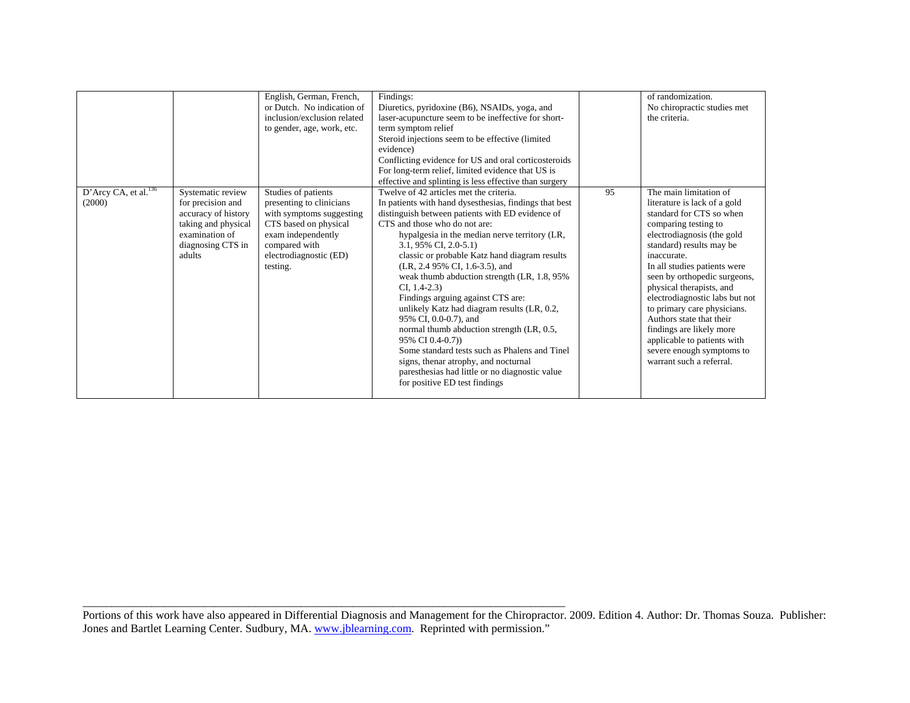| | | | | | |
|---|---|---|---|---|---|
| | | English, German, French, or Dutch. No indication of inclusion/exclusion related to gender, age, work, etc. | Findings:<br>Diuretics, pyridoxine (B6), NSAIDs, yoga, and laser-acupuncture seem to be ineffective for short-term symptom relief<br>Steroid injections seem to be effective (limited evidence)<br>Conflicting evidence for US and oral corticosteroids<br>For long-term relief, limited evidence that US is effective and splinting is less effective than surgery | | of randomization.<br>No chiropractic studies met the criteria. |
| D'Arcy CA, et al.[136] (2000) | Systematic review for precision and accuracy of history taking and physical examination of diagnosing CTS in adults | Studies of patients presenting to clinicians with symptoms suggesting CTS based on physical exam independently compared with electrodiagnostic (ED) testing. | Twelve of 42 articles met the criteria.<br>In patients with hand dysesthesias, findings that best distinguish between patients with ED evidence of CTS and those who do not are:<br>hypalgesia in the median nerve territory (LR, 3.1, 95% CI, 2.0-5.1)<br>classic or probable Katz hand diagram results (LR, 2.4 95% CI, 1.6-3.5), and<br>weak thumb abduction strength (LR, 1.8, 95% CI, 1.4-2.3)<br>Findings arguing against CTS are:<br>unlikely Katz had diagram results (LR, 0.2, 95% CI, 0.0-0.7), and<br>normal thumb abduction strength (LR, 0.5, 95% CI 0.4-0.7))<br>Some standard tests such as Phalens and Tinel signs, thenar atrophy, and nocturnal paresthesias had little or no diagnostic value for positive ED test findings | 95 | The main limitation of literature is lack of a gold standard for CTS so when comparing testing to electrodiagnosis (the gold standard) results may be inaccurate.<br>In all studies patients were seen by orthopedic surgeons, physical therapists, and electrodiagnostic labs but not to primary care physicians. Authors state that their findings are likely more applicable to patients with severe enough symptoms to warrant such a referral. |

Portions of this work have also appeared in Differential Diagnosis and Management for the Chiropractor. 2009. Edition 4. Author: Dr. Thomas Souza. Publisher: Jones and Bartlet Learning Center. Sudbury, MA. www.jblearning.com. Reprinted with permission."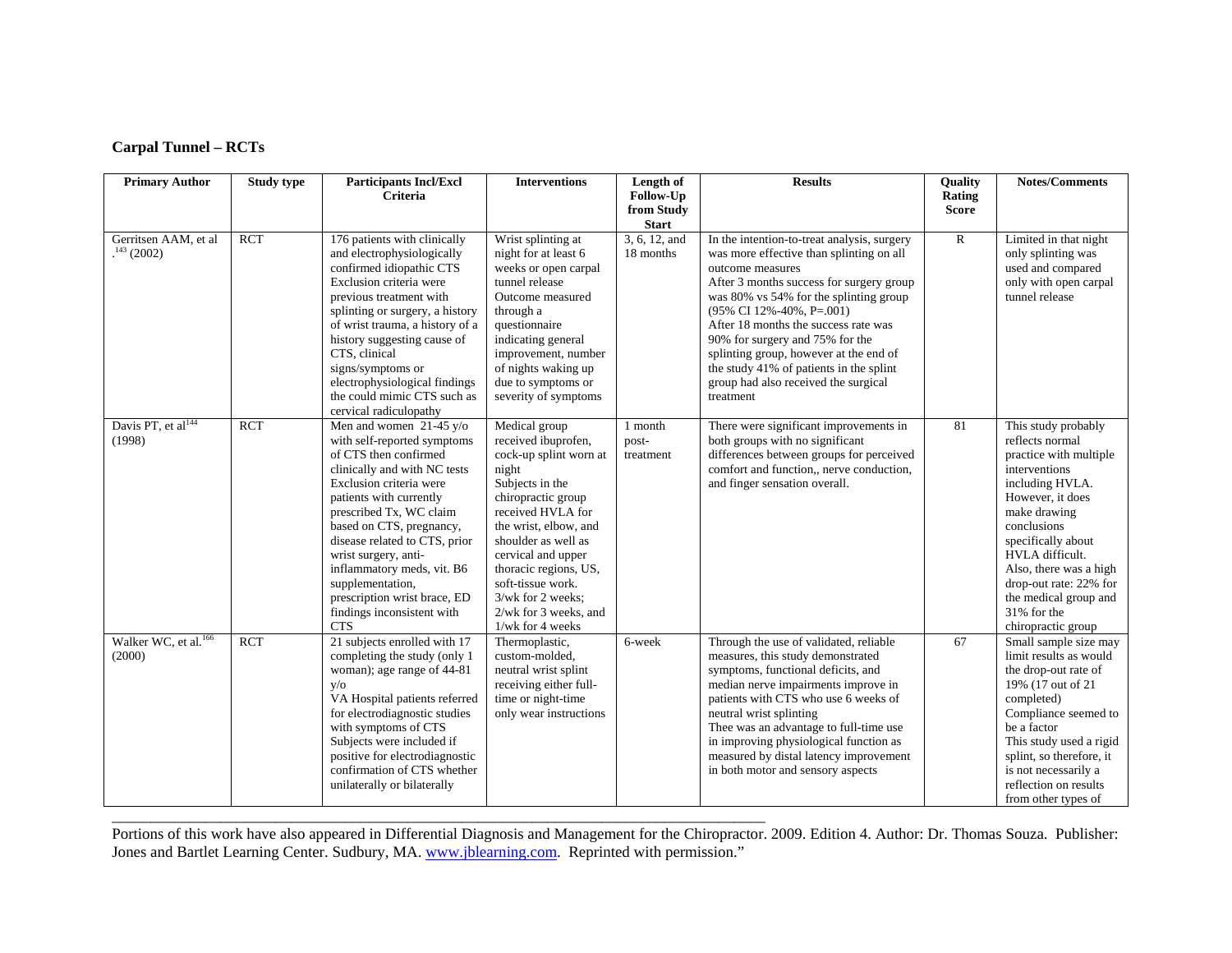### Carpal Tunnel – RCTs

| Primary Author | Study type | Participants Incl/Excl Criteria | Interventions | Length of Follow-Up from Study Start | Results | Quality Rating Score | Notes/Comments |
|---|---|---|---|---|---|---|---|
| Gerritsen AAM, et al .[143] (2002) | RCT | 176 patients with clinically and electrophysiologically confirmed idiopathic CTS Exclusion criteria were previous treatment with splinting or surgery, a history of wrist trauma, a history of a history suggesting cause of CTS, clinical signs/symptoms or electrophysiological findings the could mimic CTS such as cervical radiculopathy | Wrist splinting at night for at least 6 weeks or open carpal tunnel release Outcome measured through a questionnaire indicating general improvement, number of nights waking up due to symptoms or severity of symptoms | 3, 6, 12, and 18 months | In the intention-to-treat analysis, surgery was more effective than splinting on all outcome measures After 3 months success for surgery group was 80% vs 54% for the splinting group (95% CI 12%-40%, P=.001) After 18 months the success rate was 90% for surgery and 75% for the splinting group, however at the end of the study 41% of patients in the splint group had also received the surgical treatment | R | Limited in that night only splinting was used and compared only with open carpal tunnel release |
| Davis PT, et al[144] (1998) | RCT | Men and women 21-45 y/o with self-reported symptoms of CTS then confirmed clinically and with NC tests Exclusion criteria were patients with currently prescribed Tx, WC claim based on CTS, pregnancy, disease related to CTS, prior wrist surgery, anti-inflammatory meds, vit. B6 supplementation, prescription wrist brace, ED findings inconsistent with CTS | Medical group received ibuprofen, cock-up splint worn at night Subjects in the chiropractic group received HVLA for the wrist, elbow, and shoulder as well as cervical and upper thoracic regions, US, soft-tissue work. 3/wk for 2 weeks; 2/wk for 3 weeks, and 1/wk for 4 weeks | 1 month post-treatment | There were significant improvements in both groups with no significant differences between groups for perceived comfort and function,, nerve conduction, and finger sensation overall. | 81 | This study probably reflects normal practice with multiple interventions including HVLA. However, it does make drawing conclusions specifically about HVLA difficult. Also, there was a high drop-out rate: 22% for the medical group and 31% for the chiropractic group |
| Walker WC, et al.[166] (2000) | RCT | 21 subjects enrolled with 17 completing the study (only 1 woman); age range of 44-81 y/o VA Hospital patients referred for electrodiagnostic studies with symptoms of CTS Subjects were included if positive for electrodiagnostic confirmation of CTS whether unilaterally or bilaterally | Thermoplastic, custom-molded, neutral wrist splint receiving either full-time or night-time only wear instructions | 6-week | Through the use of validated, reliable measures, this study demonstrated symptoms, functional deficits, and median nerve impairments improve in patients with CTS who use 6 weeks of neutral wrist splinting Thee was an advantage to full-time use in improving physiological function as measured by distal latency improvement in both motor and sensory aspects | 67 | Small sample size may limit results as would the drop-out rate of 19% (17 out of 21 completed) Compliance seemed to be a factor This study used a rigid splint, so therefore, it is not necessarily a reflection on results from other types of |

Portions of this work have also appeared in Differential Diagnosis and Management for the Chiropractor. 2009. Edition 4. Author: Dr. Thomas Souza. Publisher: Jones and Bartlet Learning Center. Sudbury, MA. www.jblearning.com. Reprinted with permission."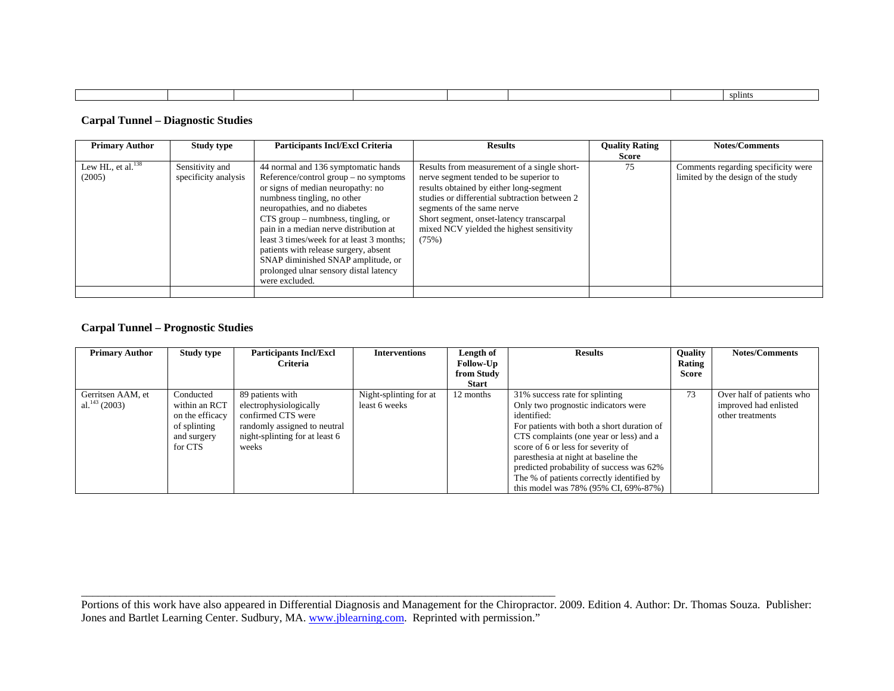| | | | | | | | |
|---|---|---|---|---|---|---|---|
| | | | | | | | splints |

## Carpal Tunnel – Diagnostic Studies

| Primary Author | Study type | Participants Incl/Excl Criteria | Results | Quality Rating Score | Notes/Comments |
|---|---|---|---|---|---|
| Lew HL, et al.[138] (2005) | Sensitivity and specificity analysis | 44 normal and 136 symptomatic hands<br>Reference/control group – no symptoms or signs of median neuropathy: no numbness tingling, no other neuropathies, and no diabetes<br>CTS group – numbness, tingling, or pain in a median nerve distribution at least 3 times/week for at least 3 months; patients with release surgery, absent SNAP diminished SNAP amplitude, or prolonged ulnar sensory distal latency were excluded. | Results from measurement of a single short-nerve segment tended to be superior to results obtained by either long-segment studies or differential subtraction between 2 segments of the same nerve<br>Short segment, onset-latency transcarpal mixed NCV yielded the highest sensitivity (75%) | 75 | Comments regarding specificity were limited by the design of the study |
| | | | | | |

## Carpal Tunnel – Prognostic Studies

| Primary Author | Study type | Participants Incl/Excl Criteria | Interventions | Length of Follow-Up from Study Start | Results | Quality Rating Score | Notes/Comments |
|---|---|---|---|---|---|---|---|
| Gerritsen AAM, et al.[143] (2003) | Conducted within an RCT on the efficacy of splinting and surgery for CTS | 89 patients with electrophysiologically confirmed CTS were randomly assigned to neutral night-splinting for at least 6 weeks | Night-splinting for at least 6 weeks | 12 months | 31% success rate for splinting<br>Only two prognostic indicators were identified:<br>For patients with both a short duration of CTS complaints (one year or less) and a score of 6 or less for severity of paresthesia at night at baseline the predicted probability of success was 62%<br>The % of patients correctly identified by this model was 78% (95% CI, 69%-87%) | 73 | Over half of patients who improved had enlisted other treatments |

Portions of this work have also appeared in Differential Diagnosis and Management for the Chiropractor. 2009. Edition 4. Author: Dr. Thomas Souza. Publisher: Jones and Bartlet Learning Center. Sudbury, MA. www.jblearning.com. Reprinted with permission."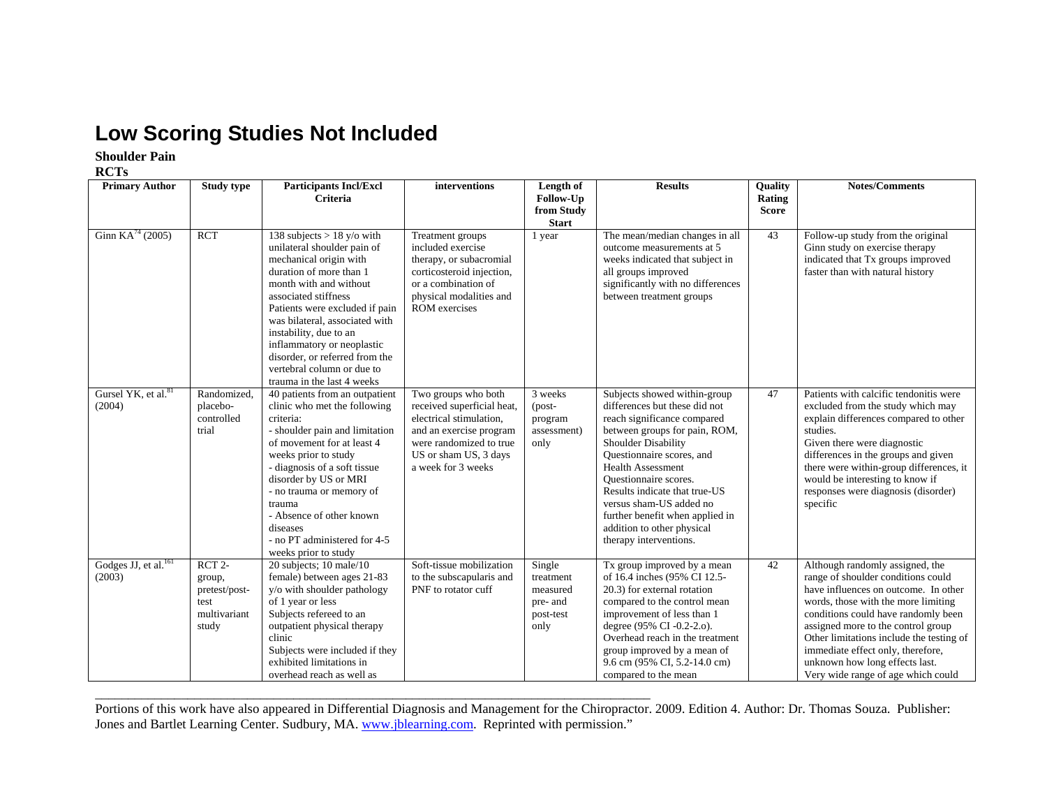# Low Scoring Studies Not Included

**Shoulder Pain**

**RCTs**

| Primary Author | Study type | Participants Incl/Excl Criteria | interventions | Length of Follow-Up from Study Start | Results | Quality Rating Score | Notes/Comments |
|---|---|---|---|---|---|---|---|
| Ginn KA[74] (2005) | RCT | 138 subjects > 18 y/o with unilateral shoulder pain of mechanical origin with duration of more than 1 month with and without associated stiffness Patients were excluded if pain was bilateral, associated with instability, due to an inflammatory or neoplastic disorder, or referred from the vertebral column or due to trauma in the last 4 weeks | Treatment groups included exercise therapy, or subacromial corticosteroid injection, or a combination of physical modalities and ROM exercises | 1 year | The mean/median changes in all outcome measurements at 5 weeks indicated that subject in all groups improved significantly with no differences between treatment groups | 43 | Follow-up study from the original Ginn study on exercise therapy indicated that Tx groups improved faster than with natural history |
| Gursel YK, et al.[81] (2004) | Randomized, placebo-controlled trial | 40 patients from an outpatient clinic who met the following criteria:<br>- shoulder pain and limitation of movement for at least 4 weeks prior to study<br>- diagnosis of a soft tissue disorder by US or MRI<br>- no trauma or memory of trauma<br>- Absence of other known diseases<br>- no PT administered for 4-5 weeks prior to study | Two groups who both received superficial heat, electrical stimulation, and an exercise program were randomized to true US or sham US, 3 days a week for 3 weeks | 3 weeks (post-program assessment) only | Subjects showed within-group differences but these did not reach significance compared between groups for pain, ROM, Shoulder Disability Questionnaire scores, and Health Assessment Questionnaire scores. Results indicate that true-US versus sham-US added no further benefit when applied in addition to other physical therapy interventions. | 47 | Patients with calcific tendonitis were excluded from the study which may explain differences compared to other studies.<br>Given there were diagnostic differences in the groups and given there were within-group differences, it would be interesting to know if responses were diagnosis (disorder) specific |
| Godges JJ, et al.[161] (2003) | RCT 2-group, pretest/post-test multivariant study | 20 subjects; 10 male/10 female) between ages 21-83 y/o with shoulder pathology of 1 year or less Subjects refereed to an outpatient physical therapy clinic Subjects were included if they exhibited limitations in overhead reach as well as | Soft-tissue mobilization to the subscapularis and PNF to rotator cuff | Single treatment measured pre- and post-test only | Tx group improved by a mean of 16.4 inches (95% CI 12.5-20.3) for external rotation compared to the control mean improvement of less than 1 degree (95% CI -0.2-2.o). Overhead reach in the treatment group improved by a mean of 9.6 cm (95% CI, 5.2-14.0 cm) compared to the mean | 42 | Although randomly assigned, the range of shoulder conditions could have influences on outcome. In other words, those with the more limiting conditions could have randomly been assigned more to the control group Other limitations include the testing of immediate effect only, therefore, unknown how long effects last. Very wide range of age which could |

Portions of this work have also appeared in Differential Diagnosis and Management for the Chiropractor. 2009. Edition 4. Author: Dr. Thomas Souza. Publisher: Jones and Bartlet Learning Center. Sudbury, MA. www.jblearning.com. Reprinted with permission."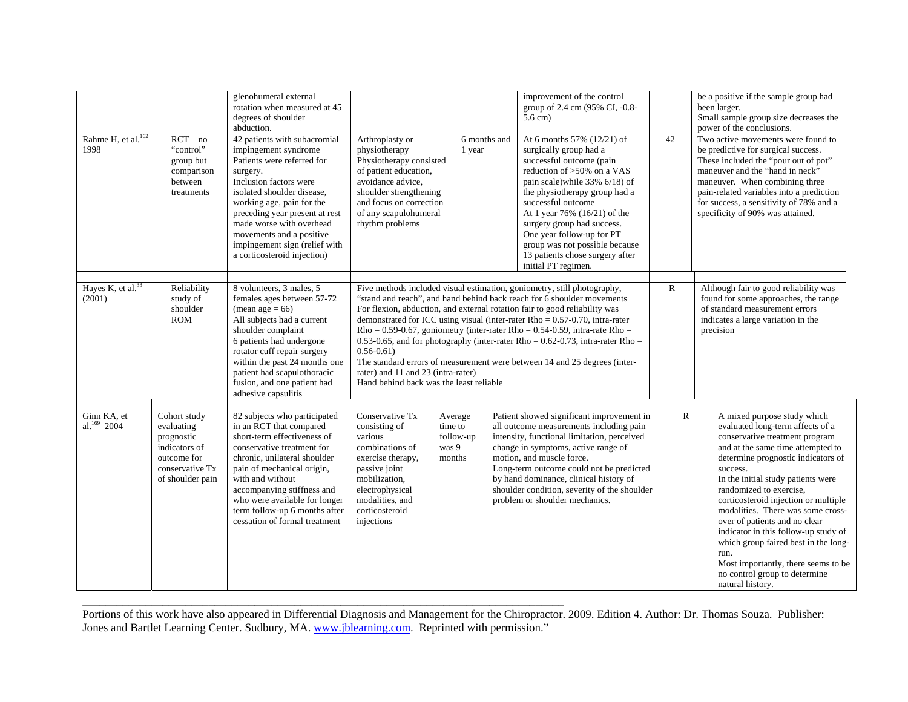| | | | | | | | |
|---|---|---|---|---|---|---|---|
| | | glenohumeral external rotation when measured at 45 degrees of shoulder abduction. | | | improvement of the control group of 2.4 cm (95% CI, -0.8-5.6 cm) | | be a positive if the sample group had been larger. Small sample group size decreases the power of the conclusions. |
| Rahme H, et al.[162] 1998 | RCT – no "control" group but comparison between treatments | 42 patients with subacromial impingement syndrome Patients were referred for surgery. Inclusion factors were isolated shoulder disease, working age, pain for the preceding year present at rest made worse with overhead movements and a positive impingement sign (relief with a corticosteroid injection) | Arthroplasty or physiotherapy Physiotherapy consisted of patient education, avoidance advice, shoulder strengthening and focus on correction of any scapulohumeral rhythm problems | 6 months and 1 year | At 6 months 57% (12/21) of surgically group had a successful outcome (pain reduction of >50% on a VAS pain scale)while 33% 6/18) of the physiotherapy group had a successful outcome At 1 year 76% (16/21) of the surgery group had success. One year follow-up for PT group was not possible because 13 patients chose surgery after initial PT regimen. | 42 | Two active movements were found to be predictive for surgical success. These included the "pour out of pot" maneuver and the "hand in neck" maneuver. When combining three pain-related variables into a prediction for success, a sensitivity of 78% and a specificity of 90% was attained. |
| Hayes K, et al.[33] (2001) | Reliability study of shoulder ROM | 8 volunteers, 3 males, 5 females ages between 57-72 (mean age = 66) All subjects had a current shoulder complaint 6 patients had undergone rotator cuff repair surgery within the past 24 months one patient had scapulothoracic fusion, and one patient had adhesive capsulitis | Five methods included visual estimation, goniometry, still photography, "stand and reach", and hand behind back reach for 6 shoulder movements For flexion, abduction, and external rotation fair to good reliability was demonstrated for ICC using visual (inter-rater Rho = 0.57-0.70, intra-rater Rho = 0.59-0.67, goniometry (inter-rater Rho = 0.54-0.59, intra-rate Rho = 0.53-0.65, and for photography (inter-rater Rho = 0.62-0.73, intra-rater Rho = 0.56-0.61) The standard errors of measurement were between 14 and 25 degrees (inter-rater) and 11 and 23 (intra-rater) Hand behind back was the least reliable | | | R | Although fair to good reliability was found for some approaches, the range of standard measurement errors indicates a large variation in the precision |
| Ginn KA, et al.[169] 2004 | Cohort study evaluating prognostic indicators of outcome for conservative Tx of shoulder pain | 82 subjects who participated in an RCT that compared short-term effectiveness of conservative treatment for chronic, unilateral shoulder pain of mechanical origin, with and without accompanying stiffness and who were available for longer term follow-up 6 months after cessation of formal treatment | Conservative Tx consisting of various combinations of exercise therapy, passive joint mobilization, electrophysical modalities, and corticosteroid injections | Average time to follow-up was 9 months | Patient showed significant improvement in all outcome measurements including pain intensity, functional limitation, perceived change in symptoms, active range of motion, and muscle force. Long-term outcome could not be predicted by hand dominance, clinical history of shoulder condition, severity of the shoulder problem or shoulder mechanics. | R | A mixed purpose study which evaluated long-term affects of a conservative treatment program and at the same time attempted to determine prognostic indicators of success. In the initial study patients were randomized to exercise, corticosteroid injection or multiple modalities. There was some cross-over of patients and no clear indicator in this follow-up study of which group faired best in the long-run. Most importantly, there seems to be no control group to determine natural history. |

Portions of this work have also appeared in Differential Diagnosis and Management for the Chiropractor. 2009. Edition 4. Author: Dr. Thomas Souza. Publisher: Jones and Bartlet Learning Center. Sudbury, MA. www.jblearning.com. Reprinted with permission."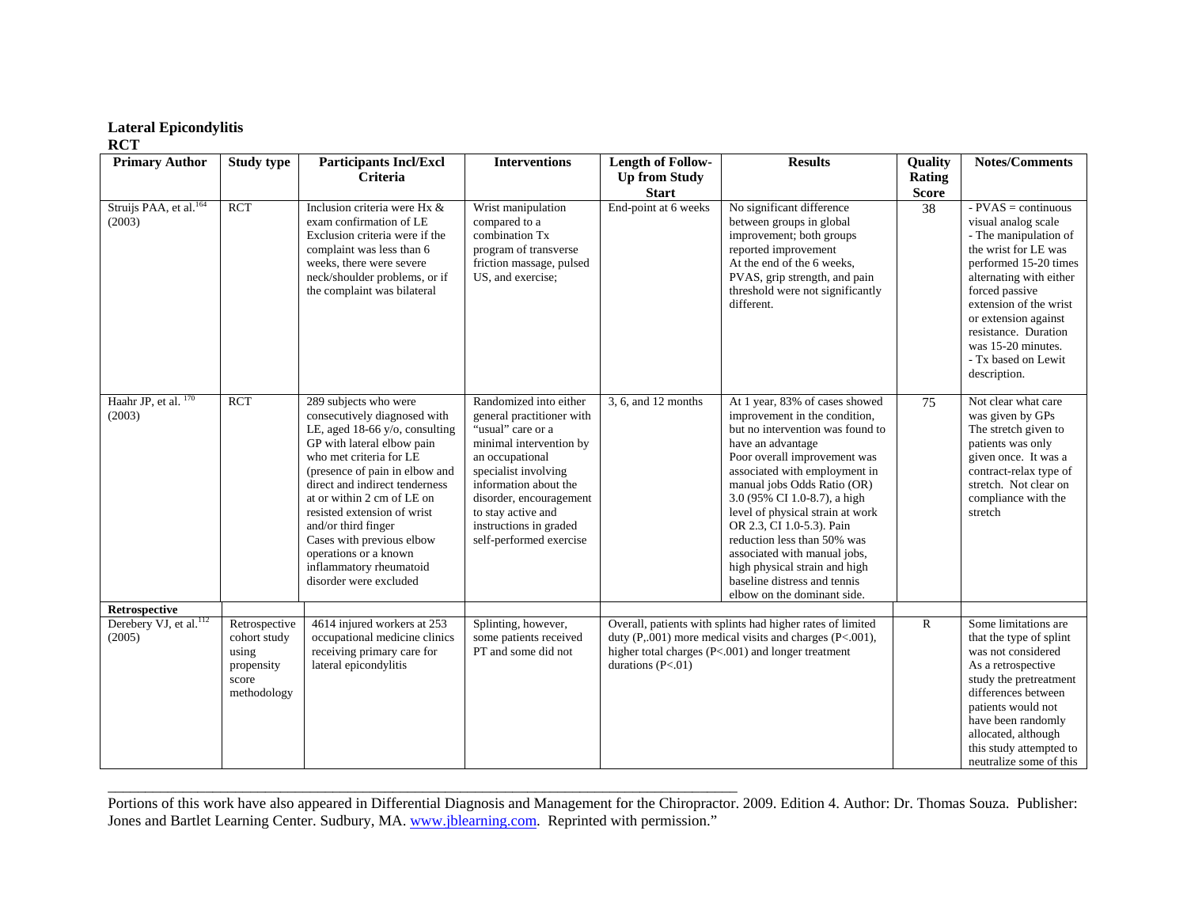**Lateral Epicondylitis**

**RCT**

| Primary Author | Study type | Participants Incl/Excl Criteria | Interventions | Length of Follow-Up from Study Start | Results | Quality Rating Score | Notes/Comments |
|---|---|---|---|---|---|---|---|
| Struijs PAA, et al.[164] (2003) | RCT | Inclusion criteria were Hx & exam confirmation of LE Exclusion criteria were if the complaint was less than 6 weeks, there were severe neck/shoulder problems, or if the complaint was bilateral | Wrist manipulation compared to a combination Tx program of transverse friction massage, pulsed US, and exercise; | End-point at 6 weeks | No significant difference between groups in global improvement; both groups reported improvement At the end of the 6 weeks, PVAS, grip strength, and pain threshold were not significantly different. | 38 | - PVAS = continuous visual analog scale - The manipulation of the wrist for LE was performed 15-20 times alternating with either forced passive extension of the wrist or extension against resistance. Duration was 15-20 minutes. - Tx based on Lewit description. |
| Haahr JP, et al. [170] (2003) | RCT | 289 subjects who were consecutively diagnosed with LE, aged 18-66 y/o, consulting GP with lateral elbow pain who met criteria for LE (presence of pain in elbow and direct and indirect tenderness at or within 2 cm of LE on resisted extension of wrist and/or third finger Cases with previous elbow operations or a known inflammatory rheumatoid disorder were excluded | Randomized into either general practitioner with "usual" care or a minimal intervention by an occupational specialist involving information about the disorder, encouragement to stay active and instructions in graded self-performed exercise | 3, 6, and 12 months | At 1 year, 83% of cases showed improvement in the condition, but no intervention was found to have an advantage Poor overall improvement was associated with employment in manual jobs Odds Ratio (OR) 3.0 (95% CI 1.0-8.7), a high level of physical strain at work OR 2.3, CI 1.0-5.3). Pain reduction less than 50% was associated with manual jobs, high physical strain and high baseline distress and tennis elbow on the dominant side. | 75 | Not clear what care was given by GPs The stretch given to patients was only given once. It was a contract-relax type of stretch. Not clear on compliance with the stretch |
| **Retrospective** | | | | | | | |
| Derebery VJ, et al.[112] (2005) | Retrospective cohort study using propensity score methodology | 4614 injured workers at 253 occupational medicine clinics receiving primary care for lateral epicondylitis | Splinting, however, some patients received PT and some did not | Overall, patients with splints had higher rates of limited duty (P,.001) more medical visits and charges (P<.001), higher total charges (P<.001) and longer treatment durations (P<.01) | | R | Some limitations are that the type of splint was not considered As a retrospective study the pretreatment differences between patients would not have been randomly allocated, although this study attempted to neutralize some of this |

Portions of this work have also appeared in Differential Diagnosis and Management for the Chiropractor. 2009. Edition 4. Author: Dr. Thomas Souza. Publisher: Jones and Bartlet Learning Center. Sudbury, MA. www.jblearning.com. Reprinted with permission."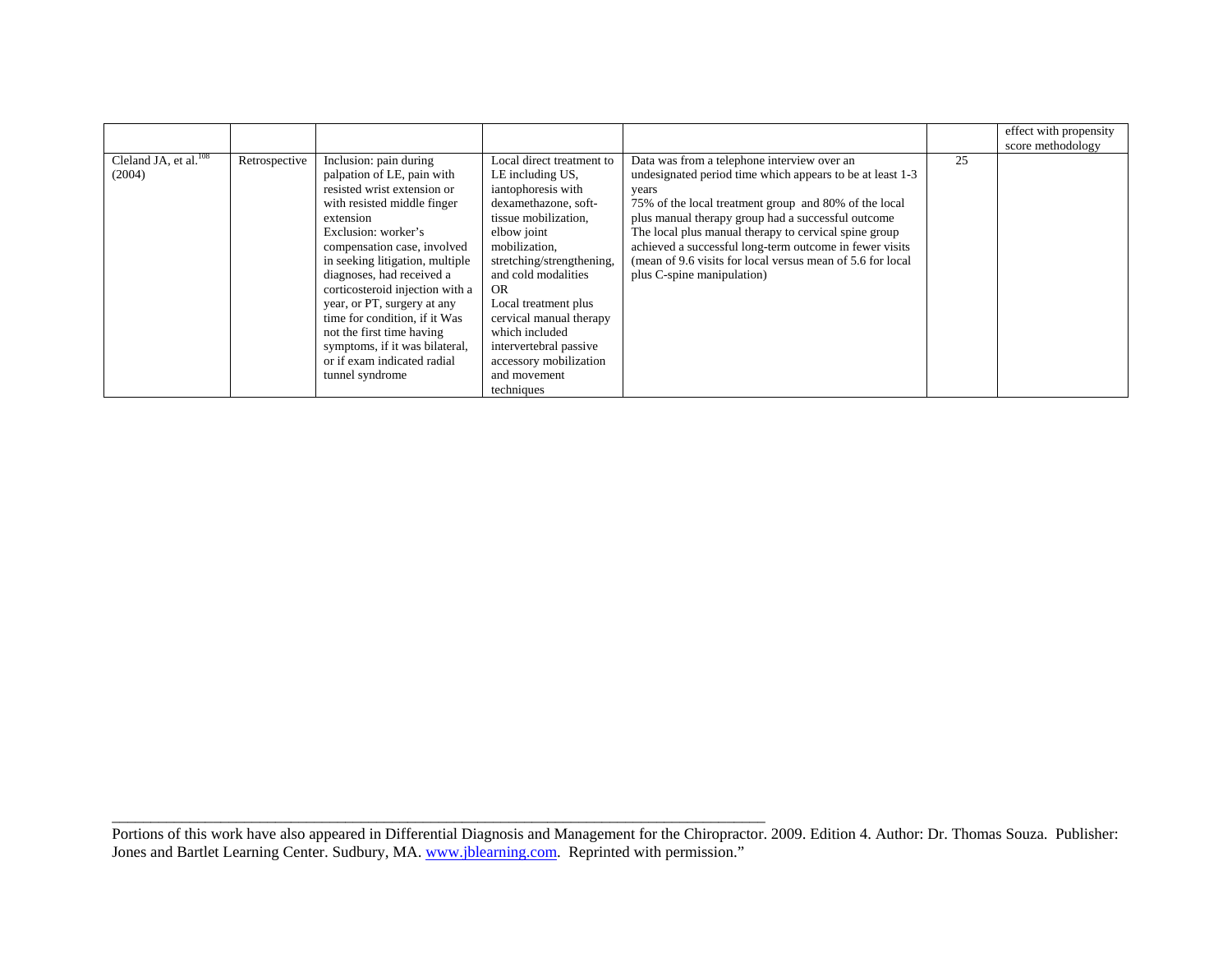| | | | | | | |
|---|---|---|---|---|---|---|
| | | | | | | effect with propensity score methodology |
| Cleland JA, et al.[108] (2004) | Retrospective | Inclusion: pain during palpation of LE, pain with resisted wrist extension or with resisted middle finger extension<br>Exclusion: worker's compensation case, involved in seeking litigation, multiple diagnoses, had received a corticosteroid injection with a year, or PT, surgery at any time for condition, if it Was not the first time having symptoms, if it was bilateral, or if exam indicated radial tunnel syndrome | Local direct treatment to LE including US, iantophoresis with dexamethazone, soft-tissue mobilization, elbow joint mobilization, stretching/strengthening, and cold modalities<br>OR<br>Local treatment plus cervical manual therapy which included intervertebral passive accessory mobilization and movement techniques | Data was from a telephone interview over an undesignated period time which appears to be at least 1-3 years<br>75% of the local treatment group and 80% of the local plus manual therapy group had a successful outcome<br>The local plus manual therapy to cervical spine group achieved a successful long-term outcome in fewer visits (mean of 9.6 visits for local versus mean of 5.6 for local plus C-spine manipulation) | 25 | |

Portions of this work have also appeared in Differential Diagnosis and Management for the Chiropractor. 2009. Edition 4. Author: Dr. Thomas Souza. Publisher: Jones and Bartlet Learning Center. Sudbury, MA. www.jblearning.com. Reprinted with permission."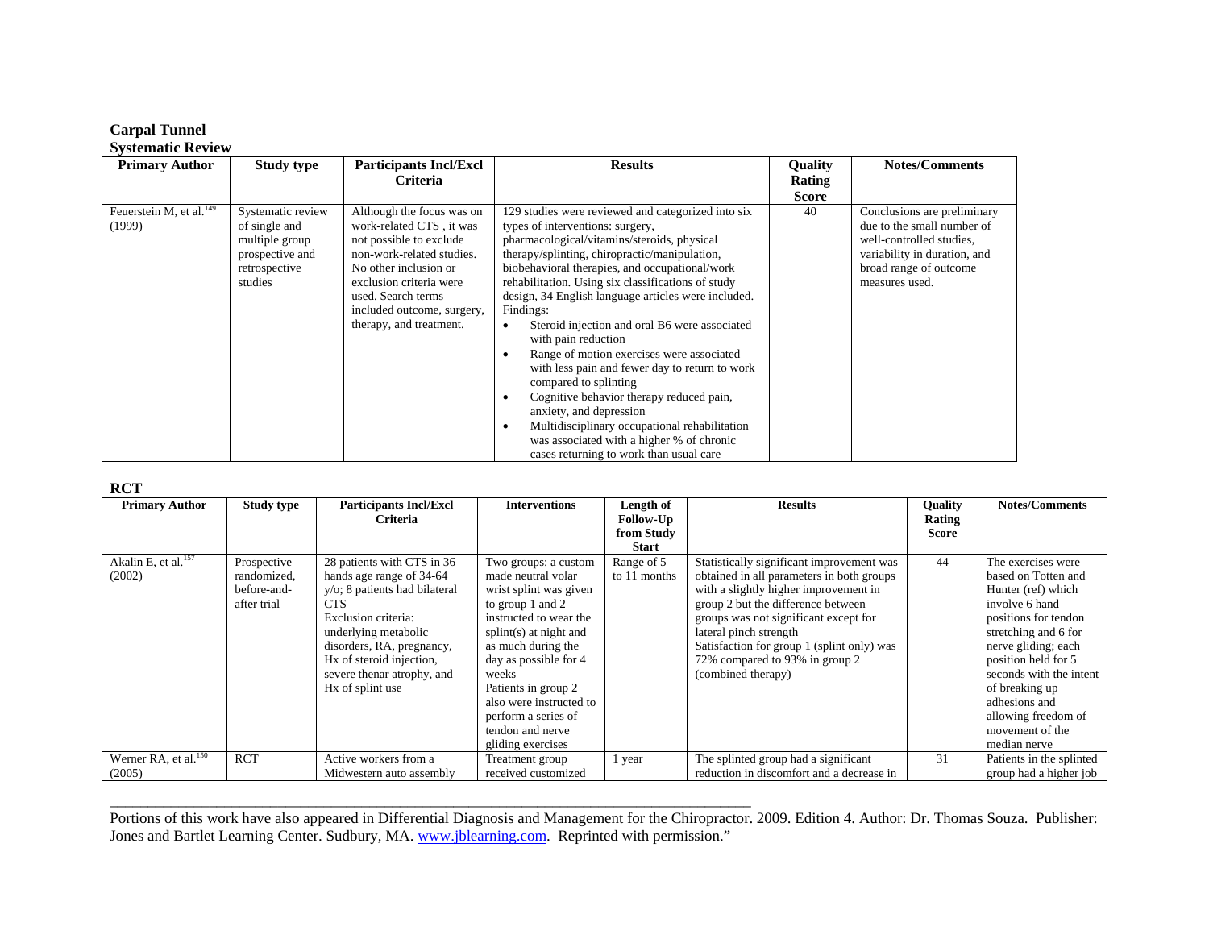**Carpal Tunnel**

**Systematic Review**

| Primary Author | Study type | Participants Incl/Excl Criteria | Results | Quality Rating Score | Notes/Comments |
|---|---|---|---|---|---|
| Feuerstein M, et al.[149] (1999) | Systematic review of single and multiple group prospective and retrospective studies | Although the focus was on work-related CTS , it was not possible to exclude non-work-related studies. No other inclusion or exclusion criteria were used. Search terms included outcome, surgery, therapy, and treatment. | 129 studies were reviewed and categorized into six types of interventions: surgery, pharmacological/vitamins/steroids, physical therapy/splinting, chiropractic/manipulation, biobehavioral therapies, and occupational/work rehabilitation. Using six classifications of study design, 34 English language articles were included. Findings: • Steroid injection and oral B6 were associated with pain reduction • Range of motion exercises were associated with less pain and fewer day to return to work compared to splinting • Cognitive behavior therapy reduced pain, anxiety, and depression • Multidisciplinary occupational rehabilitation was associated with a higher % of chronic cases returning to work than usual care | 40 | Conclusions are preliminary due to the small number of well-controlled studies, variability in duration, and broad range of outcome measures used. |

**RCT**

| Primary Author | Study type | Participants Incl/Excl Criteria | Interventions | Length of Follow-Up from Study Start | Results | Quality Rating Score | Notes/Comments |
|---|---|---|---|---|---|---|---|
| Akalin E, et al.[157] (2002) | Prospective randomized, before-and-after trial | 28 patients with CTS in 36 hands age range of 34-64 y/o; 8 patients had bilateral CTS Exclusion criteria: underlying metabolic disorders, RA, pregnancy, Hx of steroid injection, severe thenar atrophy, and Hx of splint use | Two groups: a custom made neutral volar wrist splint was given to group 1 and 2 instructed to wear the splint(s) at night and as much during the day as possible for 4 weeks Patients in group 2 also were instructed to perform a series of tendon and nerve gliding exercises | Range of 5 to 11 months | Statistically significant improvement was obtained in all parameters in both groups with a slightly higher improvement in group 2 but the difference between groups was not significant except for lateral pinch strength Satisfaction for group 1 (splint only) was 72% compared to 93% in group 2 (combined therapy) | 44 | The exercises were based on Totten and Hunter (ref) which involve 6 hand positions for tendon stretching and 6 for nerve gliding; each position held for 5 seconds with the intent of breaking up adhesions and allowing freedom of movement of the median nerve |
| Werner RA, et al.[150] (2005) | RCT | Active workers from a Midwestern auto assembly | Treatment group received customized | 1 year | The splinted group had a significant reduction in discomfort and a decrease in | 31 | Patients in the splinted group had a higher job |

Portions of this work have also appeared in Differential Diagnosis and Management for the Chiropractor. 2009. Edition 4. Author: Dr. Thomas Souza. Publisher: Jones and Bartlet Learning Center. Sudbury, MA. www.jblearning.com. Reprinted with permission."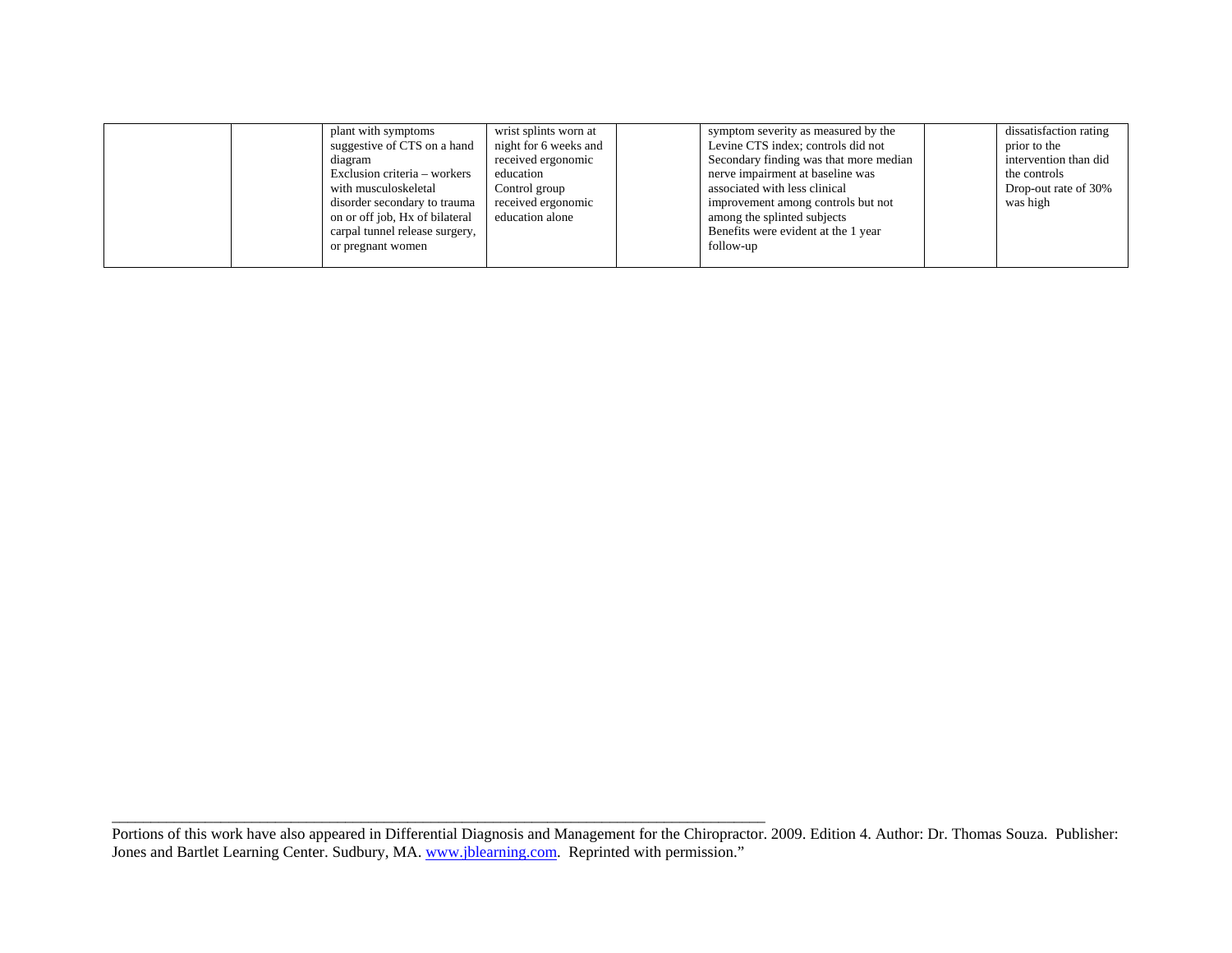|  |  | plant with symptoms suggestive of CTS on a hand diagram<br>Exclusion criteria – workers with musculoskeletal disorder secondary to trauma on or off job, Hx of bilateral carpal tunnel release surgery, or pregnant women | wrist splints worn at night for 6 weeks and received ergonomic education<br>Control group received ergonomic education alone |  | symptom severity as measured by the Levine CTS index; controls did not<br>Secondary finding was that more median nerve impairment at baseline was associated with less clinical improvement among controls but not among the splinted subjects<br>Benefits were evident at the 1 year follow-up |  | dissatisfaction rating prior to the intervention than did the controls<br>Drop-out rate of 30% was high |
|---|---|---|---|---|---|---|---|

Portions of this work have also appeared in Differential Diagnosis and Management for the Chiropractor. 2009. Edition 4. Author: Dr. Thomas Souza. Publisher: Jones and Bartlet Learning Center. Sudbury, MA. [www.jblearning.com](http://www.jblearning.com). Reprinted with permission."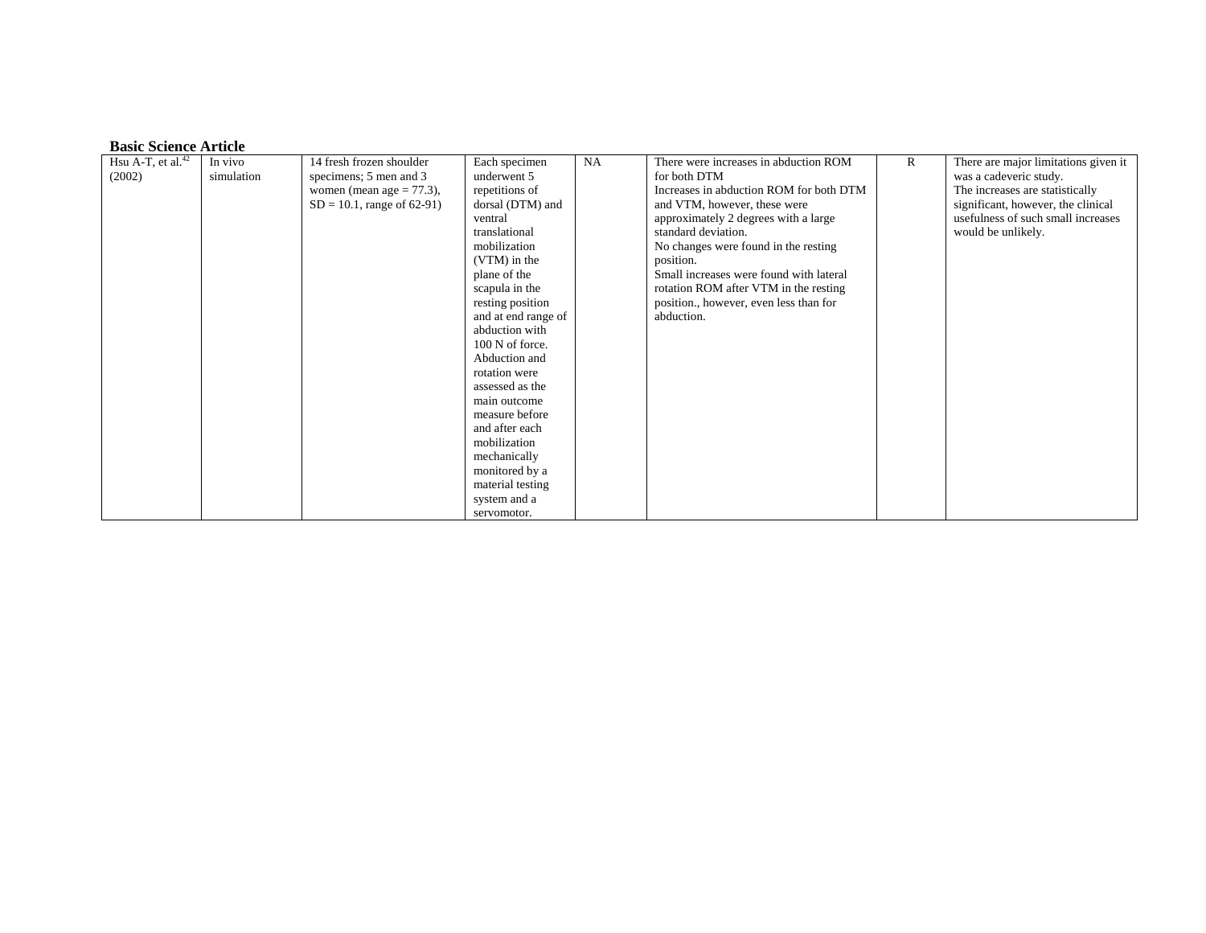## Basic Science Article

| | | | | | | | |
|---|---|---|---|---|---|---|---|
| Hsu A-T, et al.[42] (2002) | In vivo simulation | 14 fresh frozen shoulder specimens; 5 men and 3 women (mean age = 77.3), SD = 10.1, range of 62-91) | Each specimen underwent 5 repetitions of dorsal (DTM) and ventral translational mobilization (VTM) in the plane of the scapula in the resting position and at end range of abduction with 100 N of force. Abduction and rotation were assessed as the main outcome measure before and after each mobilization mechanically monitored by a material testing system and a servomotor. | NA | There were increases in abduction ROM for both DTM<br>Increases in abduction ROM for both DTM and VTM, however, these were approximately 2 degrees with a large standard deviation.<br>No changes were found in the resting position.<br>Small increases were found with lateral rotation ROM after VTM in the resting position., however, even less than for abduction. | R | There are major limitations given it was a cadeveric study.<br>The increases are statistically significant, however, the clinical usefulness of such small increases would be unlikely. |